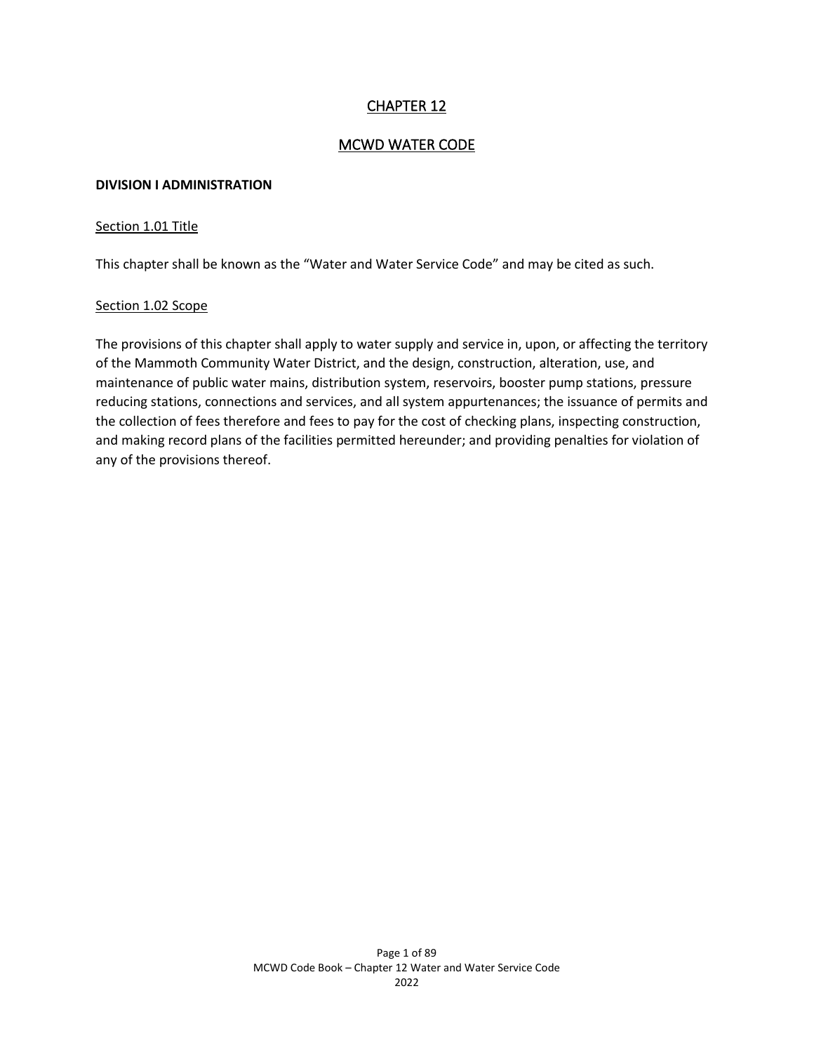# CHAPTER 12

## MCWD WATER CODE

**DIVISION I ADMINISTRATION**

### Section 1.01 Title

This chapter shall be known as the “Water and Water Service Code” and may be cited as such.

### Section 1.02 Scope

The provisions of this chapter shall apply to water supply and service in, upon, or affecting the territory of the Mammoth Community Water District, and the design, construction, alteration, use, and maintenance of public water mains, distribution system, reservoirs, booster pump stations, pressure reducing stations, connections and services, and all system appurtenances; the issuance of permits and the collection of fees therefore and fees to pay for the cost of checking plans, inspecting construction, and making record plans of the facilities permitted hereunder; and providing penalties for violation of any of the provisions thereof.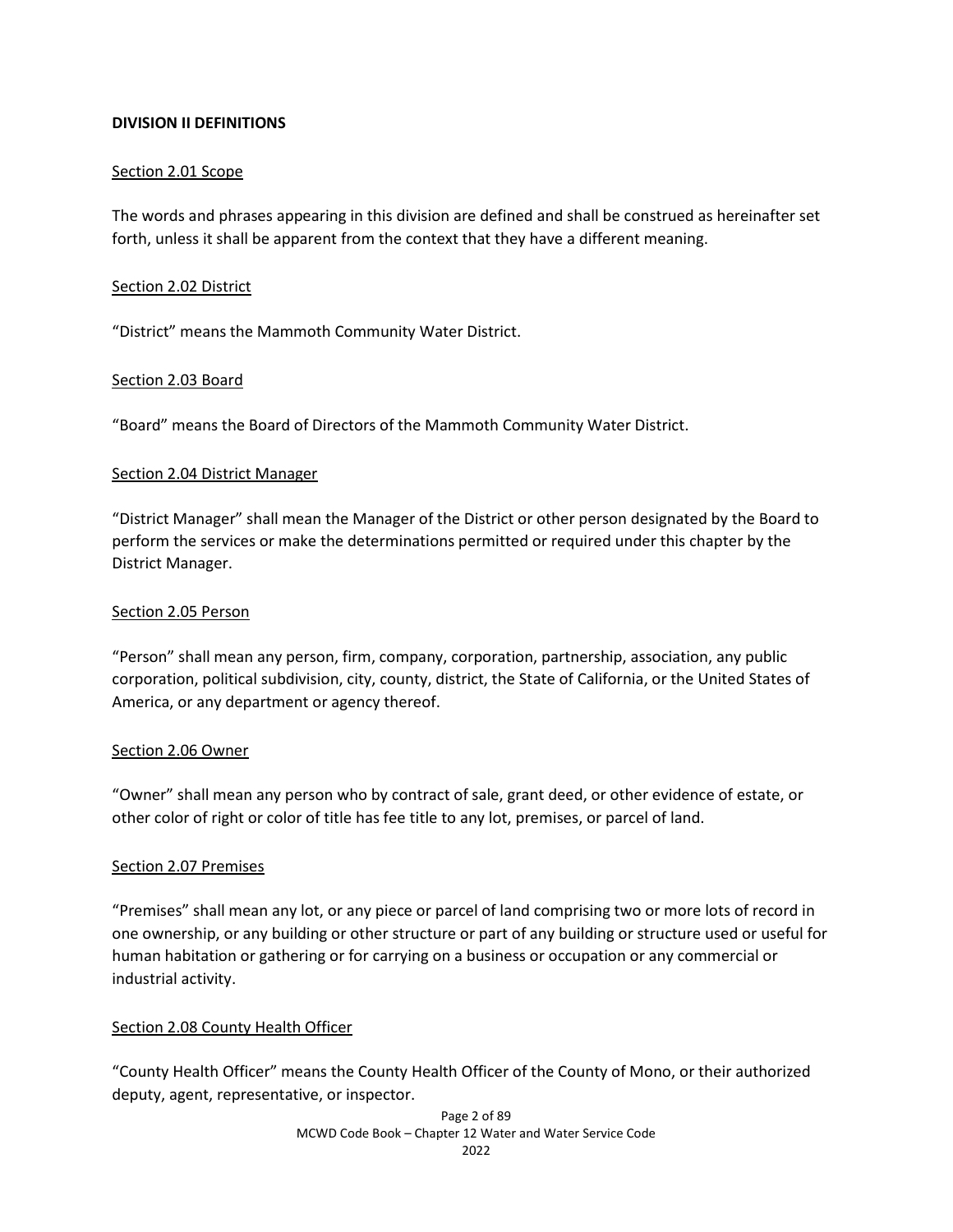## DIVISION II DEFINITIONS

### Section 2.01 Scope

The words and phrases appearing in this division are defined and shall be construed as hereinafter set forth, unless it shall be apparent from the context that they have a different meaning.

### Section 2.02 District

"District" means the Mammoth Community Water District.

### Section 2.03 Board

"Board" means the Board of Directors of the Mammoth Community Water District.

### Section 2.04 District Manager

"District Manager" shall mean the Manager of the District or other person designated by the Board to perform the services or make the determinations permitted or required under this chapter by the District Manager.

### Section 2.05 Person

"Person" shall mean any person, firm, company, corporation, partnership, association, any public corporation, political subdivision, city, county, district, the State of California, or the United States of America, or any department or agency thereof.

### Section 2.06 Owner

"Owner" shall mean any person who by contract of sale, grant deed, or other evidence of estate, or other color of right or color of title has fee title to any lot, premises, or parcel of land.

### Section 2.07 Premises

"Premises" shall mean any lot, or any piece or parcel of land comprising two or more lots of record in one ownership, or any building or other structure or part of any building or structure used or useful for human habitation or gathering or for carrying on a business or occupation or any commercial or industrial activity.

### Section 2.08 County Health Officer

"County Health Officer" means the County Health Officer of the County of Mono, or their authorized deputy, agent, representative, or inspector.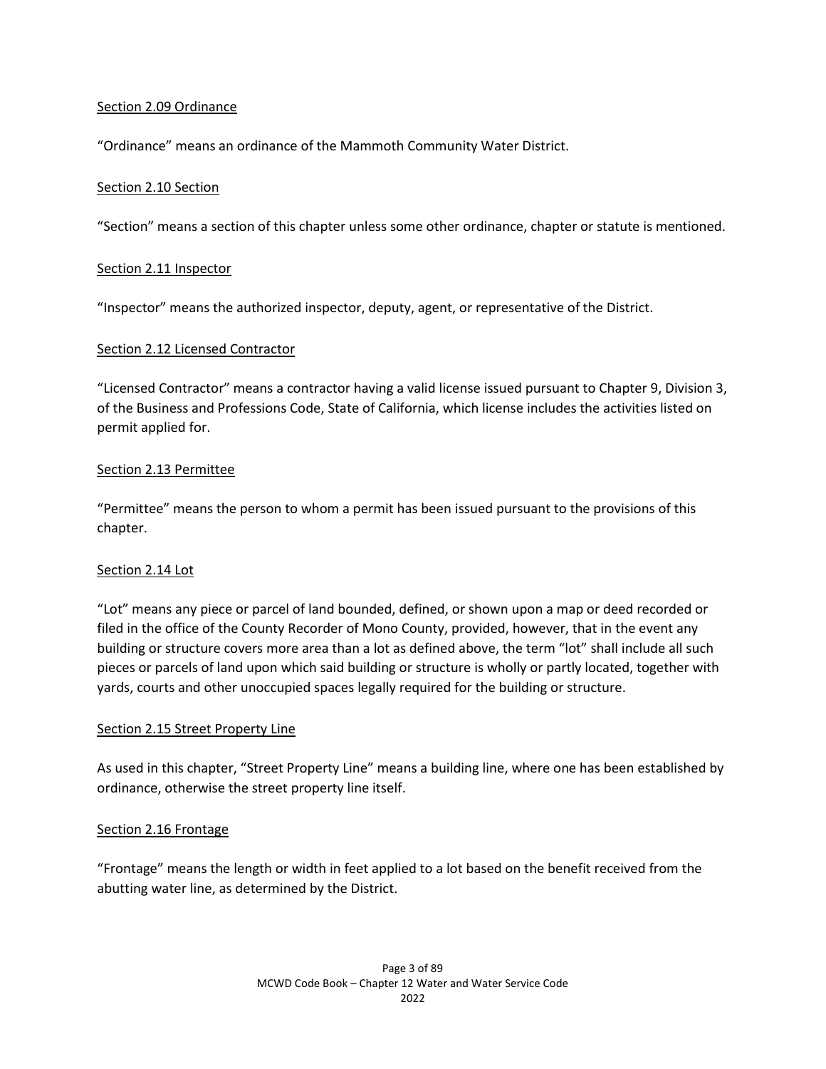Section 2.09 Ordinance

"Ordinance" means an ordinance of the Mammoth Community Water District.

Section 2.10 Section

"Section" means a section of this chapter unless some other ordinance, chapter or statute is mentioned.

Section 2.11 Inspector

"Inspector" means the authorized inspector, deputy, agent, or representative of the District.

Section 2.12 Licensed Contractor

"Licensed Contractor" means a contractor having a valid license issued pursuant to Chapter 9, Division 3, of the Business and Professions Code, State of California, which license includes the activities listed on permit applied for.

Section 2.13 Permittee

"Permittee" means the person to whom a permit has been issued pursuant to the provisions of this chapter.

Section 2.14 Lot

"Lot" means any piece or parcel of land bounded, defined, or shown upon a map or deed recorded or filed in the office of the County Recorder of Mono County, provided, however, that in the event any building or structure covers more area than a lot as defined above, the term "lot" shall include all such pieces or parcels of land upon which said building or structure is wholly or partly located, together with yards, courts and other unoccupied spaces legally required for the building or structure.

Section 2.15 Street Property Line

As used in this chapter, "Street Property Line" means a building line, where one has been established by ordinance, otherwise the street property line itself.

Section 2.16 Frontage

"Frontage" means the length or width in feet applied to a lot based on the benefit received from the abutting water line, as determined by the District.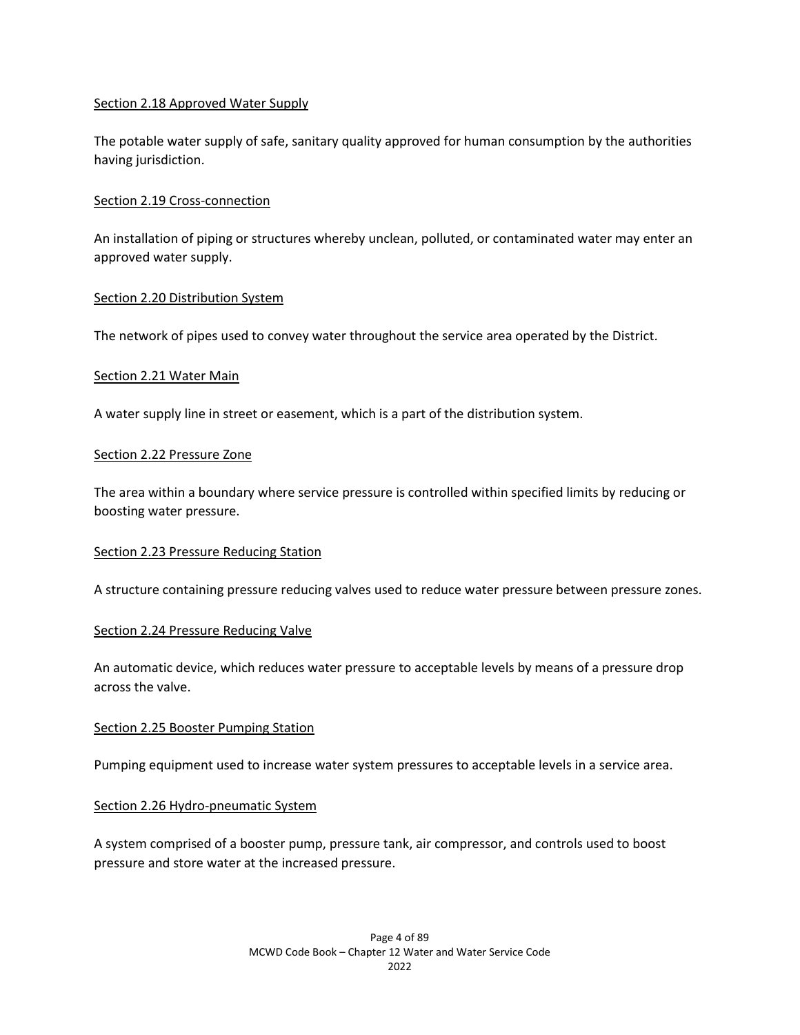<u>Section 2.18 Approved Water Supply</u>

The potable water supply of safe, sanitary quality approved for human consumption by the authorities having jurisdiction.

<u>Section 2.19 Cross-connection</u>

An installation of piping or structures whereby unclean, polluted, or contaminated water may enter an approved water supply.

<u>Section 2.20 Distribution System</u>

The network of pipes used to convey water throughout the service area operated by the District.

<u>Section 2.21 Water Main</u>

A water supply line in street or easement, which is a part of the distribution system.

<u>Section 2.22 Pressure Zone</u>

The area within a boundary where service pressure is controlled within specified limits by reducing or boosting water pressure.

<u>Section 2.23 Pressure Reducing Station</u>

A structure containing pressure reducing valves used to reduce water pressure between pressure zones.

<u>Section 2.24 Pressure Reducing Valve</u>

An automatic device, which reduces water pressure to acceptable levels by means of a pressure drop across the valve.

<u>Section 2.25 Booster Pumping Station</u>

Pumping equipment used to increase water system pressures to acceptable levels in a service area.

<u>Section 2.26 Hydro-pneumatic System</u>

A system comprised of a booster pump, pressure tank, air compressor, and controls used to boost pressure and store water at the increased pressure.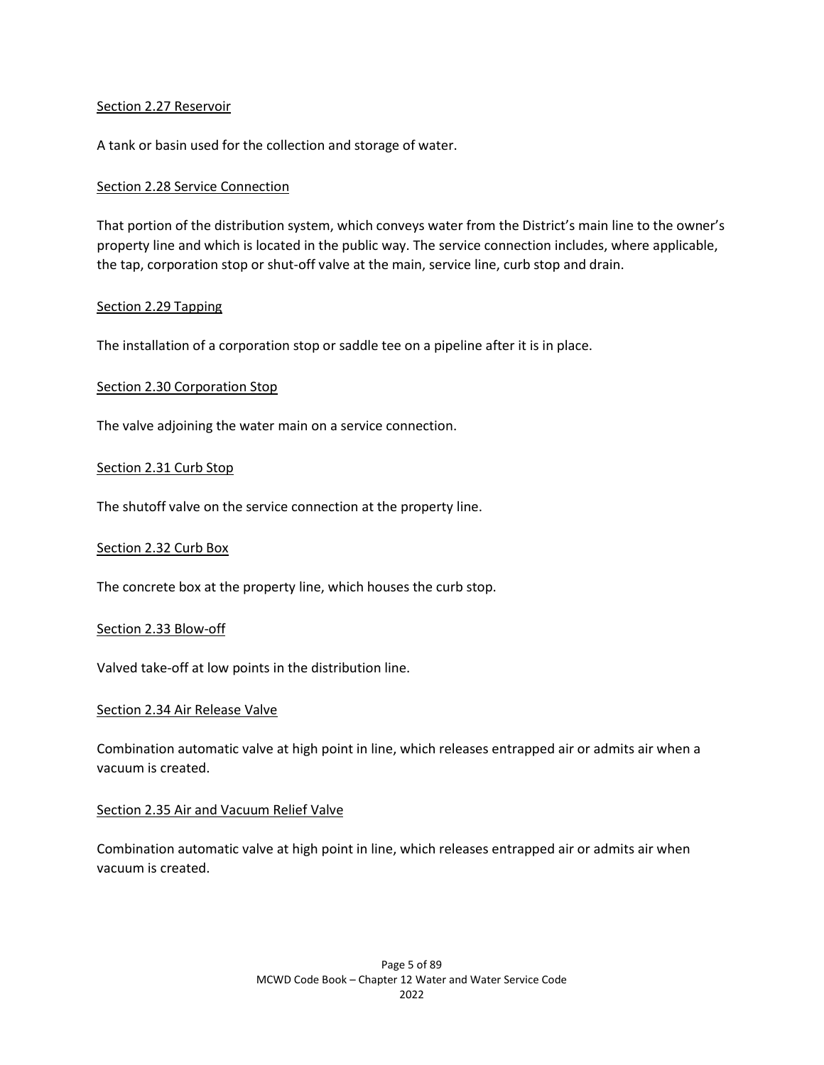Section 2.27 Reservoir

A tank or basin used for the collection and storage of water.

Section 2.28 Service Connection

That portion of the distribution system, which conveys water from the District's main line to the owner's property line and which is located in the public way. The service connection includes, where applicable, the tap, corporation stop or shut-off valve at the main, service line, curb stop and drain.

Section 2.29 Tapping

The installation of a corporation stop or saddle tee on a pipeline after it is in place.

Section 2.30 Corporation Stop

The valve adjoining the water main on a service connection.

Section 2.31 Curb Stop

The shutoff valve on the service connection at the property line.

Section 2.32 Curb Box

The concrete box at the property line, which houses the curb stop.

Section 2.33 Blow-off

Valved take-off at low points in the distribution line.

Section 2.34 Air Release Valve

Combination automatic valve at high point in line, which releases entrapped air or admits air when a vacuum is created.

Section 2.35 Air and Vacuum Relief Valve

Combination automatic valve at high point in line, which releases entrapped air or admits air when vacuum is created.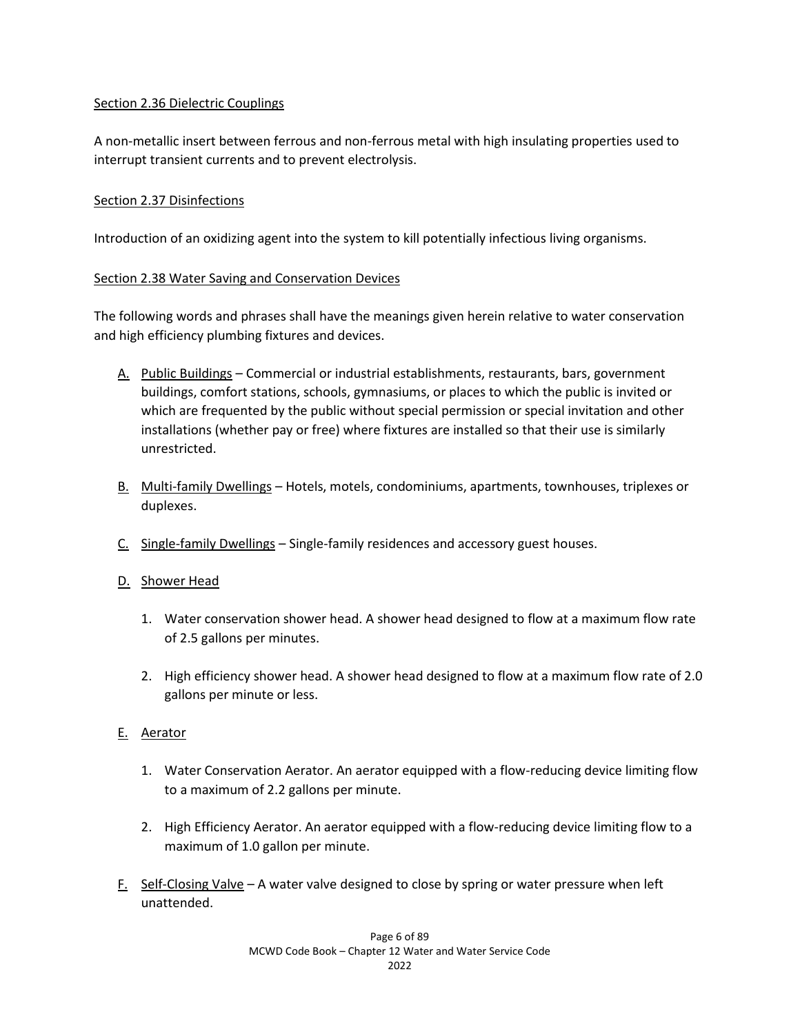Section 2.36 Dielectric Couplings

A non-metallic insert between ferrous and non-ferrous metal with high insulating properties used to interrupt transient currents and to prevent electrolysis.

Section 2.37 Disinfections

Introduction of an oxidizing agent into the system to kill potentially infectious living organisms.

Section 2.38 Water Saving and Conservation Devices

The following words and phrases shall have the meanings given herein relative to water conservation and high efficiency plumbing fixtures and devices.

A. Public Buildings – Commercial or industrial establishments, restaurants, bars, government buildings, comfort stations, schools, gymnasiums, or places to which the public is invited or which are frequented by the public without special permission or special invitation and other installations (whether pay or free) where fixtures are installed so that their use is similarly unrestricted.

B. Multi-family Dwellings – Hotels, motels, condominiums, apartments, townhouses, triplexes or duplexes.

C. Single-family Dwellings – Single-family residences and accessory guest houses.

D. Shower Head

   1. Water conservation shower head. A shower head designed to flow at a maximum flow rate of 2.5 gallons per minutes.

   2. High efficiency shower head. A shower head designed to flow at a maximum flow rate of 2.0 gallons per minute or less.

E. Aerator

   1. Water Conservation Aerator. An aerator equipped with a flow-reducing device limiting flow to a maximum of 2.2 gallons per minute.

   2. High Efficiency Aerator. An aerator equipped with a flow-reducing device limiting flow to a maximum of 1.0 gallon per minute.

F. Self-Closing Valve – A water valve designed to close by spring or water pressure when left unattended.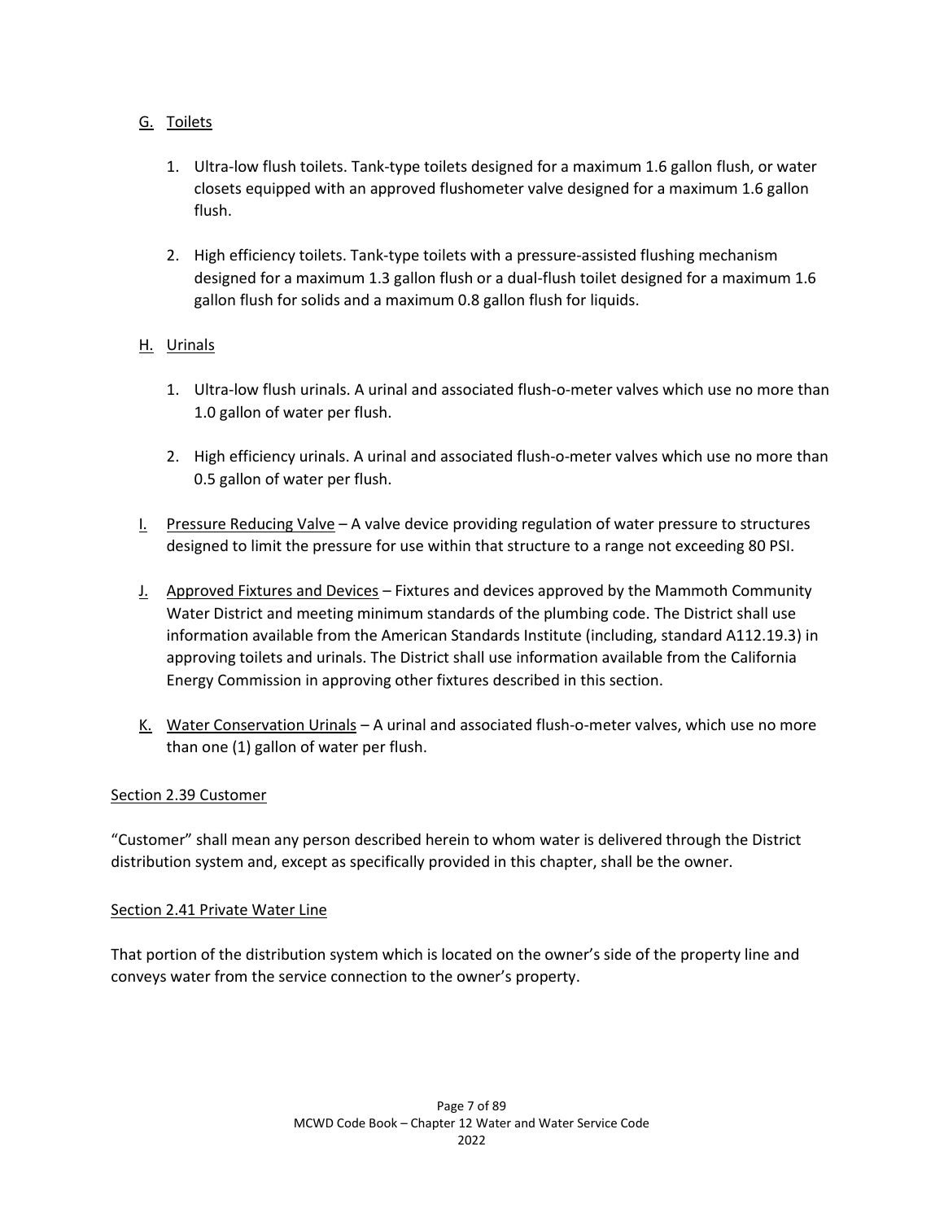G. Toilets

1. Ultra-low flush toilets. Tank-type toilets designed for a maximum 1.6 gallon flush, or water closets equipped with an approved flushometer valve designed for a maximum 1.6 gallon flush.

2. High efficiency toilets. Tank-type toilets with a pressure-assisted flushing mechanism designed for a maximum 1.3 gallon flush or a dual-flush toilet designed for a maximum 1.6 gallon flush for solids and a maximum 0.8 gallon flush for liquids.

H. Urinals

1. Ultra-low flush urinals. A urinal and associated flush-o-meter valves which use no more than 1.0 gallon of water per flush.

2. High efficiency urinals. A urinal and associated flush-o-meter valves which use no more than 0.5 gallon of water per flush.

I. Pressure Reducing Valve – A valve device providing regulation of water pressure to structures designed to limit the pressure for use within that structure to a range not exceeding 80 PSI.

J. Approved Fixtures and Devices – Fixtures and devices approved by the Mammoth Community Water District and meeting minimum standards of the plumbing code. The District shall use information available from the American Standards Institute (including, standard A112.19.3) in approving toilets and urinals. The District shall use information available from the California Energy Commission in approving other fixtures described in this section.

K. Water Conservation Urinals – A urinal and associated flush-o-meter valves, which use no more than one (1) gallon of water per flush.

## Section 2.39 Customer

"Customer" shall mean any person described herein to whom water is delivered through the District distribution system and, except as specifically provided in this chapter, shall be the owner.

## Section 2.41 Private Water Line

That portion of the distribution system which is located on the owner's side of the property line and conveys water from the service connection to the owner's property.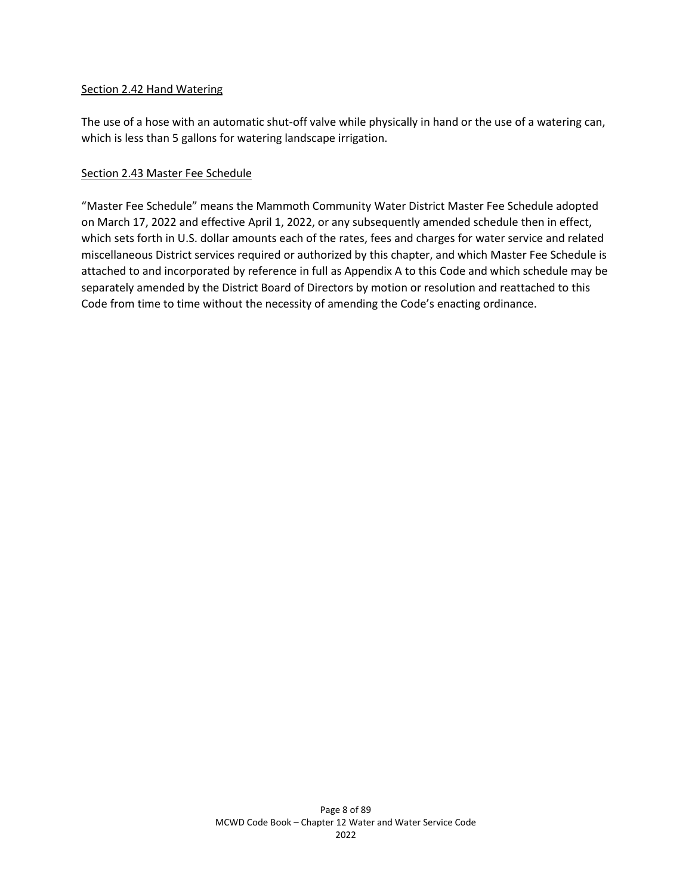Section 2.42 Hand Watering

The use of a hose with an automatic shut-off valve while physically in hand or the use of a watering can, which is less than 5 gallons for watering landscape irrigation.

Section 2.43 Master Fee Schedule

"Master Fee Schedule" means the Mammoth Community Water District Master Fee Schedule adopted on March 17, 2022 and effective April 1, 2022, or any subsequently amended schedule then in effect, which sets forth in U.S. dollar amounts each of the rates, fees and charges for water service and related miscellaneous District services required or authorized by this chapter, and which Master Fee Schedule is attached to and incorporated by reference in full as Appendix A to this Code and which schedule may be separately amended by the District Board of Directors by motion or resolution and reattached to this Code from time to time without the necessity of amending the Code's enacting ordinance.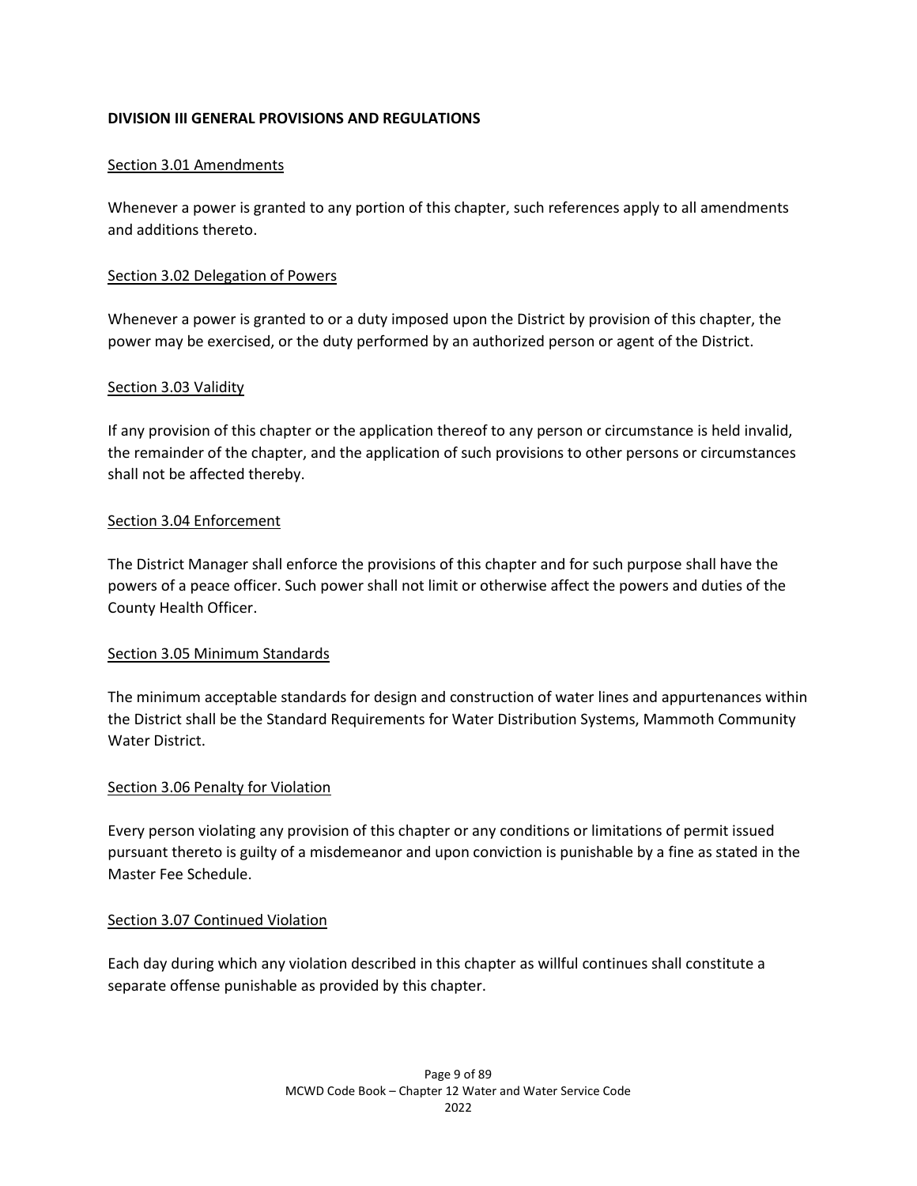## DIVISION III GENERAL PROVISIONS AND REGULATIONS

### Section 3.01 Amendments

Whenever a power is granted to any portion of this chapter, such references apply to all amendments and additions thereto.

### Section 3.02 Delegation of Powers

Whenever a power is granted to or a duty imposed upon the District by provision of this chapter, the power may be exercised, or the duty performed by an authorized person or agent of the District.

### Section 3.03 Validity

If any provision of this chapter or the application thereof to any person or circumstance is held invalid, the remainder of the chapter, and the application of such provisions to other persons or circumstances shall not be affected thereby.

### Section 3.04 Enforcement

The District Manager shall enforce the provisions of this chapter and for such purpose shall have the powers of a peace officer. Such power shall not limit or otherwise affect the powers and duties of the County Health Officer.

### Section 3.05 Minimum Standards

The minimum acceptable standards for design and construction of water lines and appurtenances within the District shall be the Standard Requirements for Water Distribution Systems, Mammoth Community Water District.

### Section 3.06 Penalty for Violation

Every person violating any provision of this chapter or any conditions or limitations of permit issued pursuant thereto is guilty of a misdemeanor and upon conviction is punishable by a fine as stated in the Master Fee Schedule.

### Section 3.07 Continued Violation

Each day during which any violation described in this chapter as willful continues shall constitute a separate offense punishable as provided by this chapter.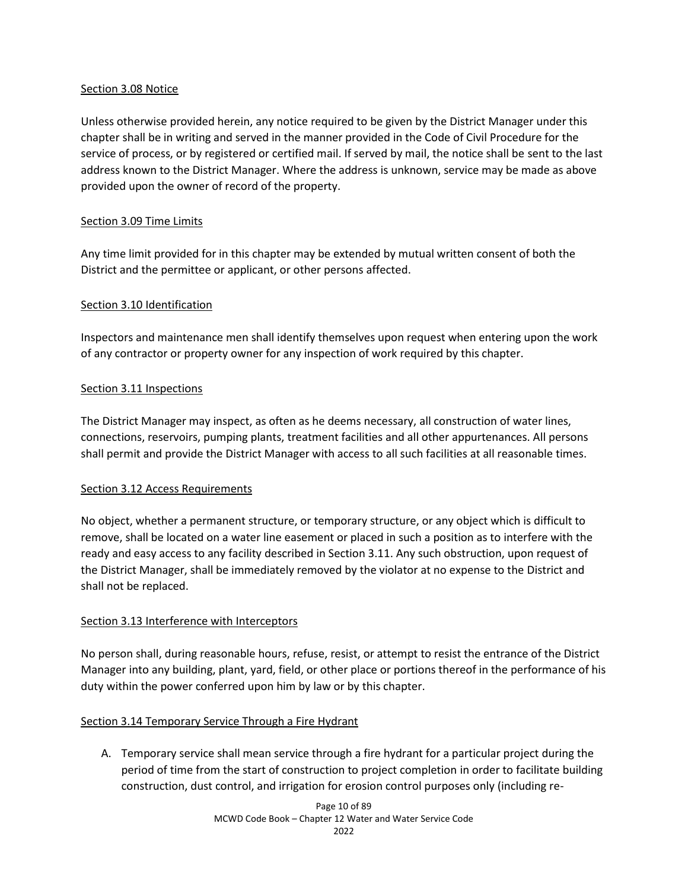Section 3.08 Notice

Unless otherwise provided herein, any notice required to be given by the District Manager under this chapter shall be in writing and served in the manner provided in the Code of Civil Procedure for the service of process, or by registered or certified mail. If served by mail, the notice shall be sent to the last address known to the District Manager. Where the address is unknown, service may be made as above provided upon the owner of record of the property.

Section 3.09 Time Limits

Any time limit provided for in this chapter may be extended by mutual written consent of both the District and the permittee or applicant, or other persons affected.

Section 3.10 Identification

Inspectors and maintenance men shall identify themselves upon request when entering upon the work of any contractor or property owner for any inspection of work required by this chapter.

Section 3.11 Inspections

The District Manager may inspect, as often as he deems necessary, all construction of water lines, connections, reservoirs, pumping plants, treatment facilities and all other appurtenances. All persons shall permit and provide the District Manager with access to all such facilities at all reasonable times.

Section 3.12 Access Requirements

No object, whether a permanent structure, or temporary structure, or any object which is difficult to remove, shall be located on a water line easement or placed in such a position as to interfere with the ready and easy access to any facility described in Section 3.11. Any such obstruction, upon request of the District Manager, shall be immediately removed by the violator at no expense to the District and shall not be replaced.

Section 3.13 Interference with Interceptors

No person shall, during reasonable hours, refuse, resist, or attempt to resist the entrance of the District Manager into any building, plant, yard, field, or other place or portions thereof in the performance of his duty within the power conferred upon him by law or by this chapter.

Section 3.14 Temporary Service Through a Fire Hydrant

A. Temporary service shall mean service through a fire hydrant for a particular project during the period of time from the start of construction to project completion in order to facilitate building construction, dust control, and irrigation for erosion control purposes only (including re-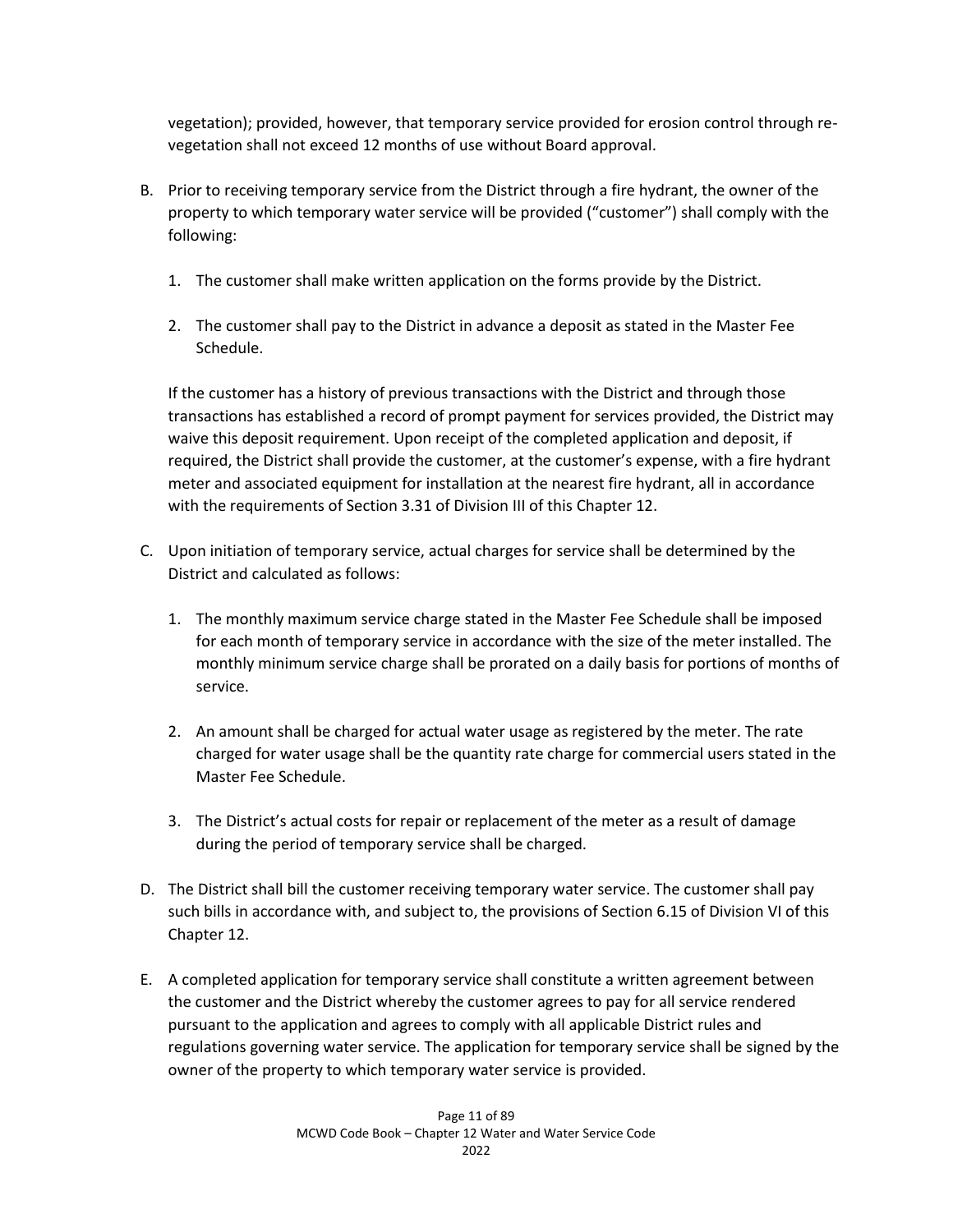vegetation); provided, however, that temporary service provided for erosion control through re-vegetation shall not exceed 12 months of use without Board approval.

B. Prior to receiving temporary service from the District through a fire hydrant, the owner of the property to which temporary water service will be provided ("customer") shall comply with the following:

   1. The customer shall make written application on the forms provide by the District.

   2. The customer shall pay to the District in advance a deposit as stated in the Master Fee Schedule.

   If the customer has a history of previous transactions with the District and through those transactions has established a record of prompt payment for services provided, the District may waive this deposit requirement. Upon receipt of the completed application and deposit, if required, the District shall provide the customer, at the customer's expense, with a fire hydrant meter and associated equipment for installation at the nearest fire hydrant, all in accordance with the requirements of Section 3.31 of Division III of this Chapter 12.

C. Upon initiation of temporary service, actual charges for service shall be determined by the District and calculated as follows:

   1. The monthly maximum service charge stated in the Master Fee Schedule shall be imposed for each month of temporary service in accordance with the size of the meter installed. The monthly minimum service charge shall be prorated on a daily basis for portions of months of service.

   2. An amount shall be charged for actual water usage as registered by the meter. The rate charged for water usage shall be the quantity rate charge for commercial users stated in the Master Fee Schedule.

   3. The District's actual costs for repair or replacement of the meter as a result of damage during the period of temporary service shall be charged.

D. The District shall bill the customer receiving temporary water service. The customer shall pay such bills in accordance with, and subject to, the provisions of Section 6.15 of Division VI of this Chapter 12.

E. A completed application for temporary service shall constitute a written agreement between the customer and the District whereby the customer agrees to pay for all service rendered pursuant to the application and agrees to comply with all applicable District rules and regulations governing water service. The application for temporary service shall be signed by the owner of the property to which temporary water service is provided.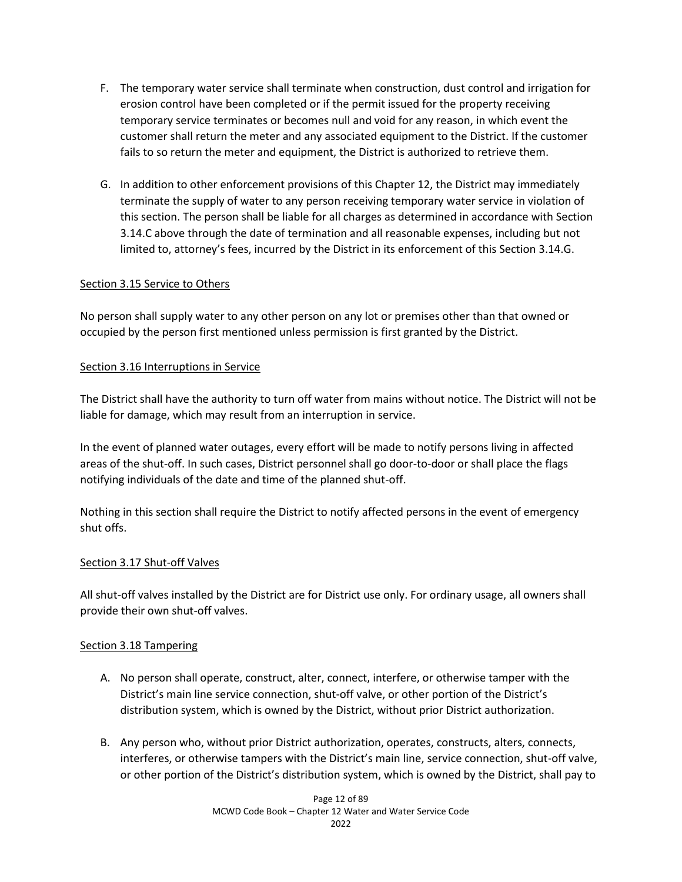F. The temporary water service shall terminate when construction, dust control and irrigation for erosion control have been completed or if the permit issued for the property receiving temporary service terminates or becomes null and void for any reason, in which event the customer shall return the meter and any associated equipment to the District. If the customer fails to so return the meter and equipment, the District is authorized to retrieve them.

G. In addition to other enforcement provisions of this Chapter 12, the District may immediately terminate the supply of water to any person receiving temporary water service in violation of this section. The person shall be liable for all charges as determined in accordance with Section 3.14.C above through the date of termination and all reasonable expenses, including but not limited to, attorney's fees, incurred by the District in its enforcement of this Section 3.14.G.

## Section 3.15 Service to Others

No person shall supply water to any other person on any lot or premises other than that owned or occupied by the person first mentioned unless permission is first granted by the District.

## Section 3.16 Interruptions in Service

The District shall have the authority to turn off water from mains without notice. The District will not be liable for damage, which may result from an interruption in service.

In the event of planned water outages, every effort will be made to notify persons living in affected areas of the shut-off. In such cases, District personnel shall go door-to-door or shall place the flags notifying individuals of the date and time of the planned shut-off.

Nothing in this section shall require the District to notify affected persons in the event of emergency shut offs.

## Section 3.17 Shut-off Valves

All shut-off valves installed by the District are for District use only. For ordinary usage, all owners shall provide their own shut-off valves.

## Section 3.18 Tampering

A. No person shall operate, construct, alter, connect, interfere, or otherwise tamper with the District's main line service connection, shut-off valve, or other portion of the District's distribution system, which is owned by the District, without prior District authorization.

B. Any person who, without prior District authorization, operates, constructs, alters, connects, interferes, or otherwise tampers with the District's main line, service connection, shut-off valve, or other portion of the District's distribution system, which is owned by the District, shall pay to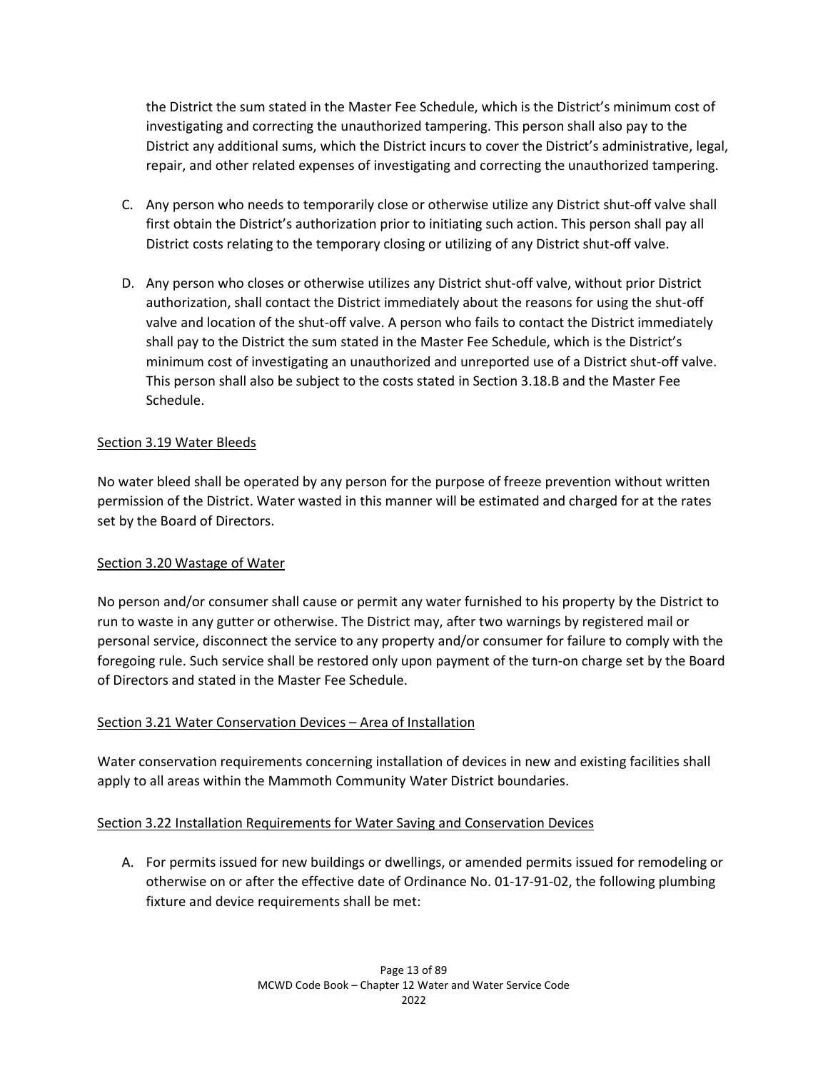the District the sum stated in the Master Fee Schedule, which is the District's minimum cost of investigating and correcting the unauthorized tampering. This person shall also pay to the District any additional sums, which the District incurs to cover the District's administrative, legal, repair, and other related expenses of investigating and correcting the unauthorized tampering.

C. Any person who needs to temporarily close or otherwise utilize any District shut-off valve shall first obtain the District's authorization prior to initiating such action. This person shall pay all District costs relating to the temporary closing or utilizing of any District shut-off valve.

D. Any person who closes or otherwise utilizes any District shut-off valve, without prior District authorization, shall contact the District immediately about the reasons for using the shut-off valve and location of the shut-off valve. A person who fails to contact the District immediately shall pay to the District the sum stated in the Master Fee Schedule, which is the District's minimum cost of investigating an unauthorized and unreported use of a District shut-off valve. This person shall also be subject to the costs stated in Section 3.18.B and the Master Fee Schedule.

## Section 3.19 Water Bleeds

No water bleed shall be operated by any person for the purpose of freeze prevention without written permission of the District. Water wasted in this manner will be estimated and charged for at the rates set by the Board of Directors.

## Section 3.20 Wastage of Water

No person and/or consumer shall cause or permit any water furnished to his property by the District to run to waste in any gutter or otherwise. The District may, after two warnings by registered mail or personal service, disconnect the service to any property and/or consumer for failure to comply with the foregoing rule. Such service shall be restored only upon payment of the turn-on charge set by the Board of Directors and stated in the Master Fee Schedule.

## Section 3.21 Water Conservation Devices – Area of Installation

Water conservation requirements concerning installation of devices in new and existing facilities shall apply to all areas within the Mammoth Community Water District boundaries.

## Section 3.22 Installation Requirements for Water Saving and Conservation Devices

A. For permits issued for new buildings or dwellings, or amended permits issued for remodeling or otherwise on or after the effective date of Ordinance No. 01-17-91-02, the following plumbing fixture and device requirements shall be met: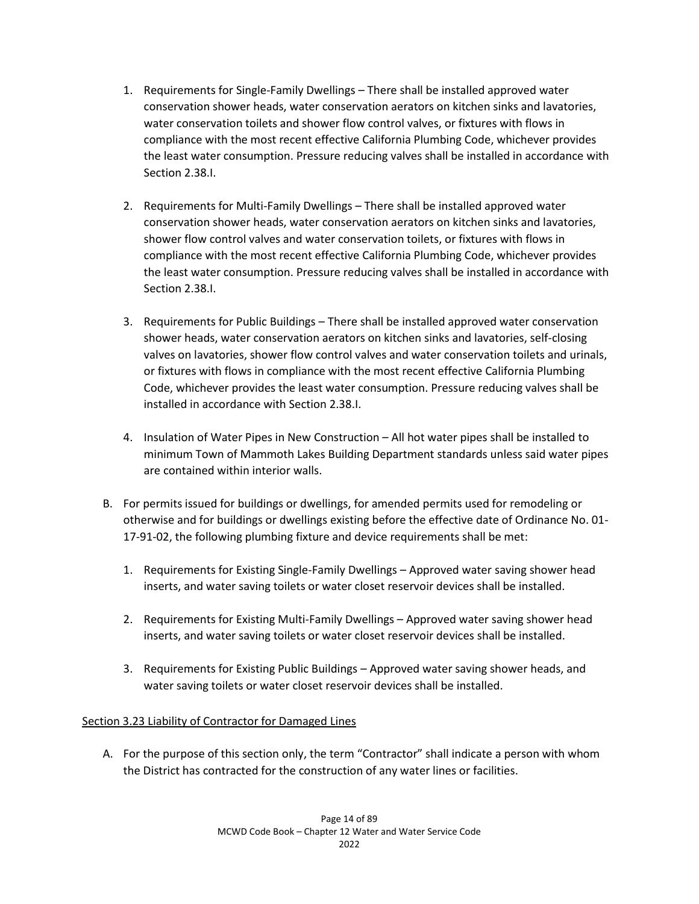1. Requirements for Single-Family Dwellings – There shall be installed approved water conservation shower heads, water conservation aerators on kitchen sinks and lavatories, water conservation toilets and shower flow control valves, or fixtures with flows in compliance with the most recent effective California Plumbing Code, whichever provides the least water consumption. Pressure reducing valves shall be installed in accordance with Section 2.38.I.

2. Requirements for Multi-Family Dwellings – There shall be installed approved water conservation shower heads, water conservation aerators on kitchen sinks and lavatories, shower flow control valves and water conservation toilets, or fixtures with flows in compliance with the most recent effective California Plumbing Code, whichever provides the least water consumption. Pressure reducing valves shall be installed in accordance with Section 2.38.I.

3. Requirements for Public Buildings – There shall be installed approved water conservation shower heads, water conservation aerators on kitchen sinks and lavatories, self-closing valves on lavatories, shower flow control valves and water conservation toilets and urinals, or fixtures with flows in compliance with the most recent effective California Plumbing Code, whichever provides the least water consumption. Pressure reducing valves shall be installed in accordance with Section 2.38.I.

4. Insulation of Water Pipes in New Construction – All hot water pipes shall be installed to minimum Town of Mammoth Lakes Building Department standards unless said water pipes are contained within interior walls.

B. For permits issued for buildings or dwellings, for amended permits used for remodeling or otherwise and for buildings or dwellings existing before the effective date of Ordinance No. 01-17-91-02, the following plumbing fixture and device requirements shall be met:

   1. Requirements for Existing Single-Family Dwellings – Approved water saving shower head inserts, and water saving toilets or water closet reservoir devices shall be installed.

   2. Requirements for Existing Multi-Family Dwellings – Approved water saving shower head inserts, and water saving toilets or water closet reservoir devices shall be installed.

   3. Requirements for Existing Public Buildings – Approved water saving shower heads, and water saving toilets or water closet reservoir devices shall be installed.

## Section 3.23 Liability of Contractor for Damaged Lines

A. For the purpose of this section only, the term "Contractor" shall indicate a person with whom the District has contracted for the construction of any water lines or facilities.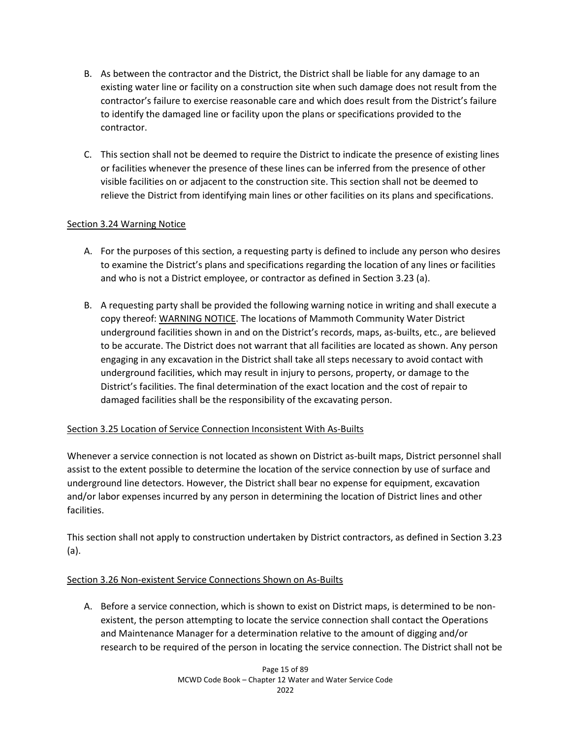B. As between the contractor and the District, the District shall be liable for any damage to an existing water line or facility on a construction site when such damage does not result from the contractor's failure to exercise reasonable care and which does result from the District's failure to identify the damaged line or facility upon the plans or specifications provided to the contractor.

C. This section shall not be deemed to require the District to indicate the presence of existing lines or facilities whenever the presence of these lines can be inferred from the presence of other visible facilities on or adjacent to the construction site. This section shall not be deemed to relieve the District from identifying main lines or other facilities on its plans and specifications.

<u>Section 3.24 Warning Notice</u>

A. For the purposes of this section, a requesting party is defined to include any person who desires to examine the District's plans and specifications regarding the location of any lines or facilities and who is not a District employee, or contractor as defined in Section 3.23 (a).

B. A requesting party shall be provided the following warning notice in writing and shall execute a copy thereof: <u>WARNING NOTICE</u>. The locations of Mammoth Community Water District underground facilities shown in and on the District's records, maps, as-builts, etc., are believed to be accurate. The District does not warrant that all facilities are located as shown. Any person engaging in any excavation in the District shall take all steps necessary to avoid contact with underground facilities, which may result in injury to persons, property, or damage to the District's facilities. The final determination of the exact location and the cost of repair to damaged facilities shall be the responsibility of the excavating person.

<u>Section 3.25 Location of Service Connection Inconsistent With As-Builts</u>

Whenever a service connection is not located as shown on District as-built maps, District personnel shall assist to the extent possible to determine the location of the service connection by use of surface and underground line detectors. However, the District shall bear no expense for equipment, excavation and/or labor expenses incurred by any person in determining the location of District lines and other facilities.

This section shall not apply to construction undertaken by District contractors, as defined in Section 3.23 (a).

<u>Section 3.26 Non-existent Service Connections Shown on As-Builts</u>

A. Before a service connection, which is shown to exist on District maps, is determined to be non-existent, the person attempting to locate the service connection shall contact the Operations and Maintenance Manager for a determination relative to the amount of digging and/or research to be required of the person in locating the service connection. The District shall not be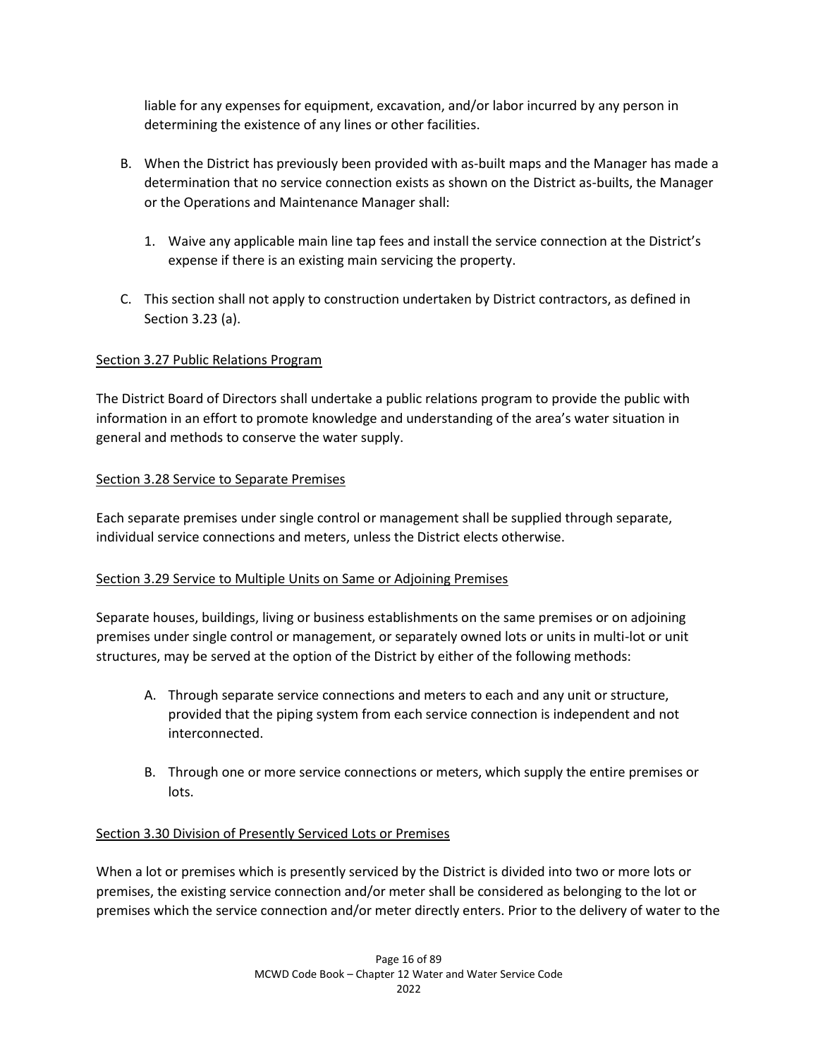liable for any expenses for equipment, excavation, and/or labor incurred by any person in determining the existence of any lines or other facilities.

B. When the District has previously been provided with as-built maps and the Manager has made a determination that no service connection exists as shown on the District as-builts, the Manager or the Operations and Maintenance Manager shall:

   1. Waive any applicable main line tap fees and install the service connection at the District's expense if there is an existing main servicing the property.

C. This section shall not apply to construction undertaken by District contractors, as defined in Section 3.23 (a).

<u>Section 3.27 Public Relations Program</u>

The District Board of Directors shall undertake a public relations program to provide the public with information in an effort to promote knowledge and understanding of the area's water situation in general and methods to conserve the water supply.

<u>Section 3.28 Service to Separate Premises</u>

Each separate premises under single control or management shall be supplied through separate, individual service connections and meters, unless the District elects otherwise.

<u>Section 3.29 Service to Multiple Units on Same or Adjoining Premises</u>

Separate houses, buildings, living or business establishments on the same premises or on adjoining premises under single control or management, or separately owned lots or units in multi-lot or unit structures, may be served at the option of the District by either of the following methods:

A. Through separate service connections and meters to each and any unit or structure, provided that the piping system from each service connection is independent and not interconnected.

B. Through one or more service connections or meters, which supply the entire premises or lots.

<u>Section 3.30 Division of Presently Serviced Lots or Premises</u>

When a lot or premises which is presently serviced by the District is divided into two or more lots or premises, the existing service connection and/or meter shall be considered as belonging to the lot or premises which the service connection and/or meter directly enters. Prior to the delivery of water to the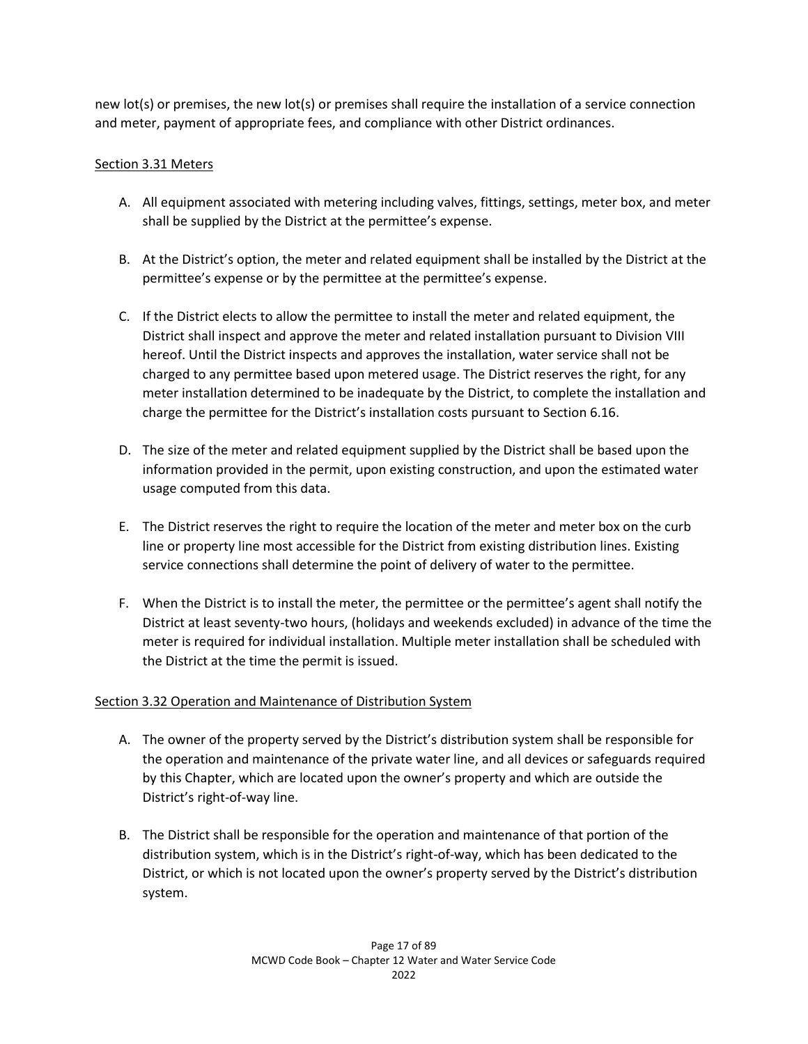new lot(s) or premises, the new lot(s) or premises shall require the installation of a service connection and meter, payment of appropriate fees, and compliance with other District ordinances.

Section 3.31 Meters

A. All equipment associated with metering including valves, fittings, settings, meter box, and meter shall be supplied by the District at the permittee's expense.

B. At the District's option, the meter and related equipment shall be installed by the District at the permittee's expense or by the permittee at the permittee's expense.

C. If the District elects to allow the permittee to install the meter and related equipment, the District shall inspect and approve the meter and related installation pursuant to Division VIII hereof. Until the District inspects and approves the installation, water service shall not be charged to any permittee based upon metered usage. The District reserves the right, for any meter installation determined to be inadequate by the District, to complete the installation and charge the permittee for the District's installation costs pursuant to Section 6.16.

D. The size of the meter and related equipment supplied by the District shall be based upon the information provided in the permit, upon existing construction, and upon the estimated water usage computed from this data.

E. The District reserves the right to require the location of the meter and meter box on the curb line or property line most accessible for the District from existing distribution lines. Existing service connections shall determine the point of delivery of water to the permittee.

F. When the District is to install the meter, the permittee or the permittee's agent shall notify the District at least seventy-two hours, (holidays and weekends excluded) in advance of the time the meter is required for individual installation. Multiple meter installation shall be scheduled with the District at the time the permit is issued.

Section 3.32 Operation and Maintenance of Distribution System

A. The owner of the property served by the District's distribution system shall be responsible for the operation and maintenance of the private water line, and all devices or safeguards required by this Chapter, which are located upon the owner's property and which are outside the District's right-of-way line.

B. The District shall be responsible for the operation and maintenance of that portion of the distribution system, which is in the District's right-of-way, which has been dedicated to the District, or which is not located upon the owner's property served by the District's distribution system.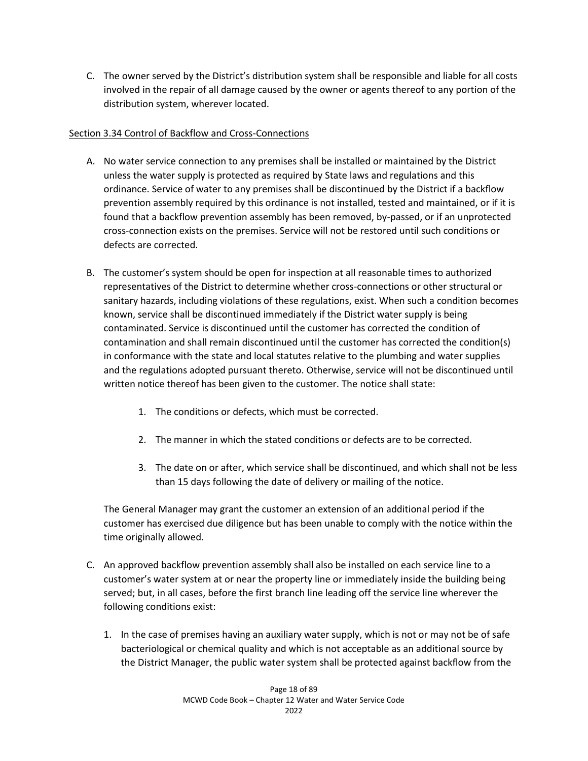C. The owner served by the District's distribution system shall be responsible and liable for all costs involved in the repair of all damage caused by the owner or agents thereof to any portion of the distribution system, wherever located.

Section 3.34 Control of Backflow and Cross-Connections

A. No water service connection to any premises shall be installed or maintained by the District unless the water supply is protected as required by State laws and regulations and this ordinance. Service of water to any premises shall be discontinued by the District if a backflow prevention assembly required by this ordinance is not installed, tested and maintained, or if it is found that a backflow prevention assembly has been removed, by-passed, or if an unprotected cross-connection exists on the premises. Service will not be restored until such conditions or defects are corrected.

B. The customer's system should be open for inspection at all reasonable times to authorized representatives of the District to determine whether cross-connections or other structural or sanitary hazards, including violations of these regulations, exist. When such a condition becomes known, service shall be discontinued immediately if the District water supply is being contaminated. Service is discontinued until the customer has corrected the condition of contamination and shall remain discontinued until the customer has corrected the condition(s) in conformance with the state and local statutes relative to the plumbing and water supplies and the regulations adopted pursuant thereto. Otherwise, service will not be discontinued until written notice thereof has been given to the customer. The notice shall state:

   1. The conditions or defects, which must be corrected.

   2. The manner in which the stated conditions or defects are to be corrected.

   3. The date on or after, which service shall be discontinued, and which shall not be less than 15 days following the date of delivery or mailing of the notice.

   The General Manager may grant the customer an extension of an additional period if the customer has exercised due diligence but has been unable to comply with the notice within the time originally allowed.

C. An approved backflow prevention assembly shall also be installed on each service line to a customer's water system at or near the property line or immediately inside the building being served; but, in all cases, before the first branch line leading off the service line wherever the following conditions exist:

   1. In the case of premises having an auxiliary water supply, which is not or may not be of safe bacteriological or chemical quality and which is not acceptable as an additional source by the District Manager, the public water system shall be protected against backflow from the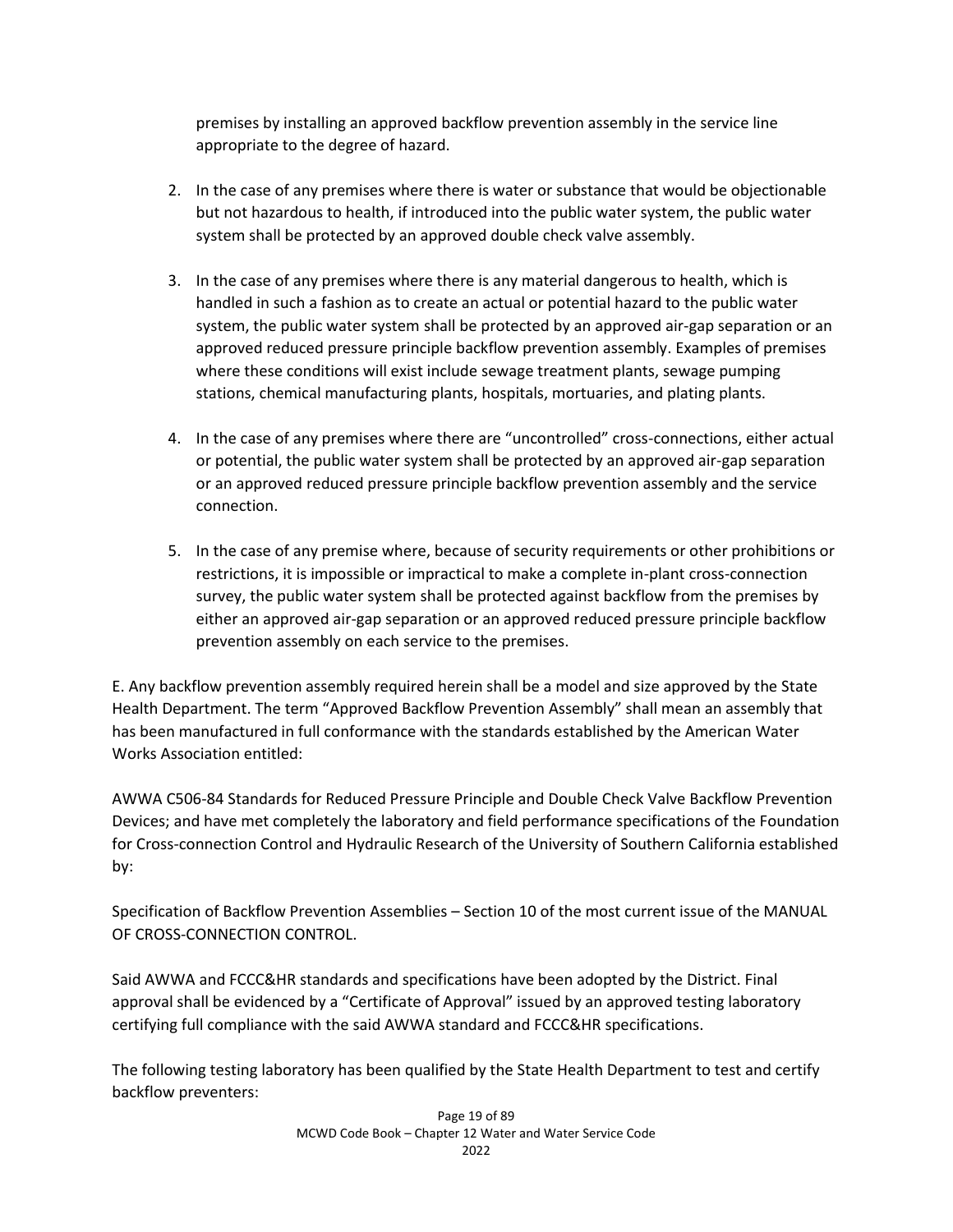premises by installing an approved backflow prevention assembly in the service line appropriate to the degree of hazard.

2. In the case of any premises where there is water or substance that would be objectionable but not hazardous to health, if introduced into the public water system, the public water system shall be protected by an approved double check valve assembly.

3. In the case of any premises where there is any material dangerous to health, which is handled in such a fashion as to create an actual or potential hazard to the public water system, the public water system shall be protected by an approved air-gap separation or an approved reduced pressure principle backflow prevention assembly. Examples of premises where these conditions will exist include sewage treatment plants, sewage pumping stations, chemical manufacturing plants, hospitals, mortuaries, and plating plants.

4. In the case of any premises where there are "uncontrolled" cross-connections, either actual or potential, the public water system shall be protected by an approved air-gap separation or an approved reduced pressure principle backflow prevention assembly and the service connection.

5. In the case of any premise where, because of security requirements or other prohibitions or restrictions, it is impossible or impractical to make a complete in-plant cross-connection survey, the public water system shall be protected against backflow from the premises by either an approved air-gap separation or an approved reduced pressure principle backflow prevention assembly on each service to the premises.

E. Any backflow prevention assembly required herein shall be a model and size approved by the State Health Department. The term "Approved Backflow Prevention Assembly" shall mean an assembly that has been manufactured in full conformance with the standards established by the American Water Works Association entitled:

AWWA C506-84 Standards for Reduced Pressure Principle and Double Check Valve Backflow Prevention Devices; and have met completely the laboratory and field performance specifications of the Foundation for Cross-connection Control and Hydraulic Research of the University of Southern California established by:

Specification of Backflow Prevention Assemblies – Section 10 of the most current issue of the MANUAL OF CROSS-CONNECTION CONTROL.

Said AWWA and FCCC&HR standards and specifications have been adopted by the District. Final approval shall be evidenced by a "Certificate of Approval" issued by an approved testing laboratory certifying full compliance with the said AWWA standard and FCCC&HR specifications.

The following testing laboratory has been qualified by the State Health Department to test and certify backflow preventers: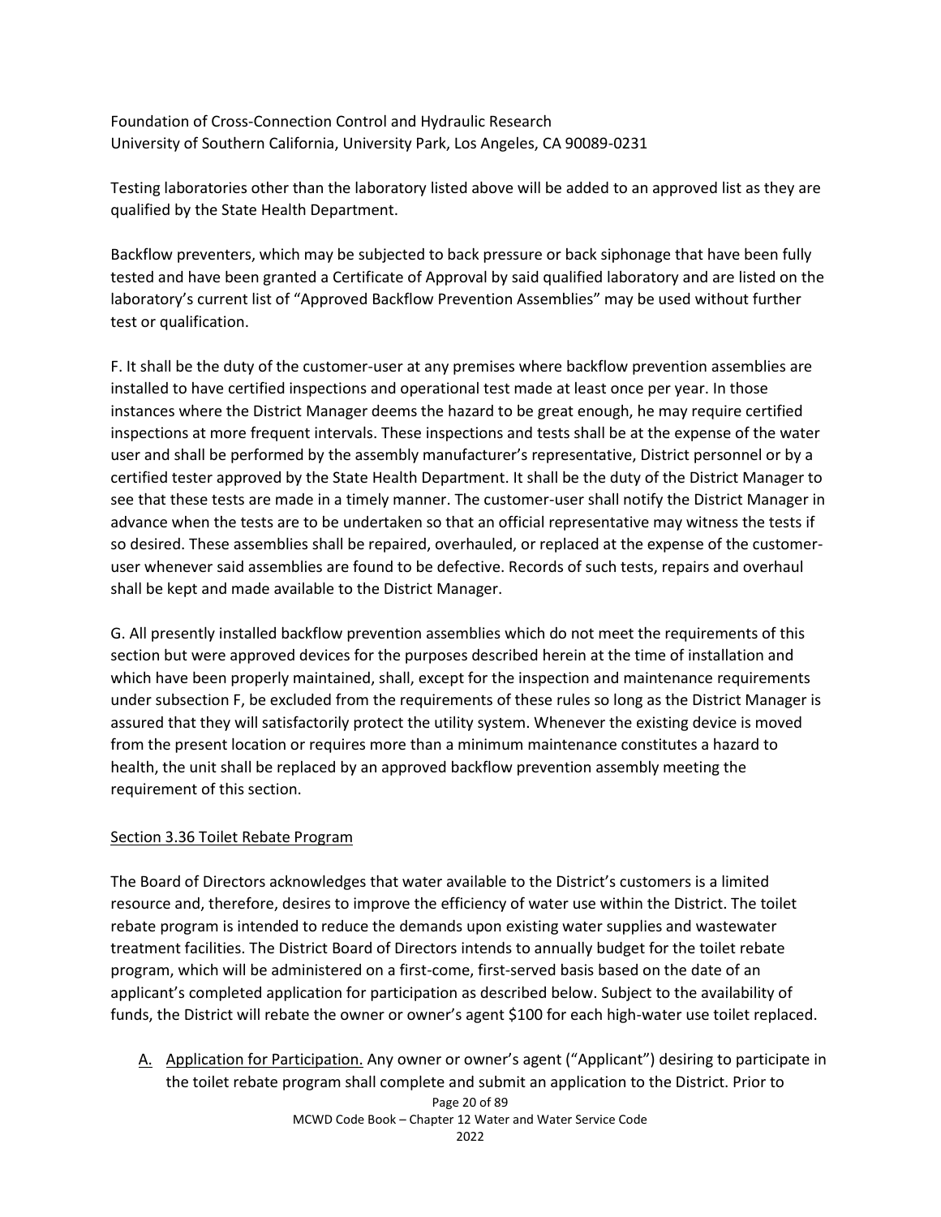Foundation of Cross-Connection Control and Hydraulic Research
University of Southern California, University Park, Los Angeles, CA 90089-0231

Testing laboratories other than the laboratory listed above will be added to an approved list as they are qualified by the State Health Department.

Backflow preventers, which may be subjected to back pressure or back siphonage that have been fully tested and have been granted a Certificate of Approval by said qualified laboratory and are listed on the laboratory's current list of "Approved Backflow Prevention Assemblies" may be used without further test or qualification.

F. It shall be the duty of the customer-user at any premises where backflow prevention assemblies are installed to have certified inspections and operational test made at least once per year. In those instances where the District Manager deems the hazard to be great enough, he may require certified inspections at more frequent intervals. These inspections and tests shall be at the expense of the water user and shall be performed by the assembly manufacturer's representative, District personnel or by a certified tester approved by the State Health Department. It shall be the duty of the District Manager to see that these tests are made in a timely manner. The customer-user shall notify the District Manager in advance when the tests are to be undertaken so that an official representative may witness the tests if so desired. These assemblies shall be repaired, overhauled, or replaced at the expense of the customer-user whenever said assemblies are found to be defective. Records of such tests, repairs and overhaul shall be kept and made available to the District Manager.

G. All presently installed backflow prevention assemblies which do not meet the requirements of this section but were approved devices for the purposes described herein at the time of installation and which have been properly maintained, shall, except for the inspection and maintenance requirements under subsection F, be excluded from the requirements of these rules so long as the District Manager is assured that they will satisfactorily protect the utility system. Whenever the existing device is moved from the present location or requires more than a minimum maintenance constitutes a hazard to health, the unit shall be replaced by an approved backflow prevention assembly meeting the requirement of this section.

## Section 3.36 Toilet Rebate Program

The Board of Directors acknowledges that water available to the District's customers is a limited resource and, therefore, desires to improve the efficiency of water use within the District. The toilet rebate program is intended to reduce the demands upon existing water supplies and wastewater treatment facilities. The District Board of Directors intends to annually budget for the toilet rebate program, which will be administered on a first-come, first-served basis based on the date of an applicant's completed application for participation as described below. Subject to the availability of funds, the District will rebate the owner or owner's agent $100 for each high-water use toilet replaced.

A. Application for Participation. Any owner or owner's agent ("Applicant") desiring to participate in the toilet rebate program shall complete and submit an application to the District. Prior to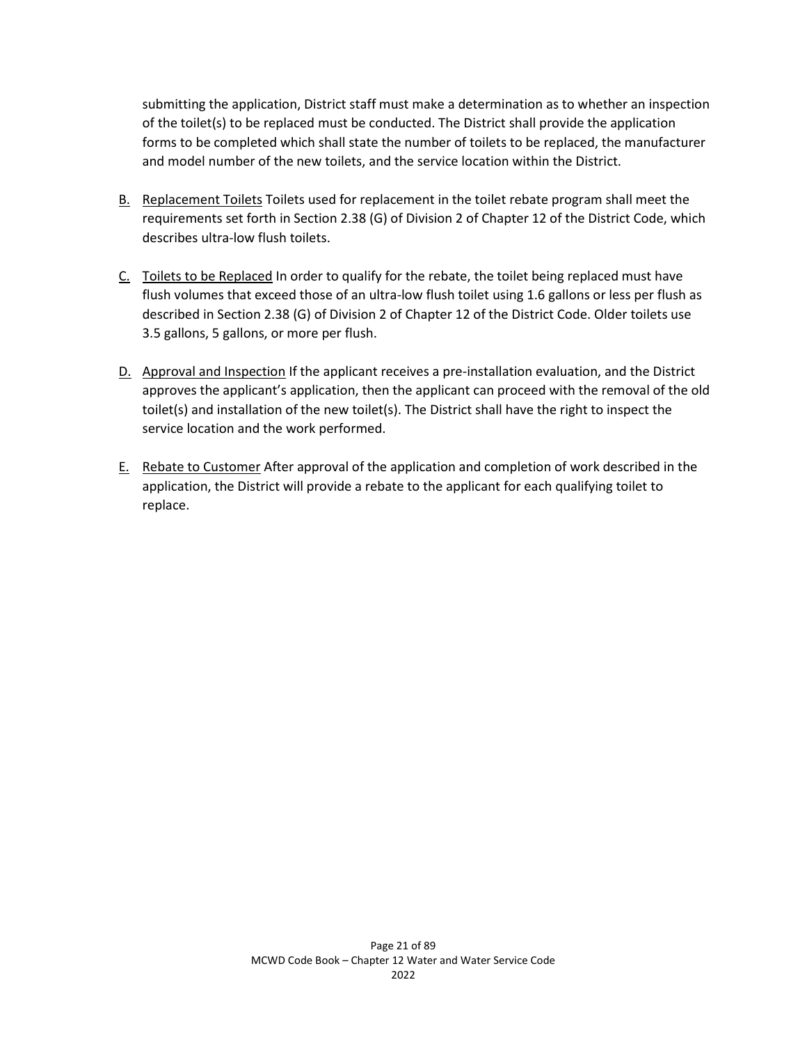submitting the application, District staff must make a determination as to whether an inspection of the toilet(s) to be replaced must be conducted. The District shall provide the application forms to be completed which shall state the number of toilets to be replaced, the manufacturer and model number of the new toilets, and the service location within the District.

B. Replacement Toilets Toilets used for replacement in the toilet rebate program shall meet the requirements set forth in Section 2.38 (G) of Division 2 of Chapter 12 of the District Code, which describes ultra-low flush toilets.

C. Toilets to be Replaced In order to qualify for the rebate, the toilet being replaced must have flush volumes that exceed those of an ultra-low flush toilet using 1.6 gallons or less per flush as described in Section 2.38 (G) of Division 2 of Chapter 12 of the District Code. Older toilets use 3.5 gallons, 5 gallons, or more per flush.

D. Approval and Inspection If the applicant receives a pre-installation evaluation, and the District approves the applicant's application, then the applicant can proceed with the removal of the old toilet(s) and installation of the new toilet(s). The District shall have the right to inspect the service location and the work performed.

E. Rebate to Customer After approval of the application and completion of work described in the application, the District will provide a rebate to the applicant for each qualifying toilet to replace.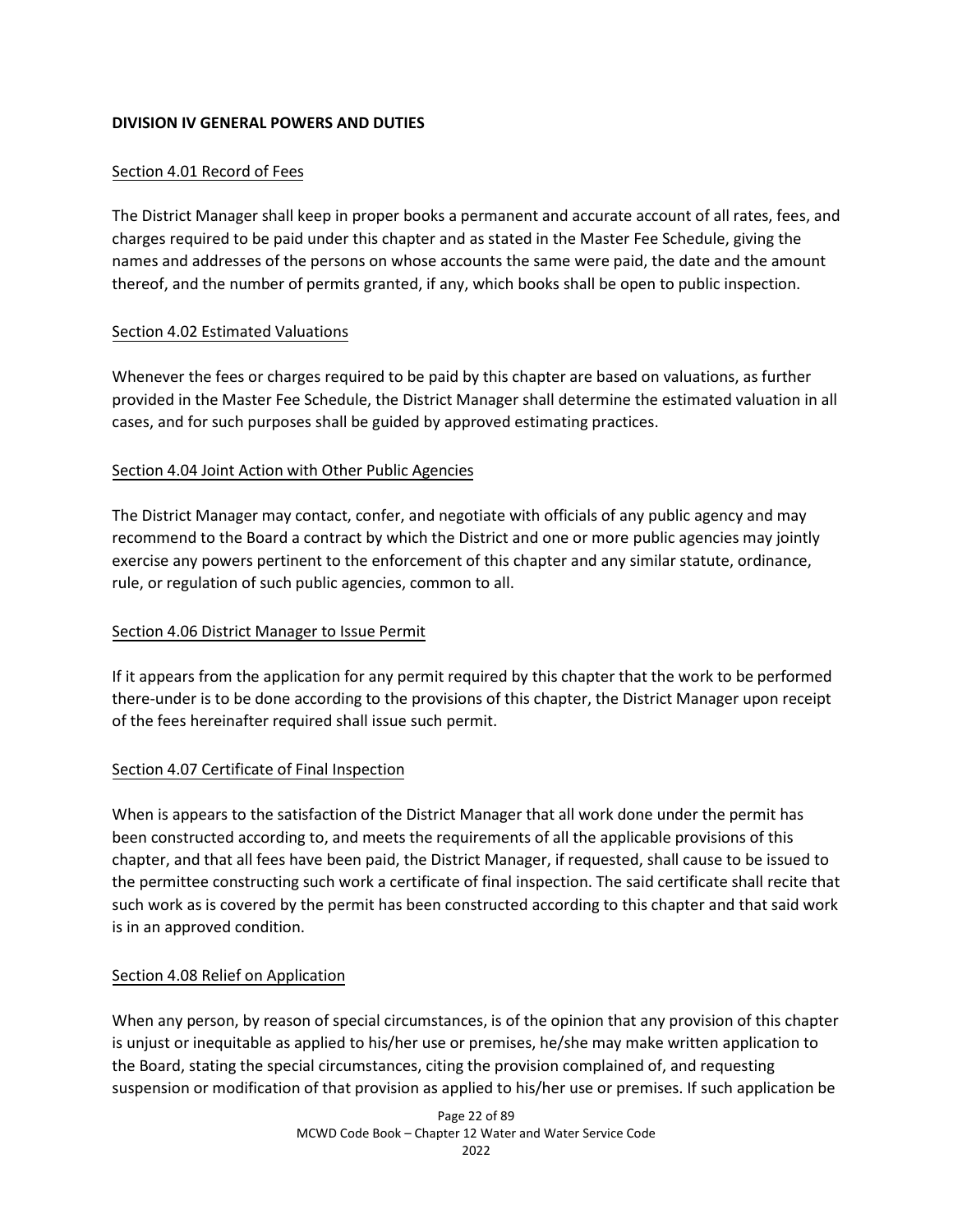## DIVISION IV GENERAL POWERS AND DUTIES

### Section 4.01 Record of Fees

The District Manager shall keep in proper books a permanent and accurate account of all rates, fees, and charges required to be paid under this chapter and as stated in the Master Fee Schedule, giving the names and addresses of the persons on whose accounts the same were paid, the date and the amount thereof, and the number of permits granted, if any, which books shall be open to public inspection.

### Section 4.02 Estimated Valuations

Whenever the fees or charges required to be paid by this chapter are based on valuations, as further provided in the Master Fee Schedule, the District Manager shall determine the estimated valuation in all cases, and for such purposes shall be guided by approved estimating practices.

### Section 4.04 Joint Action with Other Public Agencies

The District Manager may contact, confer, and negotiate with officials of any public agency and may recommend to the Board a contract by which the District and one or more public agencies may jointly exercise any powers pertinent to the enforcement of this chapter and any similar statute, ordinance, rule, or regulation of such public agencies, common to all.

### Section 4.06 District Manager to Issue Permit

If it appears from the application for any permit required by this chapter that the work to be performed there-under is to be done according to the provisions of this chapter, the District Manager upon receipt of the fees hereinafter required shall issue such permit.

### Section 4.07 Certificate of Final Inspection

When is appears to the satisfaction of the District Manager that all work done under the permit has been constructed according to, and meets the requirements of all the applicable provisions of this chapter, and that all fees have been paid, the District Manager, if requested, shall cause to be issued to the permittee constructing such work a certificate of final inspection. The said certificate shall recite that such work as is covered by the permit has been constructed according to this chapter and that said work is in an approved condition.

### Section 4.08 Relief on Application

When any person, by reason of special circumstances, is of the opinion that any provision of this chapter is unjust or inequitable as applied to his/her use or premises, he/she may make written application to the Board, stating the special circumstances, citing the provision complained of, and requesting suspension or modification of that provision as applied to his/her use or premises. If such application be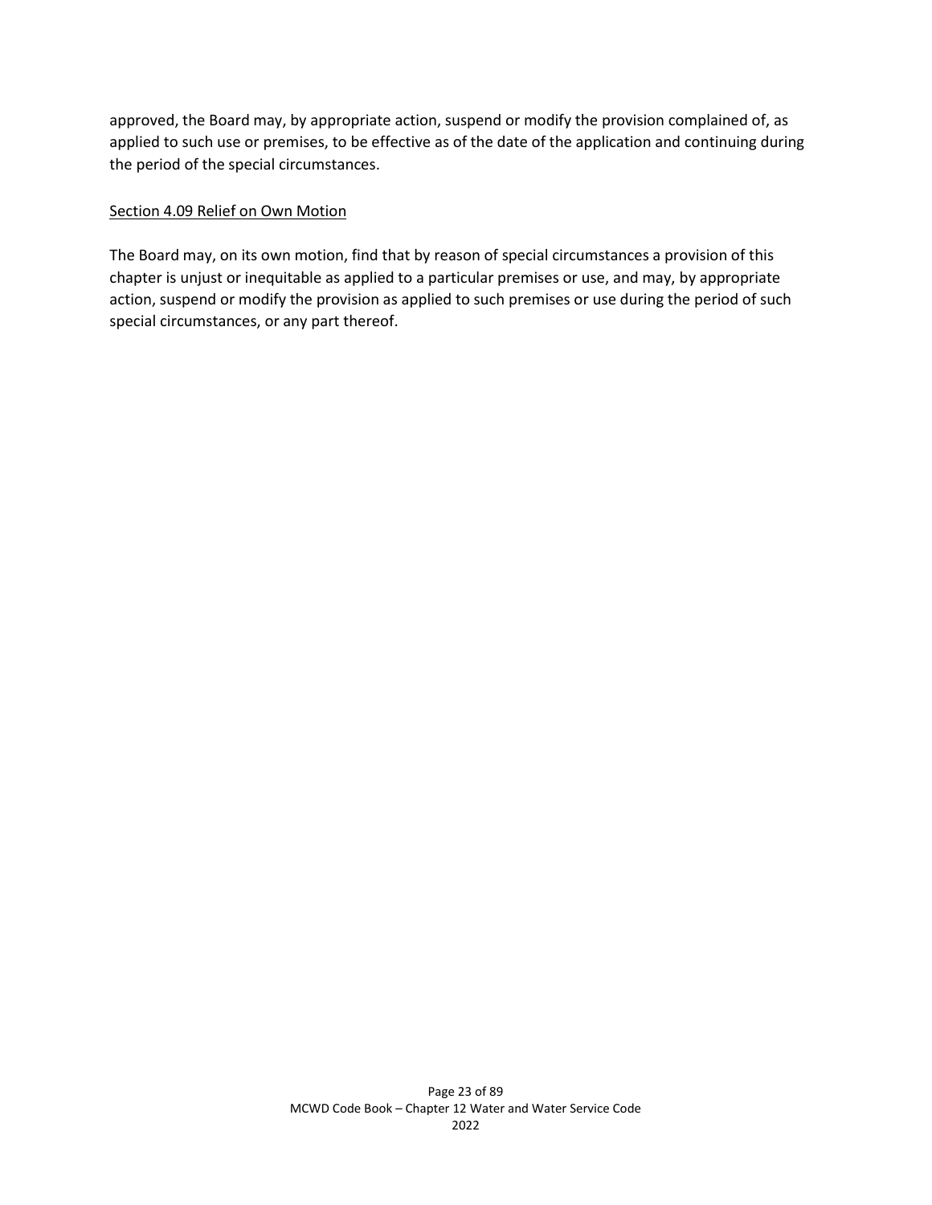approved, the Board may, by appropriate action, suspend or modify the provision complained of, as applied to such use or premises, to be effective as of the date of the application and continuing during the period of the special circumstances.

### Section 4.09 Relief on Own Motion

The Board may, on its own motion, find that by reason of special circumstances a provision of this chapter is unjust or inequitable as applied to a particular premises or use, and may, by appropriate action, suspend or modify the provision as applied to such premises or use during the period of such special circumstances, or any part thereof.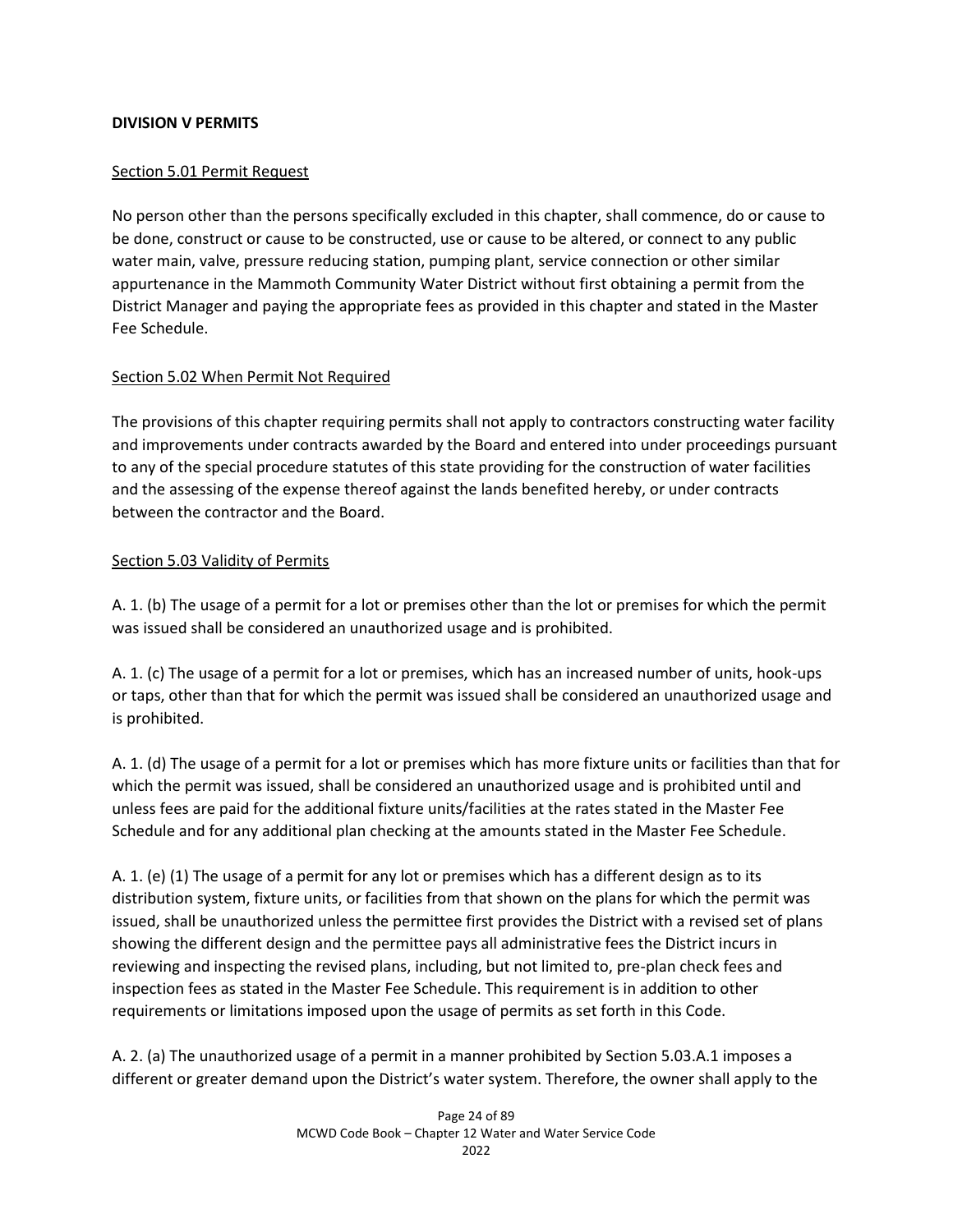**DIVISION V PERMITS**

Section 5.01 Permit Request

No person other than the persons specifically excluded in this chapter, shall commence, do or cause to be done, construct or cause to be constructed, use or cause to be altered, or connect to any public water main, valve, pressure reducing station, pumping plant, service connection or other similar appurtenance in the Mammoth Community Water District without first obtaining a permit from the District Manager and paying the appropriate fees as provided in this chapter and stated in the Master Fee Schedule.

Section 5.02 When Permit Not Required

The provisions of this chapter requiring permits shall not apply to contractors constructing water facility and improvements under contracts awarded by the Board and entered into under proceedings pursuant to any of the special procedure statutes of this state providing for the construction of water facilities and the assessing of the expense thereof against the lands benefited hereby, or under contracts between the contractor and the Board.

Section 5.03 Validity of Permits

A. 1. (b) The usage of a permit for a lot or premises other than the lot or premises for which the permit was issued shall be considered an unauthorized usage and is prohibited.

A. 1. (c) The usage of a permit for a lot or premises, which has an increased number of units, hook-ups or taps, other than that for which the permit was issued shall be considered an unauthorized usage and is prohibited.

A. 1. (d) The usage of a permit for a lot or premises which has more fixture units or facilities than that for which the permit was issued, shall be considered an unauthorized usage and is prohibited until and unless fees are paid for the additional fixture units/facilities at the rates stated in the Master Fee Schedule and for any additional plan checking at the amounts stated in the Master Fee Schedule.

A. 1. (e) (1) The usage of a permit for any lot or premises which has a different design as to its distribution system, fixture units, or facilities from that shown on the plans for which the permit was issued, shall be unauthorized unless the permittee first provides the District with a revised set of plans showing the different design and the permittee pays all administrative fees the District incurs in reviewing and inspecting the revised plans, including, but not limited to, pre-plan check fees and inspection fees as stated in the Master Fee Schedule. This requirement is in addition to other requirements or limitations imposed upon the usage of permits as set forth in this Code.

A. 2. (a) The unauthorized usage of a permit in a manner prohibited by Section 5.03.A.1 imposes a different or greater demand upon the District's water system. Therefore, the owner shall apply to the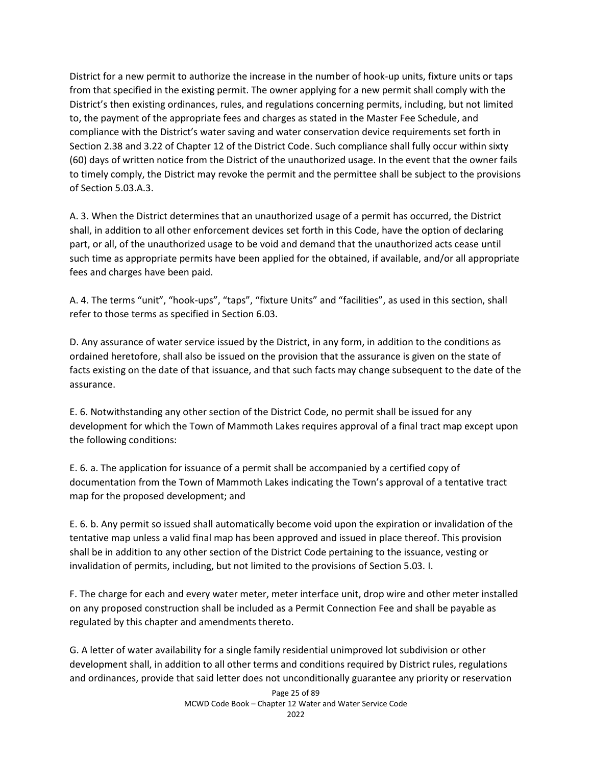District for a new permit to authorize the increase in the number of hook-up units, fixture units or taps from that specified in the existing permit. The owner applying for a new permit shall comply with the District's then existing ordinances, rules, and regulations concerning permits, including, but not limited to, the payment of the appropriate fees and charges as stated in the Master Fee Schedule, and compliance with the District's water saving and water conservation device requirements set forth in Section 2.38 and 3.22 of Chapter 12 of the District Code. Such compliance shall fully occur within sixty (60) days of written notice from the District of the unauthorized usage. In the event that the owner fails to timely comply, the District may revoke the permit and the permittee shall be subject to the provisions of Section 5.03.A.3.

A. 3. When the District determines that an unauthorized usage of a permit has occurred, the District shall, in addition to all other enforcement devices set forth in this Code, have the option of declaring part, or all, of the unauthorized usage to be void and demand that the unauthorized acts cease until such time as appropriate permits have been applied for the obtained, if available, and/or all appropriate fees and charges have been paid.

A. 4. The terms "unit", "hook-ups", "taps", "fixture Units" and "facilities", as used in this section, shall refer to those terms as specified in Section 6.03.

D. Any assurance of water service issued by the District, in any form, in addition to the conditions as ordained heretofore, shall also be issued on the provision that the assurance is given on the state of facts existing on the date of that issuance, and that such facts may change subsequent to the date of the assurance.

E. 6. Notwithstanding any other section of the District Code, no permit shall be issued for any development for which the Town of Mammoth Lakes requires approval of a final tract map except upon the following conditions:

E. 6. a. The application for issuance of a permit shall be accompanied by a certified copy of documentation from the Town of Mammoth Lakes indicating the Town's approval of a tentative tract map for the proposed development; and

E. 6. b. Any permit so issued shall automatically become void upon the expiration or invalidation of the tentative map unless a valid final map has been approved and issued in place thereof. This provision shall be in addition to any other section of the District Code pertaining to the issuance, vesting or invalidation of permits, including, but not limited to the provisions of Section 5.03. I.

F. The charge for each and every water meter, meter interface unit, drop wire and other meter installed on any proposed construction shall be included as a Permit Connection Fee and shall be payable as regulated by this chapter and amendments thereto.

G. A letter of water availability for a single family residential unimproved lot subdivision or other development shall, in addition to all other terms and conditions required by District rules, regulations and ordinances, provide that said letter does not unconditionally guarantee any priority or reservation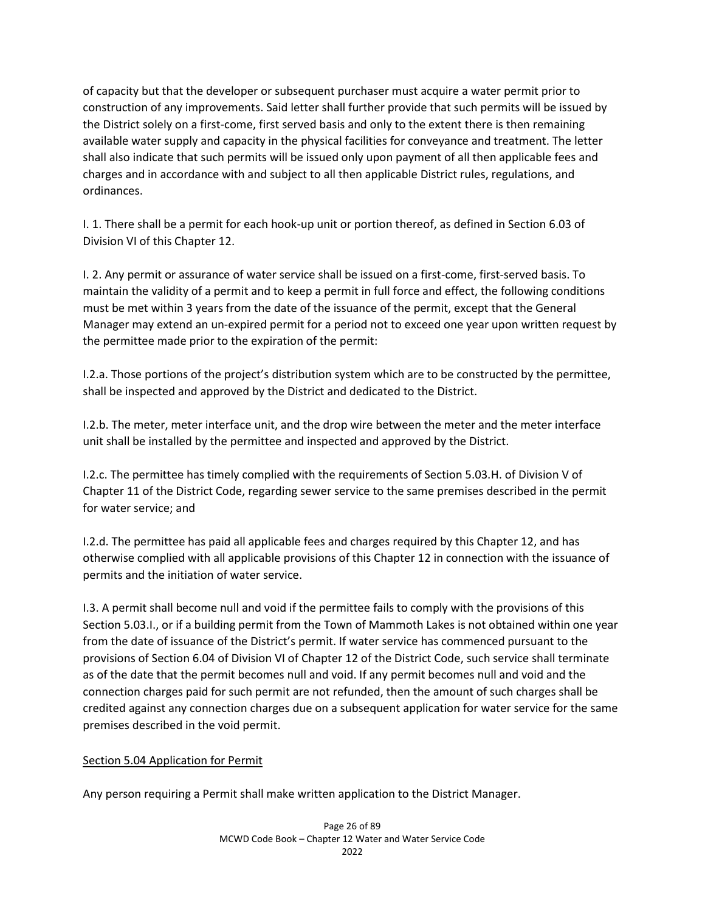of capacity but that the developer or subsequent purchaser must acquire a water permit prior to construction of any improvements. Said letter shall further provide that such permits will be issued by the District solely on a first-come, first served basis and only to the extent there is then remaining available water supply and capacity in the physical facilities for conveyance and treatment. The letter shall also indicate that such permits will be issued only upon payment of all then applicable fees and charges and in accordance with and subject to all then applicable District rules, regulations, and ordinances.

I. 1. There shall be a permit for each hook-up unit or portion thereof, as defined in Section 6.03 of Division VI of this Chapter 12.

I. 2. Any permit or assurance of water service shall be issued on a first-come, first-served basis. To maintain the validity of a permit and to keep a permit in full force and effect, the following conditions must be met within 3 years from the date of the issuance of the permit, except that the General Manager may extend an un-expired permit for a period not to exceed one year upon written request by the permittee made prior to the expiration of the permit:

I.2.a. Those portions of the project's distribution system which are to be constructed by the permittee, shall be inspected and approved by the District and dedicated to the District.

I.2.b. The meter, meter interface unit, and the drop wire between the meter and the meter interface unit shall be installed by the permittee and inspected and approved by the District.

I.2.c. The permittee has timely complied with the requirements of Section 5.03.H. of Division V of Chapter 11 of the District Code, regarding sewer service to the same premises described in the permit for water service; and

I.2.d. The permittee has paid all applicable fees and charges required by this Chapter 12, and has otherwise complied with all applicable provisions of this Chapter 12 in connection with the issuance of permits and the initiation of water service.

I.3. A permit shall become null and void if the permittee fails to comply with the provisions of this Section 5.03.I., or if a building permit from the Town of Mammoth Lakes is not obtained within one year from the date of issuance of the District's permit. If water service has commenced pursuant to the provisions of Section 6.04 of Division VI of Chapter 12 of the District Code, such service shall terminate as of the date that the permit becomes null and void. If any permit becomes null and void and the connection charges paid for such permit are not refunded, then the amount of such charges shall be credited against any connection charges due on a subsequent application for water service for the same premises described in the void permit.

## Section 5.04 Application for Permit

Any person requiring a Permit shall make written application to the District Manager.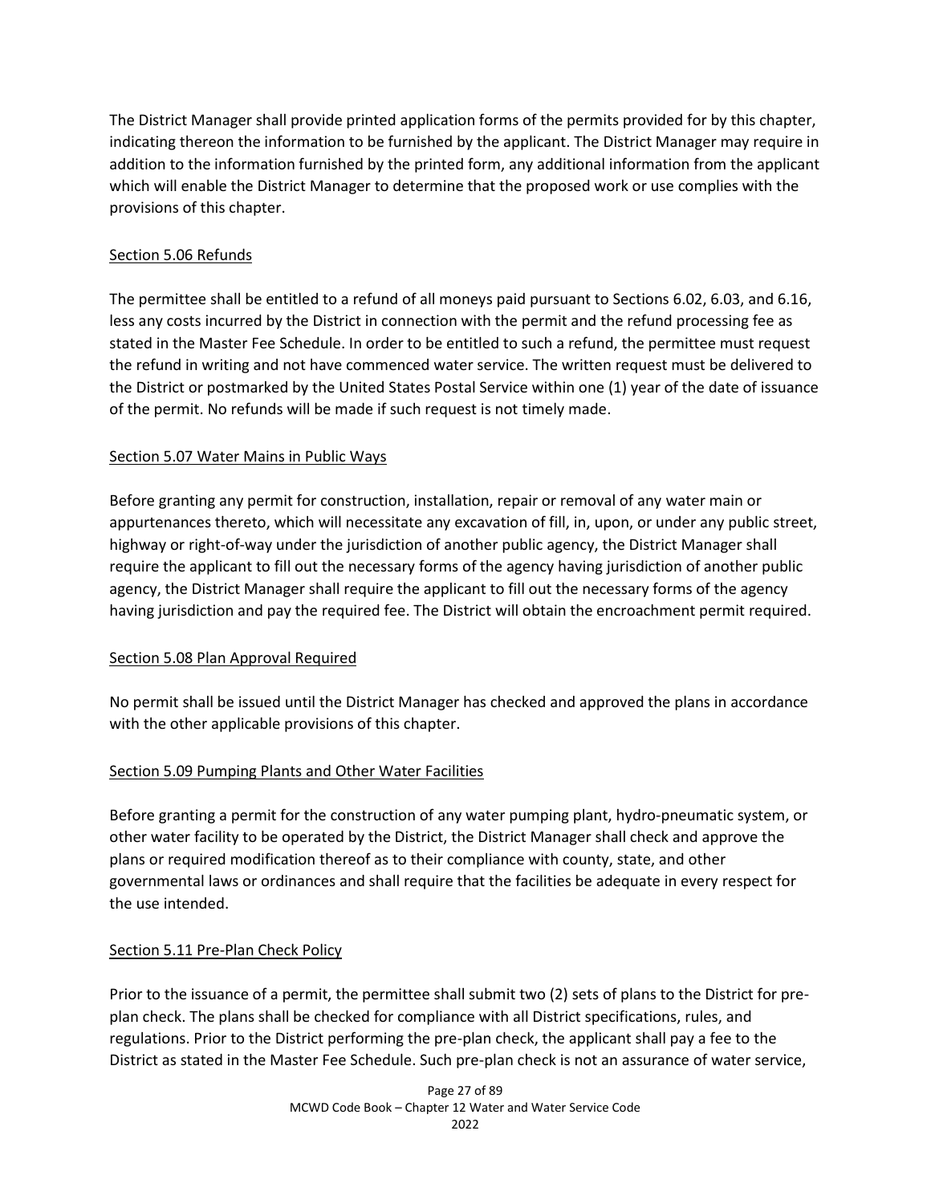The District Manager shall provide printed application forms of the permits provided for by this chapter, indicating thereon the information to be furnished by the applicant. The District Manager may require in addition to the information furnished by the printed form, any additional information from the applicant which will enable the District Manager to determine that the proposed work or use complies with the provisions of this chapter.

## Section 5.06 Refunds

The permittee shall be entitled to a refund of all moneys paid pursuant to Sections 6.02, 6.03, and 6.16, less any costs incurred by the District in connection with the permit and the refund processing fee as stated in the Master Fee Schedule. In order to be entitled to such a refund, the permittee must request the refund in writing and not have commenced water service. The written request must be delivered to the District or postmarked by the United States Postal Service within one (1) year of the date of issuance of the permit. No refunds will be made if such request is not timely made.

## Section 5.07 Water Mains in Public Ways

Before granting any permit for construction, installation, repair or removal of any water main or appurtenances thereto, which will necessitate any excavation of fill, in, upon, or under any public street, highway or right-of-way under the jurisdiction of another public agency, the District Manager shall require the applicant to fill out the necessary forms of the agency having jurisdiction of another public agency, the District Manager shall require the applicant to fill out the necessary forms of the agency having jurisdiction and pay the required fee. The District will obtain the encroachment permit required.

## Section 5.08 Plan Approval Required

No permit shall be issued until the District Manager has checked and approved the plans in accordance with the other applicable provisions of this chapter.

## Section 5.09 Pumping Plants and Other Water Facilities

Before granting a permit for the construction of any water pumping plant, hydro-pneumatic system, or other water facility to be operated by the District, the District Manager shall check and approve the plans or required modification thereof as to their compliance with county, state, and other governmental laws or ordinances and shall require that the facilities be adequate in every respect for the use intended.

## Section 5.11 Pre-Plan Check Policy

Prior to the issuance of a permit, the permittee shall submit two (2) sets of plans to the District for pre-plan check. The plans shall be checked for compliance with all District specifications, rules, and regulations. Prior to the District performing the pre-plan check, the applicant shall pay a fee to the District as stated in the Master Fee Schedule. Such pre-plan check is not an assurance of water service,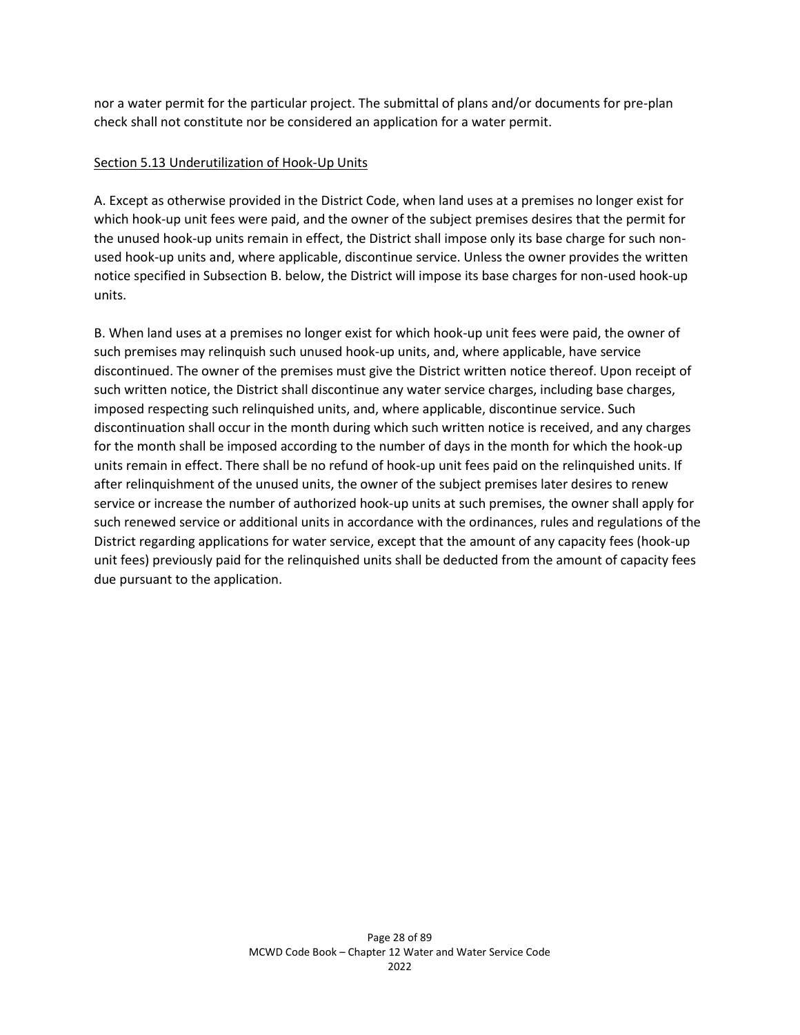nor a water permit for the particular project. The submittal of plans and/or documents for pre-plan check shall not constitute nor be considered an application for a water permit.

Section 5.13 Underutilization of Hook-Up Units

A. Except as otherwise provided in the District Code, when land uses at a premises no longer exist for which hook-up unit fees were paid, and the owner of the subject premises desires that the permit for the unused hook-up units remain in effect, the District shall impose only its base charge for such non-used hook-up units and, where applicable, discontinue service. Unless the owner provides the written notice specified in Subsection B. below, the District will impose its base charges for non-used hook-up units.

B. When land uses at a premises no longer exist for which hook-up unit fees were paid, the owner of such premises may relinquish such unused hook-up units, and, where applicable, have service discontinued. The owner of the premises must give the District written notice thereof. Upon receipt of such written notice, the District shall discontinue any water service charges, including base charges, imposed respecting such relinquished units, and, where applicable, discontinue service. Such discontinuation shall occur in the month during which such written notice is received, and any charges for the month shall be imposed according to the number of days in the month for which the hook-up units remain in effect. There shall be no refund of hook-up unit fees paid on the relinquished units. If after relinquishment of the unused units, the owner of the subject premises later desires to renew service or increase the number of authorized hook-up units at such premises, the owner shall apply for such renewed service or additional units in accordance with the ordinances, rules and regulations of the District regarding applications for water service, except that the amount of any capacity fees (hook-up unit fees) previously paid for the relinquished units shall be deducted from the amount of capacity fees due pursuant to the application.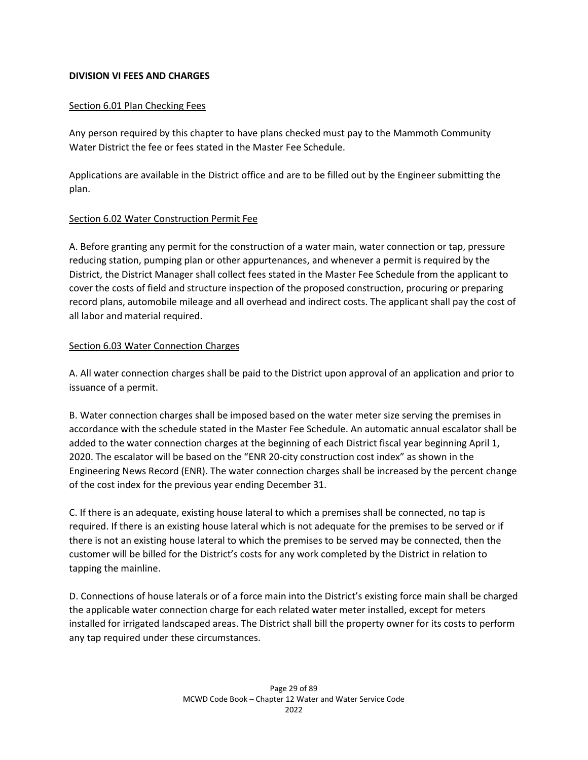## DIVISION VI FEES AND CHARGES

### Section 6.01 Plan Checking Fees

Any person required by this chapter to have plans checked must pay to the Mammoth Community Water District the fee or fees stated in the Master Fee Schedule.

Applications are available in the District office and are to be filled out by the Engineer submitting the plan.

### Section 6.02 Water Construction Permit Fee

A. Before granting any permit for the construction of a water main, water connection or tap, pressure reducing station, pumping plan or other appurtenances, and whenever a permit is required by the District, the District Manager shall collect fees stated in the Master Fee Schedule from the applicant to cover the costs of field and structure inspection of the proposed construction, procuring or preparing record plans, automobile mileage and all overhead and indirect costs. The applicant shall pay the cost of all labor and material required.

### Section 6.03 Water Connection Charges

A. All water connection charges shall be paid to the District upon approval of an application and prior to issuance of a permit.

B. Water connection charges shall be imposed based on the water meter size serving the premises in accordance with the schedule stated in the Master Fee Schedule. An automatic annual escalator shall be added to the water connection charges at the beginning of each District fiscal year beginning April 1, 2020. The escalator will be based on the "ENR 20-city construction cost index" as shown in the Engineering News Record (ENR). The water connection charges shall be increased by the percent change of the cost index for the previous year ending December 31.

C. If there is an adequate, existing house lateral to which a premises shall be connected, no tap is required. If there is an existing house lateral which is not adequate for the premises to be served or if there is not an existing house lateral to which the premises to be served may be connected, then the customer will be billed for the District's costs for any work completed by the District in relation to tapping the mainline.

D. Connections of house laterals or of a force main into the District's existing force main shall be charged the applicable water connection charge for each related water meter installed, except for meters installed for irrigated landscaped areas. The District shall bill the property owner for its costs to perform any tap required under these circumstances.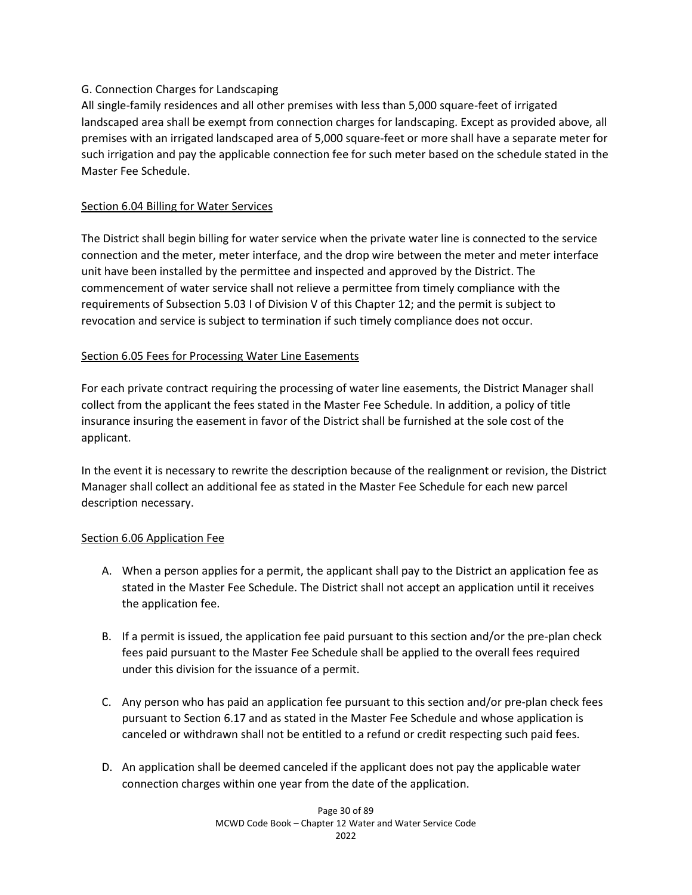G. Connection Charges for Landscaping

All single-family residences and all other premises with less than 5,000 square-feet of irrigated landscaped area shall be exempt from connection charges for landscaping. Except as provided above, all premises with an irrigated landscaped area of 5,000 square-feet or more shall have a separate meter for such irrigation and pay the applicable connection fee for such meter based on the schedule stated in the Master Fee Schedule.

## Section 6.04 Billing for Water Services

The District shall begin billing for water service when the private water line is connected to the service connection and the meter, meter interface, and the drop wire between the meter and meter interface unit have been installed by the permittee and inspected and approved by the District. The commencement of water service shall not relieve a permittee from timely compliance with the requirements of Subsection 5.03 I of Division V of this Chapter 12; and the permit is subject to revocation and service is subject to termination if such timely compliance does not occur.

## Section 6.05 Fees for Processing Water Line Easements

For each private contract requiring the processing of water line easements, the District Manager shall collect from the applicant the fees stated in the Master Fee Schedule. In addition, a policy of title insurance insuring the easement in favor of the District shall be furnished at the sole cost of the applicant.

In the event it is necessary to rewrite the description because of the realignment or revision, the District Manager shall collect an additional fee as stated in the Master Fee Schedule for each new parcel description necessary.

## Section 6.06 Application Fee

A. When a person applies for a permit, the applicant shall pay to the District an application fee as stated in the Master Fee Schedule. The District shall not accept an application until it receives the application fee.

B. If a permit is issued, the application fee paid pursuant to this section and/or the pre-plan check fees paid pursuant to the Master Fee Schedule shall be applied to the overall fees required under this division for the issuance of a permit.

C. Any person who has paid an application fee pursuant to this section and/or pre-plan check fees pursuant to Section 6.17 and as stated in the Master Fee Schedule and whose application is canceled or withdrawn shall not be entitled to a refund or credit respecting such paid fees.

D. An application shall be deemed canceled if the applicant does not pay the applicable water connection charges within one year from the date of the application.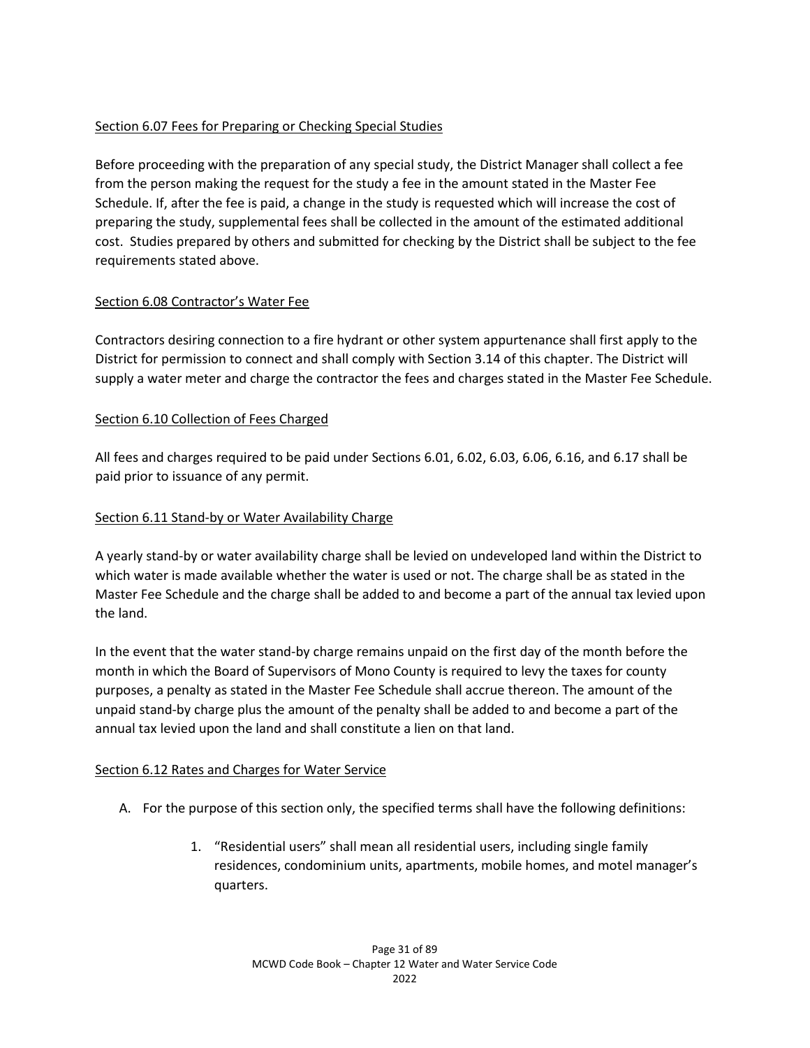Section 6.07 Fees for Preparing or Checking Special Studies

Before proceeding with the preparation of any special study, the District Manager shall collect a fee from the person making the request for the study a fee in the amount stated in the Master Fee Schedule. If, after the fee is paid, a change in the study is requested which will increase the cost of preparing the study, supplemental fees shall be collected in the amount of the estimated additional cost. Studies prepared by others and submitted for checking by the District shall be subject to the fee requirements stated above.

Section 6.08 Contractor's Water Fee

Contractors desiring connection to a fire hydrant or other system appurtenance shall first apply to the District for permission to connect and shall comply with Section 3.14 of this chapter. The District will supply a water meter and charge the contractor the fees and charges stated in the Master Fee Schedule.

Section 6.10 Collection of Fees Charged

All fees and charges required to be paid under Sections 6.01, 6.02, 6.03, 6.06, 6.16, and 6.17 shall be paid prior to issuance of any permit.

Section 6.11 Stand-by or Water Availability Charge

A yearly stand-by or water availability charge shall be levied on undeveloped land within the District to which water is made available whether the water is used or not. The charge shall be as stated in the Master Fee Schedule and the charge shall be added to and become a part of the annual tax levied upon the land.

In the event that the water stand-by charge remains unpaid on the first day of the month before the month in which the Board of Supervisors of Mono County is required to levy the taxes for county purposes, a penalty as stated in the Master Fee Schedule shall accrue thereon. The amount of the unpaid stand-by charge plus the amount of the penalty shall be added to and become a part of the annual tax levied upon the land and shall constitute a lien on that land.

Section 6.12 Rates and Charges for Water Service

A. For the purpose of this section only, the specified terms shall have the following definitions:

   1. "Residential users" shall mean all residential users, including single family residences, condominium units, apartments, mobile homes, and motel manager's quarters.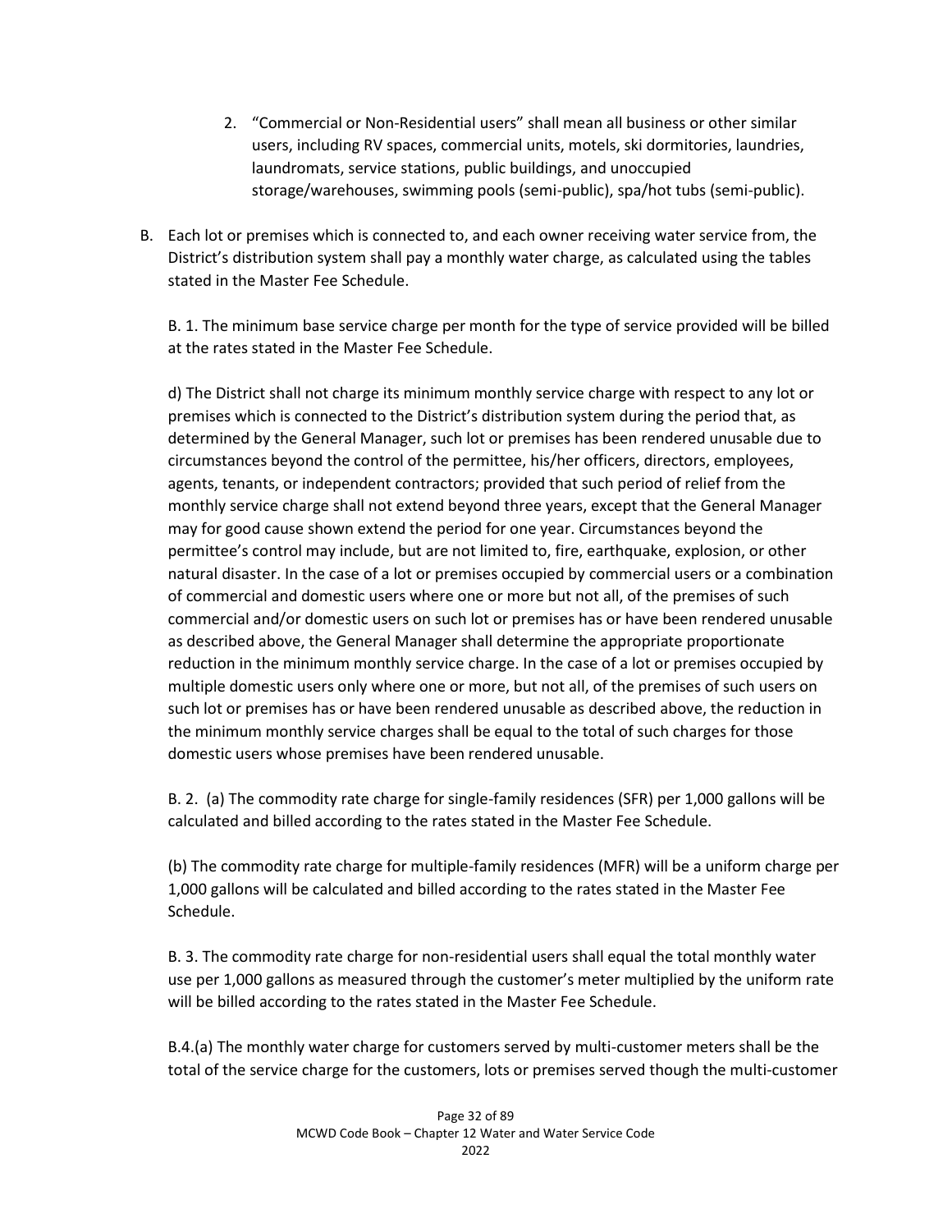2. "Commercial or Non-Residential users" shall mean all business or other similar users, including RV spaces, commercial units, motels, ski dormitories, laundries, laundromats, service stations, public buildings, and unoccupied storage/warehouses, swimming pools (semi-public), spa/hot tubs (semi-public).

B. Each lot or premises which is connected to, and each owner receiving water service from, the District's distribution system shall pay a monthly water charge, as calculated using the tables stated in the Master Fee Schedule.

B. 1. The minimum base service charge per month for the type of service provided will be billed at the rates stated in the Master Fee Schedule.

d) The District shall not charge its minimum monthly service charge with respect to any lot or premises which is connected to the District's distribution system during the period that, as determined by the General Manager, such lot or premises has been rendered unusable due to circumstances beyond the control of the permittee, his/her officers, directors, employees, agents, tenants, or independent contractors; provided that such period of relief from the monthly service charge shall not extend beyond three years, except that the General Manager may for good cause shown extend the period for one year. Circumstances beyond the permittee's control may include, but are not limited to, fire, earthquake, explosion, or other natural disaster. In the case of a lot or premises occupied by commercial users or a combination of commercial and domestic users where one or more but not all, of the premises of such commercial and/or domestic users on such lot or premises has or have been rendered unusable as described above, the General Manager shall determine the appropriate proportionate reduction in the minimum monthly service charge. In the case of a lot or premises occupied by multiple domestic users only where one or more, but not all, of the premises of such users on such lot or premises has or have been rendered unusable as described above, the reduction in the minimum monthly service charges shall be equal to the total of such charges for those domestic users whose premises have been rendered unusable.

B. 2. (a) The commodity rate charge for single-family residences (SFR) per 1,000 gallons will be calculated and billed according to the rates stated in the Master Fee Schedule.

(b) The commodity rate charge for multiple-family residences (MFR) will be a uniform charge per 1,000 gallons will be calculated and billed according to the rates stated in the Master Fee Schedule.

B. 3. The commodity rate charge for non-residential users shall equal the total monthly water use per 1,000 gallons as measured through the customer's meter multiplied by the uniform rate will be billed according to the rates stated in the Master Fee Schedule.

B.4.(a) The monthly water charge for customers served by multi-customer meters shall be the total of the service charge for the customers, lots or premises served though the multi-customer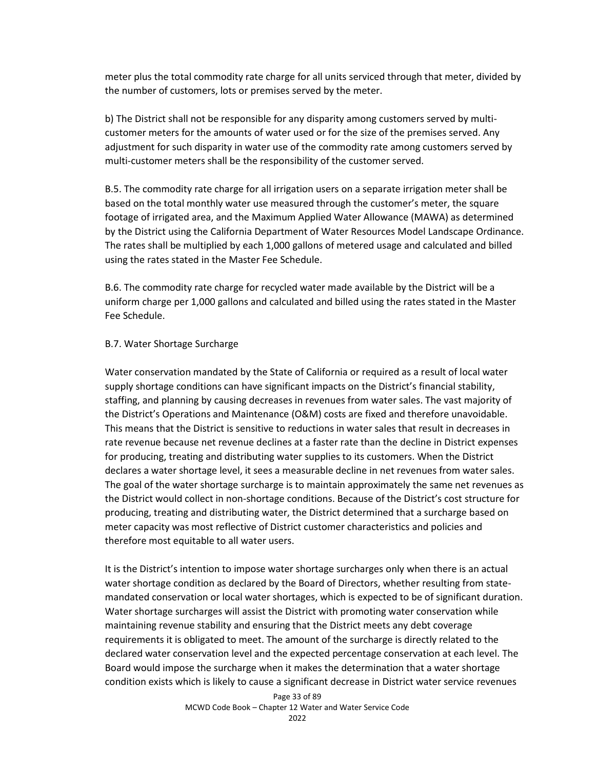meter plus the total commodity rate charge for all units serviced through that meter, divided by the number of customers, lots or premises served by the meter.

b) The District shall not be responsible for any disparity among customers served by multi-customer meters for the amounts of water used or for the size of the premises served. Any adjustment for such disparity in water use of the commodity rate among customers served by multi-customer meters shall be the responsibility of the customer served.

B.5. The commodity rate charge for all irrigation users on a separate irrigation meter shall be based on the total monthly water use measured through the customer's meter, the square footage of irrigated area, and the Maximum Applied Water Allowance (MAWA) as determined by the District using the California Department of Water Resources Model Landscape Ordinance. The rates shall be multiplied by each 1,000 gallons of metered usage and calculated and billed using the rates stated in the Master Fee Schedule.

B.6. The commodity rate charge for recycled water made available by the District will be a uniform charge per 1,000 gallons and calculated and billed using the rates stated in the Master Fee Schedule.

B.7. Water Shortage Surcharge

Water conservation mandated by the State of California or required as a result of local water supply shortage conditions can have significant impacts on the District's financial stability, staffing, and planning by causing decreases in revenues from water sales. The vast majority of the District's Operations and Maintenance (O&M) costs are fixed and therefore unavoidable. This means that the District is sensitive to reductions in water sales that result in decreases in rate revenue because net revenue declines at a faster rate than the decline in District expenses for producing, treating and distributing water supplies to its customers. When the District declares a water shortage level, it sees a measurable decline in net revenues from water sales. The goal of the water shortage surcharge is to maintain approximately the same net revenues as the District would collect in non-shortage conditions. Because of the District's cost structure for producing, treating and distributing water, the District determined that a surcharge based on meter capacity was most reflective of District customer characteristics and policies and therefore most equitable to all water users.

It is the District's intention to impose water shortage surcharges only when there is an actual water shortage condition as declared by the Board of Directors, whether resulting from state-mandated conservation or local water shortages, which is expected to be of significant duration. Water shortage surcharges will assist the District with promoting water conservation while maintaining revenue stability and ensuring that the District meets any debt coverage requirements it is obligated to meet. The amount of the surcharge is directly related to the declared water conservation level and the expected percentage conservation at each level. The Board would impose the surcharge when it makes the determination that a water shortage condition exists which is likely to cause a significant decrease in District water service revenues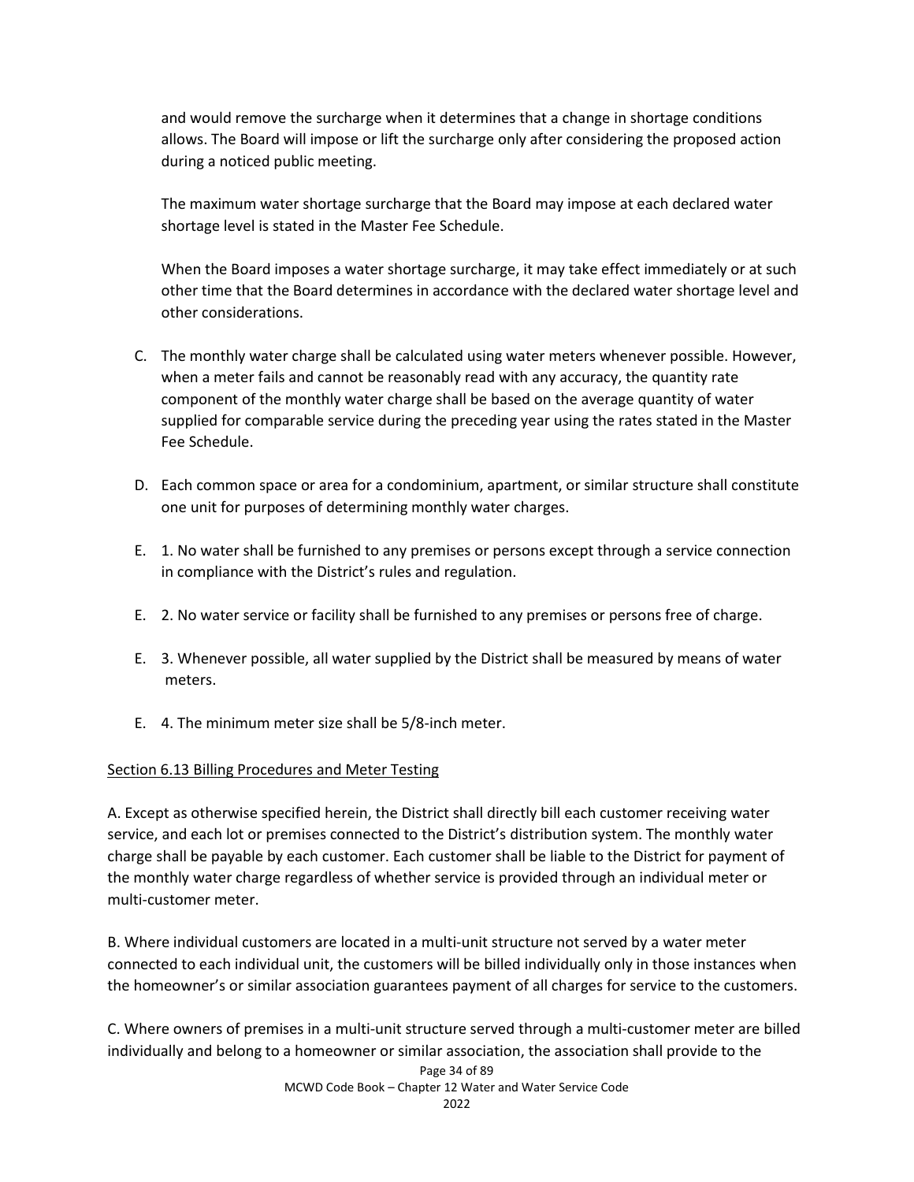and would remove the surcharge when it determines that a change in shortage conditions allows. The Board will impose or lift the surcharge only after considering the proposed action during a noticed public meeting.

The maximum water shortage surcharge that the Board may impose at each declared water shortage level is stated in the Master Fee Schedule.

When the Board imposes a water shortage surcharge, it may take effect immediately or at such other time that the Board determines in accordance with the declared water shortage level and other considerations.

C. The monthly water charge shall be calculated using water meters whenever possible. However, when a meter fails and cannot be reasonably read with any accuracy, the quantity rate component of the monthly water charge shall be based on the average quantity of water supplied for comparable service during the preceding year using the rates stated in the Master Fee Schedule.

D. Each common space or area for a condominium, apartment, or similar structure shall constitute one unit for purposes of determining monthly water charges.

E. 1. No water shall be furnished to any premises or persons except through a service connection in compliance with the District's rules and regulation.

E. 2. No water service or facility shall be furnished to any premises or persons free of charge.

E. 3. Whenever possible, all water supplied by the District shall be measured by means of water meters.

E. 4. The minimum meter size shall be 5/8-inch meter.

Section 6.13 Billing Procedures and Meter Testing

A. Except as otherwise specified herein, the District shall directly bill each customer receiving water service, and each lot or premises connected to the District's distribution system. The monthly water charge shall be payable by each customer. Each customer shall be liable to the District for payment of the monthly water charge regardless of whether service is provided through an individual meter or multi-customer meter.

B. Where individual customers are located in a multi-unit structure not served by a water meter connected to each individual unit, the customers will be billed individually only in those instances when the homeowner's or similar association guarantees payment of all charges for service to the customers.

C. Where owners of premises in a multi-unit structure served through a multi-customer meter are billed individually and belong to a homeowner or similar association, the association shall provide to the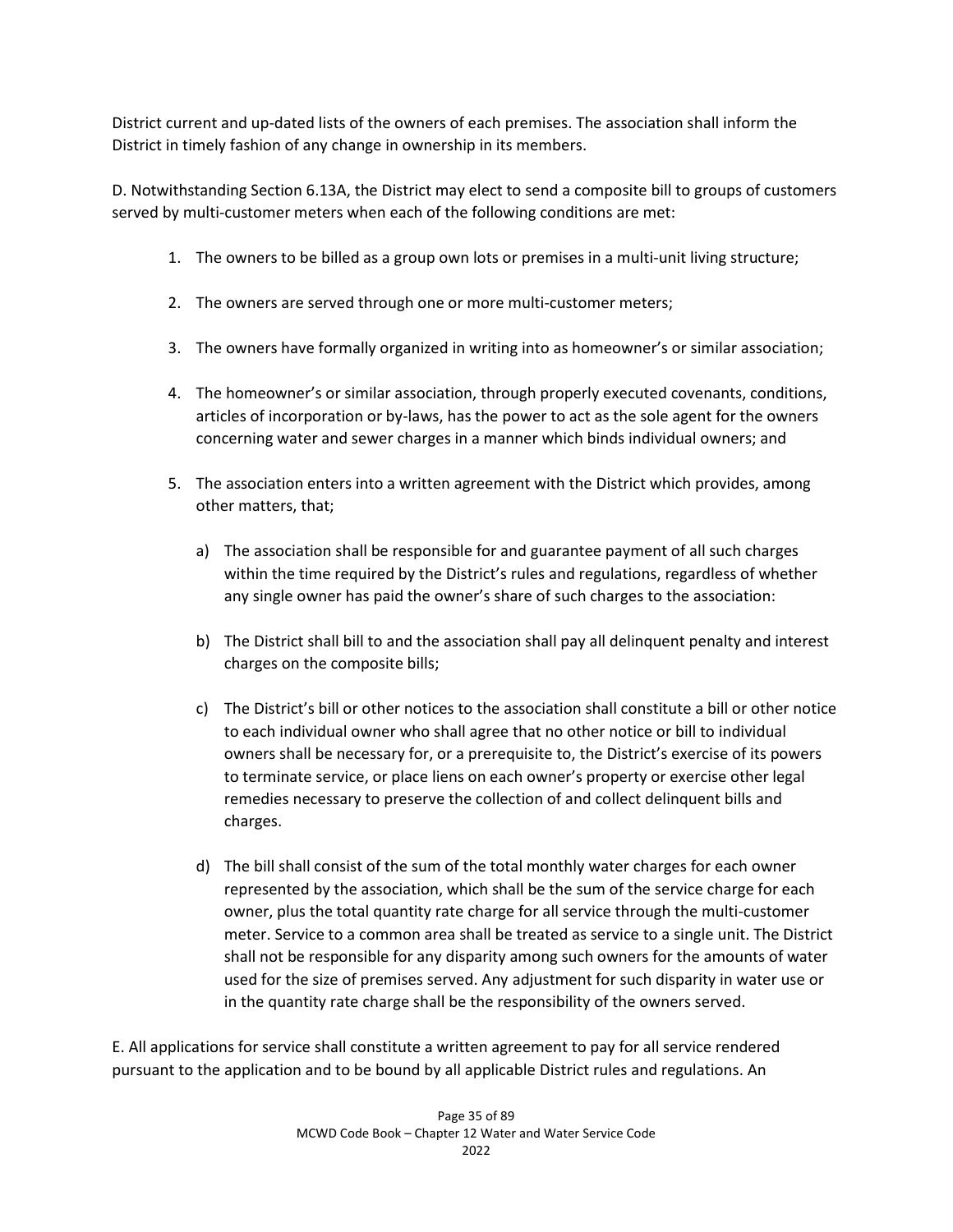District current and up-dated lists of the owners of each premises. The association shall inform the District in timely fashion of any change in ownership in its members.

D. Notwithstanding Section 6.13A, the District may elect to send a composite bill to groups of customers served by multi-customer meters when each of the following conditions are met:

1. The owners to be billed as a group own lots or premises in a multi-unit living structure;

2. The owners are served through one or more multi-customer meters;

3. The owners have formally organized in writing into as homeowner's or similar association;

4. The homeowner's or similar association, through properly executed covenants, conditions, articles of incorporation or by-laws, has the power to act as the sole agent for the owners concerning water and sewer charges in a manner which binds individual owners; and

5. The association enters into a written agreement with the District which provides, among other matters, that;

    a) The association shall be responsible for and guarantee payment of all such charges within the time required by the District's rules and regulations, regardless of whether any single owner has paid the owner's share of such charges to the association:

    b) The District shall bill to and the association shall pay all delinquent penalty and interest charges on the composite bills;

    c) The District's bill or other notices to the association shall constitute a bill or other notice to each individual owner who shall agree that no other notice or bill to individual owners shall be necessary for, or a prerequisite to, the District's exercise of its powers to terminate service, or place liens on each owner's property or exercise other legal remedies necessary to preserve the collection of and collect delinquent bills and charges.

    d) The bill shall consist of the sum of the total monthly water charges for each owner represented by the association, which shall be the sum of the service charge for each owner, plus the total quantity rate charge for all service through the multi-customer meter. Service to a common area shall be treated as service to a single unit. The District shall not be responsible for any disparity among such owners for the amounts of water used for the size of premises served. Any adjustment for such disparity in water use or in the quantity rate charge shall be the responsibility of the owners served.

E. All applications for service shall constitute a written agreement to pay for all service rendered pursuant to the application and to be bound by all applicable District rules and regulations. An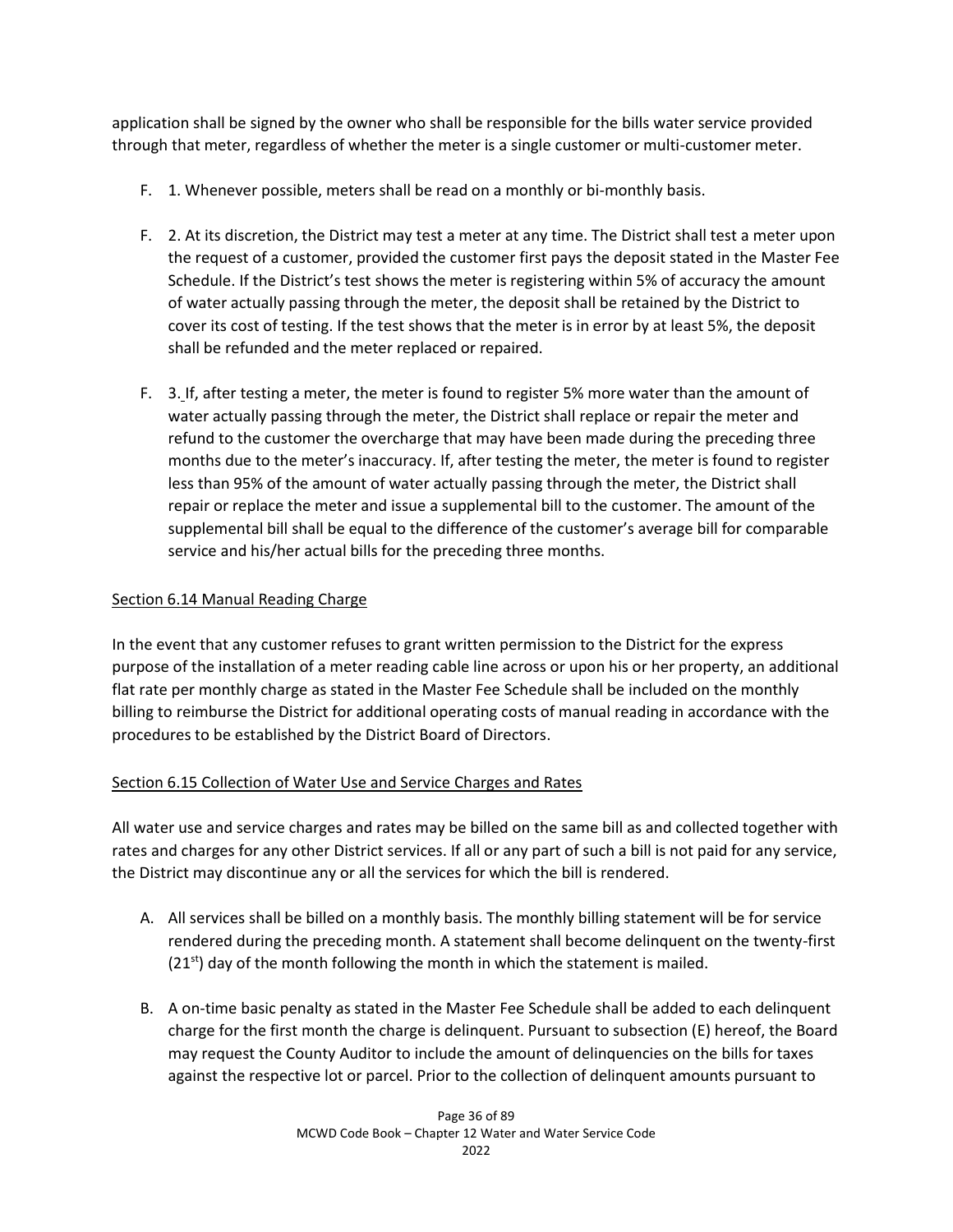application shall be signed by the owner who shall be responsible for the bills water service provided through that meter, regardless of whether the meter is a single customer or multi-customer meter.

F. 1. Whenever possible, meters shall be read on a monthly or bi-monthly basis.

F. 2. At its discretion, the District may test a meter at any time. The District shall test a meter upon the request of a customer, provided the customer first pays the deposit stated in the Master Fee Schedule. If the District's test shows the meter is registering within 5% of accuracy the amount of water actually passing through the meter, the deposit shall be retained by the District to cover its cost of testing. If the test shows that the meter is in error by at least 5%, the deposit shall be refunded and the meter replaced or repaired.

F. 3. If, after testing a meter, the meter is found to register 5% more water than the amount of water actually passing through the meter, the District shall replace or repair the meter and refund to the customer the overcharge that may have been made during the preceding three months due to the meter's inaccuracy. If, after testing the meter, the meter is found to register less than 95% of the amount of water actually passing through the meter, the District shall repair or replace the meter and issue a supplemental bill to the customer. The amount of the supplemental bill shall be equal to the difference of the customer's average bill for comparable service and his/her actual bills for the preceding three months.

Section 6.14 Manual Reading Charge

In the event that any customer refuses to grant written permission to the District for the express purpose of the installation of a meter reading cable line across or upon his or her property, an additional flat rate per monthly charge as stated in the Master Fee Schedule shall be included on the monthly billing to reimburse the District for additional operating costs of manual reading in accordance with the procedures to be established by the District Board of Directors.

Section 6.15 Collection of Water Use and Service Charges and Rates

All water use and service charges and rates may be billed on the same bill as and collected together with rates and charges for any other District services. If all or any part of such a bill is not paid for any service, the District may discontinue any or all the services for which the bill is rendered.

A. All services shall be billed on a monthly basis. The monthly billing statement will be for service rendered during the preceding month. A statement shall become delinquent on the twenty-first (21st) day of the month following the month in which the statement is mailed.

B. A on-time basic penalty as stated in the Master Fee Schedule shall be added to each delinquent charge for the first month the charge is delinquent. Pursuant to subsection (E) hereof, the Board may request the County Auditor to include the amount of delinquencies on the bills for taxes against the respective lot or parcel. Prior to the collection of delinquent amounts pursuant to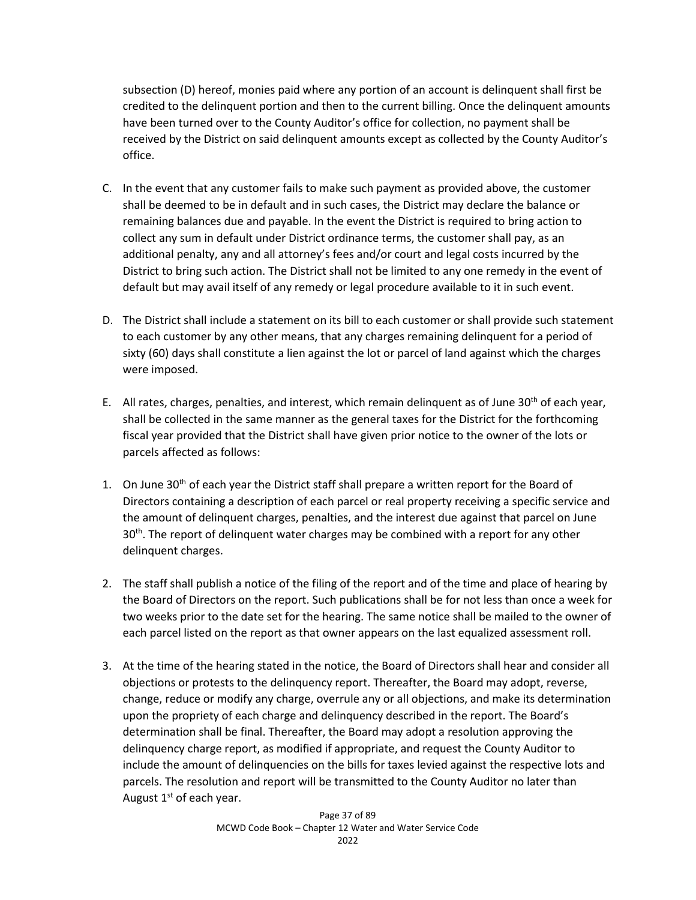subsection (D) hereof, monies paid where any portion of an account is delinquent shall first be credited to the delinquent portion and then to the current billing. Once the delinquent amounts have been turned over to the County Auditor's office for collection, no payment shall be received by the District on said delinquent amounts except as collected by the County Auditor's office.

C. In the event that any customer fails to make such payment as provided above, the customer shall be deemed to be in default and in such cases, the District may declare the balance or remaining balances due and payable. In the event the District is required to bring action to collect any sum in default under District ordinance terms, the customer shall pay, as an additional penalty, any and all attorney's fees and/or court and legal costs incurred by the District to bring such action. The District shall not be limited to any one remedy in the event of default but may avail itself of any remedy or legal procedure available to it in such event.

D. The District shall include a statement on its bill to each customer or shall provide such statement to each customer by any other means, that any charges remaining delinquent for a period of sixty (60) days shall constitute a lien against the lot or parcel of land against which the charges were imposed.

E. All rates, charges, penalties, and interest, which remain delinquent as of June 30th of each year, shall be collected in the same manner as the general taxes for the District for the forthcoming fiscal year provided that the District shall have given prior notice to the owner of the lots or parcels affected as follows:

1. On June 30th of each year the District staff shall prepare a written report for the Board of Directors containing a description of each parcel or real property receiving a specific service and the amount of delinquent charges, penalties, and the interest due against that parcel on June 30th. The report of delinquent water charges may be combined with a report for any other delinquent charges.

2. The staff shall publish a notice of the filing of the report and of the time and place of hearing by the Board of Directors on the report. Such publications shall be for not less than once a week for two weeks prior to the date set for the hearing. The same notice shall be mailed to the owner of each parcel listed on the report as that owner appears on the last equalized assessment roll.

3. At the time of the hearing stated in the notice, the Board of Directors shall hear and consider all objections or protests to the delinquency report. Thereafter, the Board may adopt, reverse, change, reduce or modify any charge, overrule any or all objections, and make its determination upon the propriety of each charge and delinquency described in the report. The Board's determination shall be final. Thereafter, the Board may adopt a resolution approving the delinquency charge report, as modified if appropriate, and request the County Auditor to include the amount of delinquencies on the bills for taxes levied against the respective lots and parcels. The resolution and report will be transmitted to the County Auditor no later than August 1st of each year.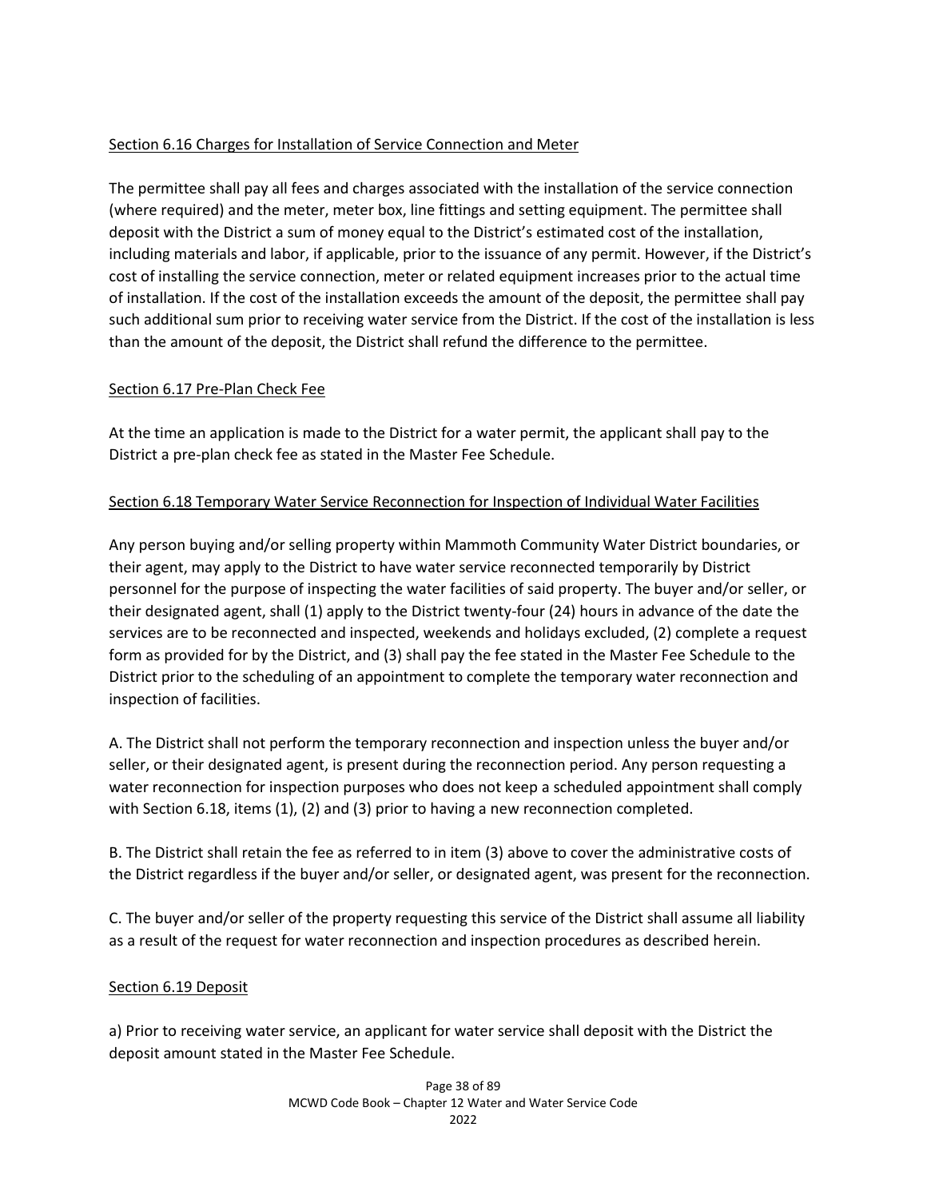Section 6.16 Charges for Installation of Service Connection and Meter

The permittee shall pay all fees and charges associated with the installation of the service connection (where required) and the meter, meter box, line fittings and setting equipment. The permittee shall deposit with the District a sum of money equal to the District's estimated cost of the installation, including materials and labor, if applicable, prior to the issuance of any permit. However, if the District's cost of installing the service connection, meter or related equipment increases prior to the actual time of installation. If the cost of the installation exceeds the amount of the deposit, the permittee shall pay such additional sum prior to receiving water service from the District. If the cost of the installation is less than the amount of the deposit, the District shall refund the difference to the permittee.

Section 6.17 Pre-Plan Check Fee

At the time an application is made to the District for a water permit, the applicant shall pay to the District a pre-plan check fee as stated in the Master Fee Schedule.

Section 6.18 Temporary Water Service Reconnection for Inspection of Individual Water Facilities

Any person buying and/or selling property within Mammoth Community Water District boundaries, or their agent, may apply to the District to have water service reconnected temporarily by District personnel for the purpose of inspecting the water facilities of said property. The buyer and/or seller, or their designated agent, shall (1) apply to the District twenty-four (24) hours in advance of the date the services are to be reconnected and inspected, weekends and holidays excluded, (2) complete a request form as provided for by the District, and (3) shall pay the fee stated in the Master Fee Schedule to the District prior to the scheduling of an appointment to complete the temporary water reconnection and inspection of facilities.

A. The District shall not perform the temporary reconnection and inspection unless the buyer and/or seller, or their designated agent, is present during the reconnection period. Any person requesting a water reconnection for inspection purposes who does not keep a scheduled appointment shall comply with Section 6.18, items (1), (2) and (3) prior to having a new reconnection completed.

B. The District shall retain the fee as referred to in item (3) above to cover the administrative costs of the District regardless if the buyer and/or seller, or designated agent, was present for the reconnection.

C. The buyer and/or seller of the property requesting this service of the District shall assume all liability as a result of the request for water reconnection and inspection procedures as described herein.

Section 6.19 Deposit

a) Prior to receiving water service, an applicant for water service shall deposit with the District the deposit amount stated in the Master Fee Schedule.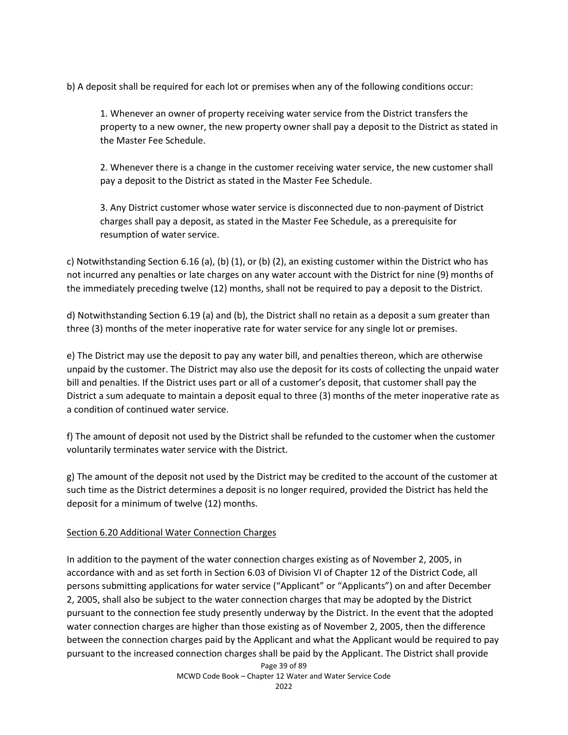b) A deposit shall be required for each lot or premises when any of the following conditions occur:

1. Whenever an owner of property receiving water service from the District transfers the property to a new owner, the new property owner shall pay a deposit to the District as stated in the Master Fee Schedule.

2. Whenever there is a change in the customer receiving water service, the new customer shall pay a deposit to the District as stated in the Master Fee Schedule.

3. Any District customer whose water service is disconnected due to non-payment of District charges shall pay a deposit, as stated in the Master Fee Schedule, as a prerequisite for resumption of water service.

c) Notwithstanding Section 6.16 (a), (b) (1), or (b) (2), an existing customer within the District who has not incurred any penalties or late charges on any water account with the District for nine (9) months of the immediately preceding twelve (12) months, shall not be required to pay a deposit to the District.

d) Notwithstanding Section 6.19 (a) and (b), the District shall no retain as a deposit a sum greater than three (3) months of the meter inoperative rate for water service for any single lot or premises.

e) The District may use the deposit to pay any water bill, and penalties thereon, which are otherwise unpaid by the customer. The District may also use the deposit for its costs of collecting the unpaid water bill and penalties. If the District uses part or all of a customer's deposit, that customer shall pay the District a sum adequate to maintain a deposit equal to three (3) months of the meter inoperative rate as a condition of continued water service.

f) The amount of deposit not used by the District shall be refunded to the customer when the customer voluntarily terminates water service with the District.

g) The amount of the deposit not used by the District may be credited to the account of the customer at such time as the District determines a deposit is no longer required, provided the District has held the deposit for a minimum of twelve (12) months.

Section 6.20 Additional Water Connection Charges

In addition to the payment of the water connection charges existing as of November 2, 2005, in accordance with and as set forth in Section 6.03 of Division VI of Chapter 12 of the District Code, all persons submitting applications for water service ("Applicant" or "Applicants") on and after December 2, 2005, shall also be subject to the water connection charges that may be adopted by the District pursuant to the connection fee study presently underway by the District. In the event that the adopted water connection charges are higher than those existing as of November 2, 2005, then the difference between the connection charges paid by the Applicant and what the Applicant would be required to pay pursuant to the increased connection charges shall be paid by the Applicant. The District shall provide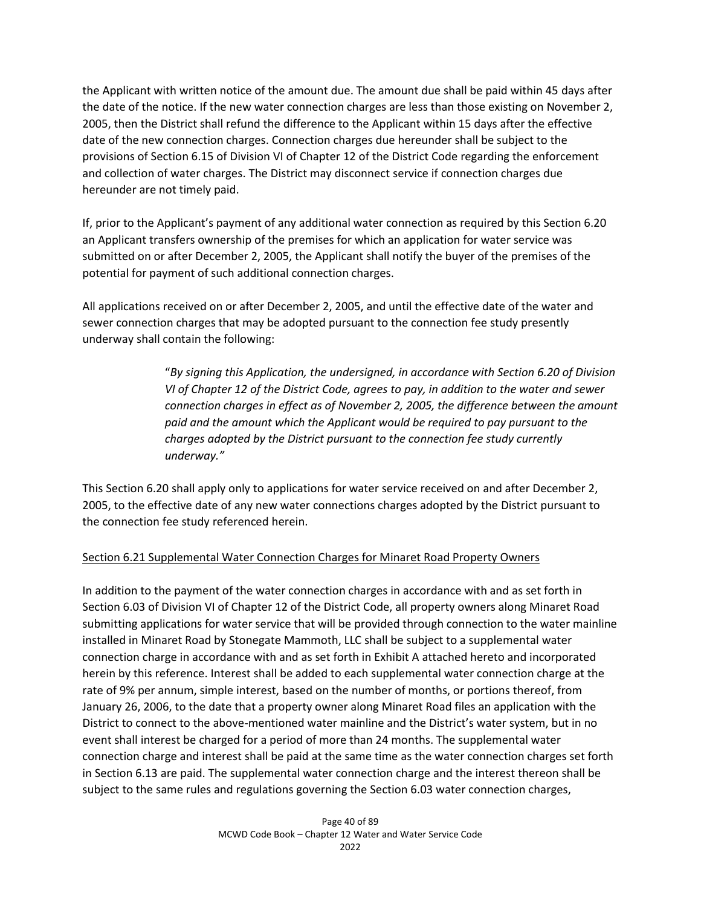the Applicant with written notice of the amount due. The amount due shall be paid within 45 days after the date of the notice. If the new water connection charges are less than those existing on November 2, 2005, then the District shall refund the difference to the Applicant within 15 days after the effective date of the new connection charges. Connection charges due hereunder shall be subject to the provisions of Section 6.15 of Division VI of Chapter 12 of the District Code regarding the enforcement and collection of water charges. The District may disconnect service if connection charges due hereunder are not timely paid.

If, prior to the Applicant's payment of any additional water connection as required by this Section 6.20 an Applicant transfers ownership of the premises for which an application for water service was submitted on or after December 2, 2005, the Applicant shall notify the buyer of the premises of the potential for payment of such additional connection charges.

All applications received on or after December 2, 2005, and until the effective date of the water and sewer connection charges that may be adopted pursuant to the connection fee study presently underway shall contain the following:

> "*By signing this Application, the undersigned, in accordance with Section 6.20 of Division VI of Chapter 12 of the District Code, agrees to pay, in addition to the water and sewer connection charges in effect as of November 2, 2005, the difference between the amount paid and the amount which the Applicant would be required to pay pursuant to the charges adopted by the District pursuant to the connection fee study currently underway."*

This Section 6.20 shall apply only to applications for water service received on and after December 2, 2005, to the effective date of any new water connections charges adopted by the District pursuant to the connection fee study referenced herein.

<u>Section 6.21 Supplemental Water Connection Charges for Minaret Road Property Owners</u>

In addition to the payment of the water connection charges in accordance with and as set forth in Section 6.03 of Division VI of Chapter 12 of the District Code, all property owners along Minaret Road submitting applications for water service that will be provided through connection to the water mainline installed in Minaret Road by Stonegate Mammoth, LLC shall be subject to a supplemental water connection charge in accordance with and as set forth in Exhibit A attached hereto and incorporated herein by this reference. Interest shall be added to each supplemental water connection charge at the rate of 9% per annum, simple interest, based on the number of months, or portions thereof, from January 26, 2006, to the date that a property owner along Minaret Road files an application with the District to connect to the above-mentioned water mainline and the District's water system, but in no event shall interest be charged for a period of more than 24 months. The supplemental water connection charge and interest shall be paid at the same time as the water connection charges set forth in Section 6.13 are paid. The supplemental water connection charge and the interest thereon shall be subject to the same rules and regulations governing the Section 6.03 water connection charges,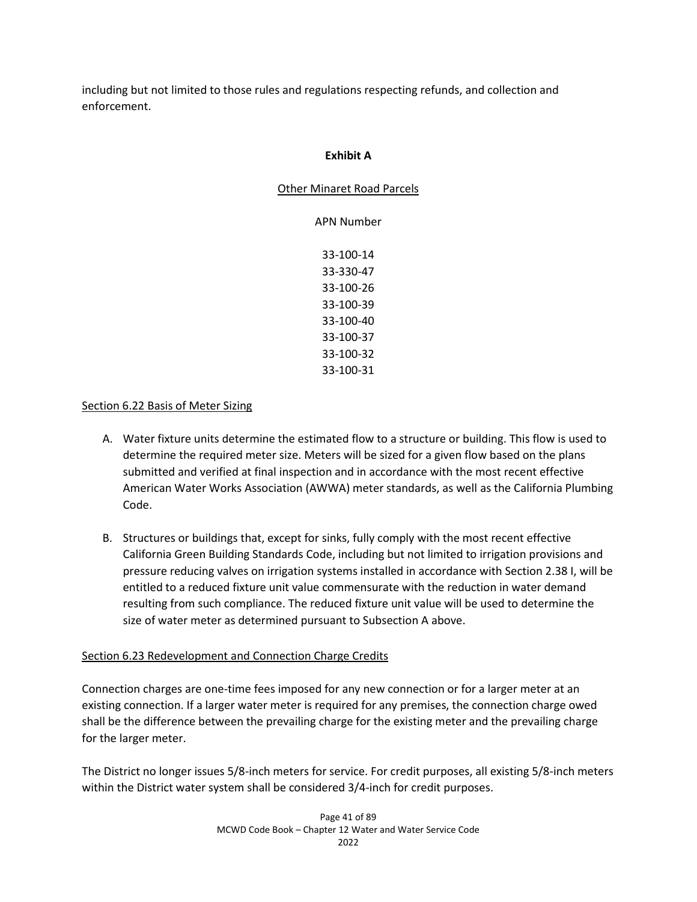including but not limited to those rules and regulations respecting refunds, and collection and enforcement.

**Exhibit A**

Other Minaret Road Parcels

APN Number

33-100-14
33-330-47
33-100-26
33-100-39
33-100-40
33-100-37
33-100-32
33-100-31

Section 6.22 Basis of Meter Sizing

A. Water fixture units determine the estimated flow to a structure or building. This flow is used to determine the required meter size. Meters will be sized for a given flow based on the plans submitted and verified at final inspection and in accordance with the most recent effective American Water Works Association (AWWA) meter standards, as well as the California Plumbing Code.

B. Structures or buildings that, except for sinks, fully comply with the most recent effective California Green Building Standards Code, including but not limited to irrigation provisions and pressure reducing valves on irrigation systems installed in accordance with Section 2.38 I, will be entitled to a reduced fixture unit value commensurate with the reduction in water demand resulting from such compliance. The reduced fixture unit value will be used to determine the size of water meter as determined pursuant to Subsection A above.

Section 6.23 Redevelopment and Connection Charge Credits

Connection charges are one-time fees imposed for any new connection or for a larger meter at an existing connection. If a larger water meter is required for any premises, the connection charge owed shall be the difference between the prevailing charge for the existing meter and the prevailing charge for the larger meter.

The District no longer issues 5/8-inch meters for service. For credit purposes, all existing 5/8-inch meters within the District water system shall be considered 3/4-inch for credit purposes.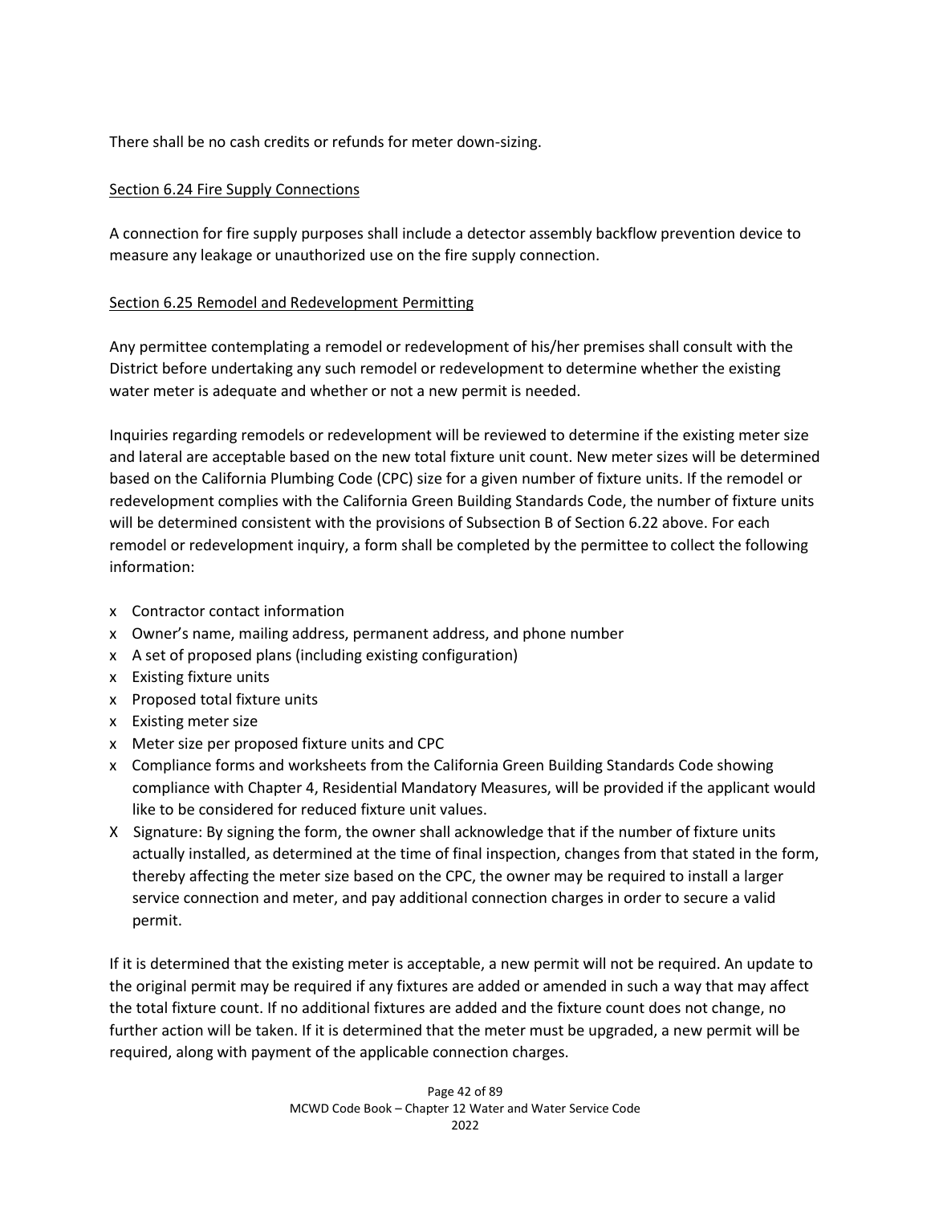There shall be no cash credits or refunds for meter down-sizing.

## Section 6.24 Fire Supply Connections

A connection for fire supply purposes shall include a detector assembly backflow prevention device to measure any leakage or unauthorized use on the fire supply connection.

## Section 6.25 Remodel and Redevelopment Permitting

Any permittee contemplating a remodel or redevelopment of his/her premises shall consult with the District before undertaking any such remodel or redevelopment to determine whether the existing water meter is adequate and whether or not a new permit is needed.

Inquiries regarding remodels or redevelopment will be reviewed to determine if the existing meter size and lateral are acceptable based on the new total fixture unit count. New meter sizes will be determined based on the California Plumbing Code (CPC) size for a given number of fixture units. If the remodel or redevelopment complies with the California Green Building Standards Code, the number of fixture units will be determined consistent with the provisions of Subsection B of Section 6.22 above. For each remodel or redevelopment inquiry, a form shall be completed by the permittee to collect the following information:

- Contractor contact information
- Owner's name, mailing address, permanent address, and phone number
- A set of proposed plans (including existing configuration)
- Existing fixture units
- Proposed total fixture units
- Existing meter size
- Meter size per proposed fixture units and CPC
- Compliance forms and worksheets from the California Green Building Standards Code showing compliance with Chapter 4, Residential Mandatory Measures, will be provided if the applicant would like to be considered for reduced fixture unit values.
- Signature: By signing the form, the owner shall acknowledge that if the number of fixture units actually installed, as determined at the time of final inspection, changes from that stated in the form, thereby affecting the meter size based on the CPC, the owner may be required to install a larger service connection and meter, and pay additional connection charges in order to secure a valid permit.

If it is determined that the existing meter is acceptable, a new permit will not be required. An update to the original permit may be required if any fixtures are added or amended in such a way that may affect the total fixture count. If no additional fixtures are added and the fixture count does not change, no further action will be taken. If it is determined that the meter must be upgraded, a new permit will be required, along with payment of the applicable connection charges.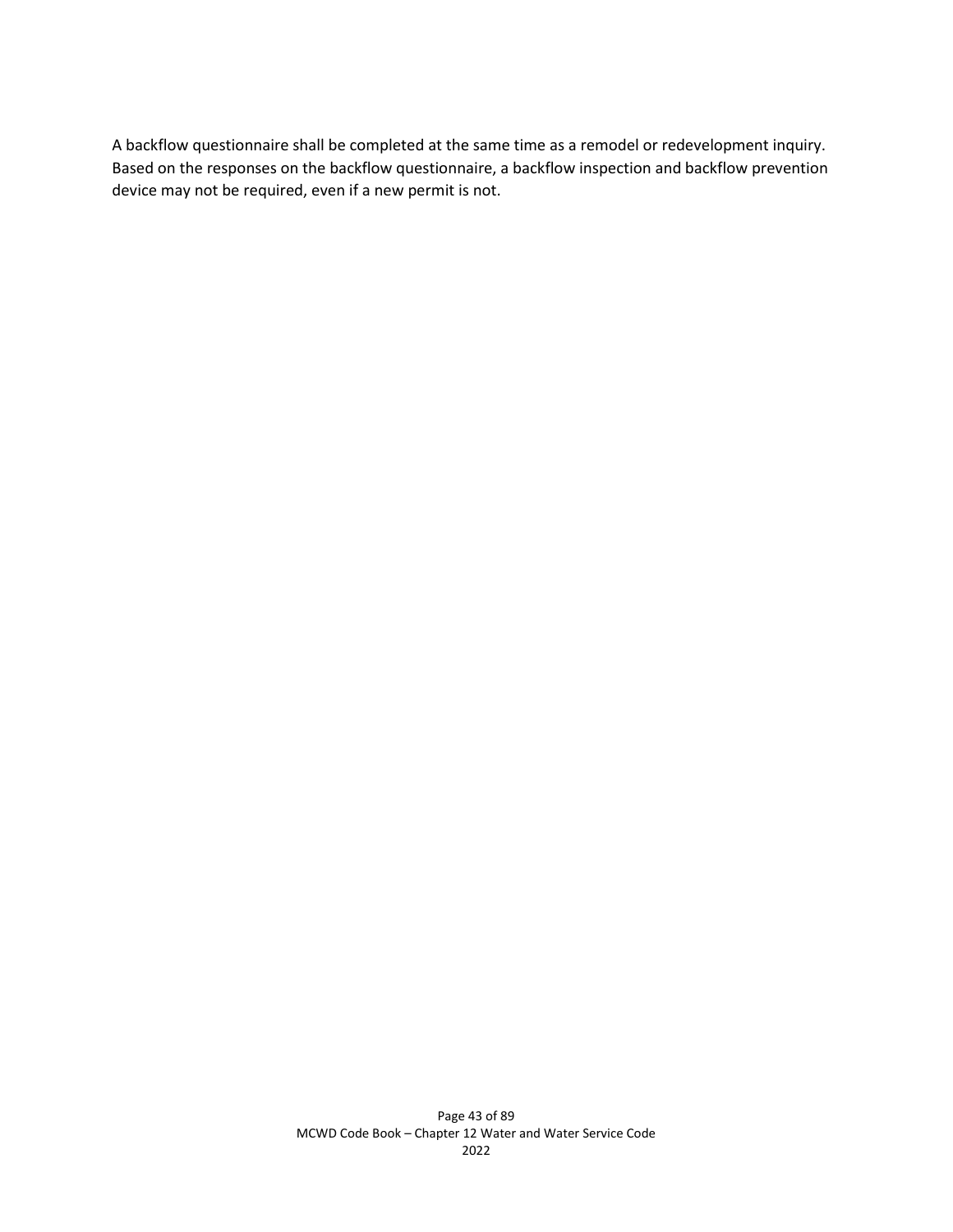A backflow questionnaire shall be completed at the same time as a remodel or redevelopment inquiry. Based on the responses on the backflow questionnaire, a backflow inspection and backflow prevention device may not be required, even if a new permit is not.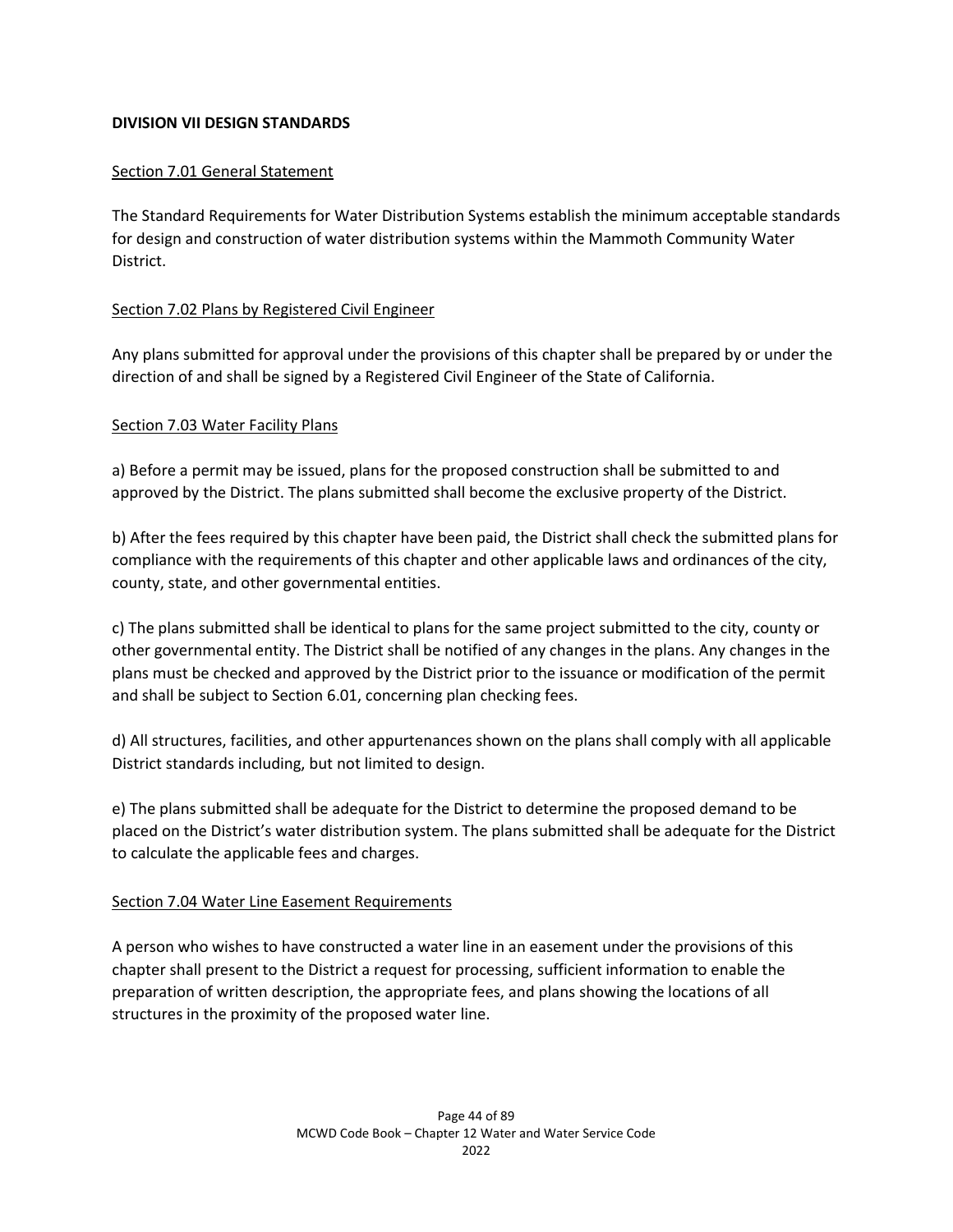## DIVISION VII DESIGN STANDARDS

### Section 7.01 General Statement

The Standard Requirements for Water Distribution Systems establish the minimum acceptable standards for design and construction of water distribution systems within the Mammoth Community Water District.

### Section 7.02 Plans by Registered Civil Engineer

Any plans submitted for approval under the provisions of this chapter shall be prepared by or under the direction of and shall be signed by a Registered Civil Engineer of the State of California.

### Section 7.03 Water Facility Plans

a) Before a permit may be issued, plans for the proposed construction shall be submitted to and approved by the District. The plans submitted shall become the exclusive property of the District.

b) After the fees required by this chapter have been paid, the District shall check the submitted plans for compliance with the requirements of this chapter and other applicable laws and ordinances of the city, county, state, and other governmental entities.

c) The plans submitted shall be identical to plans for the same project submitted to the city, county or other governmental entity. The District shall be notified of any changes in the plans. Any changes in the plans must be checked and approved by the District prior to the issuance or modification of the permit and shall be subject to Section 6.01, concerning plan checking fees.

d) All structures, facilities, and other appurtenances shown on the plans shall comply with all applicable District standards including, but not limited to design.

e) The plans submitted shall be adequate for the District to determine the proposed demand to be placed on the District's water distribution system. The plans submitted shall be adequate for the District to calculate the applicable fees and charges.

### Section 7.04 Water Line Easement Requirements

A person who wishes to have constructed a water line in an easement under the provisions of this chapter shall present to the District a request for processing, sufficient information to enable the preparation of written description, the appropriate fees, and plans showing the locations of all structures in the proximity of the proposed water line.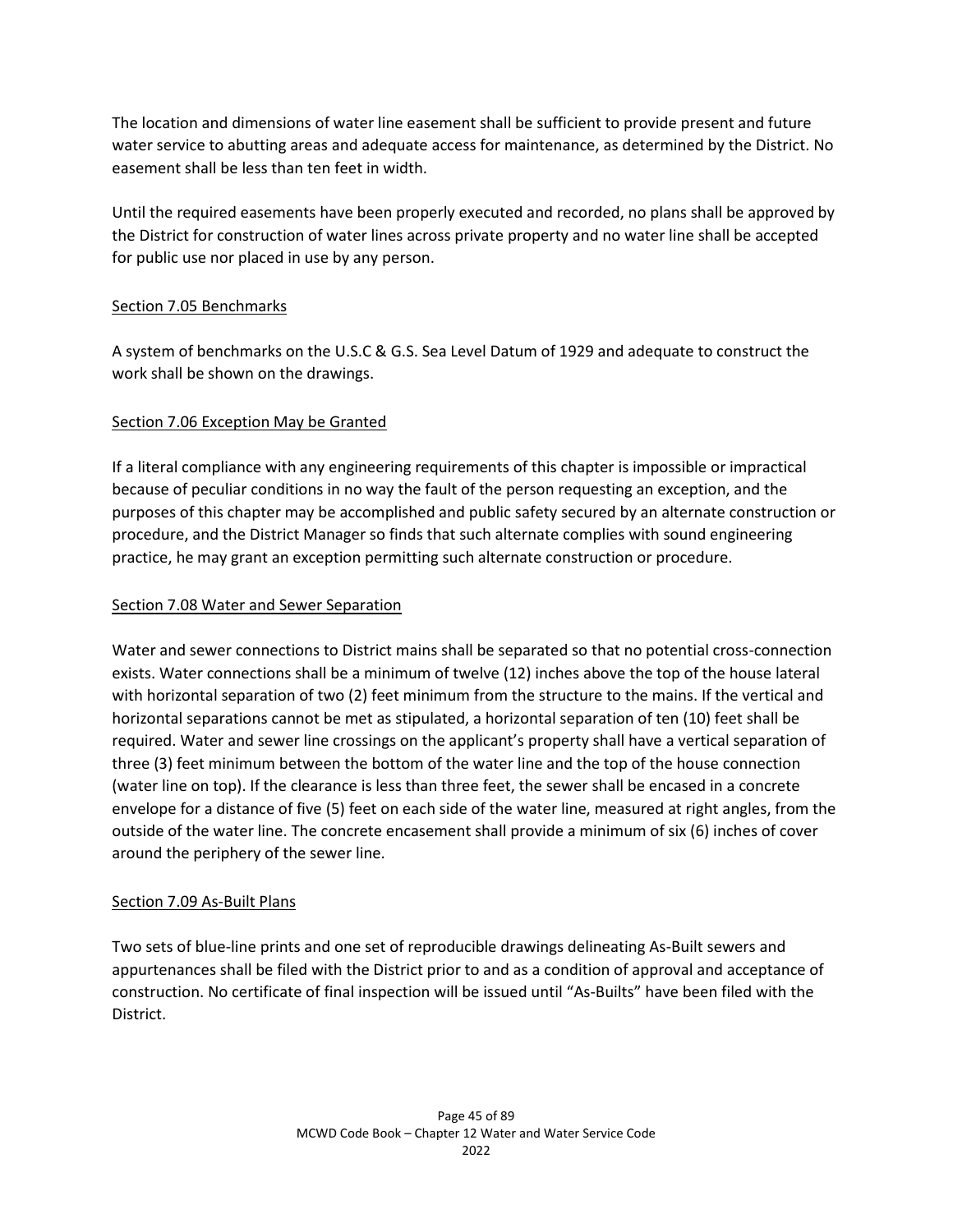The location and dimensions of water line easement shall be sufficient to provide present and future water service to abutting areas and adequate access for maintenance, as determined by the District. No easement shall be less than ten feet in width.

Until the required easements have been properly executed and recorded, no plans shall be approved by the District for construction of water lines across private property and no water line shall be accepted for public use nor placed in use by any person.

## Section 7.05 Benchmarks

A system of benchmarks on the U.S.C & G.S. Sea Level Datum of 1929 and adequate to construct the work shall be shown on the drawings.

## Section 7.06 Exception May be Granted

If a literal compliance with any engineering requirements of this chapter is impossible or impractical because of peculiar conditions in no way the fault of the person requesting an exception, and the purposes of this chapter may be accomplished and public safety secured by an alternate construction or procedure, and the District Manager so finds that such alternate complies with sound engineering practice, he may grant an exception permitting such alternate construction or procedure.

## Section 7.08 Water and Sewer Separation

Water and sewer connections to District mains shall be separated so that no potential cross-connection exists. Water connections shall be a minimum of twelve (12) inches above the top of the house lateral with horizontal separation of two (2) feet minimum from the structure to the mains. If the vertical and horizontal separations cannot be met as stipulated, a horizontal separation of ten (10) feet shall be required. Water and sewer line crossings on the applicant's property shall have a vertical separation of three (3) feet minimum between the bottom of the water line and the top of the house connection (water line on top). If the clearance is less than three feet, the sewer shall be encased in a concrete envelope for a distance of five (5) feet on each side of the water line, measured at right angles, from the outside of the water line. The concrete encasement shall provide a minimum of six (6) inches of cover around the periphery of the sewer line.

## Section 7.09 As-Built Plans

Two sets of blue-line prints and one set of reproducible drawings delineating As-Built sewers and appurtenances shall be filed with the District prior to and as a condition of approval and acceptance of construction. No certificate of final inspection will be issued until "As-Builts" have been filed with the District.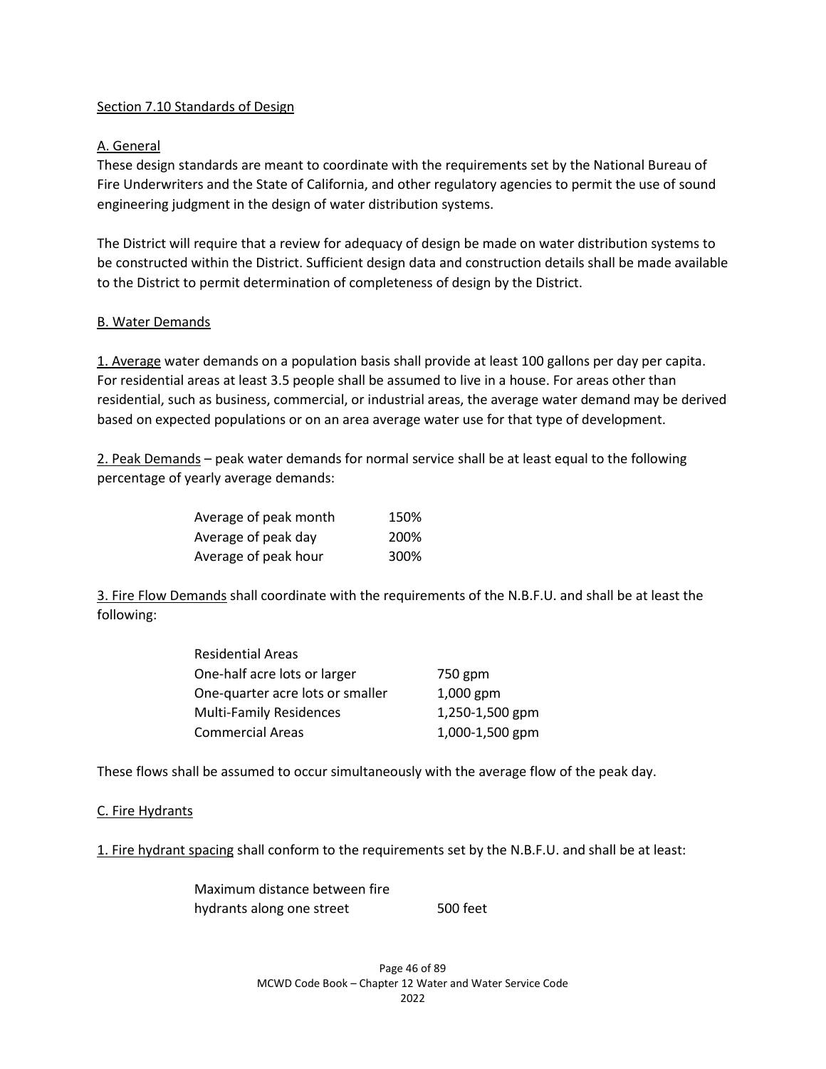## Section 7.10 Standards of Design

### A. General

These design standards are meant to coordinate with the requirements set by the National Bureau of Fire Underwriters and the State of California, and other regulatory agencies to permit the use of sound engineering judgment in the design of water distribution systems.

The District will require that a review for adequacy of design be made on water distribution systems to be constructed within the District. Sufficient design data and construction details shall be made available to the District to permit determination of completeness of design by the District.

### B. Water Demands

1. Average water demands on a population basis shall provide at least 100 gallons per day per capita. For residential areas at least 3.5 people shall be assumed to live in a house. For areas other than residential, such as business, commercial, or industrial areas, the average water demand may be derived based on expected populations or on an area average water use for that type of development.

2. Peak Demands – peak water demands for normal service shall be at least equal to the following percentage of yearly average demands:

| | |
|---|---|
| Average of peak month | 150% |
| Average of peak day | 200% |
| Average of peak hour | 300% |

3. Fire Flow Demands shall coordinate with the requirements of the N.B.F.U. and shall be at least the following:

| | |
|---|---|
| Residential Areas | |
| One-half acre lots or larger | 750 gpm |
| One-quarter acre lots or smaller | 1,000 gpm |
| Multi-Family Residences | 1,250-1,500 gpm |
| Commercial Areas | 1,000-1,500 gpm |

These flows shall be assumed to occur simultaneously with the average flow of the peak day.

### C. Fire Hydrants

1. Fire hydrant spacing shall conform to the requirements set by the N.B.F.U. and shall be at least:

| | |
|---|---|
| Maximum distance between fire hydrants along one street | 500 feet |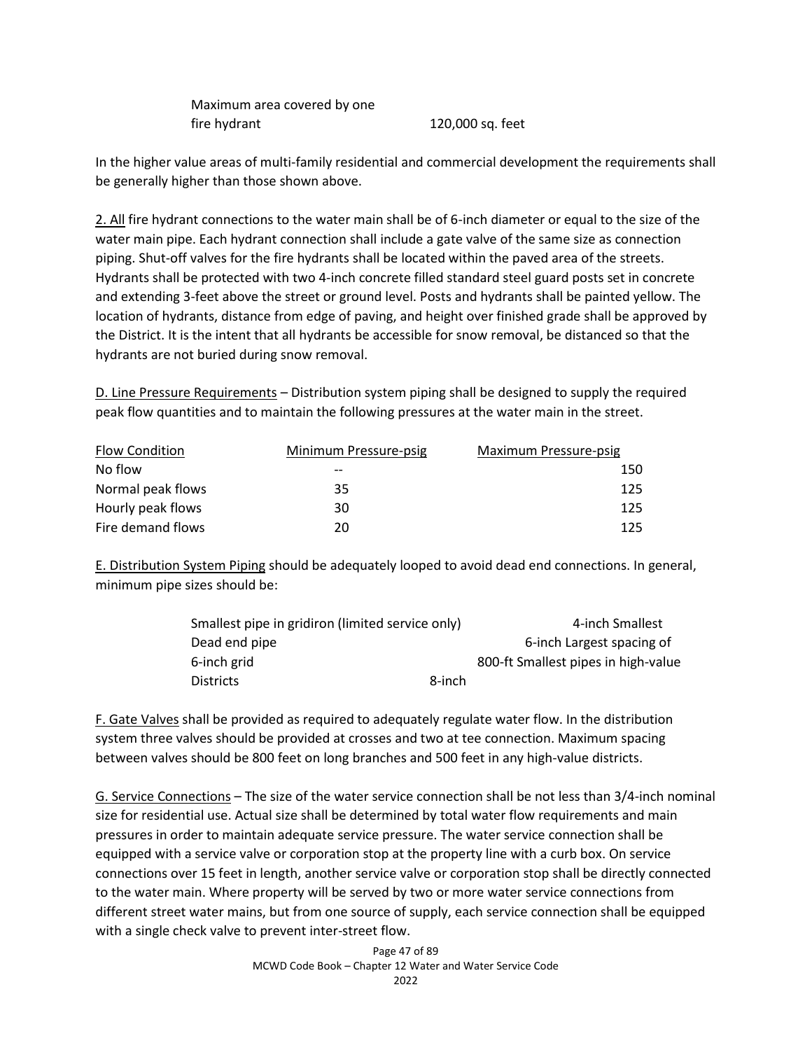| | |
|---|---|
| Maximum area covered by one fire hydrant | 120,000 sq. feet |

In the higher value areas of multi-family residential and commercial development the requirements shall be generally higher than those shown above.

2. All fire hydrant connections to the water main shall be of 6-inch diameter or equal to the size of the water main pipe. Each hydrant connection shall include a gate valve of the same size as connection piping. Shut-off valves for the fire hydrants shall be located within the paved area of the streets. Hydrants shall be protected with two 4-inch concrete filled standard steel guard posts set in concrete and extending 3-feet above the street or ground level. Posts and hydrants shall be painted yellow. The location of hydrants, distance from edge of paving, and height over finished grade shall be approved by the District. It is the intent that all hydrants be accessible for snow removal, be distanced so that the hydrants are not buried during snow removal.

D. Line Pressure Requirements – Distribution system piping shall be designed to supply the required peak flow quantities and to maintain the following pressures at the water main in the street.

| Flow Condition | Minimum Pressure-psig | Maximum Pressure-psig |
|---|---|---|
| No flow | -- | 150 |
| Normal peak flows | 35 | 125 |
| Hourly peak flows | 30 | 125 |
| Fire demand flows | 20 | 125 |

E. Distribution System Piping should be adequately looped to avoid dead end connections. In general, minimum pipe sizes should be:

| | |
|---|---|
| Smallest pipe in gridiron (limited service only) | 4-inch |
| Smallest Dead end pipe | 6-inch |
| Largest spacing of 6-inch grid | 800-ft |
| Smallest pipes in high-value Districts | 8-inch |

F. Gate Valves shall be provided as required to adequately regulate water flow. In the distribution system three valves should be provided at crosses and two at tee connection. Maximum spacing between valves should be 800 feet on long branches and 500 feet in any high-value districts.

G. Service Connections – The size of the water service connection shall be not less than 3/4-inch nominal size for residential use. Actual size shall be determined by total water flow requirements and main pressures in order to maintain adequate service pressure. The water service connection shall be equipped with a service valve or corporation stop at the property line with a curb box. On service connections over 15 feet in length, another service valve or corporation stop shall be directly connected to the water main. Where property will be served by two or more water service connections from different street water mains, but from one source of supply, each service connection shall be equipped with a single check valve to prevent inter-street flow.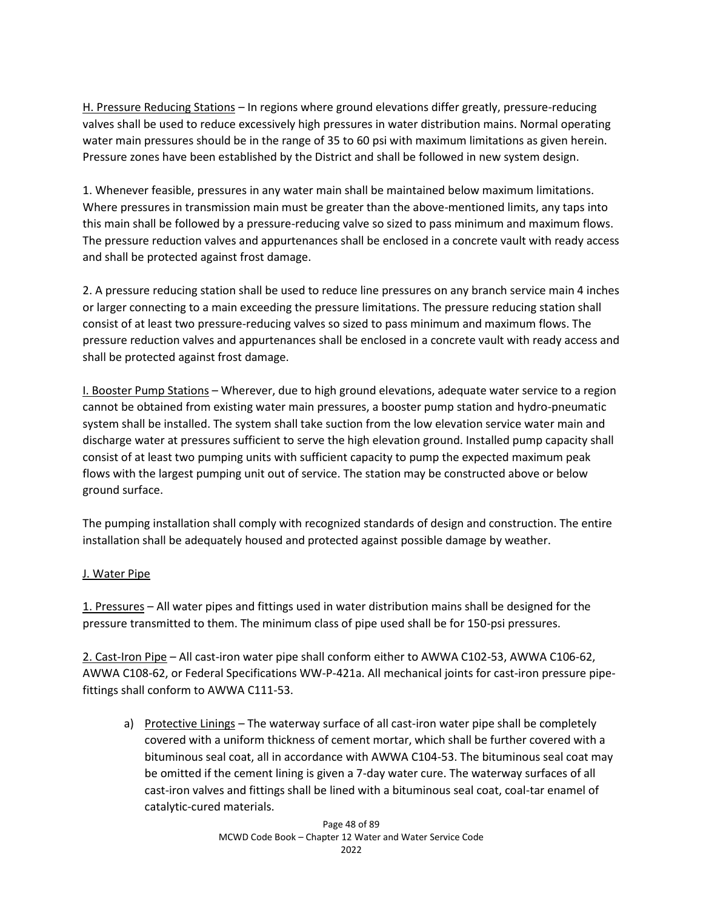<u>H. Pressure Reducing Stations</u> – In regions where ground elevations differ greatly, pressure-reducing valves shall be used to reduce excessively high pressures in water distribution mains. Normal operating water main pressures should be in the range of 35 to 60 psi with maximum limitations as given herein. Pressure zones have been established by the District and shall be followed in new system design.

1. Whenever feasible, pressures in any water main shall be maintained below maximum limitations. Where pressures in transmission main must be greater than the above-mentioned limits, any taps into this main shall be followed by a pressure-reducing valve so sized to pass minimum and maximum flows. The pressure reduction valves and appurtenances shall be enclosed in a concrete vault with ready access and shall be protected against frost damage.

2. A pressure reducing station shall be used to reduce line pressures on any branch service main 4 inches or larger connecting to a main exceeding the pressure limitations. The pressure reducing station shall consist of at least two pressure-reducing valves so sized to pass minimum and maximum flows. The pressure reduction valves and appurtenances shall be enclosed in a concrete vault with ready access and shall be protected against frost damage.

<u>I. Booster Pump Stations</u> – Wherever, due to high ground elevations, adequate water service to a region cannot be obtained from existing water main pressures, a booster pump station and hydro-pneumatic system shall be installed. The system shall take suction from the low elevation service water main and discharge water at pressures sufficient to serve the high elevation ground. Installed pump capacity shall consist of at least two pumping units with sufficient capacity to pump the expected maximum peak flows with the largest pumping unit out of service. The station may be constructed above or below ground surface.

The pumping installation shall comply with recognized standards of design and construction. The entire installation shall be adequately housed and protected against possible damage by weather.

<u>J. Water Pipe</u>

<u>1. Pressures</u> – All water pipes and fittings used in water distribution mains shall be designed for the pressure transmitted to them. The minimum class of pipe used shall be for 150-psi pressures.

<u>2. Cast-Iron Pipe</u> – All cast-iron water pipe shall conform either to AWWA C102-53, AWWA C106-62, AWWA C108-62, or Federal Specifications WW-P-421a. All mechanical joints for cast-iron pressure pipe-fittings shall conform to AWWA C111-53.

a) <u>Protective Linings</u> – The waterway surface of all cast-iron water pipe shall be completely covered with a uniform thickness of cement mortar, which shall be further covered with a bituminous seal coat, all in accordance with AWWA C104-53. The bituminous seal coat may be omitted if the cement lining is given a 7-day water cure. The waterway surfaces of all cast-iron valves and fittings shall be lined with a bituminous seal coat, coal-tar enamel of catalytic-cured materials.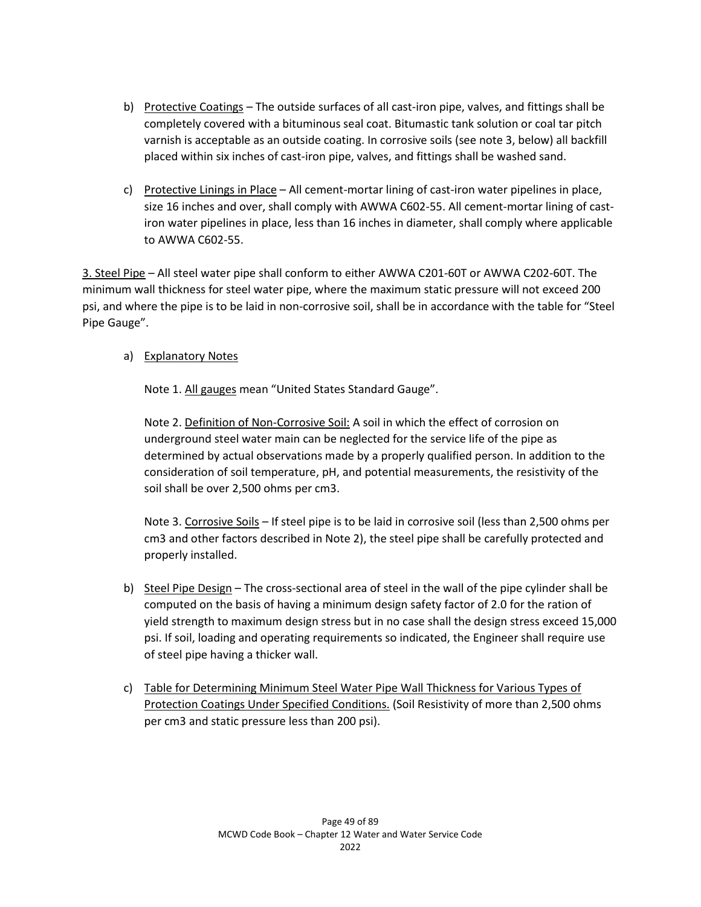b) <u>Protective Coatings</u> – The outside surfaces of all cast-iron pipe, valves, and fittings shall be completely covered with a bituminous seal coat. Bitumastic tank solution or coal tar pitch varnish is acceptable as an outside coating. In corrosive soils (see note 3, below) all backfill placed within six inches of cast-iron pipe, valves, and fittings shall be washed sand.

c) <u>Protective Linings in Place</u> – All cement-mortar lining of cast-iron water pipelines in place, size 16 inches and over, shall comply with AWWA C602-55. All cement-mortar lining of cast-iron water pipelines in place, less than 16 inches in diameter, shall comply where applicable to AWWA C602-55.

<u>3. Steel Pipe</u> – All steel water pipe shall conform to either AWWA C201-60T or AWWA C202-60T. The minimum wall thickness for steel water pipe, where the maximum static pressure will not exceed 200 psi, and where the pipe is to be laid in non-corrosive soil, shall be in accordance with the table for "Steel Pipe Gauge".

a) <u>Explanatory Notes</u>

Note 1. <u>All gauges</u> mean "United States Standard Gauge".

Note 2. <u>Definition of Non-Corrosive Soil:</u> A soil in which the effect of corrosion on underground steel water main can be neglected for the service life of the pipe as determined by actual observations made by a properly qualified person. In addition to the consideration of soil temperature, pH, and potential measurements, the resistivity of the soil shall be over 2,500 ohms per cm3.

Note 3. <u>Corrosive Soils</u> – If steel pipe is to be laid in corrosive soil (less than 2,500 ohms per cm3 and other factors described in Note 2), the steel pipe shall be carefully protected and properly installed.

b) <u>Steel Pipe Design</u> – The cross-sectional area of steel in the wall of the pipe cylinder shall be computed on the basis of having a minimum design safety factor of 2.0 for the ration of yield strength to maximum design stress but in no case shall the design stress exceed 15,000 psi. If soil, loading and operating requirements so indicated, the Engineer shall require use of steel pipe having a thicker wall.

c) <u>Table for Determining Minimum Steel Water Pipe Wall Thickness for Various Types of Protection Coatings Under Specified Conditions.</u> (Soil Resistivity of more than 2,500 ohms per cm3 and static pressure less than 200 psi).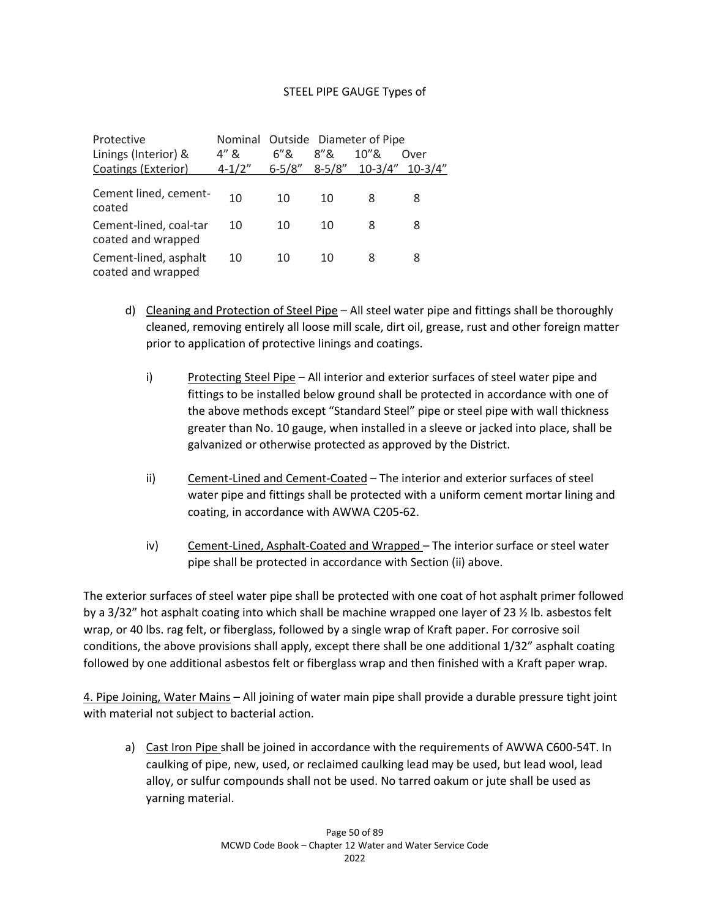STEEL PIPE GAUGE Types of

| Protective Linings (Interior) & Coatings (Exterior) | Nominal 4" & 4-1/2" | Outside 6"& 6-5/8" | Diameter of Pipe 8"& 8-5/8" | 10"& 10-3/4" | Over 10-3/4" |
|---|---|---|---|---|---|
| Cement lined, cement-coated | 10 | 10 | 10 | 8 | 8 |
| Cement-lined, coal-tar coated and wrapped | 10 | 10 | 10 | 8 | 8 |
| Cement-lined, asphalt coated and wrapped | 10 | 10 | 10 | 8 | 8 |

d) Cleaning and Protection of Steel Pipe – All steel water pipe and fittings shall be thoroughly cleaned, removing entirely all loose mill scale, dirt oil, grease, rust and other foreign matter prior to application of protective linings and coatings.

i) Protecting Steel Pipe – All interior and exterior surfaces of steel water pipe and fittings to be installed below ground shall be protected in accordance with one of the above methods except "Standard Steel" pipe or steel pipe with wall thickness greater than No. 10 gauge, when installed in a sleeve or jacked into place, shall be galvanized or otherwise protected as approved by the District.

ii) Cement-Lined and Cement-Coated – The interior and exterior surfaces of steel water pipe and fittings shall be protected with a uniform cement mortar lining and coating, in accordance with AWWA C205-62.

iv) Cement-Lined, Asphalt-Coated and Wrapped – The interior surface or steel water pipe shall be protected in accordance with Section (ii) above.

The exterior surfaces of steel water pipe shall be protected with one coat of hot asphalt primer followed by a 3/32" hot asphalt coating into which shall be machine wrapped one layer of 23 ½ lb. asbestos felt wrap, or 40 lbs. rag felt, or fiberglass, followed by a single wrap of Kraft paper. For corrosive soil conditions, the above provisions shall apply, except there shall be one additional 1/32" asphalt coating followed by one additional asbestos felt or fiberglass wrap and then finished with a Kraft paper wrap.

4. Pipe Joining, Water Mains – All joining of water main pipe shall provide a durable pressure tight joint with material not subject to bacterial action.

a) Cast Iron Pipe shall be joined in accordance with the requirements of AWWA C600-54T. In caulking of pipe, new, used, or reclaimed caulking lead may be used, but lead wool, lead alloy, or sulfur compounds shall not be used. No tarred oakum or jute shall be used as yarning material.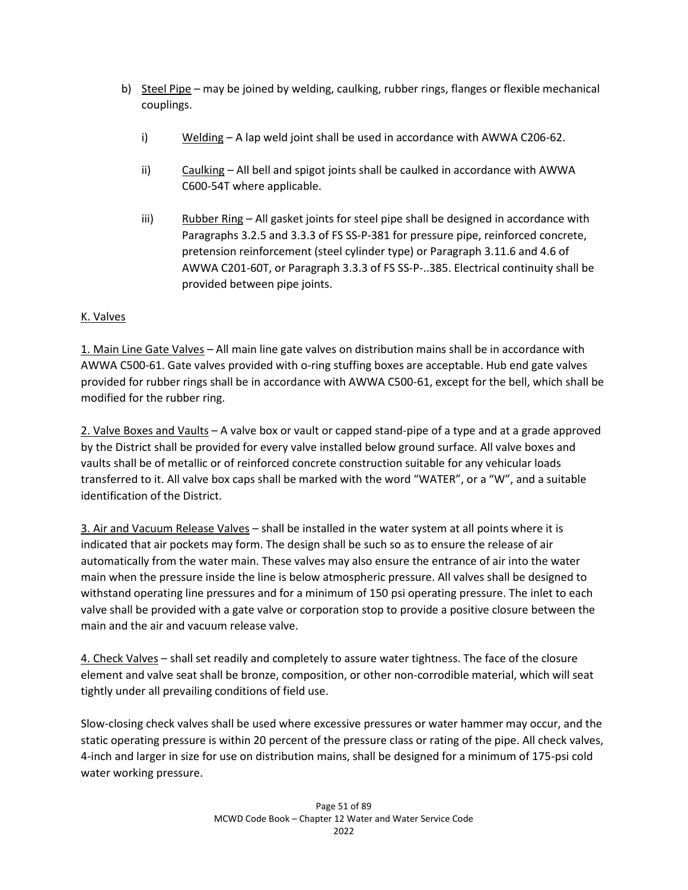b) Steel Pipe – may be joined by welding, caulking, rubber rings, flanges or flexible mechanical couplings.

   i) Welding – A lap weld joint shall be used in accordance with AWWA C206-62.

   ii) Caulking – All bell and spigot joints shall be caulked in accordance with AWWA C600-54T where applicable.

   iii) Rubber Ring – All gasket joints for steel pipe shall be designed in accordance with Paragraphs 3.2.5 and 3.3.3 of FS SS-P-381 for pressure pipe, reinforced concrete, pretension reinforcement (steel cylinder type) or Paragraph 3.11.6 and 4.6 of AWWA C201-60T, or Paragraph 3.3.3 of FS SS-P-..385. Electrical continuity shall be provided between pipe joints.

K. Valves

1. Main Line Gate Valves – All main line gate valves on distribution mains shall be in accordance with AWWA C500-61. Gate valves provided with o-ring stuffing boxes are acceptable. Hub end gate valves provided for rubber rings shall be in accordance with AWWA C500-61, except for the bell, which shall be modified for the rubber ring.

2. Valve Boxes and Vaults – A valve box or vault or capped stand-pipe of a type and at a grade approved by the District shall be provided for every valve installed below ground surface. All valve boxes and vaults shall be of metallic or of reinforced concrete construction suitable for any vehicular loads transferred to it. All valve box caps shall be marked with the word "WATER", or a "W", and a suitable identification of the District.

3. Air and Vacuum Release Valves – shall be installed in the water system at all points where it is indicated that air pockets may form. The design shall be such so as to ensure the release of air automatically from the water main. These valves may also ensure the entrance of air into the water main when the pressure inside the line is below atmospheric pressure. All valves shall be designed to withstand operating line pressures and for a minimum of 150 psi operating pressure. The inlet to each valve shall be provided with a gate valve or corporation stop to provide a positive closure between the main and the air and vacuum release valve.

4. Check Valves – shall set readily and completely to assure water tightness. The face of the closure element and valve seat shall be bronze, composition, or other non-corrodible material, which will seat tightly under all prevailing conditions of field use.

Slow-closing check valves shall be used where excessive pressures or water hammer may occur, and the static operating pressure is within 20 percent of the pressure class or rating of the pipe. All check valves, 4-inch and larger in size for use on distribution mains, shall be designed for a minimum of 175-psi cold water working pressure.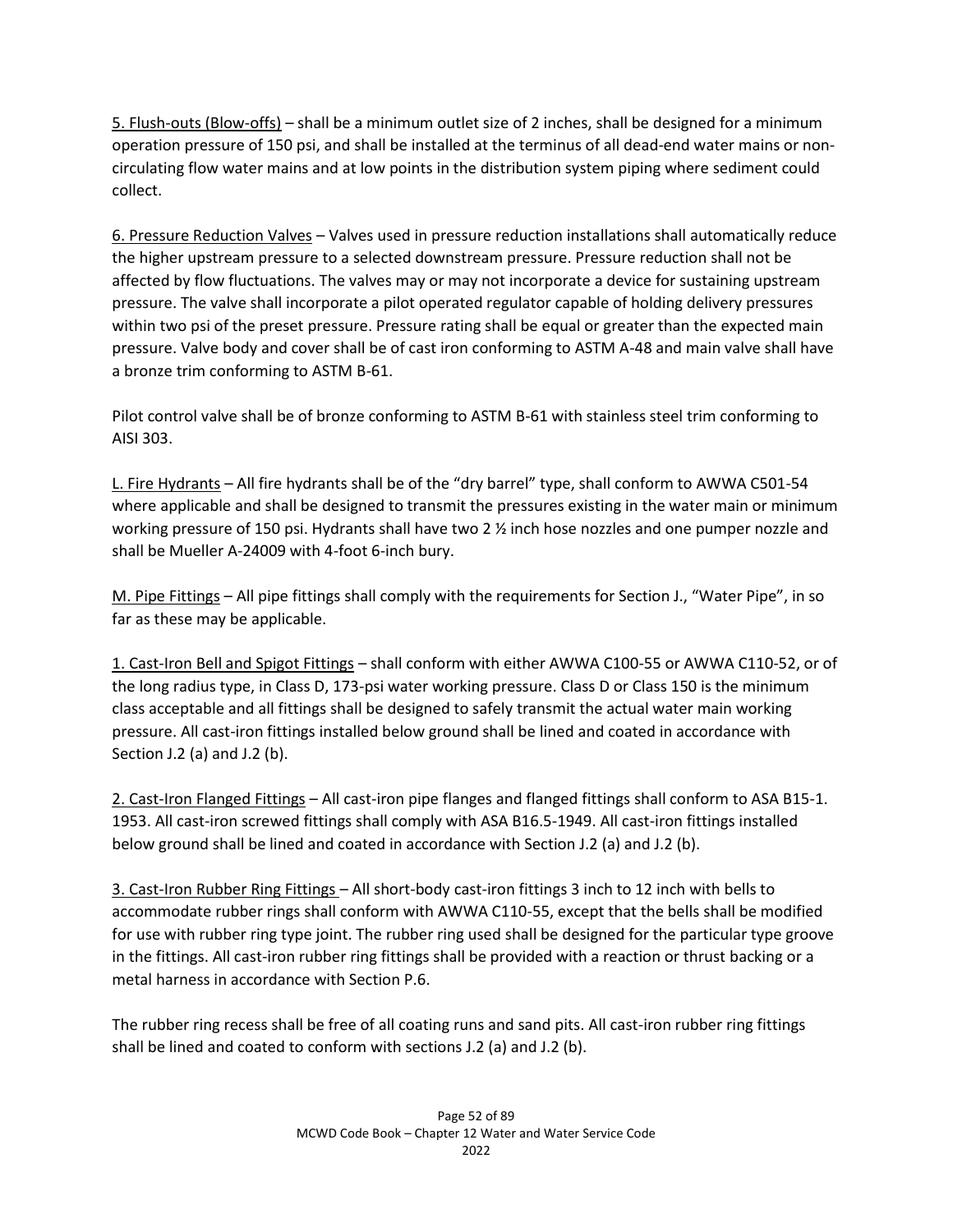5. Flush-outs (Blow-offs) – shall be a minimum outlet size of 2 inches, shall be designed for a minimum operation pressure of 150 psi, and shall be installed at the terminus of all dead-end water mains or non-circulating flow water mains and at low points in the distribution system piping where sediment could collect.

6. Pressure Reduction Valves – Valves used in pressure reduction installations shall automatically reduce the higher upstream pressure to a selected downstream pressure. Pressure reduction shall not be affected by flow fluctuations. The valves may or may not incorporate a device for sustaining upstream pressure. The valve shall incorporate a pilot operated regulator capable of holding delivery pressures within two psi of the preset pressure. Pressure rating shall be equal or greater than the expected main pressure. Valve body and cover shall be of cast iron conforming to ASTM A-48 and main valve shall have a bronze trim conforming to ASTM B-61.

Pilot control valve shall be of bronze conforming to ASTM B-61 with stainless steel trim conforming to AISI 303.

L. Fire Hydrants – All fire hydrants shall be of the "dry barrel" type, shall conform to AWWA C501-54 where applicable and shall be designed to transmit the pressures existing in the water main or minimum working pressure of 150 psi. Hydrants shall have two 2 ½ inch hose nozzles and one pumper nozzle and shall be Mueller A-24009 with 4-foot 6-inch bury.

M. Pipe Fittings – All pipe fittings shall comply with the requirements for Section J., "Water Pipe", in so far as these may be applicable.

1. Cast-Iron Bell and Spigot Fittings – shall conform with either AWWA C100-55 or AWWA C110-52, or of the long radius type, in Class D, 173-psi water working pressure. Class D or Class 150 is the minimum class acceptable and all fittings shall be designed to safely transmit the actual water main working pressure. All cast-iron fittings installed below ground shall be lined and coated in accordance with Section J.2 (a) and J.2 (b).

2. Cast-Iron Flanged Fittings – All cast-iron pipe flanges and flanged fittings shall conform to ASA B15-1. 1953. All cast-iron screwed fittings shall comply with ASA B16.5-1949. All cast-iron fittings installed below ground shall be lined and coated in accordance with Section J.2 (a) and J.2 (b).

3. Cast-Iron Rubber Ring Fittings – All short-body cast-iron fittings 3 inch to 12 inch with bells to accommodate rubber rings shall conform with AWWA C110-55, except that the bells shall be modified for use with rubber ring type joint. The rubber ring used shall be designed for the particular type groove in the fittings. All cast-iron rubber ring fittings shall be provided with a reaction or thrust backing or a metal harness in accordance with Section P.6.

The rubber ring recess shall be free of all coating runs and sand pits. All cast-iron rubber ring fittings shall be lined and coated to conform with sections J.2 (a) and J.2 (b).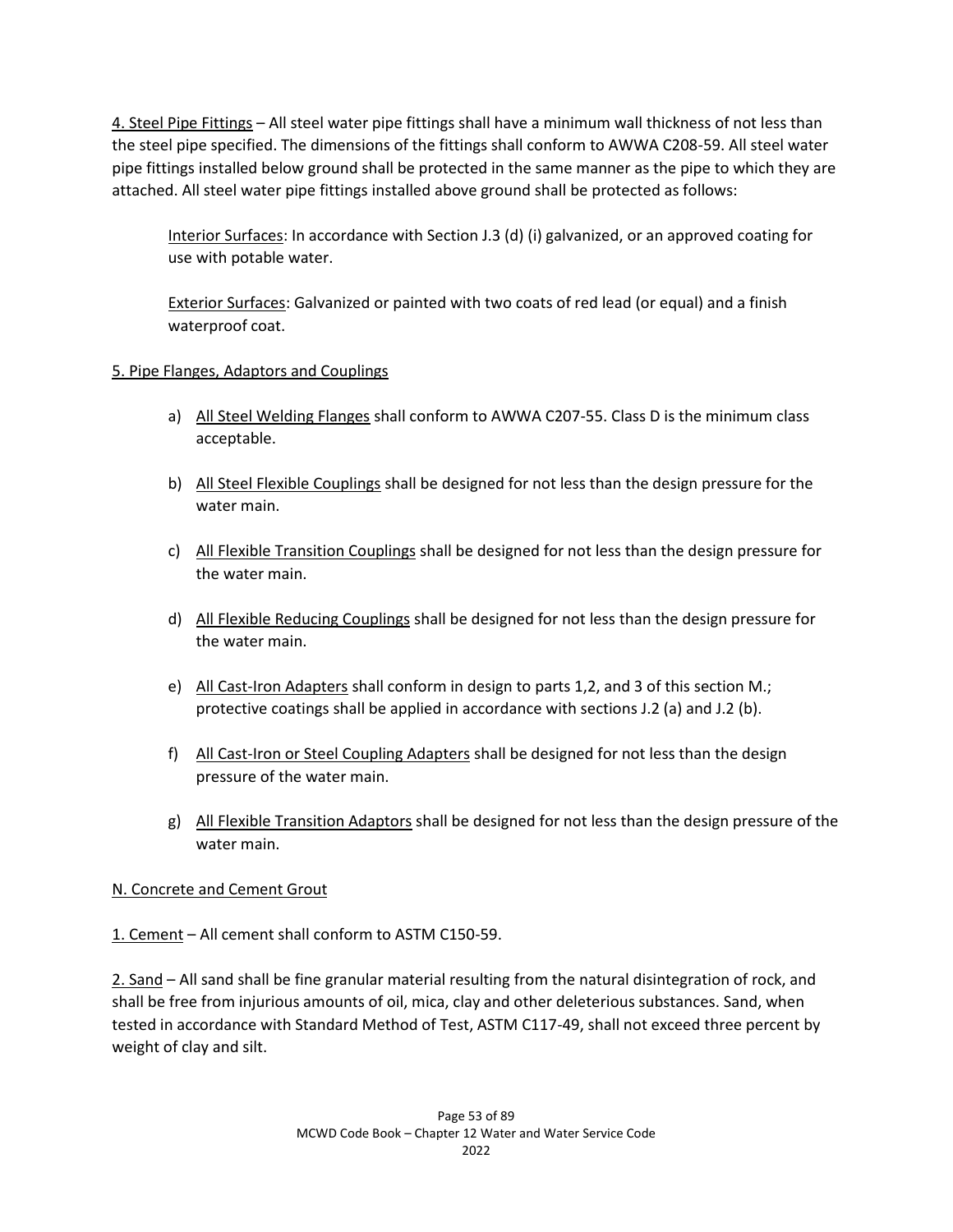4. Steel Pipe Fittings – All steel water pipe fittings shall have a minimum wall thickness of not less than the steel pipe specified. The dimensions of the fittings shall conform to AWWA C208-59. All steel water pipe fittings installed below ground shall be protected in the same manner as the pipe to which they are attached. All steel water pipe fittings installed above ground shall be protected as follows:

> Interior Surfaces: In accordance with Section J.3 (d) (i) galvanized, or an approved coating for use with potable water.
>
> Exterior Surfaces: Galvanized or painted with two coats of red lead (or equal) and a finish waterproof coat.

5. Pipe Flanges, Adaptors and Couplings

a) All Steel Welding Flanges shall conform to AWWA C207-55. Class D is the minimum class acceptable.

b) All Steel Flexible Couplings shall be designed for not less than the design pressure for the water main.

c) All Flexible Transition Couplings shall be designed for not less than the design pressure for the water main.

d) All Flexible Reducing Couplings shall be designed for not less than the design pressure for the water main.

e) All Cast-Iron Adapters shall conform in design to parts 1,2, and 3 of this section M.; protective coatings shall be applied in accordance with sections J.2 (a) and J.2 (b).

f) All Cast-Iron or Steel Coupling Adapters shall be designed for not less than the design pressure of the water main.

g) All Flexible Transition Adaptors shall be designed for not less than the design pressure of the water main.

N. Concrete and Cement Grout

1. Cement – All cement shall conform to ASTM C150-59.

2. Sand – All sand shall be fine granular material resulting from the natural disintegration of rock, and shall be free from injurious amounts of oil, mica, clay and other deleterious substances. Sand, when tested in accordance with Standard Method of Test, ASTM C117-49, shall not exceed three percent by weight of clay and silt.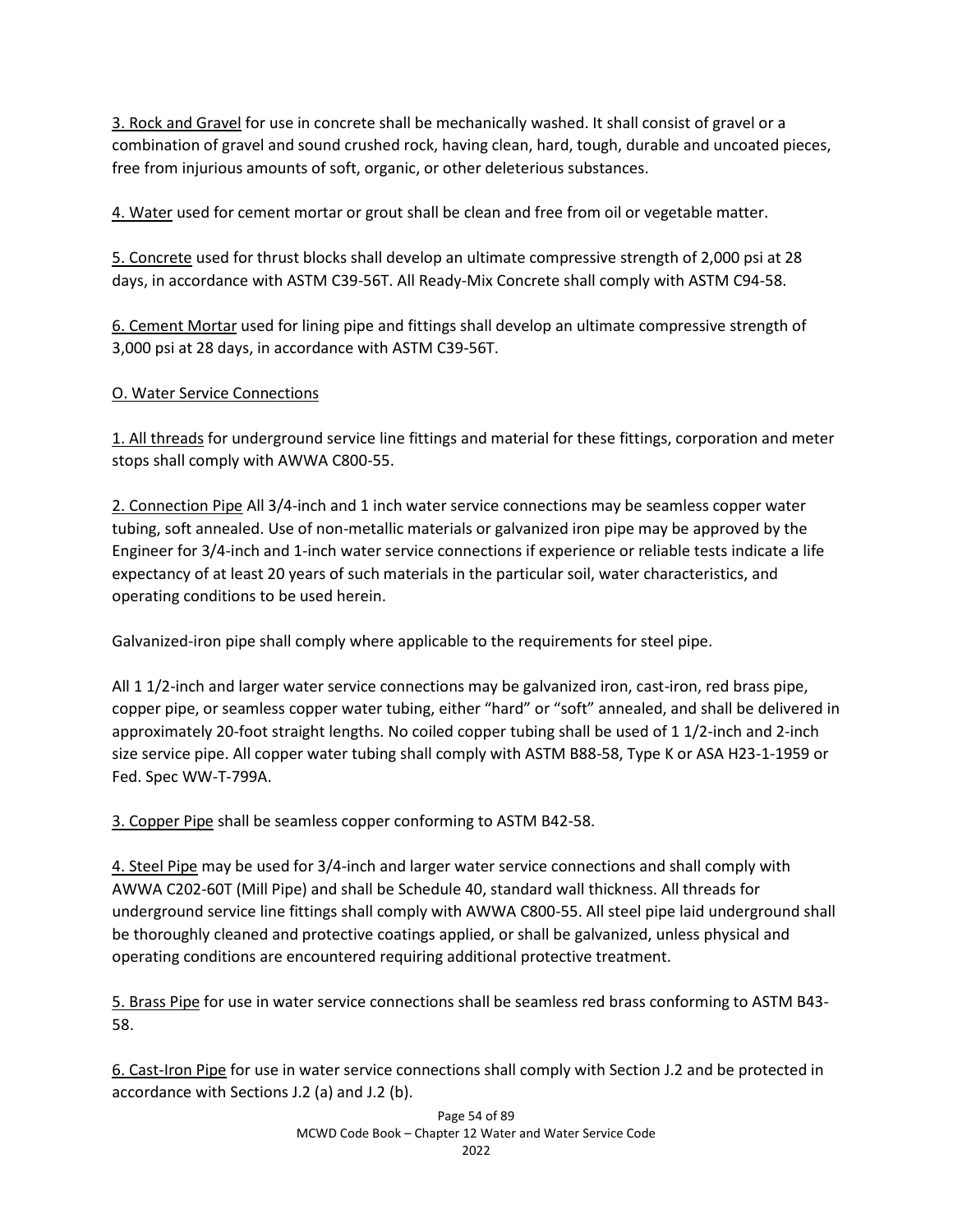3. Rock and Gravel for use in concrete shall be mechanically washed. It shall consist of gravel or a combination of gravel and sound crushed rock, having clean, hard, tough, durable and uncoated pieces, free from injurious amounts of soft, organic, or other deleterious substances.

4. Water used for cement mortar or grout shall be clean and free from oil or vegetable matter.

5. Concrete used for thrust blocks shall develop an ultimate compressive strength of 2,000 psi at 28 days, in accordance with ASTM C39-56T. All Ready-Mix Concrete shall comply with ASTM C94-58.

6. Cement Mortar used for lining pipe and fittings shall develop an ultimate compressive strength of 3,000 psi at 28 days, in accordance with ASTM C39-56T.

O. Water Service Connections

1. All threads for underground service line fittings and material for these fittings, corporation and meter stops shall comply with AWWA C800-55.

2. Connection Pipe All 3/4-inch and 1 inch water service connections may be seamless copper water tubing, soft annealed. Use of non-metallic materials or galvanized iron pipe may be approved by the Engineer for 3/4-inch and 1-inch water service connections if experience or reliable tests indicate a life expectancy of at least 20 years of such materials in the particular soil, water characteristics, and operating conditions to be used herein.

Galvanized-iron pipe shall comply where applicable to the requirements for steel pipe.

All 1 1/2-inch and larger water service connections may be galvanized iron, cast-iron, red brass pipe, copper pipe, or seamless copper water tubing, either "hard" or "soft" annealed, and shall be delivered in approximately 20-foot straight lengths. No coiled copper tubing shall be used of 1 1/2-inch and 2-inch size service pipe. All copper water tubing shall comply with ASTM B88-58, Type K or ASA H23-1-1959 or Fed. Spec WW-T-799A.

3. Copper Pipe shall be seamless copper conforming to ASTM B42-58.

4. Steel Pipe may be used for 3/4-inch and larger water service connections and shall comply with AWWA C202-60T (Mill Pipe) and shall be Schedule 40, standard wall thickness. All threads for underground service line fittings shall comply with AWWA C800-55. All steel pipe laid underground shall be thoroughly cleaned and protective coatings applied, or shall be galvanized, unless physical and operating conditions are encountered requiring additional protective treatment.

5. Brass Pipe for use in water service connections shall be seamless red brass conforming to ASTM B43-58.

6. Cast-Iron Pipe for use in water service connections shall comply with Section J.2 and be protected in accordance with Sections J.2 (a) and J.2 (b).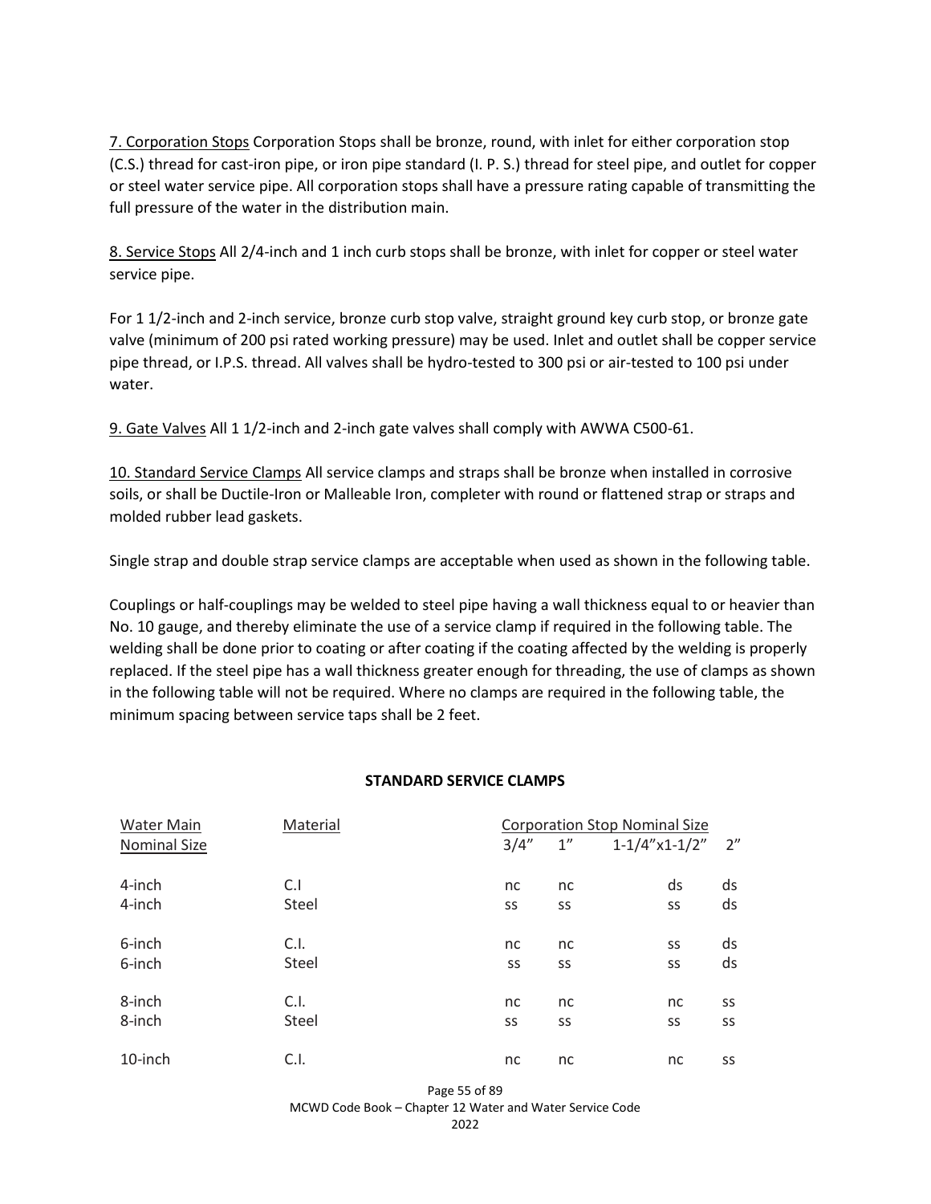7. Corporation Stops Corporation Stops shall be bronze, round, with inlet for either corporation stop (C.S.) thread for cast-iron pipe, or iron pipe standard (I. P. S.) thread for steel pipe, and outlet for copper or steel water service pipe. All corporation stops shall have a pressure rating capable of transmitting the full pressure of the water in the distribution main.

8. Service Stops All 2/4-inch and 1 inch curb stops shall be bronze, with inlet for copper or steel water service pipe.

For 1 1/2-inch and 2-inch service, bronze curb stop valve, straight ground key curb stop, or bronze gate valve (minimum of 200 psi rated working pressure) may be used. Inlet and outlet shall be copper service pipe thread, or I.P.S. thread. All valves shall be hydro-tested to 300 psi or air-tested to 100 psi under water.

9. Gate Valves All 1 1/2-inch and 2-inch gate valves shall comply with AWWA C500-61.

10. Standard Service Clamps All service clamps and straps shall be bronze when installed in corrosive soils, or shall be Ductile-Iron or Malleable Iron, completer with round or flattened strap or straps and molded rubber lead gaskets.

Single strap and double strap service clamps are acceptable when used as shown in the following table.

Couplings or half-couplings may be welded to steel pipe having a wall thickness equal to or heavier than No. 10 gauge, and thereby eliminate the use of a service clamp if required in the following table. The welding shall be done prior to coating or after coating if the coating affected by the welding is properly replaced. If the steel pipe has a wall thickness greater enough for threading, the use of clamps as shown in the following table will not be required. Where no clamps are required in the following table, the minimum spacing between service taps shall be 2 feet.

**STANDARD SERVICE CLAMPS**

| Water Main Nominal Size | Material | Corporation Stop Nominal Size | | | |
|---|---|---|---|---|---|
| | | 3/4" | 1" | 1-1/4"x1-1/2" | 2" |
| 4-inch | C.I | nc | nc | ds | ds |
| 4-inch | Steel | ss | ss | ss | ds |
| 6-inch | C.I. | nc | nc | ss | ds |
| 6-inch | Steel | ss | ss | ss | ds |
| 8-inch | C.I. | nc | nc | nc | ss |
| 8-inch | Steel | ss | ss | ss | ss |
| 10-inch | C.I. | nc | nc | nc | ss |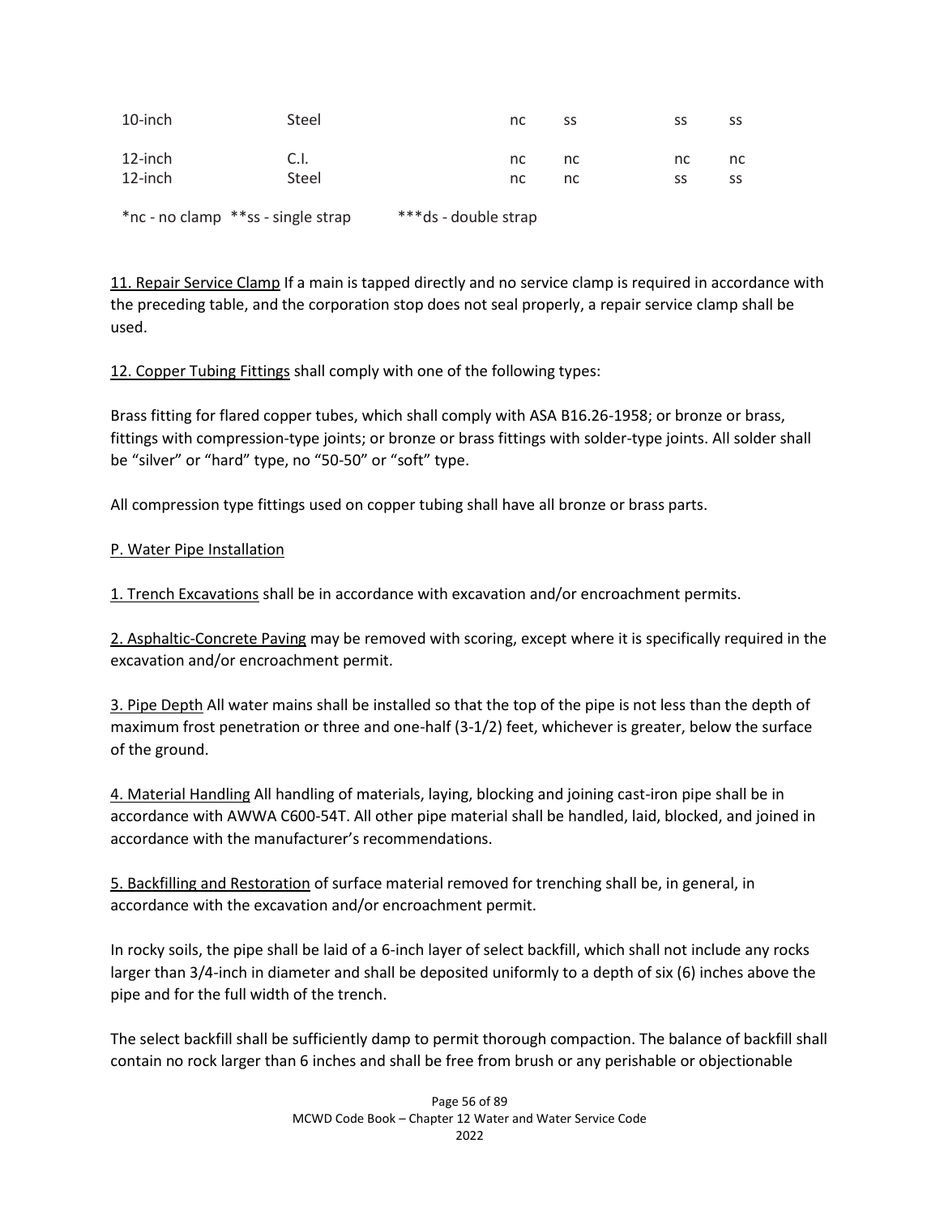| | | | | | |
|---|---|---|---|---|---|
| 10-inch | Steel | nc | ss | ss | ss |
| 12-inch | C.I. | nc | nc | nc | nc |
| 12-inch | Steel | nc | nc | ss | ss |

*nc - no clamp **ss - single strap ***ds - double strap

11. Repair Service Clamp If a main is tapped directly and no service clamp is required in accordance with the preceding table, and the corporation stop does not seal properly, a repair service clamp shall be used.

12. Copper Tubing Fittings shall comply with one of the following types:

Brass fitting for flared copper tubes, which shall comply with ASA B16.26-1958; or bronze or brass, fittings with compression-type joints; or bronze or brass fittings with solder-type joints. All solder shall be "silver" or "hard" type, no "50-50" or "soft" type.

All compression type fittings used on copper tubing shall have all bronze or brass parts.

P. Water Pipe Installation

1. Trench Excavations shall be in accordance with excavation and/or encroachment permits.

2. Asphaltic-Concrete Paving may be removed with scoring, except where it is specifically required in the excavation and/or encroachment permit.

3. Pipe Depth All water mains shall be installed so that the top of the pipe is not less than the depth of maximum frost penetration or three and one-half (3-1/2) feet, whichever is greater, below the surface of the ground.

4. Material Handling All handling of materials, laying, blocking and joining cast-iron pipe shall be in accordance with AWWA C600-54T. All other pipe material shall be handled, laid, blocked, and joined in accordance with the manufacturer's recommendations.

5. Backfilling and Restoration of surface material removed for trenching shall be, in general, in accordance with the excavation and/or encroachment permit.

In rocky soils, the pipe shall be laid of a 6-inch layer of select backfill, which shall not include any rocks larger than 3/4-inch in diameter and shall be deposited uniformly to a depth of six (6) inches above the pipe and for the full width of the trench.

The select backfill shall be sufficiently damp to permit thorough compaction. The balance of backfill shall contain no rock larger than 6 inches and shall be free from brush or any perishable or objectionable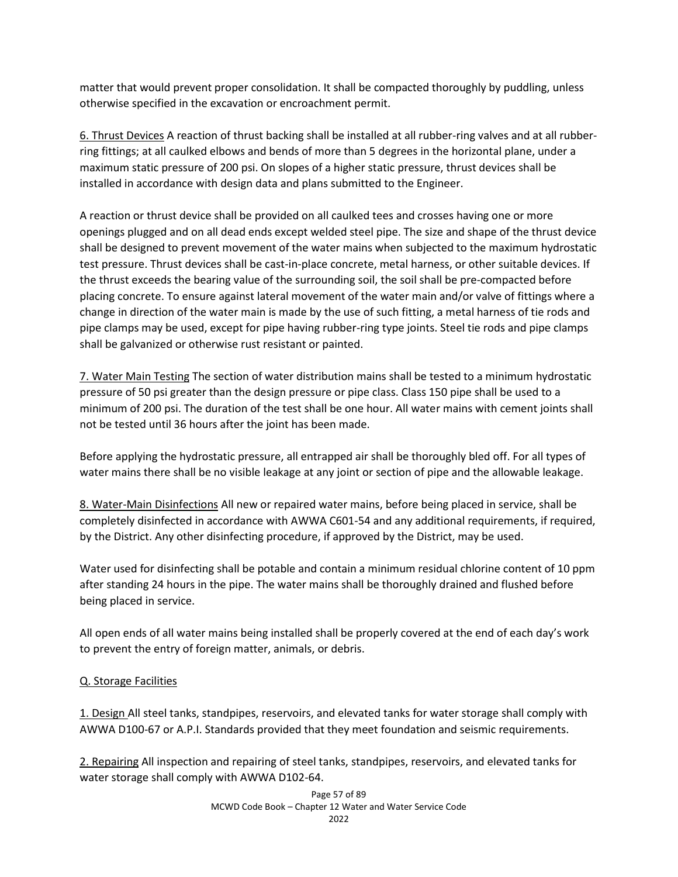matter that would prevent proper consolidation. It shall be compacted thoroughly by puddling, unless otherwise specified in the excavation or encroachment permit.

<u>6. Thrust Devices</u> A reaction of thrust backing shall be installed at all rubber-ring valves and at all rubber-ring fittings; at all caulked elbows and bends of more than 5 degrees in the horizontal plane, under a maximum static pressure of 200 psi. On slopes of a higher static pressure, thrust devices shall be installed in accordance with design data and plans submitted to the Engineer.

A reaction or thrust device shall be provided on all caulked tees and crosses having one or more openings plugged and on all dead ends except welded steel pipe. The size and shape of the thrust device shall be designed to prevent movement of the water mains when subjected to the maximum hydrostatic test pressure. Thrust devices shall be cast-in-place concrete, metal harness, or other suitable devices. If the thrust exceeds the bearing value of the surrounding soil, the soil shall be pre-compacted before placing concrete. To ensure against lateral movement of the water main and/or valve of fittings where a change in direction of the water main is made by the use of such fitting, a metal harness of tie rods and pipe clamps may be used, except for pipe having rubber-ring type joints. Steel tie rods and pipe clamps shall be galvanized or otherwise rust resistant or painted.

<u>7. Water Main Testing</u> The section of water distribution mains shall be tested to a minimum hydrostatic pressure of 50 psi greater than the design pressure or pipe class. Class 150 pipe shall be used to a minimum of 200 psi. The duration of the test shall be one hour. All water mains with cement joints shall not be tested until 36 hours after the joint has been made.

Before applying the hydrostatic pressure, all entrapped air shall be thoroughly bled off. For all types of water mains there shall be no visible leakage at any joint or section of pipe and the allowable leakage.

<u>8. Water-Main Disinfections</u> All new or repaired water mains, before being placed in service, shall be completely disinfected in accordance with AWWA C601-54 and any additional requirements, if required, by the District. Any other disinfecting procedure, if approved by the District, may be used.

Water used for disinfecting shall be potable and contain a minimum residual chlorine content of 10 ppm after standing 24 hours in the pipe. The water mains shall be thoroughly drained and flushed before being placed in service.

All open ends of all water mains being installed shall be properly covered at the end of each day's work to prevent the entry of foreign matter, animals, or debris.

<u>Q. Storage Facilities</u>

<u>1. Design</u> All steel tanks, standpipes, reservoirs, and elevated tanks for water storage shall comply with AWWA D100-67 or A.P.I. Standards provided that they meet foundation and seismic requirements.

<u>2. Repairing</u> All inspection and repairing of steel tanks, standpipes, reservoirs, and elevated tanks for water storage shall comply with AWWA D102-64.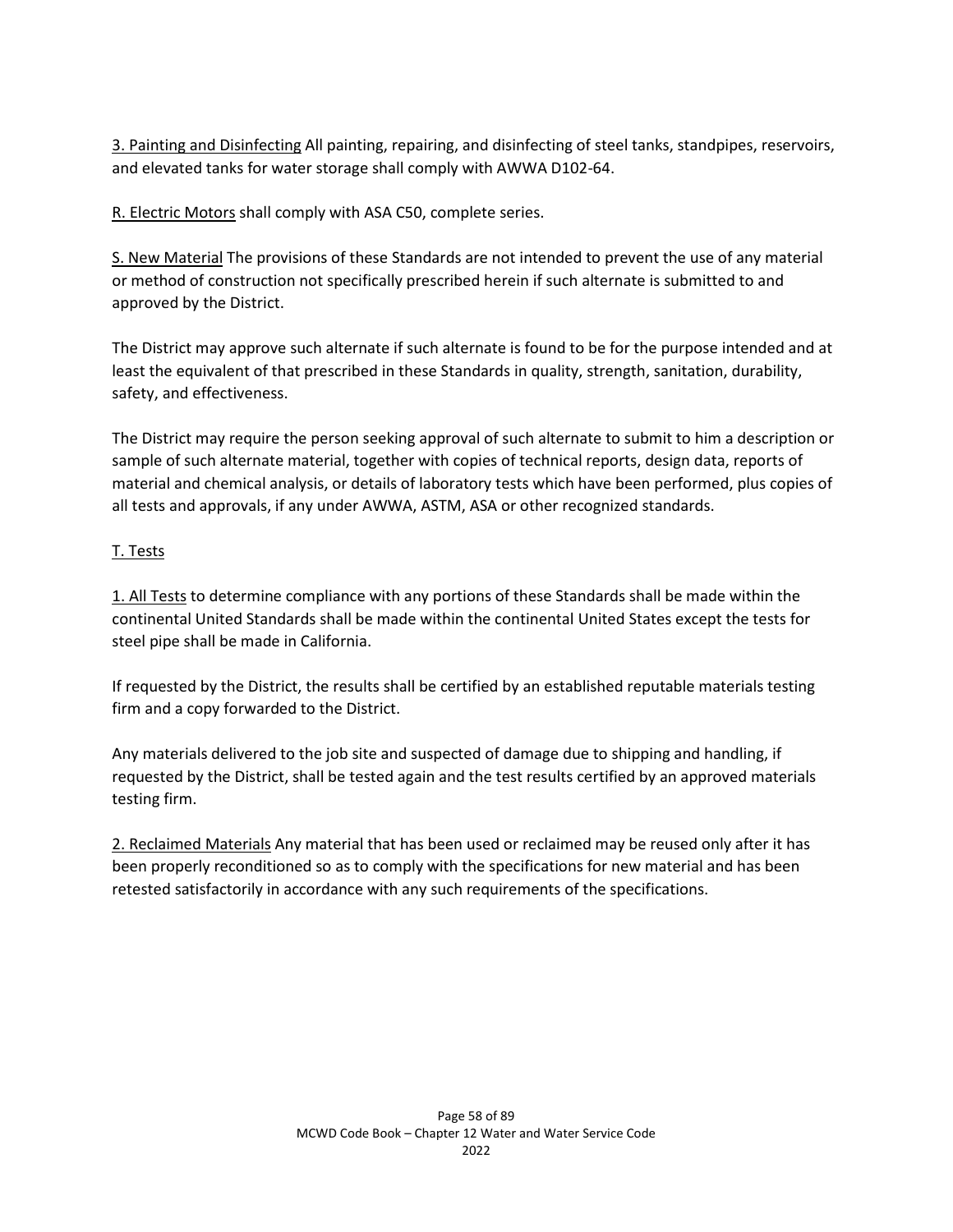<u>3. Painting and Disinfecting</u> All painting, repairing, and disinfecting of steel tanks, standpipes, reservoirs, and elevated tanks for water storage shall comply with AWWA D102-64.

<u>R. Electric Motors</u> shall comply with ASA C50, complete series.

<u>S. New Material</u> The provisions of these Standards are not intended to prevent the use of any material or method of construction not specifically prescribed herein if such alternate is submitted to and approved by the District.

The District may approve such alternate if such alternate is found to be for the purpose intended and at least the equivalent of that prescribed in these Standards in quality, strength, sanitation, durability, safety, and effectiveness.

The District may require the person seeking approval of such alternate to submit to him a description or sample of such alternate material, together with copies of technical reports, design data, reports of material and chemical analysis, or details of laboratory tests which have been performed, plus copies of all tests and approvals, if any under AWWA, ASTM, ASA or other recognized standards.

<u>T. Tests</u>

<u>1. All Tests</u> to determine compliance with any portions of these Standards shall be made within the continental United Standards shall be made within the continental United States except the tests for steel pipe shall be made in California.

If requested by the District, the results shall be certified by an established reputable materials testing firm and a copy forwarded to the District.

Any materials delivered to the job site and suspected of damage due to shipping and handling, if requested by the District, shall be tested again and the test results certified by an approved materials testing firm.

<u>2. Reclaimed Materials</u> Any material that has been used or reclaimed may be reused only after it has been properly reconditioned so as to comply with the specifications for new material and has been retested satisfactorily in accordance with any such requirements of the specifications.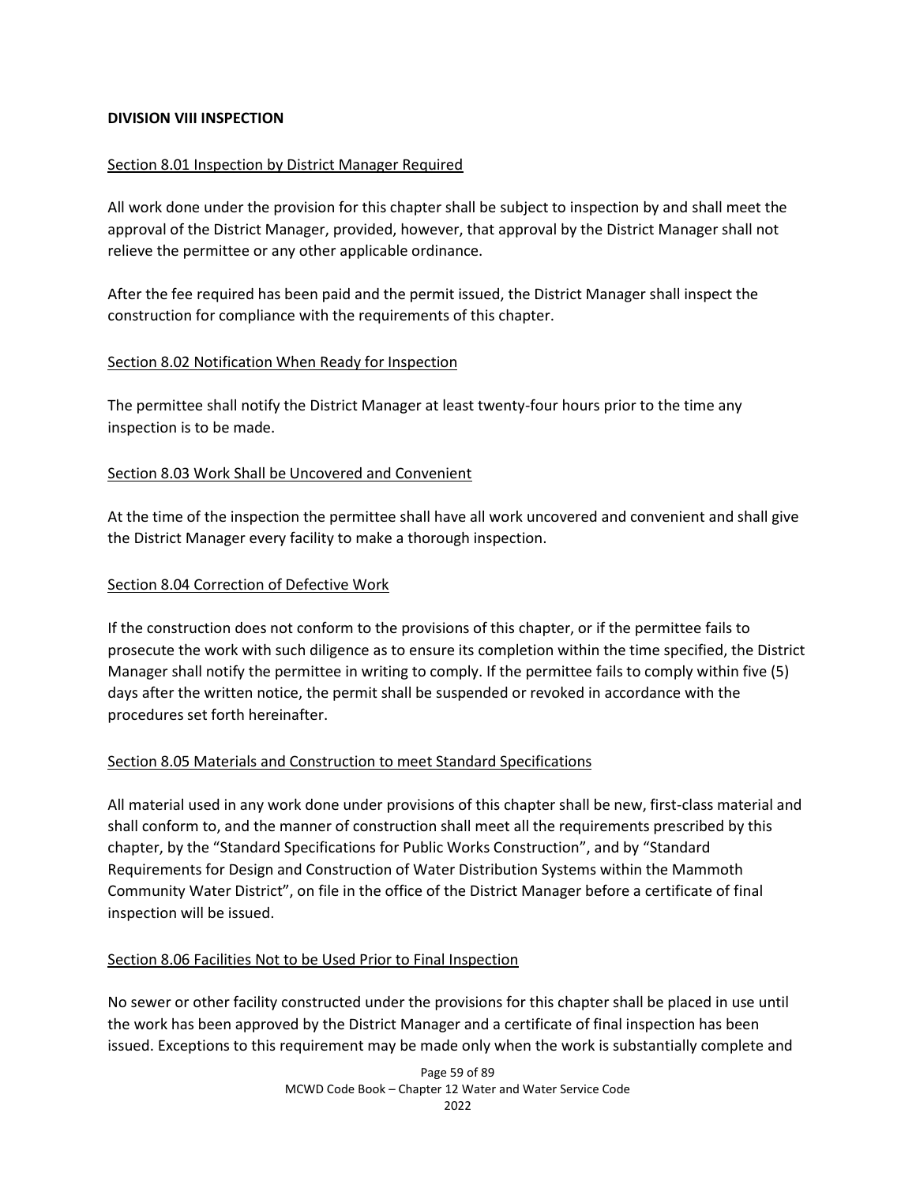**DIVISION VIII INSPECTION**

Section 8.01 Inspection by District Manager Required

All work done under the provision for this chapter shall be subject to inspection by and shall meet the approval of the District Manager, provided, however, that approval by the District Manager shall not relieve the permittee or any other applicable ordinance.

After the fee required has been paid and the permit issued, the District Manager shall inspect the construction for compliance with the requirements of this chapter.

Section 8.02 Notification When Ready for Inspection

The permittee shall notify the District Manager at least twenty-four hours prior to the time any inspection is to be made.

Section 8.03 Work Shall be Uncovered and Convenient

At the time of the inspection the permittee shall have all work uncovered and convenient and shall give the District Manager every facility to make a thorough inspection.

Section 8.04 Correction of Defective Work

If the construction does not conform to the provisions of this chapter, or if the permittee fails to prosecute the work with such diligence as to ensure its completion within the time specified, the District Manager shall notify the permittee in writing to comply. If the permittee fails to comply within five (5) days after the written notice, the permit shall be suspended or revoked in accordance with the procedures set forth hereinafter.

Section 8.05 Materials and Construction to meet Standard Specifications

All material used in any work done under provisions of this chapter shall be new, first-class material and shall conform to, and the manner of construction shall meet all the requirements prescribed by this chapter, by the "Standard Specifications for Public Works Construction", and by "Standard Requirements for Design and Construction of Water Distribution Systems within the Mammoth Community Water District", on file in the office of the District Manager before a certificate of final inspection will be issued.

Section 8.06 Facilities Not to be Used Prior to Final Inspection

No sewer or other facility constructed under the provisions for this chapter shall be placed in use until the work has been approved by the District Manager and a certificate of final inspection has been issued. Exceptions to this requirement may be made only when the work is substantially complete and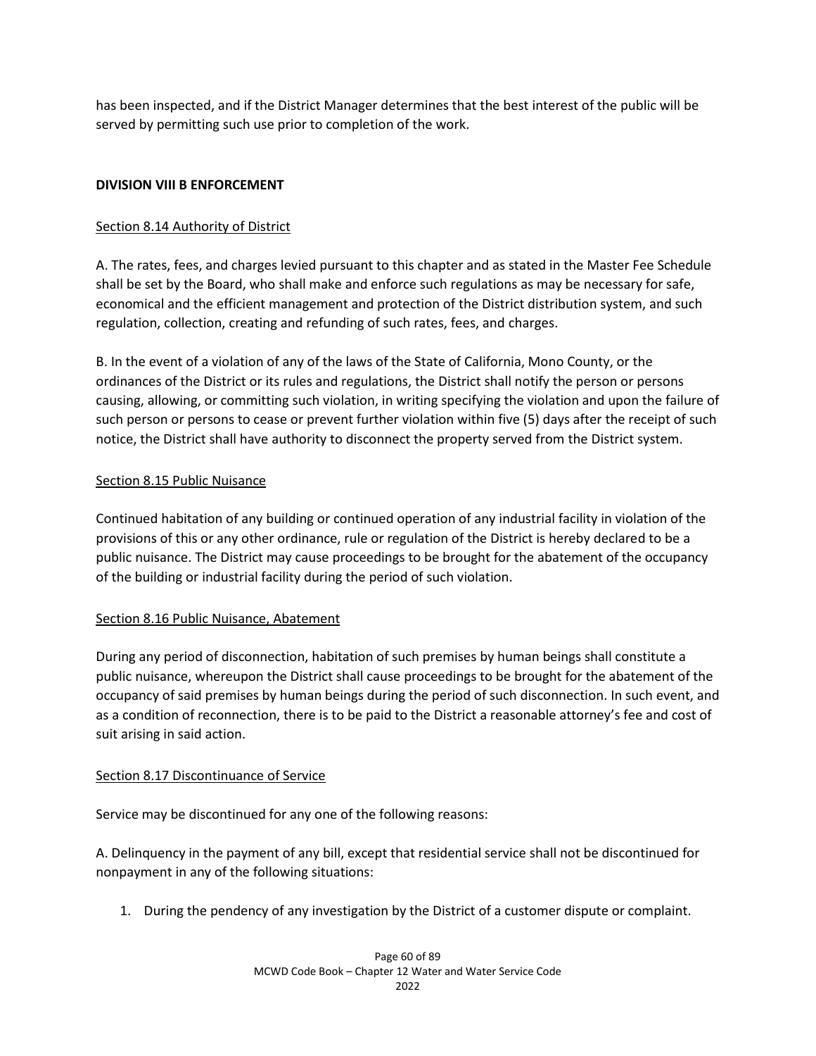has been inspected, and if the District Manager determines that the best interest of the public will be served by permitting such use prior to completion of the work.

## DIVISION VIII B ENFORCEMENT

### Section 8.14 Authority of District

A. The rates, fees, and charges levied pursuant to this chapter and as stated in the Master Fee Schedule shall be set by the Board, who shall make and enforce such regulations as may be necessary for safe, economical and the efficient management and protection of the District distribution system, and such regulation, collection, creating and refunding of such rates, fees, and charges.

B. In the event of a violation of any of the laws of the State of California, Mono County, or the ordinances of the District or its rules and regulations, the District shall notify the person or persons causing, allowing, or committing such violation, in writing specifying the violation and upon the failure of such person or persons to cease or prevent further violation within five (5) days after the receipt of such notice, the District shall have authority to disconnect the property served from the District system.

### Section 8.15 Public Nuisance

Continued habitation of any building or continued operation of any industrial facility in violation of the provisions of this or any other ordinance, rule or regulation of the District is hereby declared to be a public nuisance. The District may cause proceedings to be brought for the abatement of the occupancy of the building or industrial facility during the period of such violation.

### Section 8.16 Public Nuisance, Abatement

During any period of disconnection, habitation of such premises by human beings shall constitute a public nuisance, whereupon the District shall cause proceedings to be brought for the abatement of the occupancy of said premises by human beings during the period of such disconnection. In such event, and as a condition of reconnection, there is to be paid to the District a reasonable attorney's fee and cost of suit arising in said action.

### Section 8.17 Discontinuance of Service

Service may be discontinued for any one of the following reasons:

A. Delinquency in the payment of any bill, except that residential service shall not be discontinued for nonpayment in any of the following situations:

1. During the pendency of any investigation by the District of a customer dispute or complaint.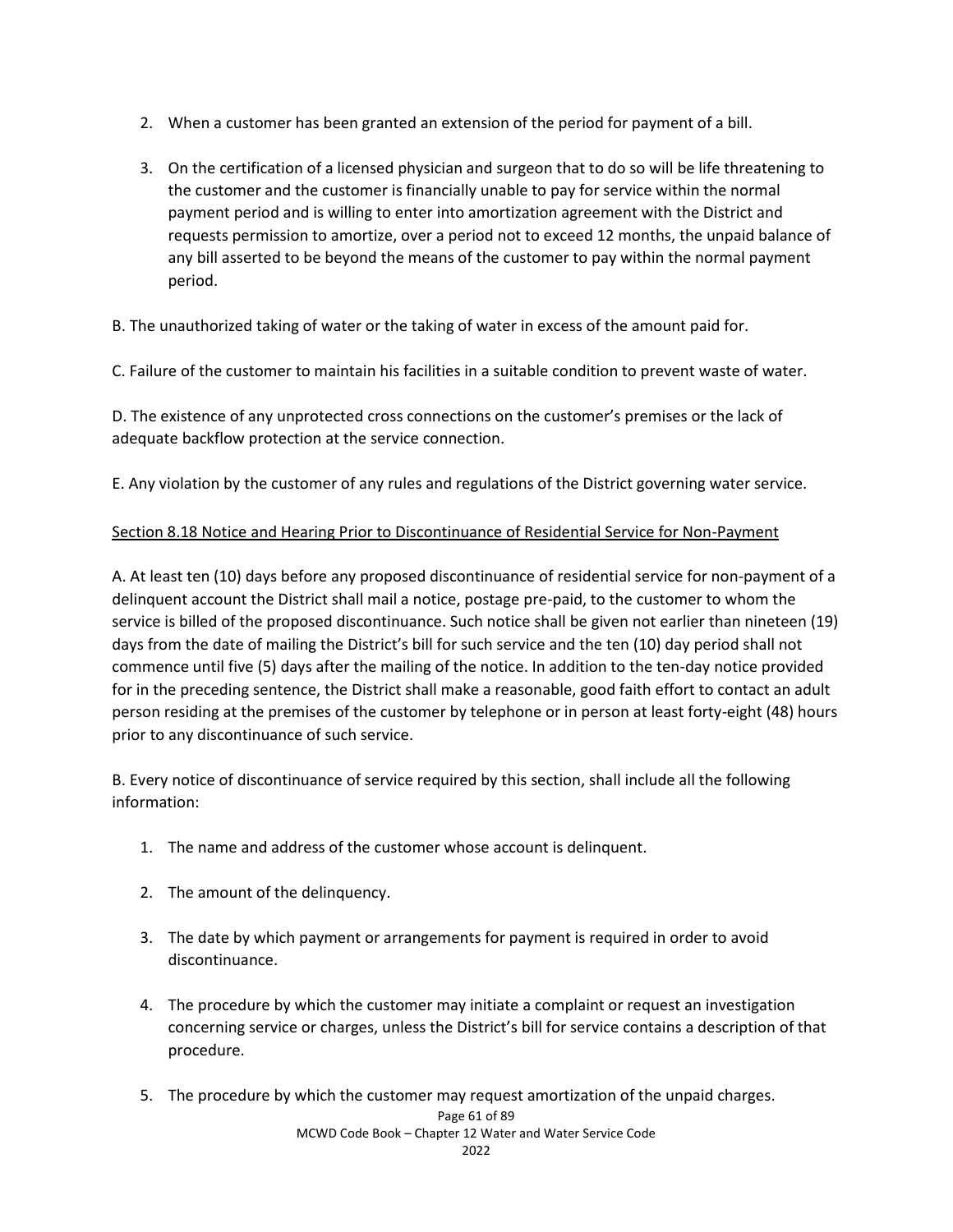2. When a customer has been granted an extension of the period for payment of a bill.

3. On the certification of a licensed physician and surgeon that to do so will be life threatening to the customer and the customer is financially unable to pay for service within the normal payment period and is willing to enter into amortization agreement with the District and requests permission to amortize, over a period not to exceed 12 months, the unpaid balance of any bill asserted to be beyond the means of the customer to pay within the normal payment period.

B. The unauthorized taking of water or the taking of water in excess of the amount paid for.

C. Failure of the customer to maintain his facilities in a suitable condition to prevent waste of water.

D. The existence of any unprotected cross connections on the customer's premises or the lack of adequate backflow protection at the service connection.

E. Any violation by the customer of any rules and regulations of the District governing water service.

Section 8.18 Notice and Hearing Prior to Discontinuance of Residential Service for Non-Payment

A. At least ten (10) days before any proposed discontinuance of residential service for non-payment of a delinquent account the District shall mail a notice, postage pre-paid, to the customer to whom the service is billed of the proposed discontinuance. Such notice shall be given not earlier than nineteen (19) days from the date of mailing the District's bill for such service and the ten (10) day period shall not commence until five (5) days after the mailing of the notice. In addition to the ten-day notice provided for in the preceding sentence, the District shall make a reasonable, good faith effort to contact an adult person residing at the premises of the customer by telephone or in person at least forty-eight (48) hours prior to any discontinuance of such service.

B. Every notice of discontinuance of service required by this section, shall include all the following information:

1. The name and address of the customer whose account is delinquent.

2. The amount of the delinquency.

3. The date by which payment or arrangements for payment is required in order to avoid discontinuance.

4. The procedure by which the customer may initiate a complaint or request an investigation concerning service or charges, unless the District's bill for service contains a description of that procedure.

5. The procedure by which the customer may request amortization of the unpaid charges.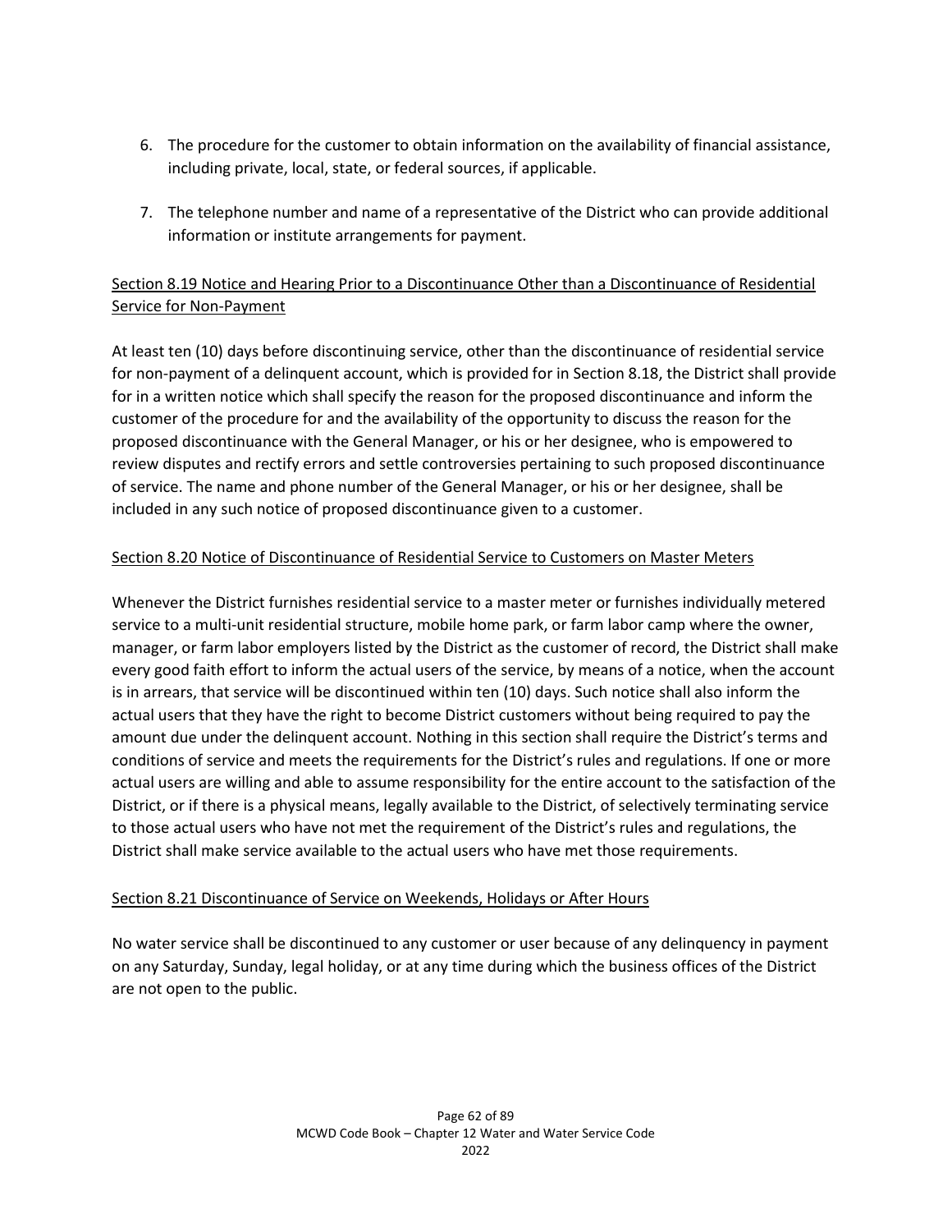6. The procedure for the customer to obtain information on the availability of financial assistance, including private, local, state, or federal sources, if applicable.

7. The telephone number and name of a representative of the District who can provide additional information or institute arrangements for payment.

<u>Section 8.19 Notice and Hearing Prior to a Discontinuance Other than a Discontinuance of Residential Service for Non-Payment</u>

At least ten (10) days before discontinuing service, other than the discontinuance of residential service for non-payment of a delinquent account, which is provided for in Section 8.18, the District shall provide for in a written notice which shall specify the reason for the proposed discontinuance and inform the customer of the procedure for and the availability of the opportunity to discuss the reason for the proposed discontinuance with the General Manager, or his or her designee, who is empowered to review disputes and rectify errors and settle controversies pertaining to such proposed discontinuance of service. The name and phone number of the General Manager, or his or her designee, shall be included in any such notice of proposed discontinuance given to a customer.

<u>Section 8.20 Notice of Discontinuance of Residential Service to Customers on Master Meters</u>

Whenever the District furnishes residential service to a master meter or furnishes individually metered service to a multi-unit residential structure, mobile home park, or farm labor camp where the owner, manager, or farm labor employers listed by the District as the customer of record, the District shall make every good faith effort to inform the actual users of the service, by means of a notice, when the account is in arrears, that service will be discontinued within ten (10) days. Such notice shall also inform the actual users that they have the right to become District customers without being required to pay the amount due under the delinquent account. Nothing in this section shall require the District's terms and conditions of service and meets the requirements for the District's rules and regulations. If one or more actual users are willing and able to assume responsibility for the entire account to the satisfaction of the District, or if there is a physical means, legally available to the District, of selectively terminating service to those actual users who have not met the requirement of the District's rules and regulations, the District shall make service available to the actual users who have met those requirements.

<u>Section 8.21 Discontinuance of Service on Weekends, Holidays or After Hours</u>

No water service shall be discontinued to any customer or user because of any delinquency in payment on any Saturday, Sunday, legal holiday, or at any time during which the business offices of the District are not open to the public.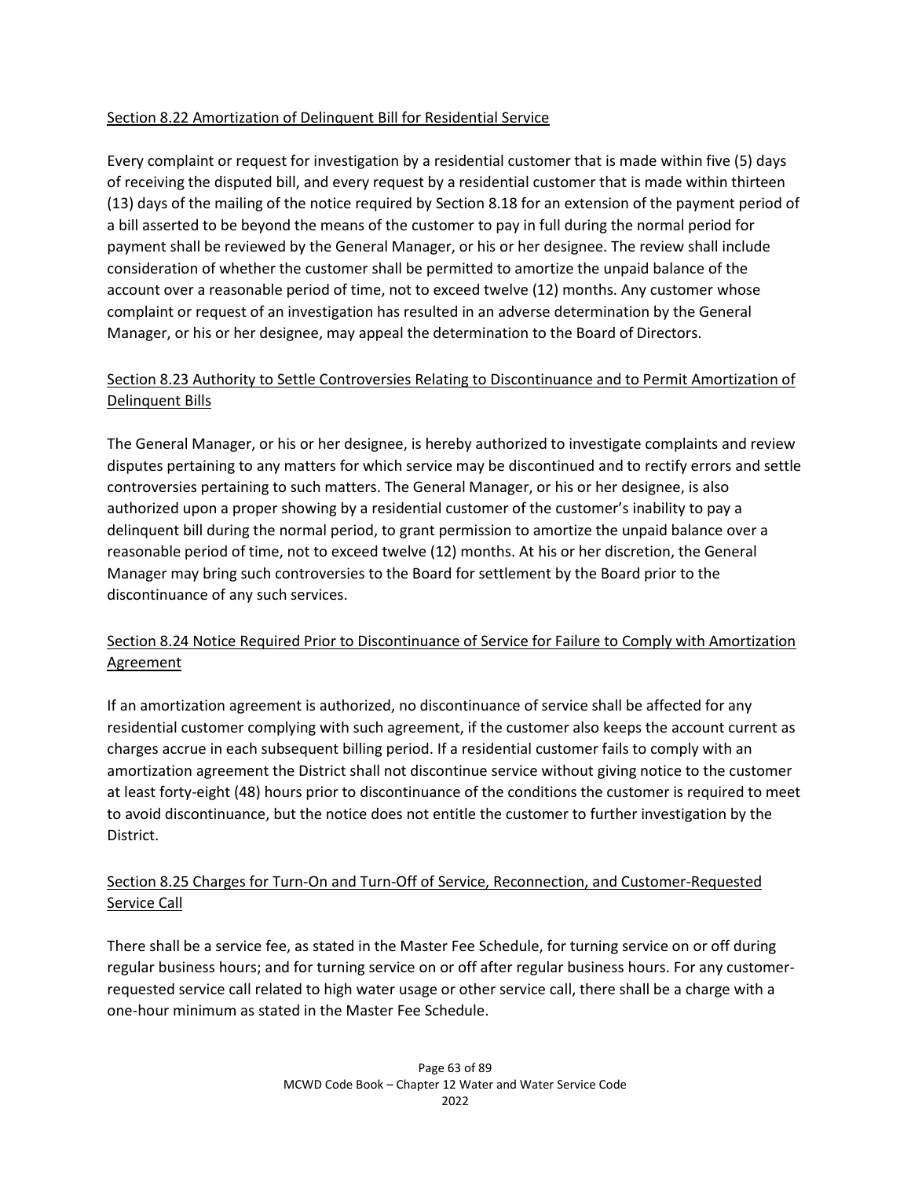### Section 8.22 Amortization of Delinquent Bill for Residential Service

Every complaint or request for investigation by a residential customer that is made within five (5) days of receiving the disputed bill, and every request by a residential customer that is made within thirteen (13) days of the mailing of the notice required by Section 8.18 for an extension of the payment period of a bill asserted to be beyond the means of the customer to pay in full during the normal period for payment shall be reviewed by the General Manager, or his or her designee. The review shall include consideration of whether the customer shall be permitted to amortize the unpaid balance of the account over a reasonable period of time, not to exceed twelve (12) months. Any customer whose complaint or request of an investigation has resulted in an adverse determination by the General Manager, or his or her designee, may appeal the determination to the Board of Directors.

### Section 8.23 Authority to Settle Controversies Relating to Discontinuance and to Permit Amortization of Delinquent Bills

The General Manager, or his or her designee, is hereby authorized to investigate complaints and review disputes pertaining to any matters for which service may be discontinued and to rectify errors and settle controversies pertaining to such matters. The General Manager, or his or her designee, is also authorized upon a proper showing by a residential customer of the customer's inability to pay a delinquent bill during the normal period, to grant permission to amortize the unpaid balance over a reasonable period of time, not to exceed twelve (12) months. At his or her discretion, the General Manager may bring such controversies to the Board for settlement by the Board prior to the discontinuance of any such services.

### Section 8.24 Notice Required Prior to Discontinuance of Service for Failure to Comply with Amortization Agreement

If an amortization agreement is authorized, no discontinuance of service shall be affected for any residential customer complying with such agreement, if the customer also keeps the account current as charges accrue in each subsequent billing period. If a residential customer fails to comply with an amortization agreement the District shall not discontinue service without giving notice to the customer at least forty-eight (48) hours prior to discontinuance of the conditions the customer is required to meet to avoid discontinuance, but the notice does not entitle the customer to further investigation by the District.

### Section 8.25 Charges for Turn-On and Turn-Off of Service, Reconnection, and Customer-Requested Service Call

There shall be a service fee, as stated in the Master Fee Schedule, for turning service on or off during regular business hours; and for turning service on or off after regular business hours. For any customer-requested service call related to high water usage or other service call, there shall be a charge with a one-hour minimum as stated in the Master Fee Schedule.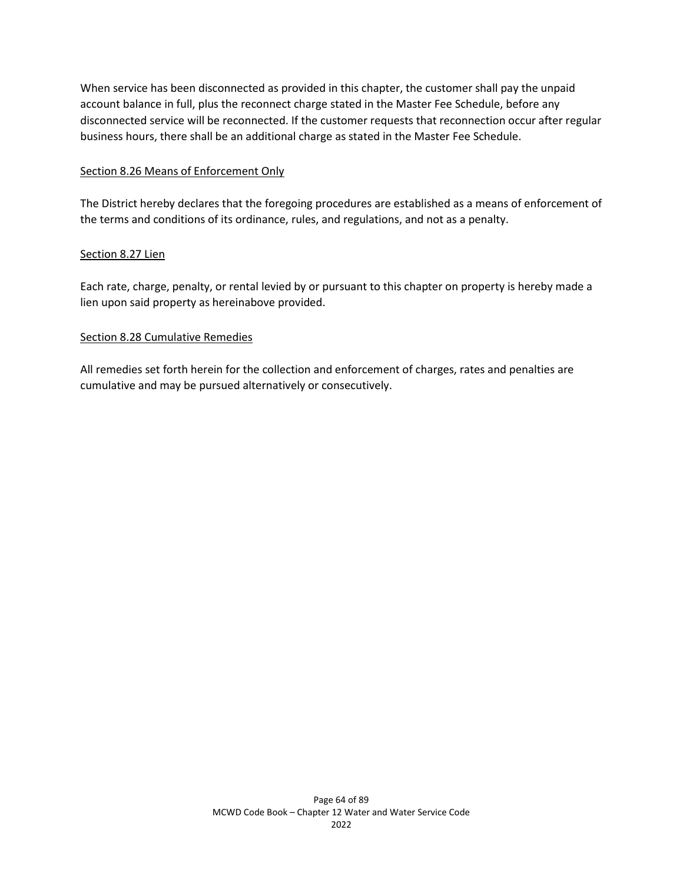When service has been disconnected as provided in this chapter, the customer shall pay the unpaid account balance in full, plus the reconnect charge stated in the Master Fee Schedule, before any disconnected service will be reconnected. If the customer requests that reconnection occur after regular business hours, there shall be an additional charge as stated in the Master Fee Schedule.

Section 8.26 Means of Enforcement Only

The District hereby declares that the foregoing procedures are established as a means of enforcement of the terms and conditions of its ordinance, rules, and regulations, and not as a penalty.

Section 8.27 Lien

Each rate, charge, penalty, or rental levied by or pursuant to this chapter on property is hereby made a lien upon said property as hereinabove provided.

Section 8.28 Cumulative Remedies

All remedies set forth herein for the collection and enforcement of charges, rates and penalties are cumulative and may be pursued alternatively or consecutively.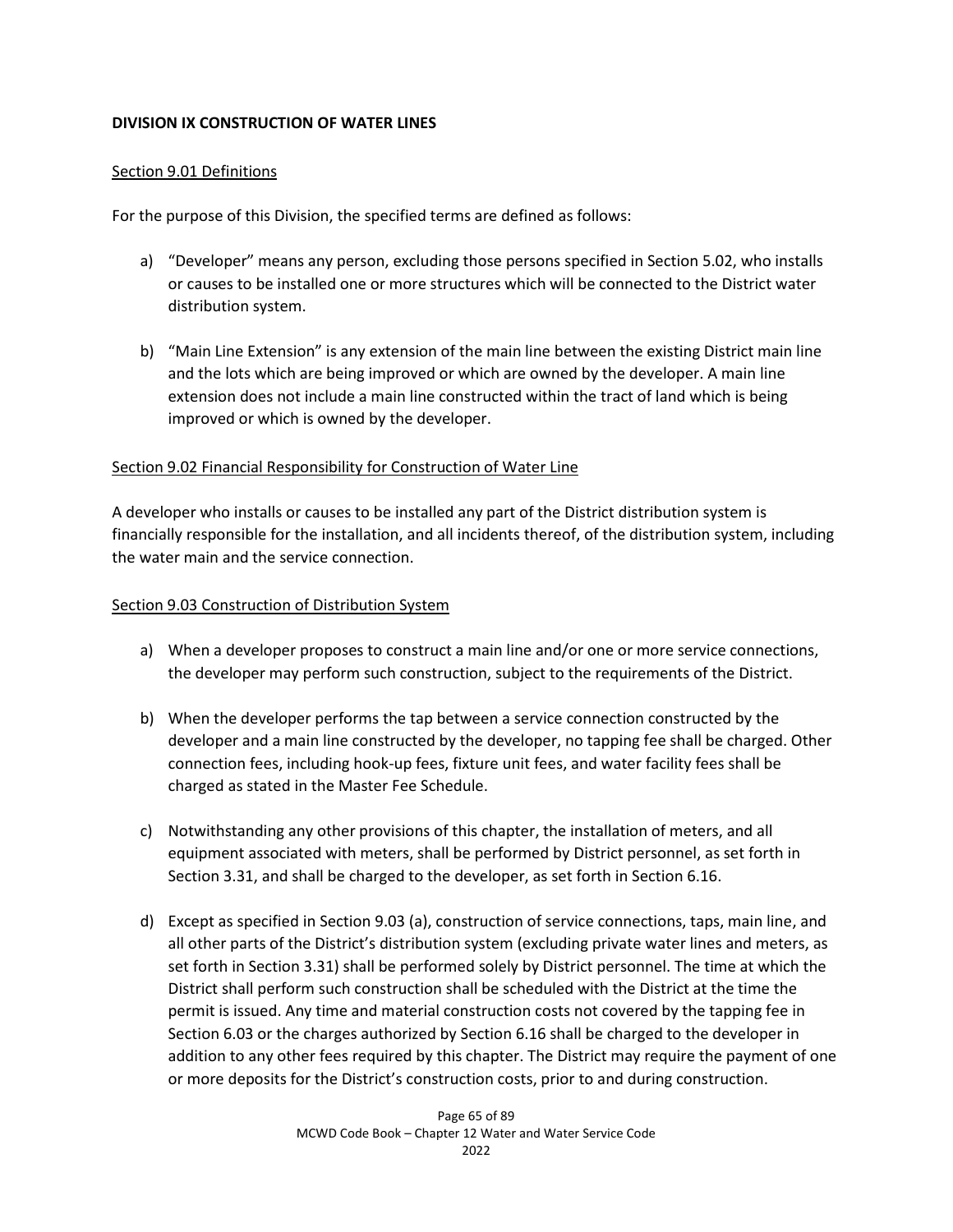## DIVISION IX CONSTRUCTION OF WATER LINES

### Section 9.01 Definitions

For the purpose of this Division, the specified terms are defined as follows:

a) "Developer" means any person, excluding those persons specified in Section 5.02, who installs or causes to be installed one or more structures which will be connected to the District water distribution system.

b) "Main Line Extension" is any extension of the main line between the existing District main line and the lots which are being improved or which are owned by the developer. A main line extension does not include a main line constructed within the tract of land which is being improved or which is owned by the developer.

### Section 9.02 Financial Responsibility for Construction of Water Line

A developer who installs or causes to be installed any part of the District distribution system is financially responsible for the installation, and all incidents thereof, of the distribution system, including the water main and the service connection.

### Section 9.03 Construction of Distribution System

a) When a developer proposes to construct a main line and/or one or more service connections, the developer may perform such construction, subject to the requirements of the District.

b) When the developer performs the tap between a service connection constructed by the developer and a main line constructed by the developer, no tapping fee shall be charged. Other connection fees, including hook-up fees, fixture unit fees, and water facility fees shall be charged as stated in the Master Fee Schedule.

c) Notwithstanding any other provisions of this chapter, the installation of meters, and all equipment associated with meters, shall be performed by District personnel, as set forth in Section 3.31, and shall be charged to the developer, as set forth in Section 6.16.

d) Except as specified in Section 9.03 (a), construction of service connections, taps, main line, and all other parts of the District's distribution system (excluding private water lines and meters, as set forth in Section 3.31) shall be performed solely by District personnel. The time at which the District shall perform such construction shall be scheduled with the District at the time the permit is issued. Any time and material construction costs not covered by the tapping fee in Section 6.03 or the charges authorized by Section 6.16 shall be charged to the developer in addition to any other fees required by this chapter. The District may require the payment of one or more deposits for the District's construction costs, prior to and during construction.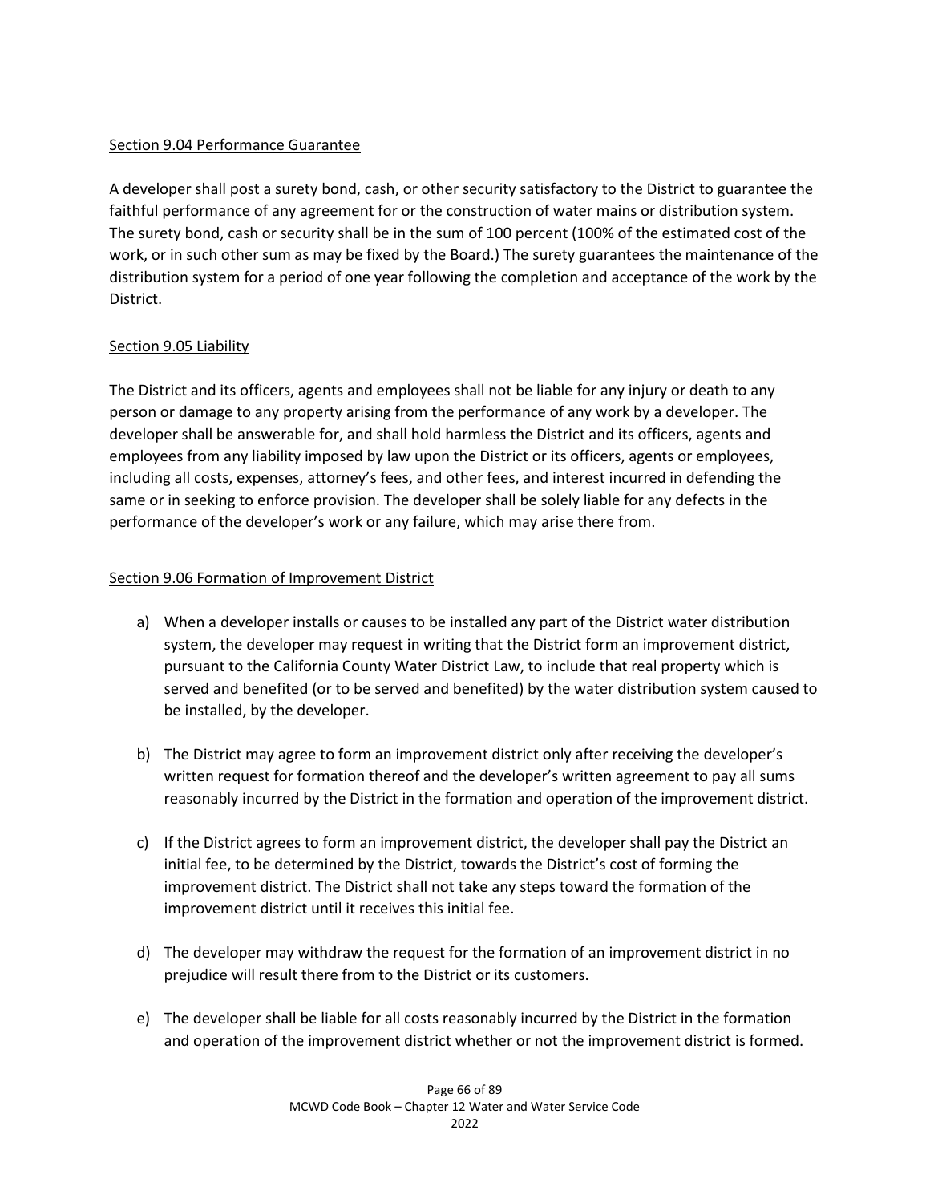Section 9.04 Performance Guarantee

A developer shall post a surety bond, cash, or other security satisfactory to the District to guarantee the faithful performance of any agreement for or the construction of water mains or distribution system. The surety bond, cash or security shall be in the sum of 100 percent (100% of the estimated cost of the work, or in such other sum as may be fixed by the Board.) The surety guarantees the maintenance of the distribution system for a period of one year following the completion and acceptance of the work by the District.

Section 9.05 Liability

The District and its officers, agents and employees shall not be liable for any injury or death to any person or damage to any property arising from the performance of any work by a developer. The developer shall be answerable for, and shall hold harmless the District and its officers, agents and employees from any liability imposed by law upon the District or its officers, agents or employees, including all costs, expenses, attorney's fees, and other fees, and interest incurred in defending the same or in seeking to enforce provision. The developer shall be solely liable for any defects in the performance of the developer's work or any failure, which may arise there from.

Section 9.06 Formation of Improvement District

a) When a developer installs or causes to be installed any part of the District water distribution system, the developer may request in writing that the District form an improvement district, pursuant to the California County Water District Law, to include that real property which is served and benefited (or to be served and benefited) by the water distribution system caused to be installed, by the developer.

b) The District may agree to form an improvement district only after receiving the developer's written request for formation thereof and the developer's written agreement to pay all sums reasonably incurred by the District in the formation and operation of the improvement district.

c) If the District agrees to form an improvement district, the developer shall pay the District an initial fee, to be determined by the District, towards the District's cost of forming the improvement district. The District shall not take any steps toward the formation of the improvement district until it receives this initial fee.

d) The developer may withdraw the request for the formation of an improvement district in no prejudice will result there from to the District or its customers.

e) The developer shall be liable for all costs reasonably incurred by the District in the formation and operation of the improvement district whether or not the improvement district is formed.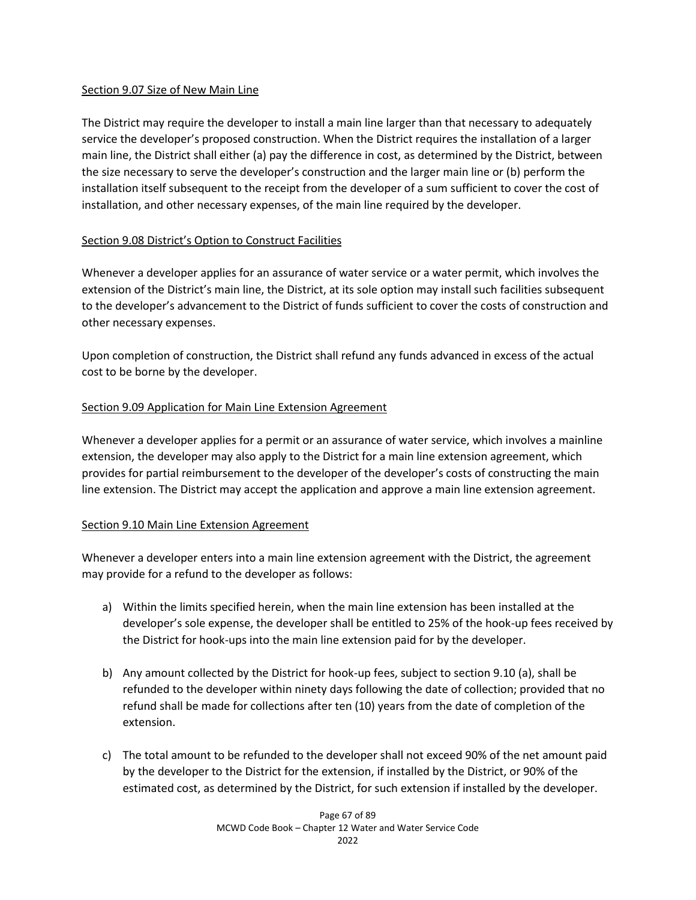## Section 9.07 Size of New Main Line

The District may require the developer to install a main line larger than that necessary to adequately service the developer's proposed construction. When the District requires the installation of a larger main line, the District shall either (a) pay the difference in cost, as determined by the District, between the size necessary to serve the developer's construction and the larger main line or (b) perform the installation itself subsequent to the receipt from the developer of a sum sufficient to cover the cost of installation, and other necessary expenses, of the main line required by the developer.

## Section 9.08 District's Option to Construct Facilities

Whenever a developer applies for an assurance of water service or a water permit, which involves the extension of the District's main line, the District, at its sole option may install such facilities subsequent to the developer's advancement to the District of funds sufficient to cover the costs of construction and other necessary expenses.

Upon completion of construction, the District shall refund any funds advanced in excess of the actual cost to be borne by the developer.

## Section 9.09 Application for Main Line Extension Agreement

Whenever a developer applies for a permit or an assurance of water service, which involves a mainline extension, the developer may also apply to the District for a main line extension agreement, which provides for partial reimbursement to the developer of the developer's costs of constructing the main line extension. The District may accept the application and approve a main line extension agreement.

## Section 9.10 Main Line Extension Agreement

Whenever a developer enters into a main line extension agreement with the District, the agreement may provide for a refund to the developer as follows:

a) Within the limits specified herein, when the main line extension has been installed at the developer's sole expense, the developer shall be entitled to 25% of the hook-up fees received by the District for hook-ups into the main line extension paid for by the developer.

b) Any amount collected by the District for hook-up fees, subject to section 9.10 (a), shall be refunded to the developer within ninety days following the date of collection; provided that no refund shall be made for collections after ten (10) years from the date of completion of the extension.

c) The total amount to be refunded to the developer shall not exceed 90% of the net amount paid by the developer to the District for the extension, if installed by the District, or 90% of the estimated cost, as determined by the District, for such extension if installed by the developer.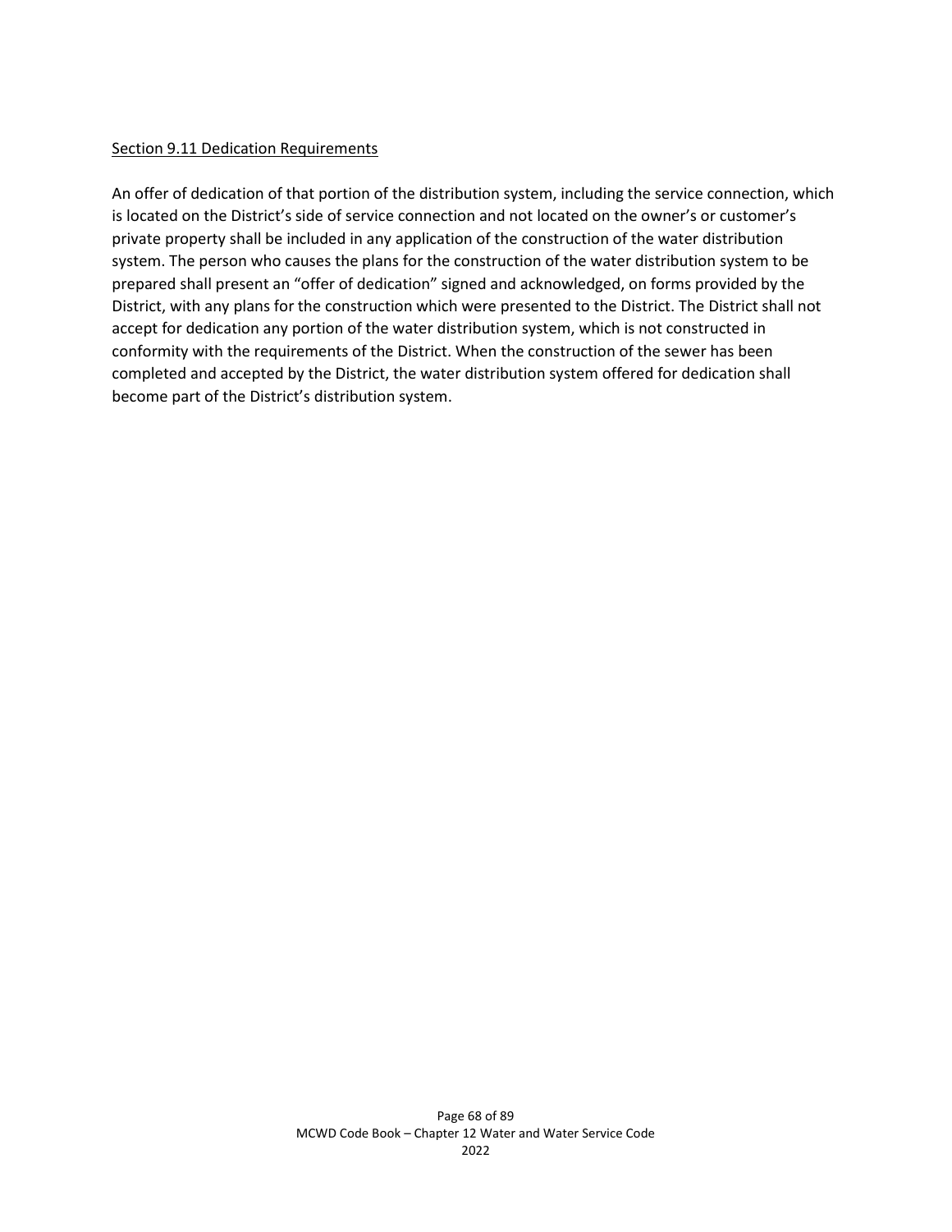<u>Section 9.11 Dedication Requirements</u>

An offer of dedication of that portion of the distribution system, including the service connection, which is located on the District's side of service connection and not located on the owner's or customer's private property shall be included in any application of the construction of the water distribution system. The person who causes the plans for the construction of the water distribution system to be prepared shall present an "offer of dedication" signed and acknowledged, on forms provided by the District, with any plans for the construction which were presented to the District. The District shall not accept for dedication any portion of the water distribution system, which is not constructed in conformity with the requirements of the District. When the construction of the sewer has been completed and accepted by the District, the water distribution system offered for dedication shall become part of the District's distribution system.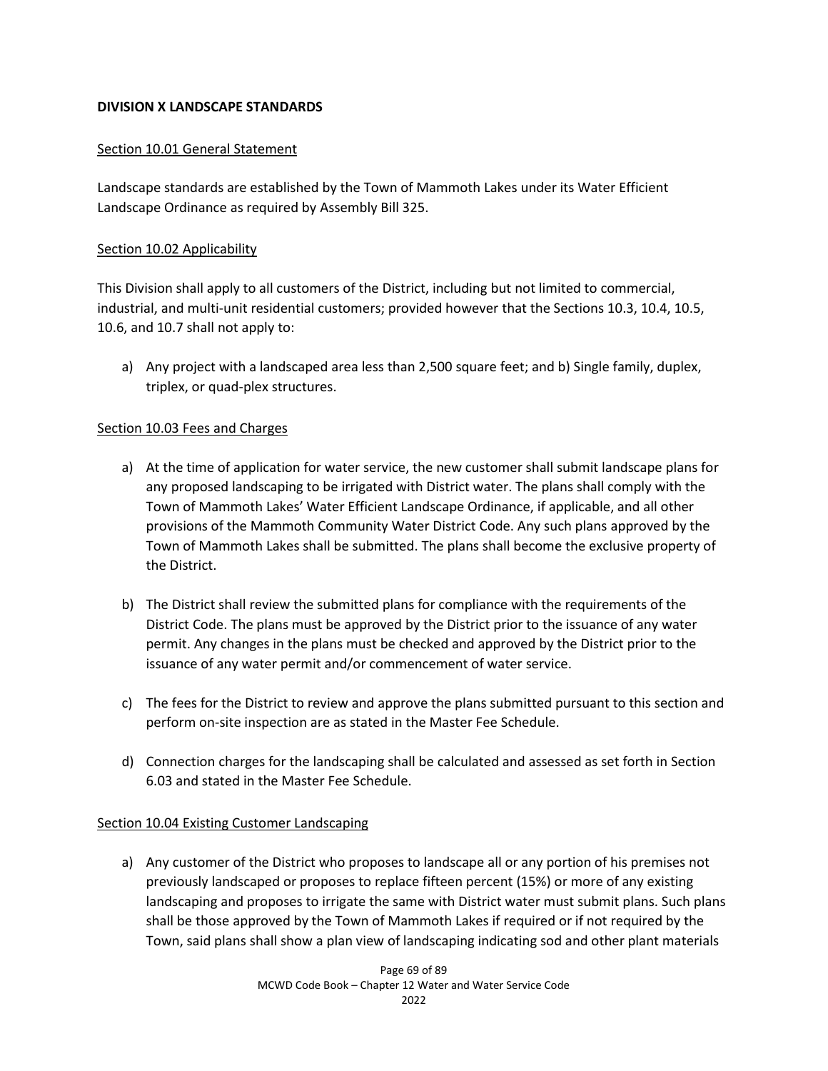**DIVISION X LANDSCAPE STANDARDS**

Section 10.01 General Statement

Landscape standards are established by the Town of Mammoth Lakes under its Water Efficient Landscape Ordinance as required by Assembly Bill 325.

Section 10.02 Applicability

This Division shall apply to all customers of the District, including but not limited to commercial, industrial, and multi-unit residential customers; provided however that the Sections 10.3, 10.4, 10.5, 10.6, and 10.7 shall not apply to:

a) Any project with a landscaped area less than 2,500 square feet; and b) Single family, duplex, triplex, or quad-plex structures.

Section 10.03 Fees and Charges

a) At the time of application for water service, the new customer shall submit landscape plans for any proposed landscaping to be irrigated with District water. The plans shall comply with the Town of Mammoth Lakes' Water Efficient Landscape Ordinance, if applicable, and all other provisions of the Mammoth Community Water District Code. Any such plans approved by the Town of Mammoth Lakes shall be submitted. The plans shall become the exclusive property of the District.

b) The District shall review the submitted plans for compliance with the requirements of the District Code. The plans must be approved by the District prior to the issuance of any water permit. Any changes in the plans must be checked and approved by the District prior to the issuance of any water permit and/or commencement of water service.

c) The fees for the District to review and approve the plans submitted pursuant to this section and perform on-site inspection are as stated in the Master Fee Schedule.

d) Connection charges for the landscaping shall be calculated and assessed as set forth in Section 6.03 and stated in the Master Fee Schedule.

Section 10.04 Existing Customer Landscaping

a) Any customer of the District who proposes to landscape all or any portion of his premises not previously landscaped or proposes to replace fifteen percent (15%) or more of any existing landscaping and proposes to irrigate the same with District water must submit plans. Such plans shall be those approved by the Town of Mammoth Lakes if required or if not required by the Town, said plans shall show a plan view of landscaping indicating sod and other plant materials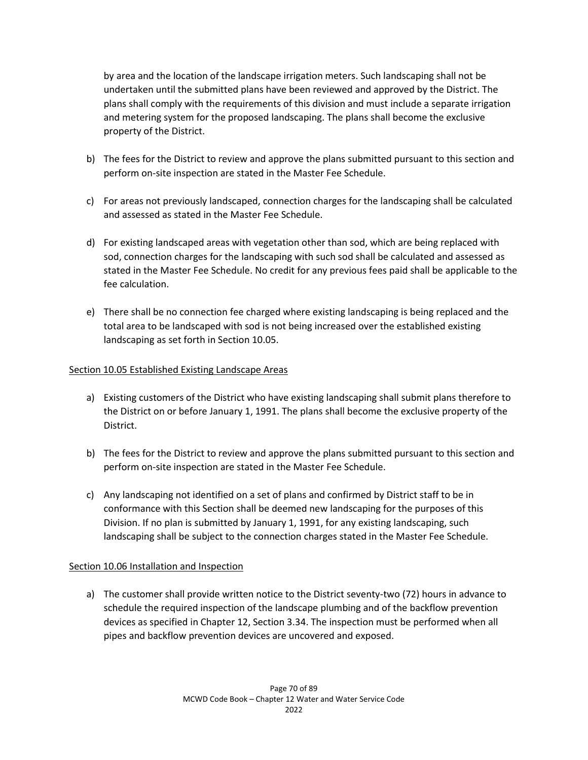by area and the location of the landscape irrigation meters. Such landscaping shall not be undertaken until the submitted plans have been reviewed and approved by the District. The plans shall comply with the requirements of this division and must include a separate irrigation and metering system for the proposed landscaping. The plans shall become the exclusive property of the District.

b) The fees for the District to review and approve the plans submitted pursuant to this section and perform on-site inspection are stated in the Master Fee Schedule.

c) For areas not previously landscaped, connection charges for the landscaping shall be calculated and assessed as stated in the Master Fee Schedule.

d) For existing landscaped areas with vegetation other than sod, which are being replaced with sod, connection charges for the landscaping with such sod shall be calculated and assessed as stated in the Master Fee Schedule. No credit for any previous fees paid shall be applicable to the fee calculation.

e) There shall be no connection fee charged where existing landscaping is being replaced and the total area to be landscaped with sod is not being increased over the established existing landscaping as set forth in Section 10.05.

Section 10.05 Established Existing Landscape Areas

a) Existing customers of the District who have existing landscaping shall submit plans therefore to the District on or before January 1, 1991. The plans shall become the exclusive property of the District.

b) The fees for the District to review and approve the plans submitted pursuant to this section and perform on-site inspection are stated in the Master Fee Schedule.

c) Any landscaping not identified on a set of plans and confirmed by District staff to be in conformance with this Section shall be deemed new landscaping for the purposes of this Division. If no plan is submitted by January 1, 1991, for any existing landscaping, such landscaping shall be subject to the connection charges stated in the Master Fee Schedule.

Section 10.06 Installation and Inspection

a) The customer shall provide written notice to the District seventy-two (72) hours in advance to schedule the required inspection of the landscape plumbing and of the backflow prevention devices as specified in Chapter 12, Section 3.34. The inspection must be performed when all pipes and backflow prevention devices are uncovered and exposed.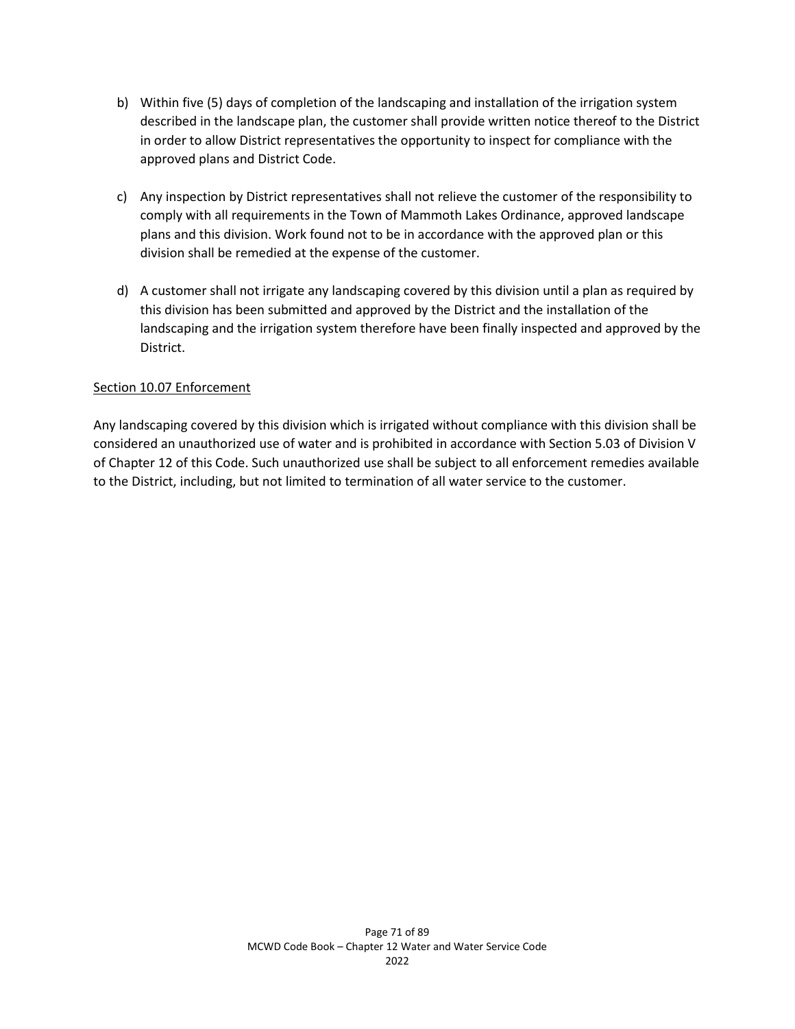b) Within five (5) days of completion of the landscaping and installation of the irrigation system described in the landscape plan, the customer shall provide written notice thereof to the District in order to allow District representatives the opportunity to inspect for compliance with the approved plans and District Code.

c) Any inspection by District representatives shall not relieve the customer of the responsibility to comply with all requirements in the Town of Mammoth Lakes Ordinance, approved landscape plans and this division. Work found not to be in accordance with the approved plan or this division shall be remedied at the expense of the customer.

d) A customer shall not irrigate any landscaping covered by this division until a plan as required by this division has been submitted and approved by the District and the installation of the landscaping and the irrigation system therefore have been finally inspected and approved by the District.

## Section 10.07 Enforcement

Any landscaping covered by this division which is irrigated without compliance with this division shall be considered an unauthorized use of water and is prohibited in accordance with Section 5.03 of Division V of Chapter 12 of this Code. Such unauthorized use shall be subject to all enforcement remedies available to the District, including, but not limited to termination of all water service to the customer.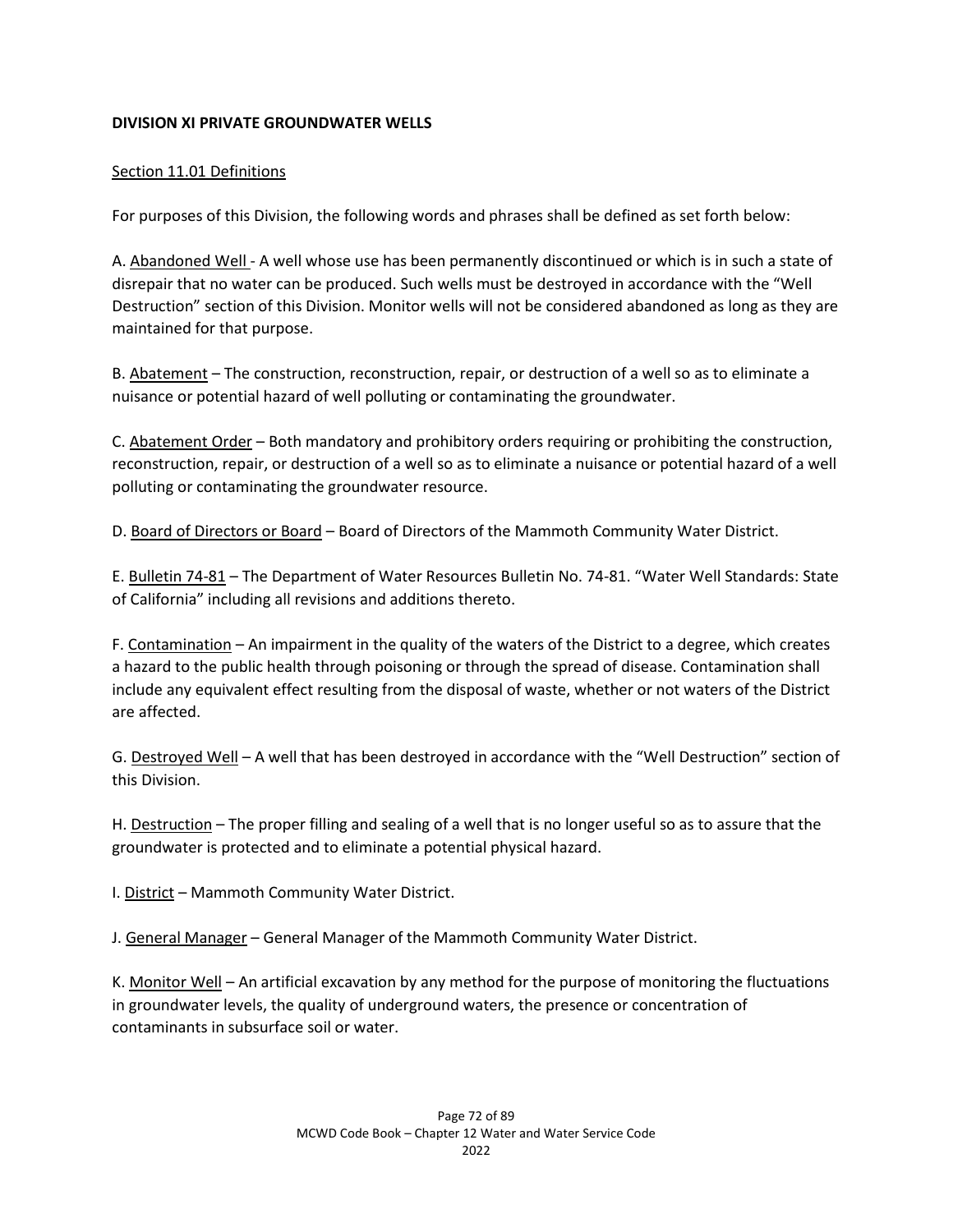**DIVISION XI PRIVATE GROUNDWATER WELLS**

Section 11.01 Definitions

For purposes of this Division, the following words and phrases shall be defined as set forth below:

A. Abandoned Well - A well whose use has been permanently discontinued or which is in such a state of disrepair that no water can be produced. Such wells must be destroyed in accordance with the "Well Destruction" section of this Division. Monitor wells will not be considered abandoned as long as they are maintained for that purpose.

B. Abatement – The construction, reconstruction, repair, or destruction of a well so as to eliminate a nuisance or potential hazard of well polluting or contaminating the groundwater.

C. Abatement Order – Both mandatory and prohibitory orders requiring or prohibiting the construction, reconstruction, repair, or destruction of a well so as to eliminate a nuisance or potential hazard of a well polluting or contaminating the groundwater resource.

D. Board of Directors or Board – Board of Directors of the Mammoth Community Water District.

E. Bulletin 74-81 – The Department of Water Resources Bulletin No. 74-81. "Water Well Standards: State of California" including all revisions and additions thereto.

F. Contamination – An impairment in the quality of the waters of the District to a degree, which creates a hazard to the public health through poisoning or through the spread of disease. Contamination shall include any equivalent effect resulting from the disposal of waste, whether or not waters of the District are affected.

G. Destroyed Well – A well that has been destroyed in accordance with the "Well Destruction" section of this Division.

H. Destruction – The proper filling and sealing of a well that is no longer useful so as to assure that the groundwater is protected and to eliminate a potential physical hazard.

I. District – Mammoth Community Water District.

J. General Manager – General Manager of the Mammoth Community Water District.

K. Monitor Well – An artificial excavation by any method for the purpose of monitoring the fluctuations in groundwater levels, the quality of underground waters, the presence or concentration of contaminants in subsurface soil or water.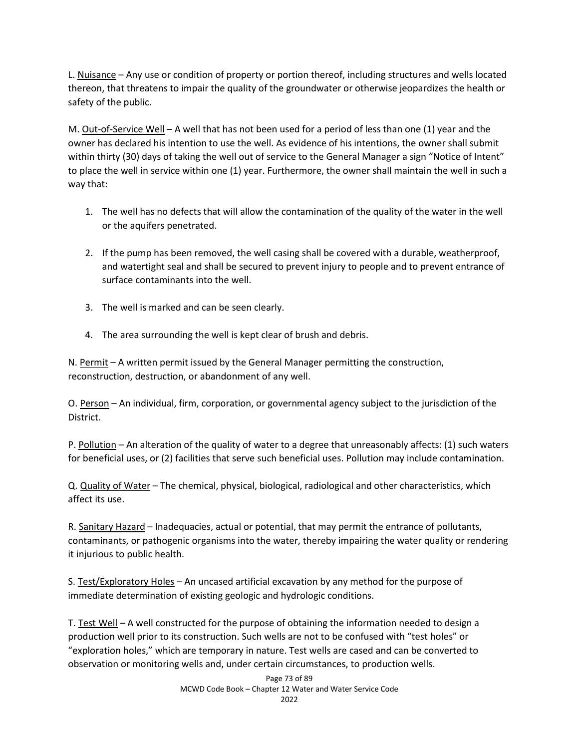L. Nuisance – Any use or condition of property or portion thereof, including structures and wells located thereon, that threatens to impair the quality of the groundwater or otherwise jeopardizes the health or safety of the public.

M. Out-of-Service Well – A well that has not been used for a period of less than one (1) year and the owner has declared his intention to use the well. As evidence of his intentions, the owner shall submit within thirty (30) days of taking the well out of service to the General Manager a sign "Notice of Intent" to place the well in service within one (1) year. Furthermore, the owner shall maintain the well in such a way that:

1. The well has no defects that will allow the contamination of the quality of the water in the well or the aquifers penetrated.
2. If the pump has been removed, the well casing shall be covered with a durable, weatherproof, and watertight seal and shall be secured to prevent injury to people and to prevent entrance of surface contaminants into the well.
3. The well is marked and can be seen clearly.
4. The area surrounding the well is kept clear of brush and debris.

N. Permit – A written permit issued by the General Manager permitting the construction, reconstruction, destruction, or abandonment of any well.

O. Person – An individual, firm, corporation, or governmental agency subject to the jurisdiction of the District.

P. Pollution – An alteration of the quality of water to a degree that unreasonably affects: (1) such waters for beneficial uses, or (2) facilities that serve such beneficial uses. Pollution may include contamination.

Q. Quality of Water – The chemical, physical, biological, radiological and other characteristics, which affect its use.

R. Sanitary Hazard – Inadequacies, actual or potential, that may permit the entrance of pollutants, contaminants, or pathogenic organisms into the water, thereby impairing the water quality or rendering it injurious to public health.

S. Test/Exploratory Holes – An uncased artificial excavation by any method for the purpose of immediate determination of existing geologic and hydrologic conditions.

T. Test Well – A well constructed for the purpose of obtaining the information needed to design a production well prior to its construction. Such wells are not to be confused with "test holes" or "exploration holes," which are temporary in nature. Test wells are cased and can be converted to observation or monitoring wells and, under certain circumstances, to production wells.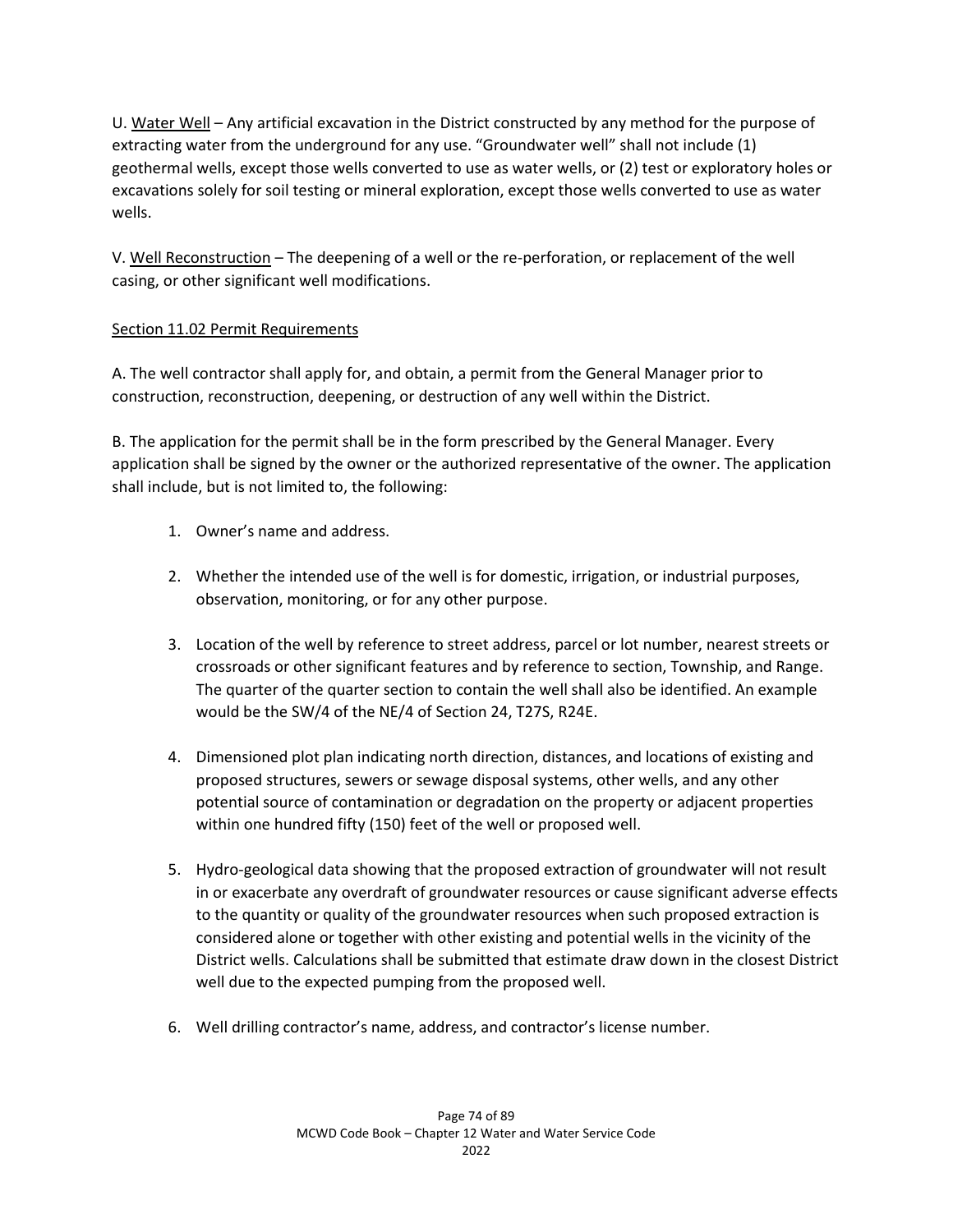U. Water Well – Any artificial excavation in the District constructed by any method for the purpose of extracting water from the underground for any use. "Groundwater well" shall not include (1) geothermal wells, except those wells converted to use as water wells, or (2) test or exploratory holes or excavations solely for soil testing or mineral exploration, except those wells converted to use as water wells.

V. Well Reconstruction – The deepening of a well or the re-perforation, or replacement of the well casing, or other significant well modifications.

## Section 11.02 Permit Requirements

A. The well contractor shall apply for, and obtain, a permit from the General Manager prior to construction, reconstruction, deepening, or destruction of any well within the District.

B. The application for the permit shall be in the form prescribed by the General Manager. Every application shall be signed by the owner or the authorized representative of the owner. The application shall include, but is not limited to, the following:

1. Owner's name and address.
2. Whether the intended use of the well is for domestic, irrigation, or industrial purposes, observation, monitoring, or for any other purpose.
3. Location of the well by reference to street address, parcel or lot number, nearest streets or crossroads or other significant features and by reference to section, Township, and Range. The quarter of the quarter section to contain the well shall also be identified. An example would be the SW/4 of the NE/4 of Section 24, T27S, R24E.
4. Dimensioned plot plan indicating north direction, distances, and locations of existing and proposed structures, sewers or sewage disposal systems, other wells, and any other potential source of contamination or degradation on the property or adjacent properties within one hundred fifty (150) feet of the well or proposed well.
5. Hydro-geological data showing that the proposed extraction of groundwater will not result in or exacerbate any overdraft of groundwater resources or cause significant adverse effects to the quantity or quality of the groundwater resources when such proposed extraction is considered alone or together with other existing and potential wells in the vicinity of the District wells. Calculations shall be submitted that estimate draw down in the closest District well due to the expected pumping from the proposed well.
6. Well drilling contractor's name, address, and contractor's license number.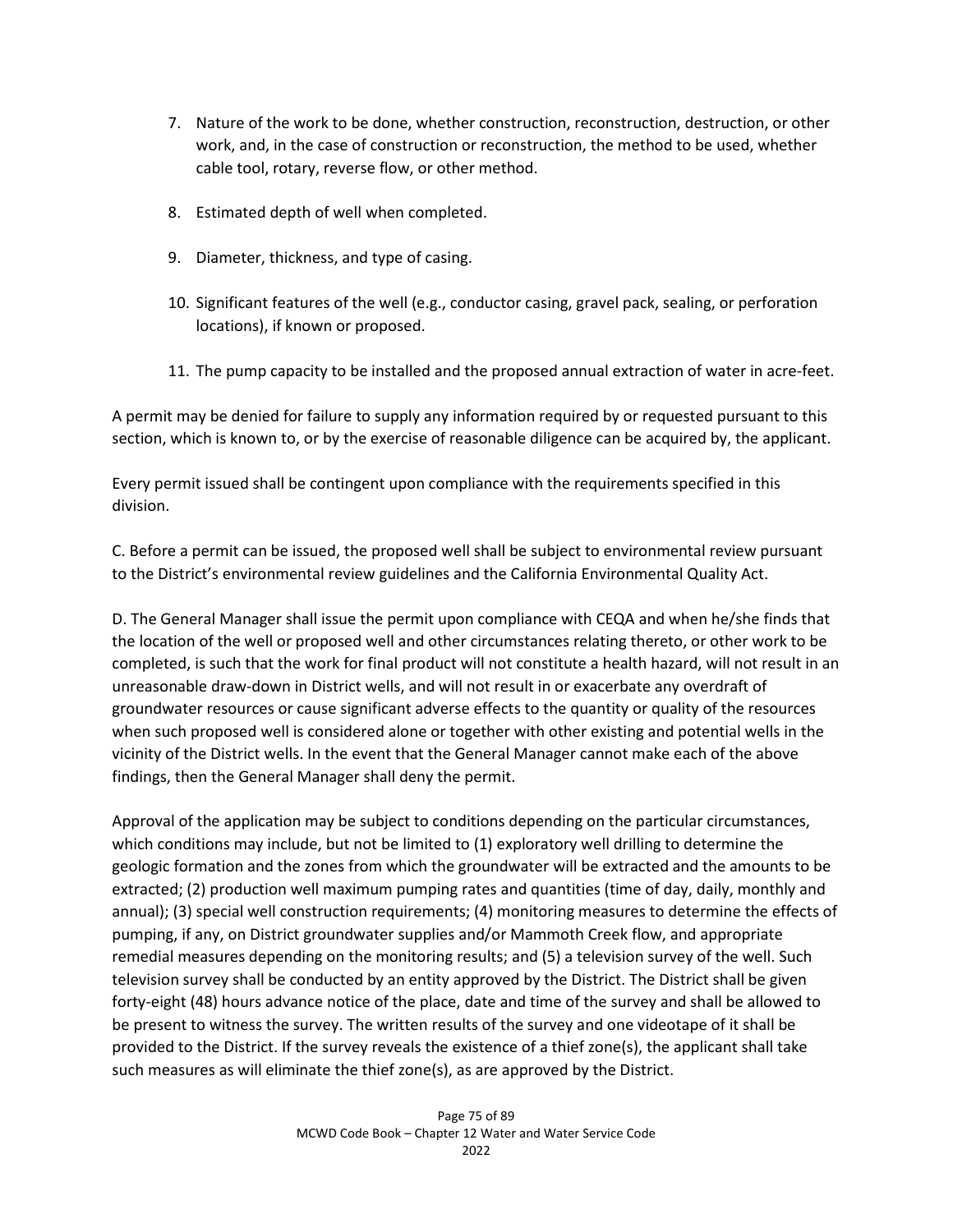7. Nature of the work to be done, whether construction, reconstruction, destruction, or other work, and, in the case of construction or reconstruction, the method to be used, whether cable tool, rotary, reverse flow, or other method.

8. Estimated depth of well when completed.

9. Diameter, thickness, and type of casing.

10. Significant features of the well (e.g., conductor casing, gravel pack, sealing, or perforation locations), if known or proposed.

11. The pump capacity to be installed and the proposed annual extraction of water in acre-feet.

A permit may be denied for failure to supply any information required by or requested pursuant to this section, which is known to, or by the exercise of reasonable diligence can be acquired by, the applicant.

Every permit issued shall be contingent upon compliance with the requirements specified in this division.

C. Before a permit can be issued, the proposed well shall be subject to environmental review pursuant to the District's environmental review guidelines and the California Environmental Quality Act.

D. The General Manager shall issue the permit upon compliance with CEQA and when he/she finds that the location of the well or proposed well and other circumstances relating thereto, or other work to be completed, is such that the work for final product will not constitute a health hazard, will not result in an unreasonable draw-down in District wells, and will not result in or exacerbate any overdraft of groundwater resources or cause significant adverse effects to the quantity or quality of the resources when such proposed well is considered alone or together with other existing and potential wells in the vicinity of the District wells. In the event that the General Manager cannot make each of the above findings, then the General Manager shall deny the permit.

Approval of the application may be subject to conditions depending on the particular circumstances, which conditions may include, but not be limited to (1) exploratory well drilling to determine the geologic formation and the zones from which the groundwater will be extracted and the amounts to be extracted; (2) production well maximum pumping rates and quantities (time of day, daily, monthly and annual); (3) special well construction requirements; (4) monitoring measures to determine the effects of pumping, if any, on District groundwater supplies and/or Mammoth Creek flow, and appropriate remedial measures depending on the monitoring results; and (5) a television survey of the well. Such television survey shall be conducted by an entity approved by the District. The District shall be given forty-eight (48) hours advance notice of the place, date and time of the survey and shall be allowed to be present to witness the survey. The written results of the survey and one videotape of it shall be provided to the District. If the survey reveals the existence of a thief zone(s), the applicant shall take such measures as will eliminate the thief zone(s), as are approved by the District.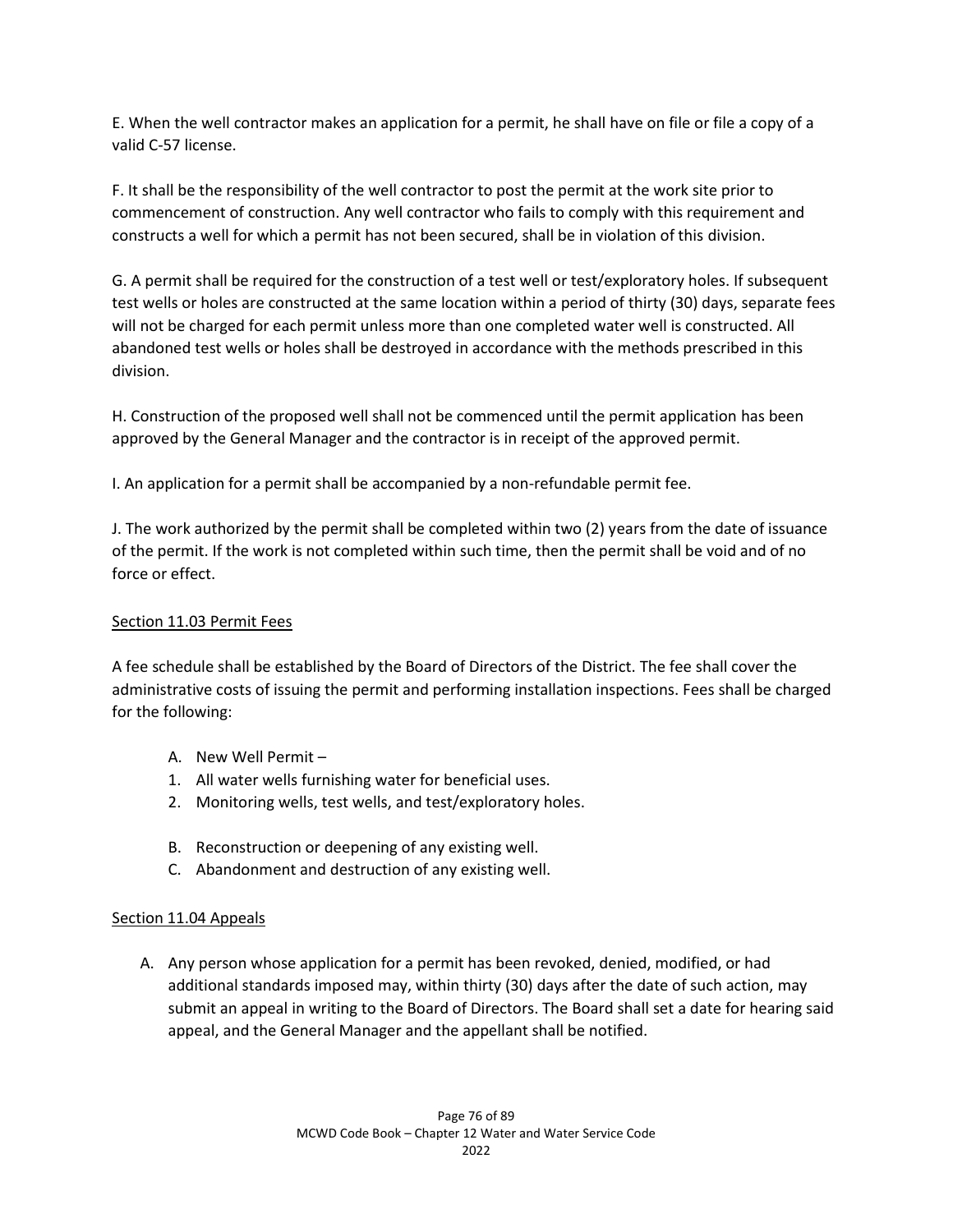E. When the well contractor makes an application for a permit, he shall have on file or file a copy of a valid C-57 license.

F. It shall be the responsibility of the well contractor to post the permit at the work site prior to commencement of construction. Any well contractor who fails to comply with this requirement and constructs a well for which a permit has not been secured, shall be in violation of this division.

G. A permit shall be required for the construction of a test well or test/exploratory holes. If subsequent test wells or holes are constructed at the same location within a period of thirty (30) days, separate fees will not be charged for each permit unless more than one completed water well is constructed. All abandoned test wells or holes shall be destroyed in accordance with the methods prescribed in this division.

H. Construction of the proposed well shall not be commenced until the permit application has been approved by the General Manager and the contractor is in receipt of the approved permit.

I. An application for a permit shall be accompanied by a non-refundable permit fee.

J. The work authorized by the permit shall be completed within two (2) years from the date of issuance of the permit. If the work is not completed within such time, then the permit shall be void and of no force or effect.

## Section 11.03 Permit Fees

A fee schedule shall be established by the Board of Directors of the District. The fee shall cover the administrative costs of issuing the permit and performing installation inspections. Fees shall be charged for the following:

A. New Well Permit –
1. All water wells furnishing water for beneficial uses.
2. Monitoring wells, test wells, and test/exploratory holes.

B. Reconstruction or deepening of any existing well.

C. Abandonment and destruction of any existing well.

## Section 11.04 Appeals

A. Any person whose application for a permit has been revoked, denied, modified, or had additional standards imposed may, within thirty (30) days after the date of such action, may submit an appeal in writing to the Board of Directors. The Board shall set a date for hearing said appeal, and the General Manager and the appellant shall be notified.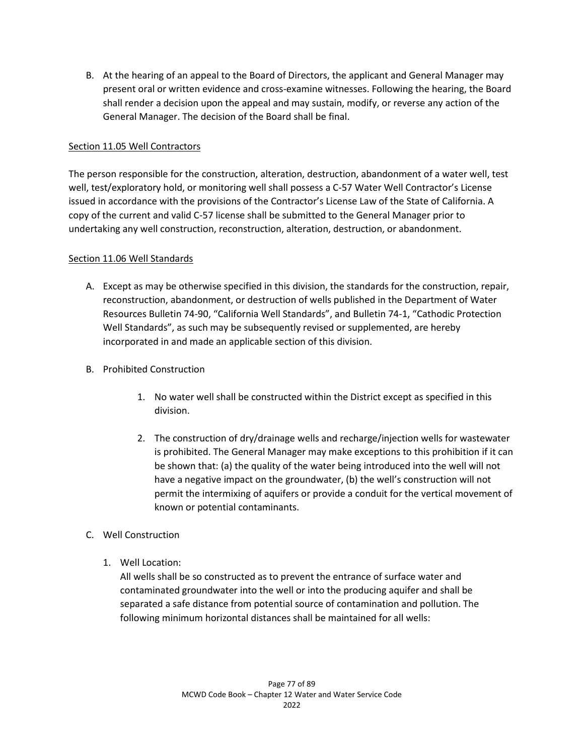B. At the hearing of an appeal to the Board of Directors, the applicant and General Manager may present oral or written evidence and cross-examine witnesses. Following the hearing, the Board shall render a decision upon the appeal and may sustain, modify, or reverse any action of the General Manager. The decision of the Board shall be final.

Section 11.05 Well Contractors

The person responsible for the construction, alteration, destruction, abandonment of a water well, test well, test/exploratory hold, or monitoring well shall possess a C-57 Water Well Contractor's License issued in accordance with the provisions of the Contractor's License Law of the State of California. A copy of the current and valid C-57 license shall be submitted to the General Manager prior to undertaking any well construction, reconstruction, alteration, destruction, or abandonment.

Section 11.06 Well Standards

A. Except as may be otherwise specified in this division, the standards for the construction, repair, reconstruction, abandonment, or destruction of wells published in the Department of Water Resources Bulletin 74-90, "California Well Standards", and Bulletin 74-1, "Cathodic Protection Well Standards", as such may be subsequently revised or supplemented, are hereby incorporated in and made an applicable section of this division.

B. Prohibited Construction

   1. No water well shall be constructed within the District except as specified in this division.

   2. The construction of dry/drainage wells and recharge/injection wells for wastewater is prohibited. The General Manager may make exceptions to this prohibition if it can be shown that: (a) the quality of the water being introduced into the well will not have a negative impact on the groundwater, (b) the well's construction will not permit the intermixing of aquifers or provide a conduit for the vertical movement of known or potential contaminants.

C. Well Construction

   1. Well Location:
   All wells shall be so constructed as to prevent the entrance of surface water and contaminated groundwater into the well or into the producing aquifer and shall be separated a safe distance from potential source of contamination and pollution. The following minimum horizontal distances shall be maintained for all wells: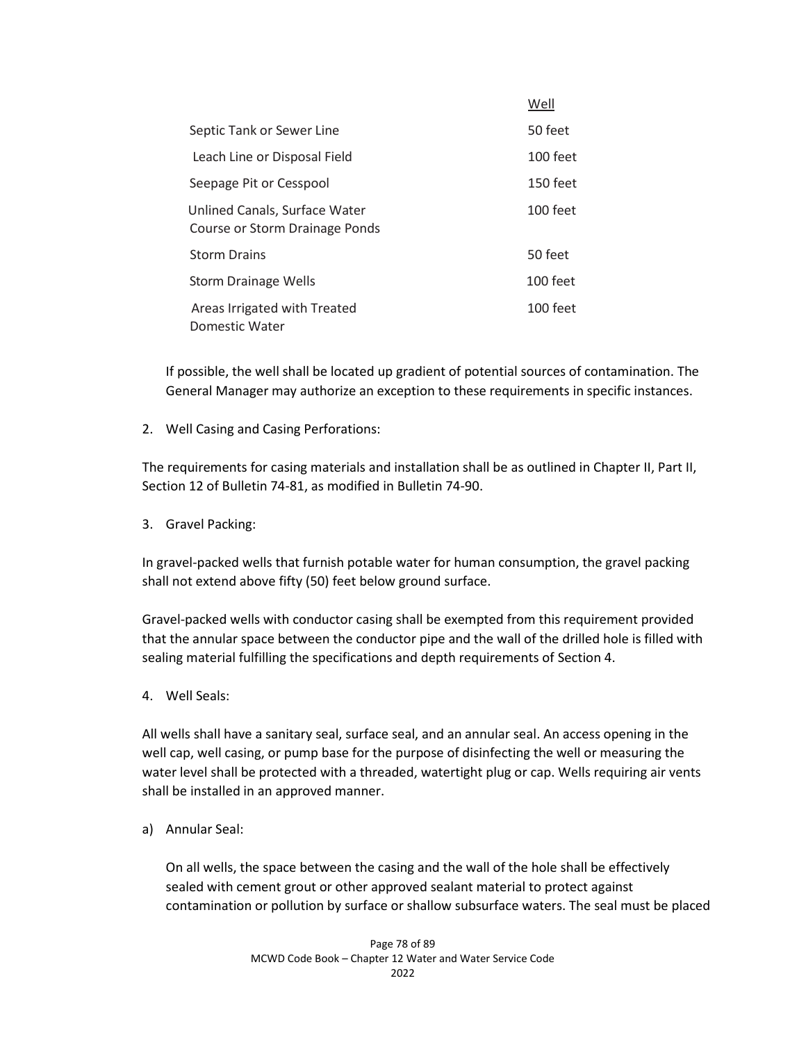| | Well |
|---|---|
| Septic Tank or Sewer Line | 50 feet |
| Leach Line or Disposal Field | 100 feet |
| Seepage Pit or Cesspool | 150 feet |
| Unlined Canals, Surface Water Course or Storm Drainage Ponds | 100 feet |
| Storm Drains | 50 feet |
| Storm Drainage Wells | 100 feet |
| Areas Irrigated with Treated Domestic Water | 100 feet |

If possible, the well shall be located up gradient of potential sources of contamination. The General Manager may authorize an exception to these requirements in specific instances.

2. Well Casing and Casing Perforations:

The requirements for casing materials and installation shall be as outlined in Chapter II, Part II, Section 12 of Bulletin 74-81, as modified in Bulletin 74-90.

3. Gravel Packing:

In gravel-packed wells that furnish potable water for human consumption, the gravel packing shall not extend above fifty (50) feet below ground surface.

Gravel-packed wells with conductor casing shall be exempted from this requirement provided that the annular space between the conductor pipe and the wall of the drilled hole is filled with sealing material fulfilling the specifications and depth requirements of Section 4.

4. Well Seals:

All wells shall have a sanitary seal, surface seal, and an annular seal. An access opening in the well cap, well casing, or pump base for the purpose of disinfecting the well or measuring the water level shall be protected with a threaded, watertight plug or cap. Wells requiring air vents shall be installed in an approved manner.

a) Annular Seal:

On all wells, the space between the casing and the wall of the hole shall be effectively sealed with cement grout or other approved sealant material to protect against contamination or pollution by surface or shallow subsurface waters. The seal must be placed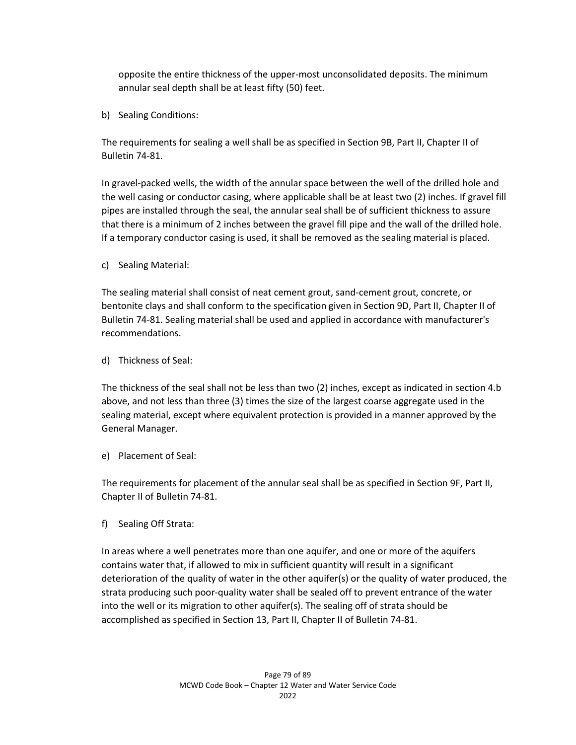opposite the entire thickness of the upper-most unconsolidated deposits. The minimum annular seal depth shall be at least fifty (50) feet.

b) Sealing Conditions:

The requirements for sealing a well shall be as specified in Section 9B, Part II, Chapter II of Bulletin 74-81.

In gravel-packed wells, the width of the annular space between the well of the drilled hole and the well casing or conductor casing, where applicable shall be at least two (2) inches. If gravel fill pipes are installed through the seal, the annular seal shall be of sufficient thickness to assure that there is a minimum of 2 inches between the gravel fill pipe and the wall of the drilled hole. If a temporary conductor casing is used, it shall be removed as the sealing material is placed.

c) Sealing Material:

The sealing material shall consist of neat cement grout, sand-cement grout, concrete, or bentonite clays and shall conform to the specification given in Section 9D, Part II, Chapter II of Bulletin 74-81. Sealing material shall be used and applied in accordance with manufacturer's recommendations.

d) Thickness of Seal:

The thickness of the seal shall not be less than two (2) inches, except as indicated in section 4.b above, and not less than three (3) times the size of the largest coarse aggregate used in the sealing material, except where equivalent protection is provided in a manner approved by the General Manager.

e) Placement of Seal:

The requirements for placement of the annular seal shall be as specified in Section 9F, Part II, Chapter II of Bulletin 74-81.

f) Sealing Off Strata:

In areas where a well penetrates more than one aquifer, and one or more of the aquifers contains water that, if allowed to mix in sufficient quantity will result in a significant deterioration of the quality of water in the other aquifer(s) or the quality of water produced, the strata producing such poor-quality water shall be sealed off to prevent entrance of the water into the well or its migration to other aquifer(s). The sealing off of strata should be accomplished as specified in Section 13, Part II, Chapter II of Bulletin 74-81.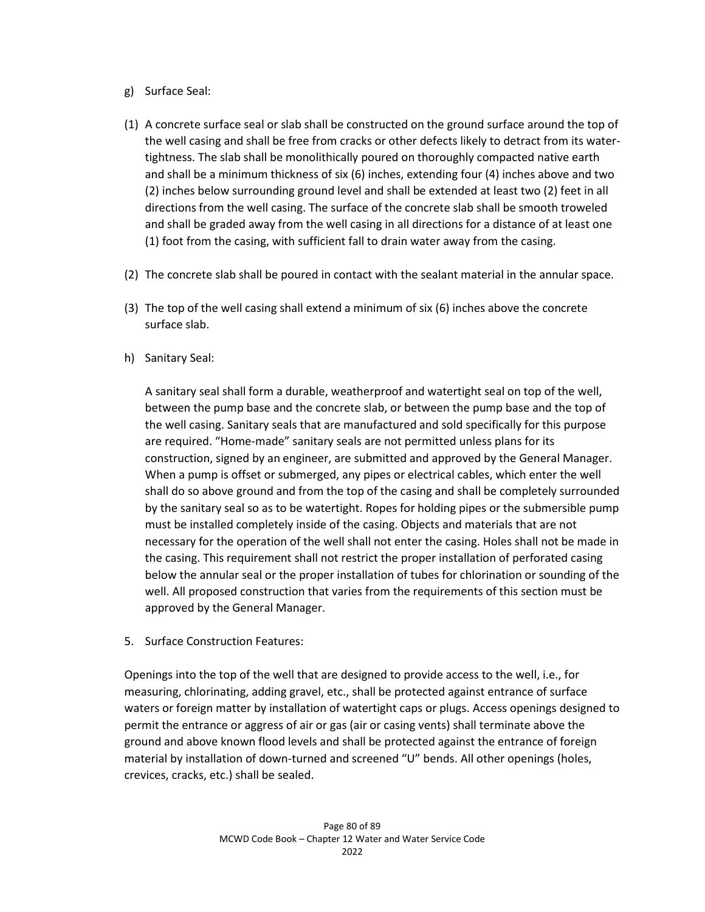g) Surface Seal:

(1) A concrete surface seal or slab shall be constructed on the ground surface around the top of the well casing and shall be free from cracks or other defects likely to detract from its water-tightness. The slab shall be monolithically poured on thoroughly compacted native earth and shall be a minimum thickness of six (6) inches, extending four (4) inches above and two (2) inches below surrounding ground level and shall be extended at least two (2) feet in all directions from the well casing. The surface of the concrete slab shall be smooth troweled and shall be graded away from the well casing in all directions for a distance of at least one (1) foot from the casing, with sufficient fall to drain water away from the casing.

(2) The concrete slab shall be poured in contact with the sealant material in the annular space.

(3) The top of the well casing shall extend a minimum of six (6) inches above the concrete surface slab.

h) Sanitary Seal:

A sanitary seal shall form a durable, weatherproof and watertight seal on top of the well, between the pump base and the concrete slab, or between the pump base and the top of the well casing. Sanitary seals that are manufactured and sold specifically for this purpose are required. "Home-made" sanitary seals are not permitted unless plans for its construction, signed by an engineer, are submitted and approved by the General Manager. When a pump is offset or submerged, any pipes or electrical cables, which enter the well shall do so above ground and from the top of the casing and shall be completely surrounded by the sanitary seal so as to be watertight. Ropes for holding pipes or the submersible pump must be installed completely inside of the casing. Objects and materials that are not necessary for the operation of the well shall not enter the casing. Holes shall not be made in the casing. This requirement shall not restrict the proper installation of perforated casing below the annular seal or the proper installation of tubes for chlorination or sounding of the well. All proposed construction that varies from the requirements of this section must be approved by the General Manager.

5. Surface Construction Features:

Openings into the top of the well that are designed to provide access to the well, i.e., for measuring, chlorinating, adding gravel, etc., shall be protected against entrance of surface waters or foreign matter by installation of watertight caps or plugs. Access openings designed to permit the entrance or aggress of air or gas (air or casing vents) shall terminate above the ground and above known flood levels and shall be protected against the entrance of foreign material by installation of down-turned and screened "U" bends. All other openings (holes, crevices, cracks, etc.) shall be sealed.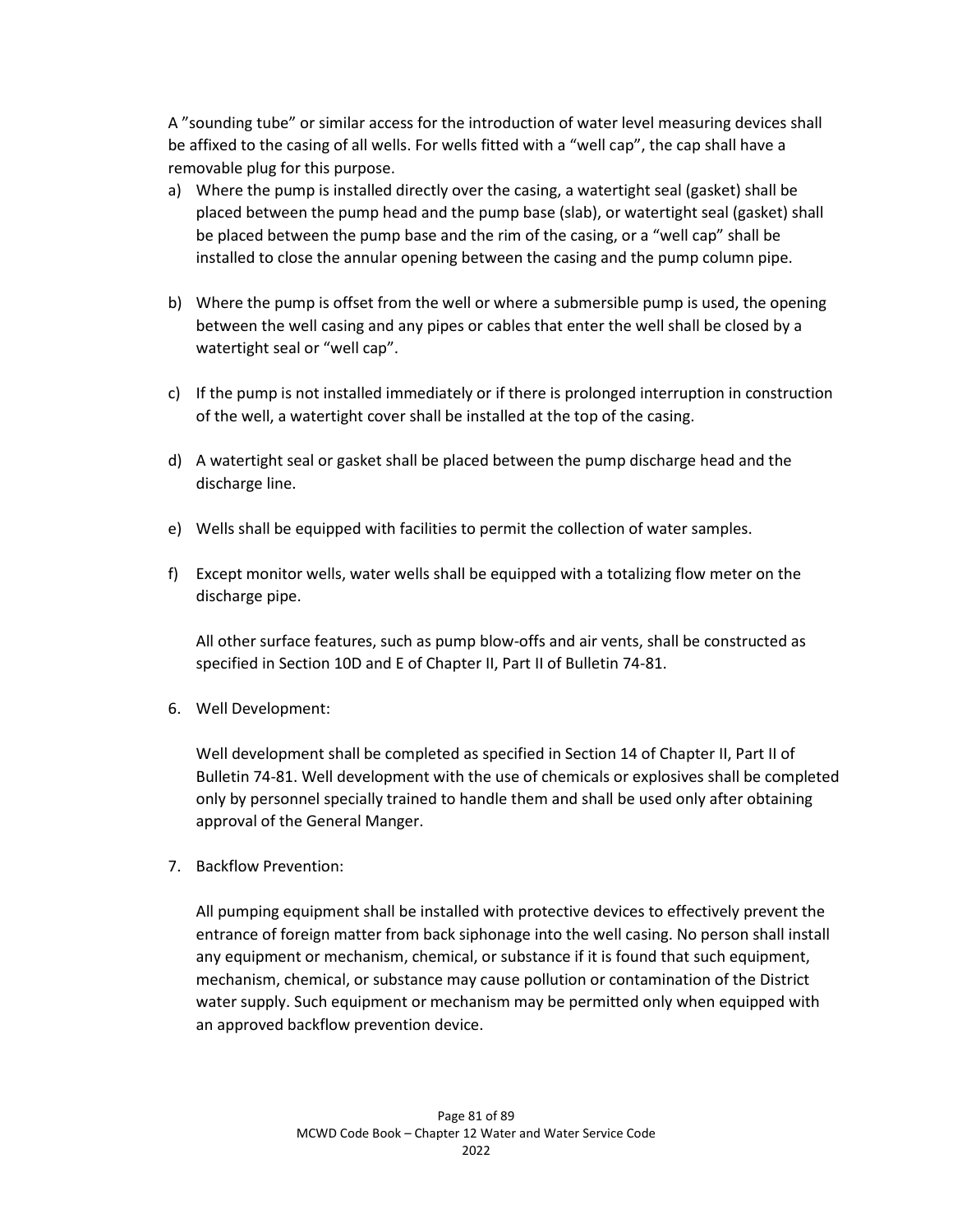A ”sounding tube” or similar access for the introduction of water level measuring devices shall be affixed to the casing of all wells. For wells fitted with a “well cap”, the cap shall have a removable plug for this purpose.

a) Where the pump is installed directly over the casing, a watertight seal (gasket) shall be placed between the pump head and the pump base (slab), or watertight seal (gasket) shall be placed between the pump base and the rim of the casing, or a “well cap” shall be installed to close the annular opening between the casing and the pump column pipe.

b) Where the pump is offset from the well or where a submersible pump is used, the opening between the well casing and any pipes or cables that enter the well shall be closed by a watertight seal or “well cap”.

c) If the pump is not installed immediately or if there is prolonged interruption in construction of the well, a watertight cover shall be installed at the top of the casing.

d) A watertight seal or gasket shall be placed between the pump discharge head and the discharge line.

e) Wells shall be equipped with facilities to permit the collection of water samples.

f) Except monitor wells, water wells shall be equipped with a totalizing flow meter on the discharge pipe.

   All other surface features, such as pump blow-offs and air vents, shall be constructed as specified in Section 10D and E of Chapter II, Part II of Bulletin 74-81.

6. Well Development:

   Well development shall be completed as specified in Section 14 of Chapter II, Part II of Bulletin 74-81. Well development with the use of chemicals or explosives shall be completed only by personnel specially trained to handle them and shall be used only after obtaining approval of the General Manger.

7. Backflow Prevention:

   All pumping equipment shall be installed with protective devices to effectively prevent the entrance of foreign matter from back siphonage into the well casing. No person shall install any equipment or mechanism, chemical, or substance if it is found that such equipment, mechanism, chemical, or substance may cause pollution or contamination of the District water supply. Such equipment or mechanism may be permitted only when equipped with an approved backflow prevention device.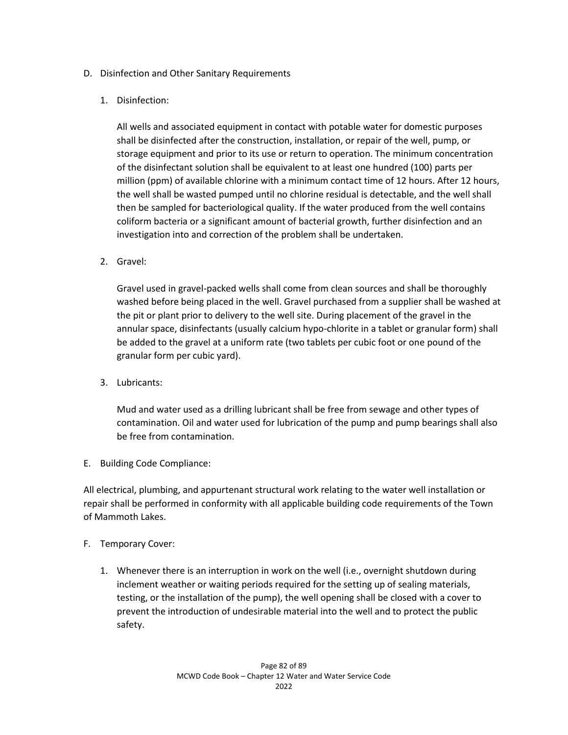D. Disinfection and Other Sanitary Requirements

1. Disinfection:

   All wells and associated equipment in contact with potable water for domestic purposes shall be disinfected after the construction, installation, or repair of the well, pump, or storage equipment and prior to its use or return to operation. The minimum concentration of the disinfectant solution shall be equivalent to at least one hundred (100) parts per million (ppm) of available chlorine with a minimum contact time of 12 hours. After 12 hours, the well shall be wasted pumped until no chlorine residual is detectable, and the well shall then be sampled for bacteriological quality. If the water produced from the well contains coliform bacteria or a significant amount of bacterial growth, further disinfection and an investigation into and correction of the problem shall be undertaken.

2. Gravel:

   Gravel used in gravel-packed wells shall come from clean sources and shall be thoroughly washed before being placed in the well. Gravel purchased from a supplier shall be washed at the pit or plant prior to delivery to the well site. During placement of the gravel in the annular space, disinfectants (usually calcium hypo-chlorite in a tablet or granular form) shall be added to the gravel at a uniform rate (two tablets per cubic foot or one pound of the granular form per cubic yard).

3. Lubricants:

   Mud and water used as a drilling lubricant shall be free from sewage and other types of contamination. Oil and water used for lubrication of the pump and pump bearings shall also be free from contamination.

E. Building Code Compliance:

All electrical, plumbing, and appurtenant structural work relating to the water well installation or repair shall be performed in conformity with all applicable building code requirements of the Town of Mammoth Lakes.

F. Temporary Cover:

1. Whenever there is an interruption in work on the well (i.e., overnight shutdown during inclement weather or waiting periods required for the setting up of sealing materials, testing, or the installation of the pump), the well opening shall be closed with a cover to prevent the introduction of undesirable material into the well and to protect the public safety.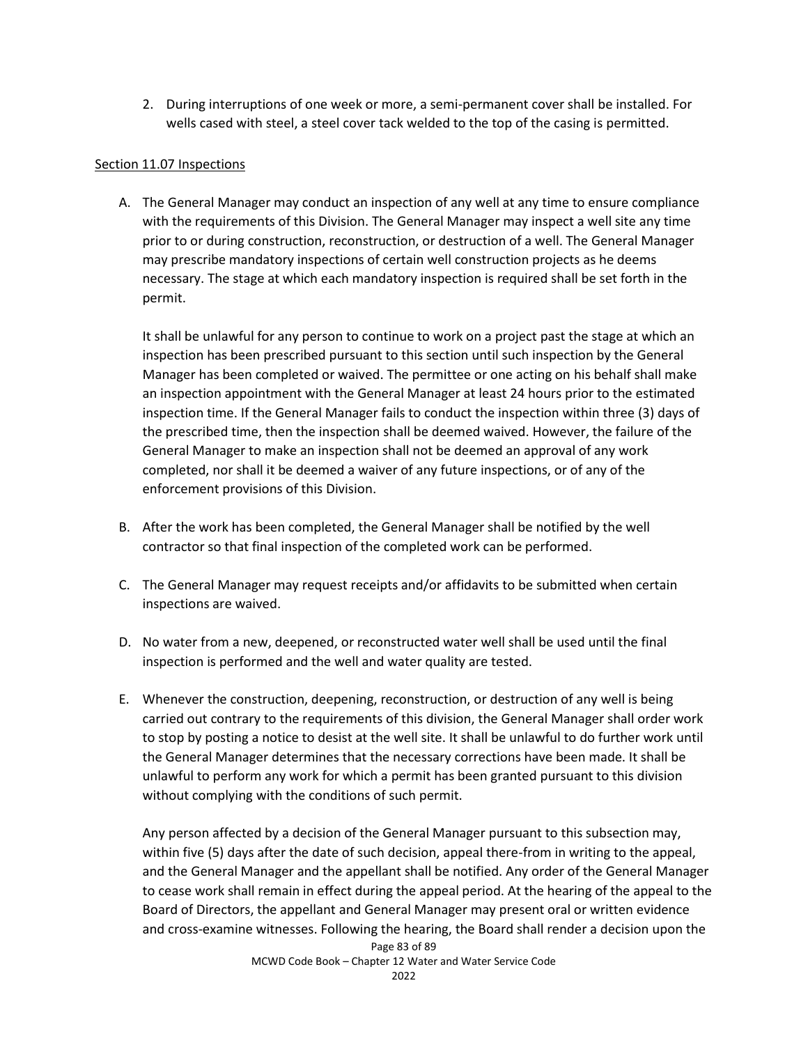2. During interruptions of one week or more, a semi-permanent cover shall be installed. For wells cased with steel, a steel cover tack welded to the top of the casing is permitted.

Section 11.07 Inspections

A. The General Manager may conduct an inspection of any well at any time to ensure compliance with the requirements of this Division. The General Manager may inspect a well site any time prior to or during construction, reconstruction, or destruction of a well. The General Manager may prescribe mandatory inspections of certain well construction projects as he deems necessary. The stage at which each mandatory inspection is required shall be set forth in the permit.

   It shall be unlawful for any person to continue to work on a project past the stage at which an inspection has been prescribed pursuant to this section until such inspection by the General Manager has been completed or waived. The permittee or one acting on his behalf shall make an inspection appointment with the General Manager at least 24 hours prior to the estimated inspection time. If the General Manager fails to conduct the inspection within three (3) days of the prescribed time, then the inspection shall be deemed waived. However, the failure of the General Manager to make an inspection shall not be deemed an approval of any work completed, nor shall it be deemed a waiver of any future inspections, or of any of the enforcement provisions of this Division.

B. After the work has been completed, the General Manager shall be notified by the well contractor so that final inspection of the completed work can be performed.

C. The General Manager may request receipts and/or affidavits to be submitted when certain inspections are waived.

D. No water from a new, deepened, or reconstructed water well shall be used until the final inspection is performed and the well and water quality are tested.

E. Whenever the construction, deepening, reconstruction, or destruction of any well is being carried out contrary to the requirements of this division, the General Manager shall order work to stop by posting a notice to desist at the well site. It shall be unlawful to do further work until the General Manager determines that the necessary corrections have been made. It shall be unlawful to perform any work for which a permit has been granted pursuant to this division without complying with the conditions of such permit.

   Any person affected by a decision of the General Manager pursuant to this subsection may, within five (5) days after the date of such decision, appeal there-from in writing to the appeal, and the General Manager and the appellant shall be notified. Any order of the General Manager to cease work shall remain in effect during the appeal period. At the hearing of the appeal to the Board of Directors, the appellant and General Manager may present oral or written evidence and cross-examine witnesses. Following the hearing, the Board shall render a decision upon the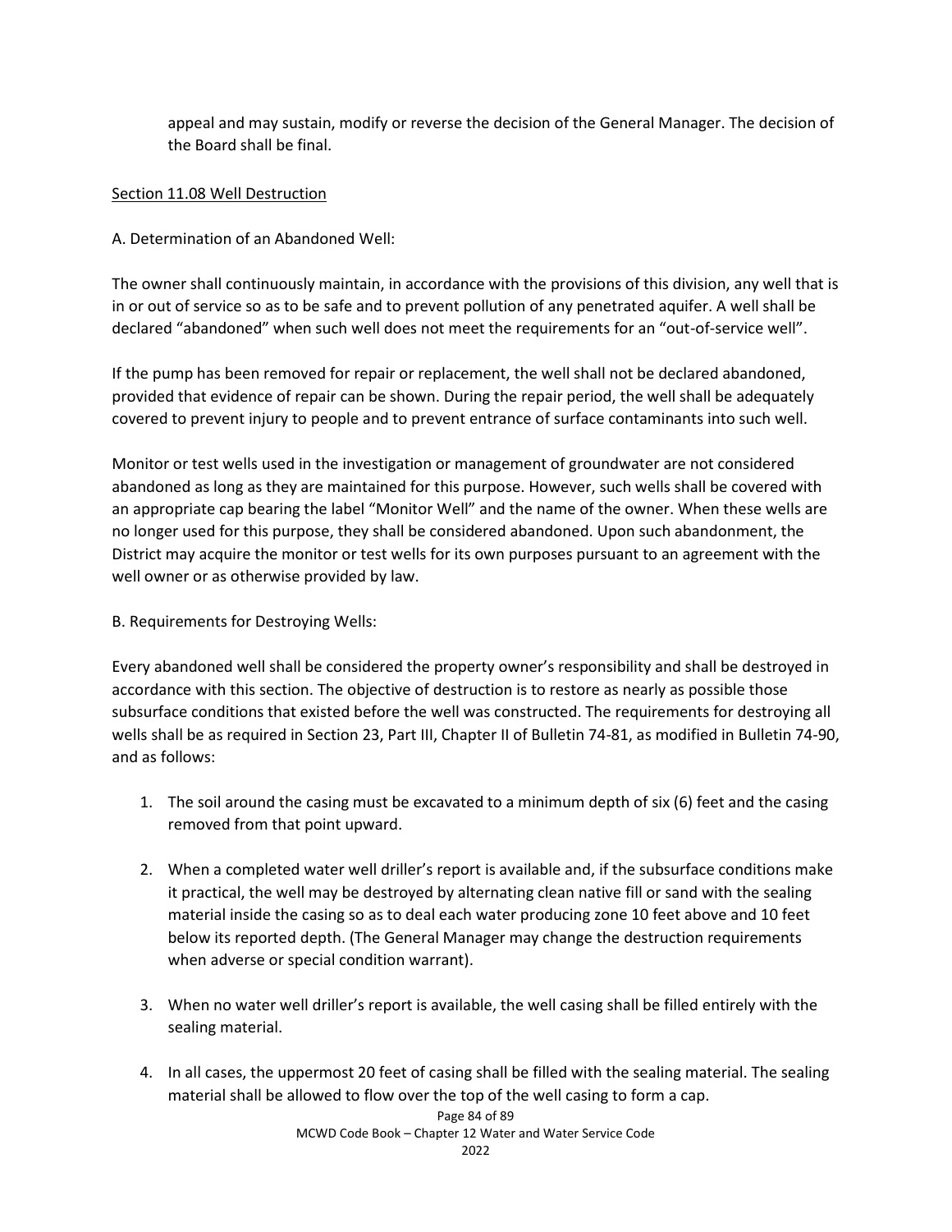appeal and may sustain, modify or reverse the decision of the General Manager. The decision of the Board shall be final.

Section 11.08 Well Destruction

A. Determination of an Abandoned Well:

The owner shall continuously maintain, in accordance with the provisions of this division, any well that is in or out of service so as to be safe and to prevent pollution of any penetrated aquifer. A well shall be declared "abandoned" when such well does not meet the requirements for an "out-of-service well".

If the pump has been removed for repair or replacement, the well shall not be declared abandoned, provided that evidence of repair can be shown. During the repair period, the well shall be adequately covered to prevent injury to people and to prevent entrance of surface contaminants into such well.

Monitor or test wells used in the investigation or management of groundwater are not considered abandoned as long as they are maintained for this purpose. However, such wells shall be covered with an appropriate cap bearing the label "Monitor Well" and the name of the owner. When these wells are no longer used for this purpose, they shall be considered abandoned. Upon such abandonment, the District may acquire the monitor or test wells for its own purposes pursuant to an agreement with the well owner or as otherwise provided by law.

B. Requirements for Destroying Wells:

Every abandoned well shall be considered the property owner's responsibility and shall be destroyed in accordance with this section. The objective of destruction is to restore as nearly as possible those subsurface conditions that existed before the well was constructed. The requirements for destroying all wells shall be as required in Section 23, Part III, Chapter II of Bulletin 74-81, as modified in Bulletin 74-90, and as follows:

1. The soil around the casing must be excavated to a minimum depth of six (6) feet and the casing removed from that point upward.

2. When a completed water well driller's report is available and, if the subsurface conditions make it practical, the well may be destroyed by alternating clean native fill or sand with the sealing material inside the casing so as to deal each water producing zone 10 feet above and 10 feet below its reported depth. (The General Manager may change the destruction requirements when adverse or special condition warrant).

3. When no water well driller's report is available, the well casing shall be filled entirely with the sealing material.

4. In all cases, the uppermost 20 feet of casing shall be filled with the sealing material. The sealing material shall be allowed to flow over the top of the well casing to form a cap.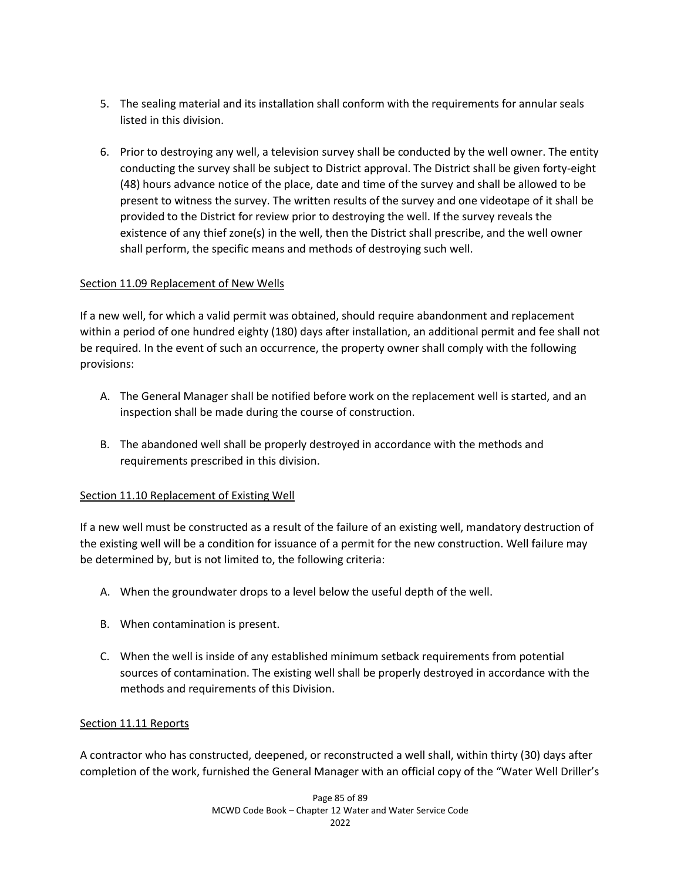5. The sealing material and its installation shall conform with the requirements for annular seals listed in this division.

6. Prior to destroying any well, a television survey shall be conducted by the well owner. The entity conducting the survey shall be subject to District approval. The District shall be given forty-eight (48) hours advance notice of the place, date and time of the survey and shall be allowed to be present to witness the survey. The written results of the survey and one videotape of it shall be provided to the District for review prior to destroying the well. If the survey reveals the existence of any thief zone(s) in the well, then the District shall prescribe, and the well owner shall perform, the specific means and methods of destroying such well.

### Section 11.09 Replacement of New Wells

If a new well, for which a valid permit was obtained, should require abandonment and replacement within a period of one hundred eighty (180) days after installation, an additional permit and fee shall not be required. In the event of such an occurrence, the property owner shall comply with the following provisions:

A. The General Manager shall be notified before work on the replacement well is started, and an inspection shall be made during the course of construction.

B. The abandoned well shall be properly destroyed in accordance with the methods and requirements prescribed in this division.

### Section 11.10 Replacement of Existing Well

If a new well must be constructed as a result of the failure of an existing well, mandatory destruction of the existing well will be a condition for issuance of a permit for the new construction. Well failure may be determined by, but is not limited to, the following criteria:

A. When the groundwater drops to a level below the useful depth of the well.

B. When contamination is present.

C. When the well is inside of any established minimum setback requirements from potential sources of contamination. The existing well shall be properly destroyed in accordance with the methods and requirements of this Division.

### Section 11.11 Reports

A contractor who has constructed, deepened, or reconstructed a well shall, within thirty (30) days after completion of the work, furnished the General Manager with an official copy of the "Water Well Driller's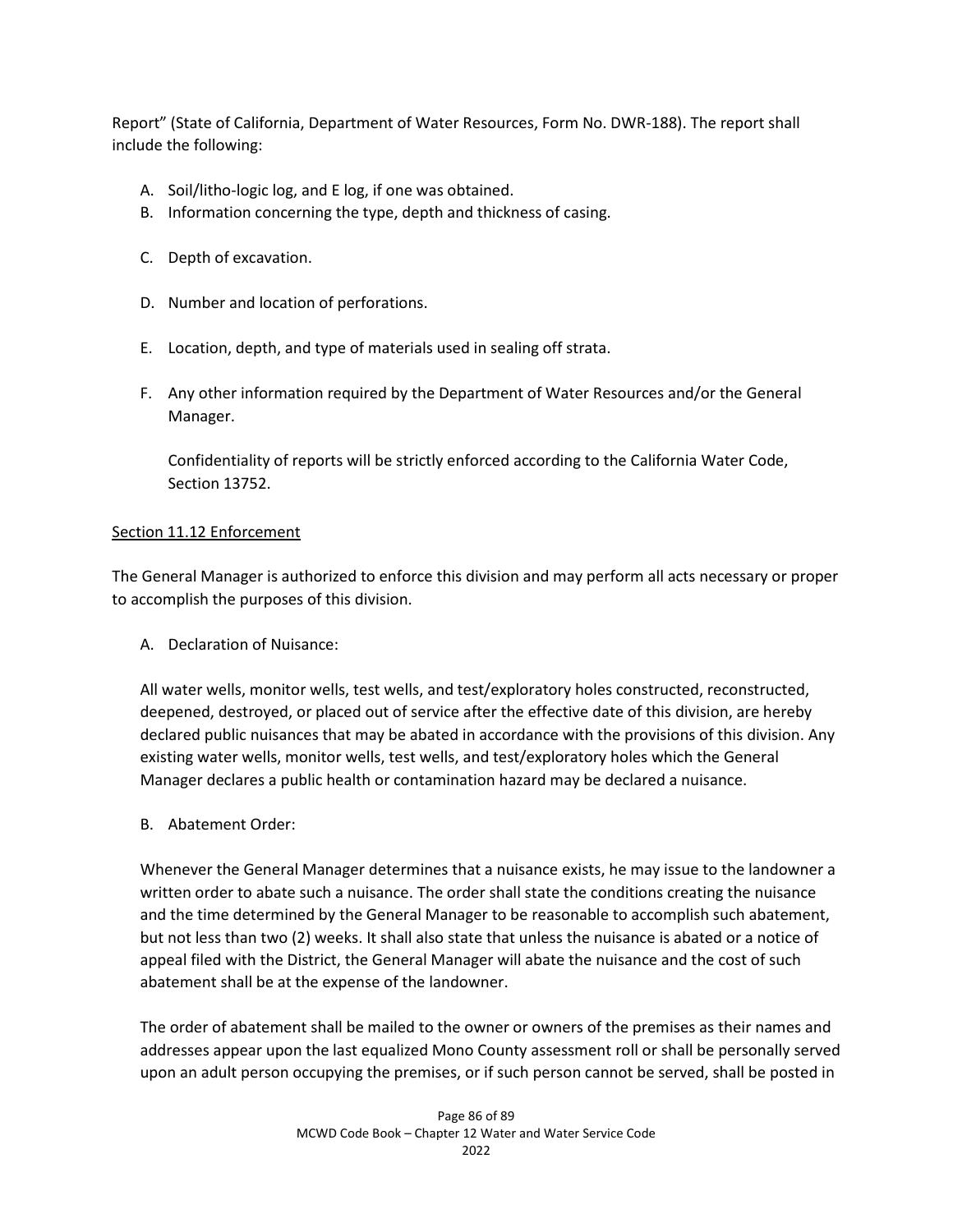Report" (State of California, Department of Water Resources, Form No. DWR-188). The report shall include the following:

A. Soil/litho-logic log, and E log, if one was obtained.
B. Information concerning the type, depth and thickness of casing.
C. Depth of excavation.
D. Number and location of perforations.
E. Location, depth, and type of materials used in sealing off strata.
F. Any other information required by the Department of Water Resources and/or the General Manager.

   Confidentiality of reports will be strictly enforced according to the California Water Code, Section 13752.

## Section 11.12 Enforcement

The General Manager is authorized to enforce this division and may perform all acts necessary or proper to accomplish the purposes of this division.

A. Declaration of Nuisance:

   All water wells, monitor wells, test wells, and test/exploratory holes constructed, reconstructed, deepened, destroyed, or placed out of service after the effective date of this division, are hereby declared public nuisances that may be abated in accordance with the provisions of this division. Any existing water wells, monitor wells, test wells, and test/exploratory holes which the General Manager declares a public health or contamination hazard may be declared a nuisance.

B. Abatement Order:

   Whenever the General Manager determines that a nuisance exists, he may issue to the landowner a written order to abate such a nuisance. The order shall state the conditions creating the nuisance and the time determined by the General Manager to be reasonable to accomplish such abatement, but not less than two (2) weeks. It shall also state that unless the nuisance is abated or a notice of appeal filed with the District, the General Manager will abate the nuisance and the cost of such abatement shall be at the expense of the landowner.

   The order of abatement shall be mailed to the owner or owners of the premises as their names and addresses appear upon the last equalized Mono County assessment roll or shall be personally served upon an adult person occupying the premises, or if such person cannot be served, shall be posted in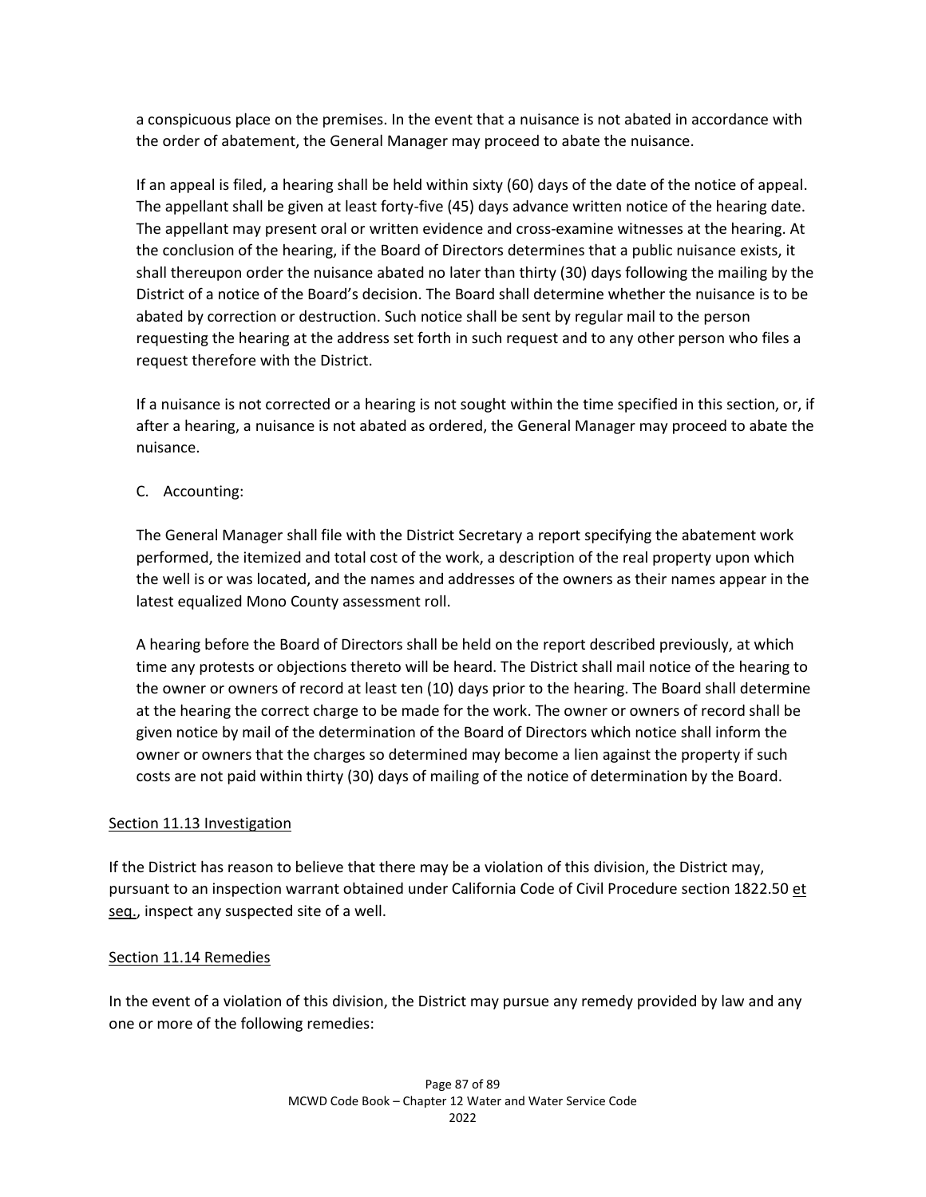a conspicuous place on the premises. In the event that a nuisance is not abated in accordance with the order of abatement, the General Manager may proceed to abate the nuisance.

If an appeal is filed, a hearing shall be held within sixty (60) days of the date of the notice of appeal. The appellant shall be given at least forty-five (45) days advance written notice of the hearing date. The appellant may present oral or written evidence and cross-examine witnesses at the hearing. At the conclusion of the hearing, if the Board of Directors determines that a public nuisance exists, it shall thereupon order the nuisance abated no later than thirty (30) days following the mailing by the District of a notice of the Board's decision. The Board shall determine whether the nuisance is to be abated by correction or destruction. Such notice shall be sent by regular mail to the person requesting the hearing at the address set forth in such request and to any other person who files a request therefore with the District.

If a nuisance is not corrected or a hearing is not sought within the time specified in this section, or, if after a hearing, a nuisance is not abated as ordered, the General Manager may proceed to abate the nuisance.

C. Accounting:

The General Manager shall file with the District Secretary a report specifying the abatement work performed, the itemized and total cost of the work, a description of the real property upon which the well is or was located, and the names and addresses of the owners as their names appear in the latest equalized Mono County assessment roll.

A hearing before the Board of Directors shall be held on the report described previously, at which time any protests or objections thereto will be heard. The District shall mail notice of the hearing to the owner or owners of record at least ten (10) days prior to the hearing. The Board shall determine at the hearing the correct charge to be made for the work. The owner or owners of record shall be given notice by mail of the determination of the Board of Directors which notice shall inform the owner or owners that the charges so determined may become a lien against the property if such costs are not paid within thirty (30) days of mailing of the notice of determination by the Board.

Section 11.13 Investigation

If the District has reason to believe that there may be a violation of this division, the District may, pursuant to an inspection warrant obtained under California Code of Civil Procedure section 1822.50 et seq., inspect any suspected site of a well.

Section 11.14 Remedies

In the event of a violation of this division, the District may pursue any remedy provided by law and any one or more of the following remedies: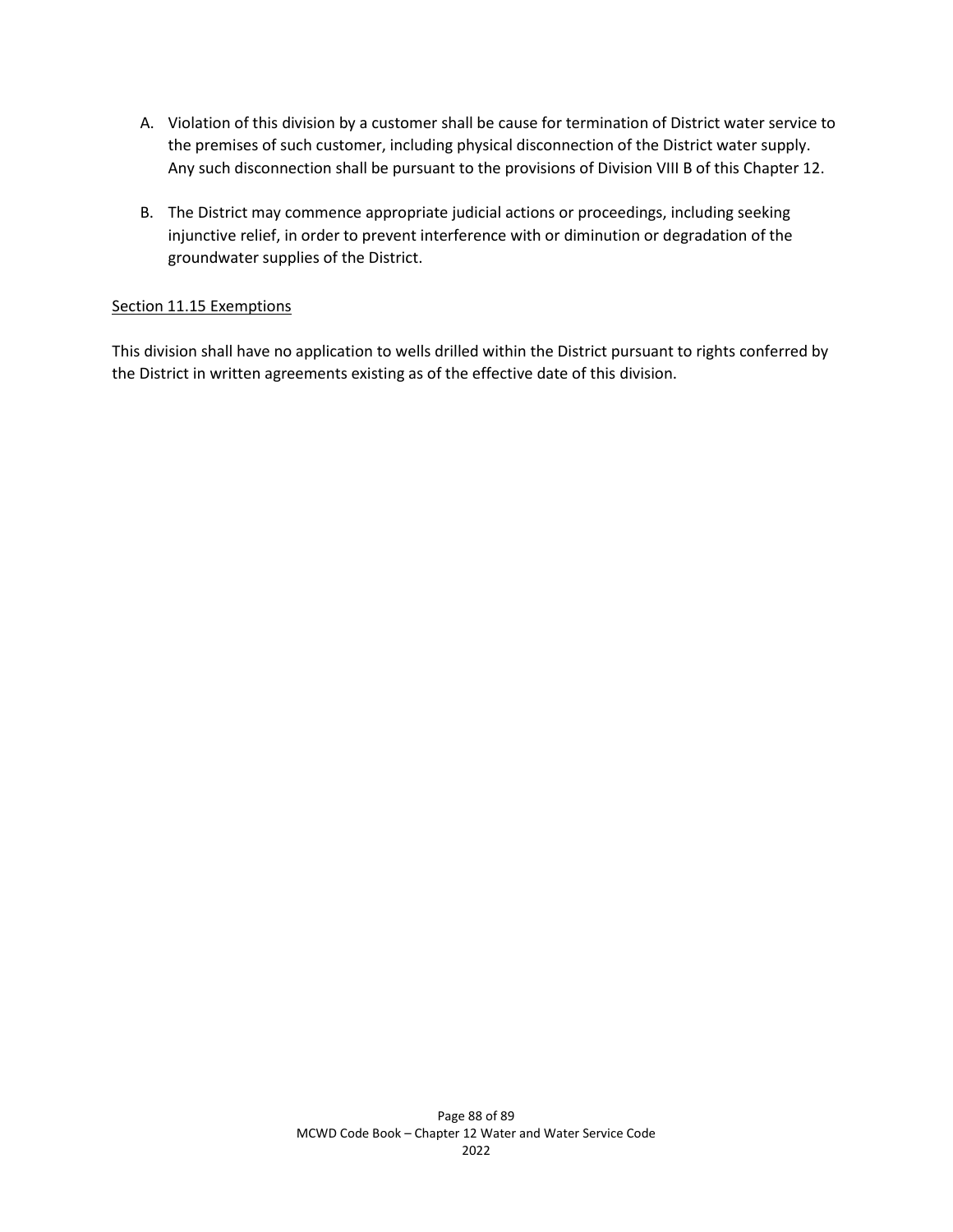A. Violation of this division by a customer shall be cause for termination of District water service to the premises of such customer, including physical disconnection of the District water supply. Any such disconnection shall be pursuant to the provisions of Division VIII B of this Chapter 12.

B. The District may commence appropriate judicial actions or proceedings, including seeking injunctive relief, in order to prevent interference with or diminution or degradation of the groundwater supplies of the District.

Section 11.15 Exemptions

This division shall have no application to wells drilled within the District pursuant to rights conferred by the District in written agreements existing as of the effective date of this division.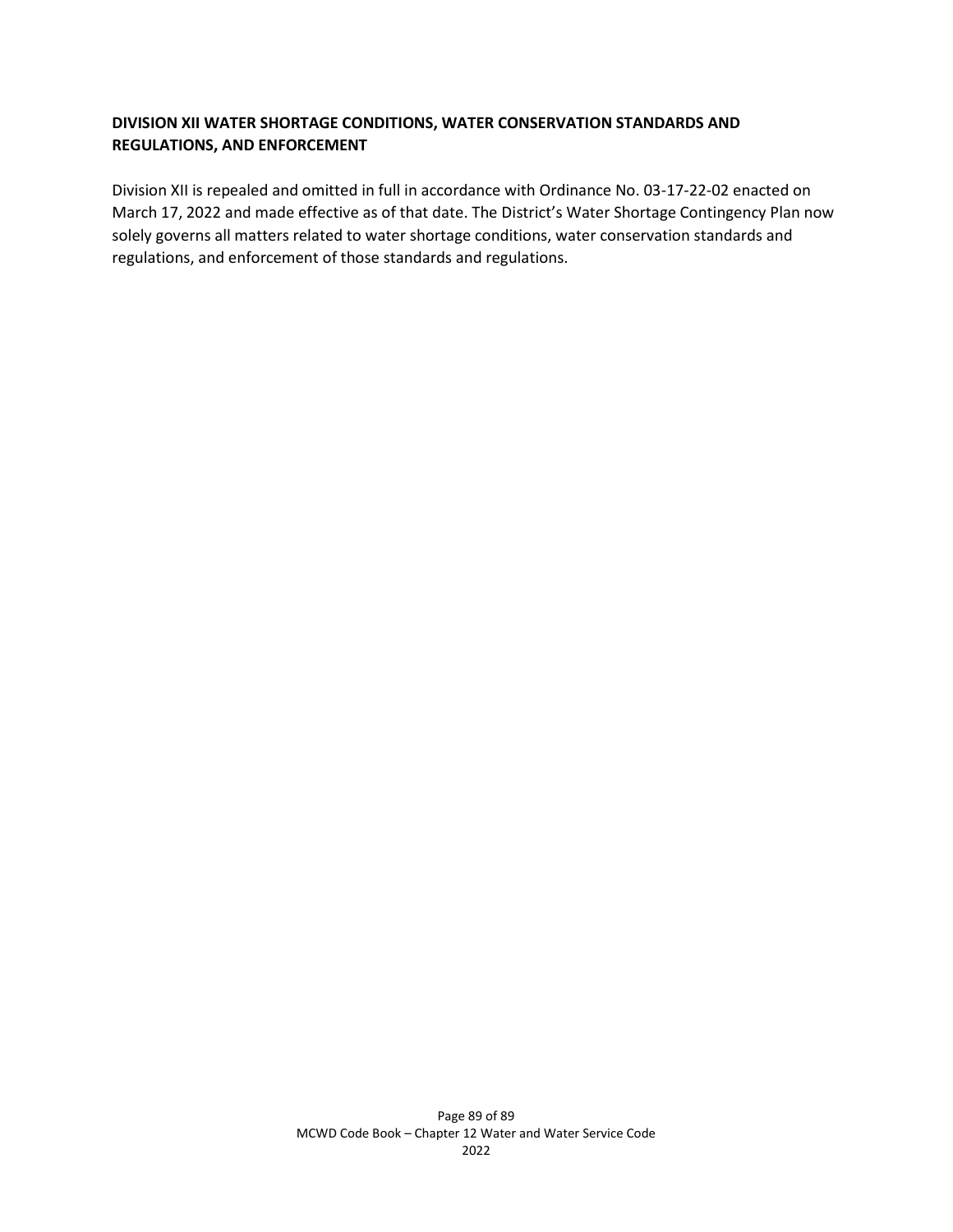## DIVISION XII WATER SHORTAGE CONDITIONS, WATER CONSERVATION STANDARDS AND REGULATIONS, AND ENFORCEMENT

Division XII is repealed and omitted in full in accordance with Ordinance No. 03-17-22-02 enacted on March 17, 2022 and made effective as of that date. The District's Water Shortage Contingency Plan now solely governs all matters related to water shortage conditions, water conservation standards and regulations, and enforcement of those standards and regulations.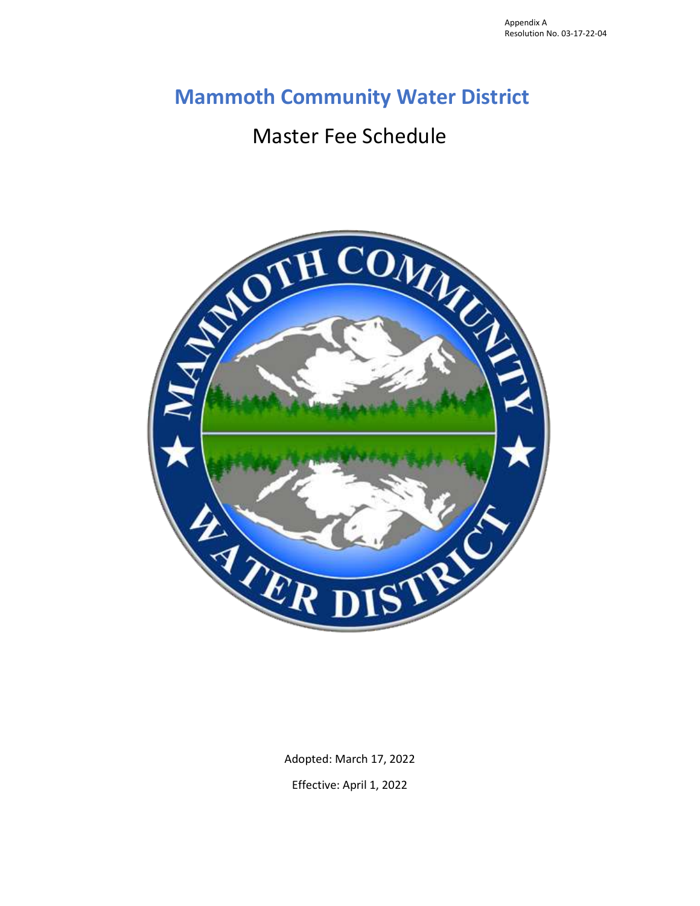Appendix A
Resolution No. 03-17-22-04

# Mammoth Community Water District

## Master Fee Schedule

Adopted: March 17, 2022

Effective: April 1, 2022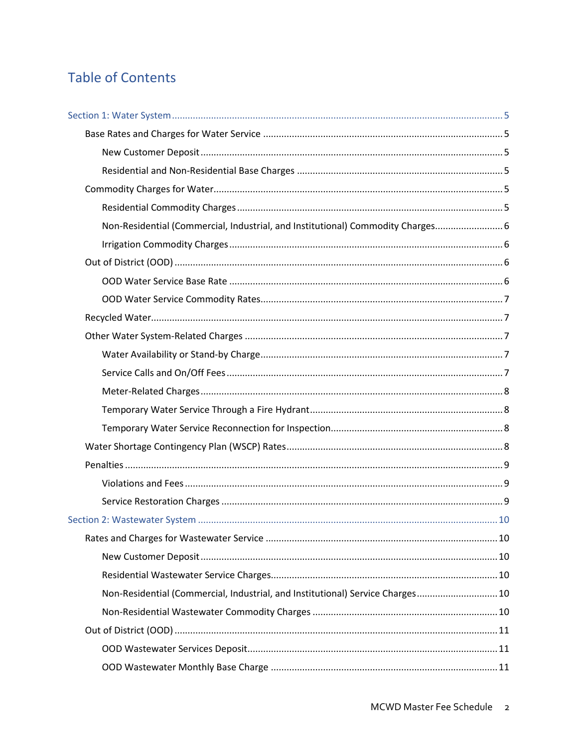# Table of Contents

- Section 1: Water System ........ 5
  - Base Rates and Charges for Water Service ........ 5
    - New Customer Deposit ........ 5
    - Residential and Non-Residential Base Charges ........ 5
  - Commodity Charges for Water ........ 5
    - Residential Commodity Charges ........ 5
    - Non-Residential (Commercial, Industrial, and Institutional) Commodity Charges ........ 6
    - Irrigation Commodity Charges ........ 6
  - Out of District (OOD) ........ 6
    - OOD Water Service Base Rate ........ 6
    - OOD Water Service Commodity Rates ........ 7
  - Recycled Water ........ 7
  - Other Water System-Related Charges ........ 7
    - Water Availability or Stand-by Charge ........ 7
    - Service Calls and On/Off Fees ........ 7
    - Meter-Related Charges ........ 8
    - Temporary Water Service Through a Fire Hydrant ........ 8
    - Temporary Water Service Reconnection for Inspection ........ 8
  - Water Shortage Contingency Plan (WSCP) Rates ........ 8
  - Penalties ........ 9
    - Violations and Fees ........ 9
    - Service Restoration Charges ........ 9
- Section 2: Wastewater System ........ 10
  - Rates and Charges for Wastewater Service ........ 10
    - New Customer Deposit ........ 10
    - Residential Wastewater Service Charges ........ 10
    - Non-Residential (Commercial, Industrial, and Institutional) Service Charges ........ 10
    - Non-Residential Wastewater Commodity Charges ........ 10
  - Out of District (OOD) ........ 11
    - OOD Wastewater Services Deposit ........ 11
    - OOD Wastewater Monthly Base Charge ........ 11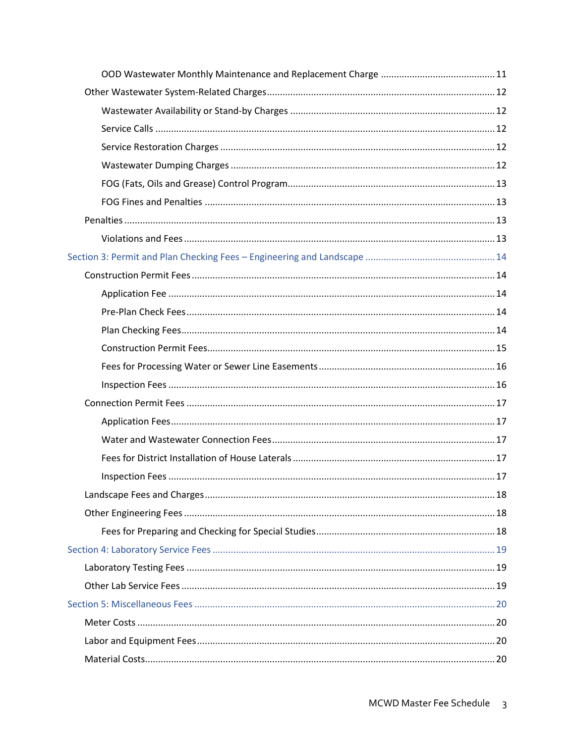OOD Wastewater Monthly Maintenance and Replacement Charge ............................................ 11

Other Wastewater System-Related Charges ....................................................................................... 12

Wastewater Availability or Stand-by Charges ............................................................................. 12

Service Calls ................................................................................................................................. 12

Service Restoration Charges ........................................................................................................ 12

Wastewater Dumping Charges .................................................................................................... 12

FOG (Fats, Oils and Grease) Control Program ............................................................................... 13

FOG Fines and Penalties ............................................................................................................. 13

Penalties ............................................................................................................................................. 13

Violations and Fees ...................................................................................................................... 13

Section 3: Permit and Plan Checking Fees – Engineering and Landscape ................................................ 14

Construction Permit Fees .................................................................................................................... 14

Application Fee ............................................................................................................................ 14

Pre-Plan Check Fees ..................................................................................................................... 14

Plan Checking Fees ....................................................................................................................... 14

Construction Permit Fees ............................................................................................................. 15

Fees for Processing Water or Sewer Line Easements ................................................................... 16

Inspection Fees ............................................................................................................................ 16

Connection Permit Fees ..................................................................................................................... 17

Application Fees ........................................................................................................................... 17

Water and Wastewater Connection Fees ..................................................................................... 17

Fees for District Installation of House Laterals ............................................................................ 17

Inspection Fees ............................................................................................................................ 17

Landscape Fees and Charges .............................................................................................................. 18

Other Engineering Fees ...................................................................................................................... 18

Fees for Preparing and Checking for Special Studies .................................................................... 18

Section 4: Laboratory Service Fees ........................................................................................................... 19

Laboratory Testing Fees ..................................................................................................................... 19

Other Lab Service Fees ....................................................................................................................... 19

Section 5: Miscellaneous Fees .................................................................................................................. 20

Meter Costs ........................................................................................................................................ 20

Labor and Equipment Fees ................................................................................................................. 20

Material Costs ..................................................................................................................................... 20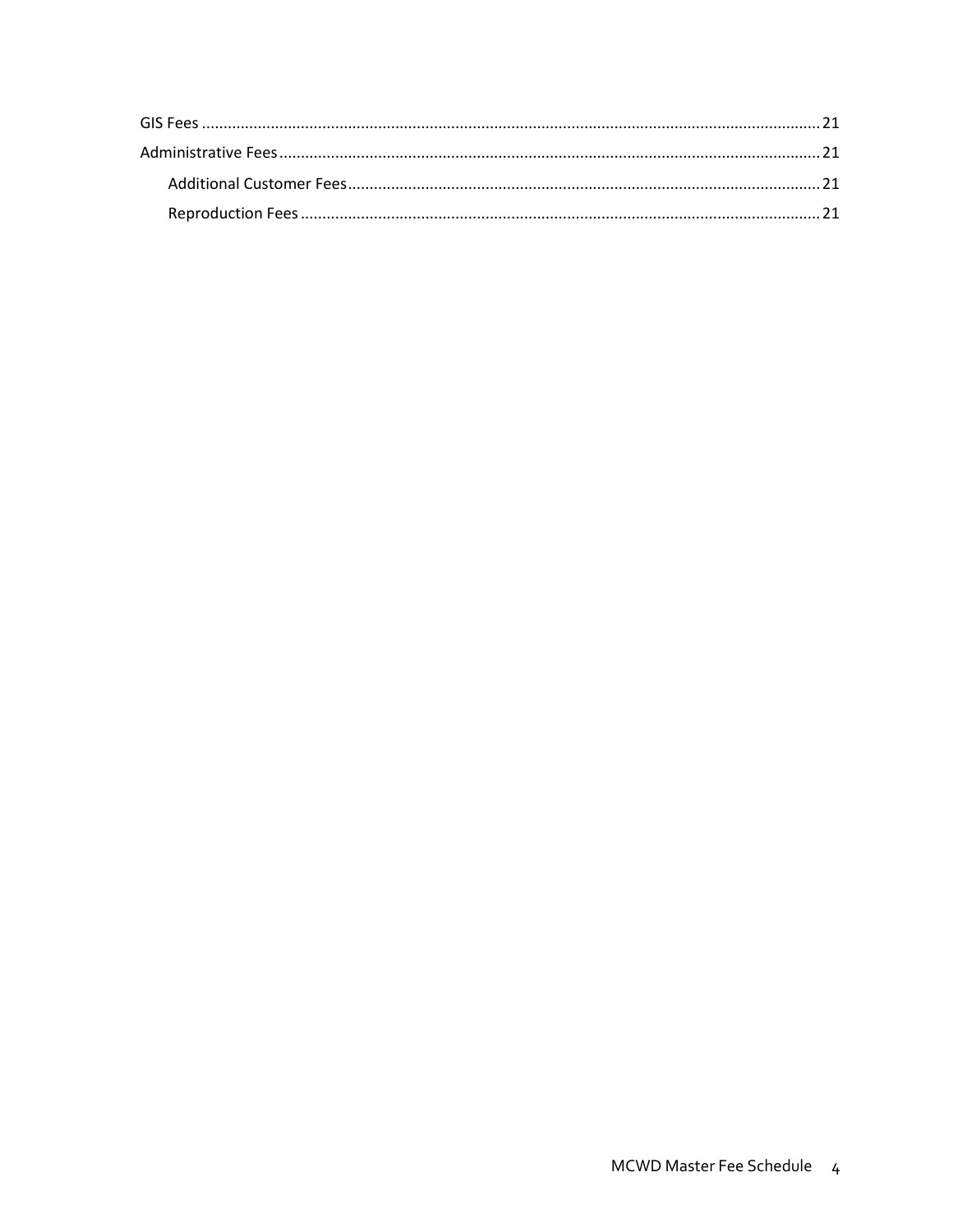GIS Fees ........................................................................................................................................ 21

Administrative Fees ........................................................................................................................ 21

  Additional Customer Fees ............................................................................................................ 21

  Reproduction Fees ....................................................................................................................... 21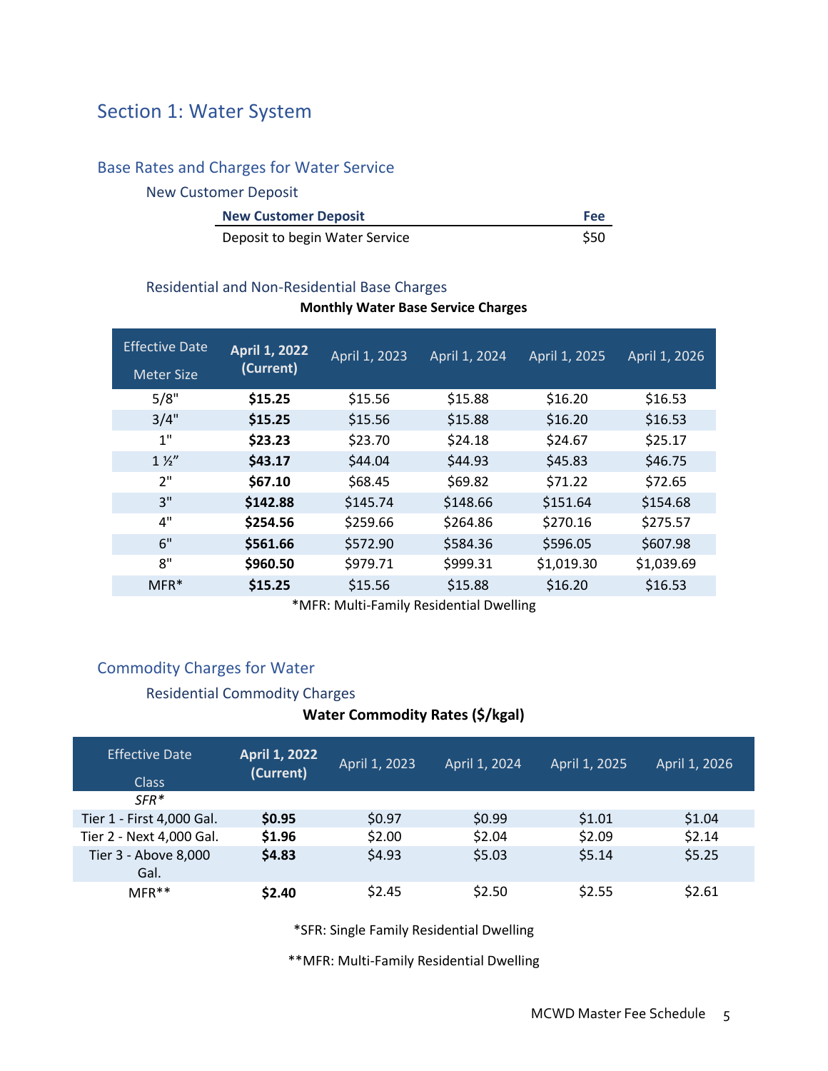# Section 1: Water System

## Base Rates and Charges for Water Service

### New Customer Deposit

| New Customer Deposit | Fee |
|---|---|
| Deposit to begin Water Service | $50 |

### Residential and Non-Residential Base Charges

**Monthly Water Base Service Charges**

| Effective Date / Meter Size | April 1, 2022 (Current) | April 1, 2023 | April 1, 2024 | April 1, 2025 | April 1, 2026 |
|---|---|---|---|---|---|
| 5/8" | **$15.25** | $15.56 | $15.88 | $16.20 | $16.53 |
| 3/4" | **$15.25** | $15.56 | $15.88 | $16.20 | $16.53 |
| 1" | **$23.23** | $23.70 | $24.18 | $24.67 | $25.17 |
| 1 ½" | **$43.17** | $44.04 | $44.93 | $45.83 | $46.75 |
| 2" | **$67.10** | $68.45 | $69.82 | $71.22 | $72.65 |
| 3" | **$142.88** | $145.74 | $148.66 | $151.64 | $154.68 |
| 4" | **$254.56** | $259.66 | $264.86 | $270.16 | $275.57 |
| 6" | **$561.66** | $572.90 | $584.36 | $596.05 | $607.98 |
| 8" | **$960.50** | $979.71 | $999.31 | $1,019.30 | $1,039.69 |
| MFR* | **$15.25** | $15.56 | $15.88 | $16.20 | $16.53 |

*MFR: Multi-Family Residential Dwelling

## Commodity Charges for Water

### Residential Commodity Charges

**Water Commodity Rates ($/kgal)**

| Effective Date / Class | April 1, 2022 (Current) | April 1, 2023 | April 1, 2024 | April 1, 2025 | April 1, 2026 |
|---|---|---|---|---|---|
| *SFR** | | | | | |
| Tier 1 - First 4,000 Gal. | **$0.95** | $0.97 | $0.99 | $1.01 | $1.04 |
| Tier 2 - Next 4,000 Gal. | **$1.96** | $2.00 | $2.04 | $2.09 | $2.14 |
| Tier 3 - Above 8,000 Gal. | **$4.83** | $4.93 | $5.03 | $5.14 | $5.25 |
| MFR** | **$2.40** | $2.45 | $2.50 | $2.55 | $2.61 |

*SFR: Single Family Residential Dwelling

**MFR: Multi-Family Residential Dwelling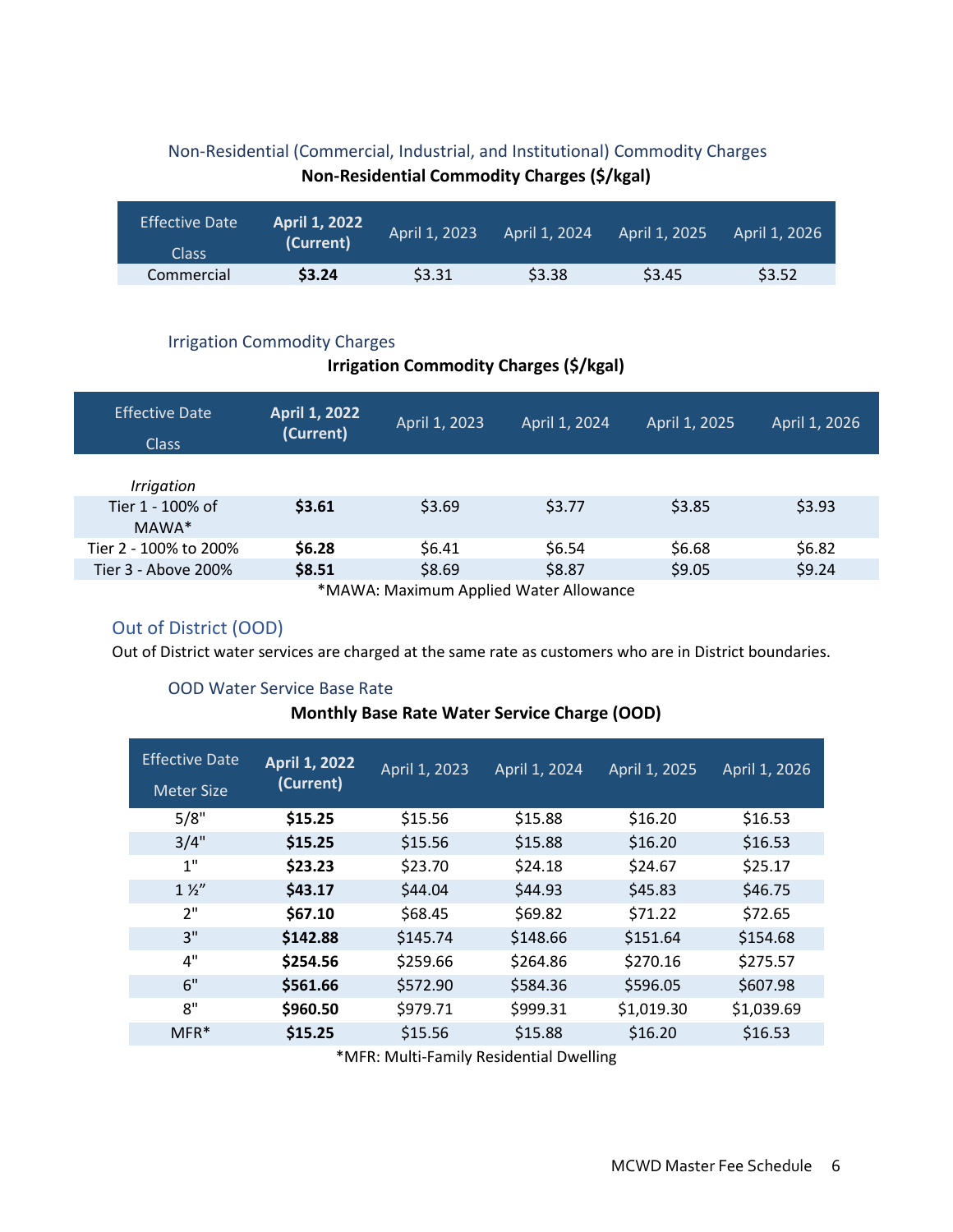### Non-Residential (Commercial, Industrial, and Institutional) Commodity Charges

**Non-Residential Commodity Charges ($/kgal)**

| Effective Date / Class | **April 1, 2022 (Current)** | April 1, 2023 | April 1, 2024 | April 1, 2025 | April 1, 2026 |
|---|---|---|---|---|---|
| Commercial | **$3.24** | $3.31 | $3.38 | $3.45 | $3.52 |

### Irrigation Commodity Charges

**Irrigation Commodity Charges ($/kgal)**

| Effective Date / Class | **April 1, 2022 (Current)** | April 1, 2023 | April 1, 2024 | April 1, 2025 | April 1, 2026 |
|---|---|---|---|---|---|
| *Irrigation* | | | | | |
| Tier 1 - 100% of MAWA* | **$3.61** | $3.69 | $3.77 | $3.85 | $3.93 |
| Tier 2 - 100% to 200% | **$6.28** | $6.41 | $6.54 | $6.68 | $6.82 |
| Tier 3 - Above 200% | **$8.51** | $8.69 | $8.87 | $9.05 | $9.24 |

*MAWA: Maximum Applied Water Allowance

## Out of District (OOD)

Out of District water services are charged at the same rate as customers who are in District boundaries.

### OOD Water Service Base Rate

**Monthly Base Rate Water Service Charge (OOD)**

| Effective Date / Meter Size | **April 1, 2022 (Current)** | April 1, 2023 | April 1, 2024 | April 1, 2025 | April 1, 2026 |
|---|---|---|---|---|---|
| 5/8" | **$15.25** | $15.56 | $15.88 | $16.20 | $16.53 |
| 3/4" | **$15.25** | $15.56 | $15.88 | $16.20 | $16.53 |
| 1" | **$23.23** | $23.70 | $24.18 | $24.67 | $25.17 |
| 1 ½" | **$43.17** | $44.04 | $44.93 | $45.83 | $46.75 |
| 2" | **$67.10** | $68.45 | $69.82 | $71.22 | $72.65 |
| 3" | **$142.88** | $145.74 | $148.66 | $151.64 | $154.68 |
| 4" | **$254.56** | $259.66 | $264.86 | $270.16 | $275.57 |
| 6" | **$561.66** | $572.90 | $584.36 | $596.05 | $607.98 |
| 8" | **$960.50** | $979.71 | $999.31 | $1,019.30 | $1,039.69 |
| MFR* | **$15.25** | $15.56 | $15.88 | $16.20 | $16.53 |

*MFR: Multi-Family Residential Dwelling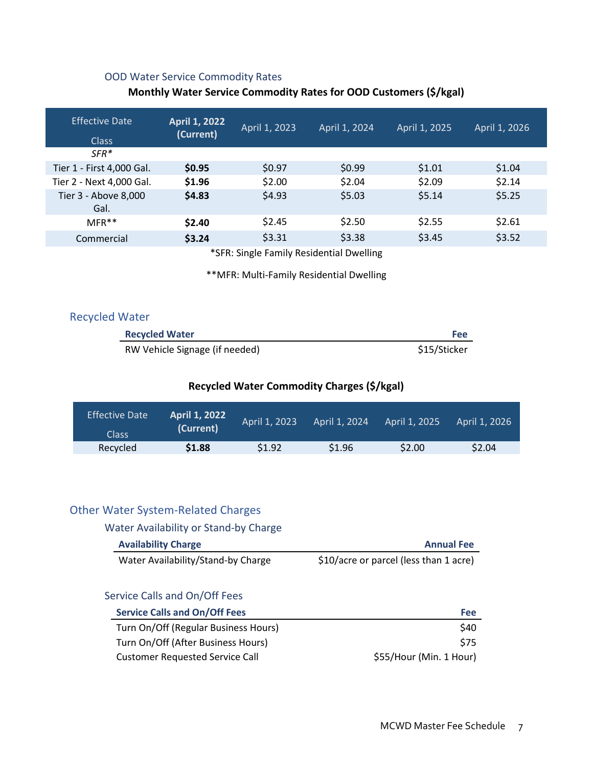### OOD Water Service Commodity Rates

**Monthly Water Service Commodity Rates for OOD Customers ($/kgal)**

| Effective Date / Class | April 1, 2022 (Current) | April 1, 2023 | April 1, 2024 | April 1, 2025 | April 1, 2026 |
|---|---|---|---|---|---|
| *SFR** | | | | | |
| Tier 1 - First 4,000 Gal. | **$0.95** | $0.97 | $0.99 | $1.01 | $1.04 |
| Tier 2 - Next 4,000 Gal. | **$1.96** | $2.00 | $2.04 | $2.09 | $2.14 |
| Tier 3 - Above 8,000 Gal. | **$4.83** | $4.93 | $5.03 | $5.14 | $5.25 |
| MFR** | **$2.40** | $2.45 | $2.50 | $2.55 | $2.61 |
| Commercial | **$3.24** | $3.31 | $3.38 | $3.45 | $3.52 |

*SFR: Single Family Residential Dwelling

**MFR: Multi-Family Residential Dwelling

## Recycled Water

| Recycled Water | Fee |
|---|---|
| RW Vehicle Signage (if needed) | $15/Sticker |

**Recycled Water Commodity Charges ($/kgal)**

| Effective Date / Class | April 1, 2022 (Current) | April 1, 2023 | April 1, 2024 | April 1, 2025 | April 1, 2026 |
|---|---|---|---|---|---|
| Recycled | **$1.88** | $1.92 | $1.96 | $2.00 | $2.04 |

## Other Water System-Related Charges

### Water Availability or Stand-by Charge

| Availability Charge | Annual Fee |
|---|---|
| Water Availability/Stand-by Charge | $10/acre or parcel (less than 1 acre) |

### Service Calls and On/Off Fees

| Service Calls and On/Off Fees | Fee |
|---|---|
| Turn On/Off (Regular Business Hours) | $40 |
| Turn On/Off (After Business Hours) | $75 |
| Customer Requested Service Call | $55/Hour (Min. 1 Hour) |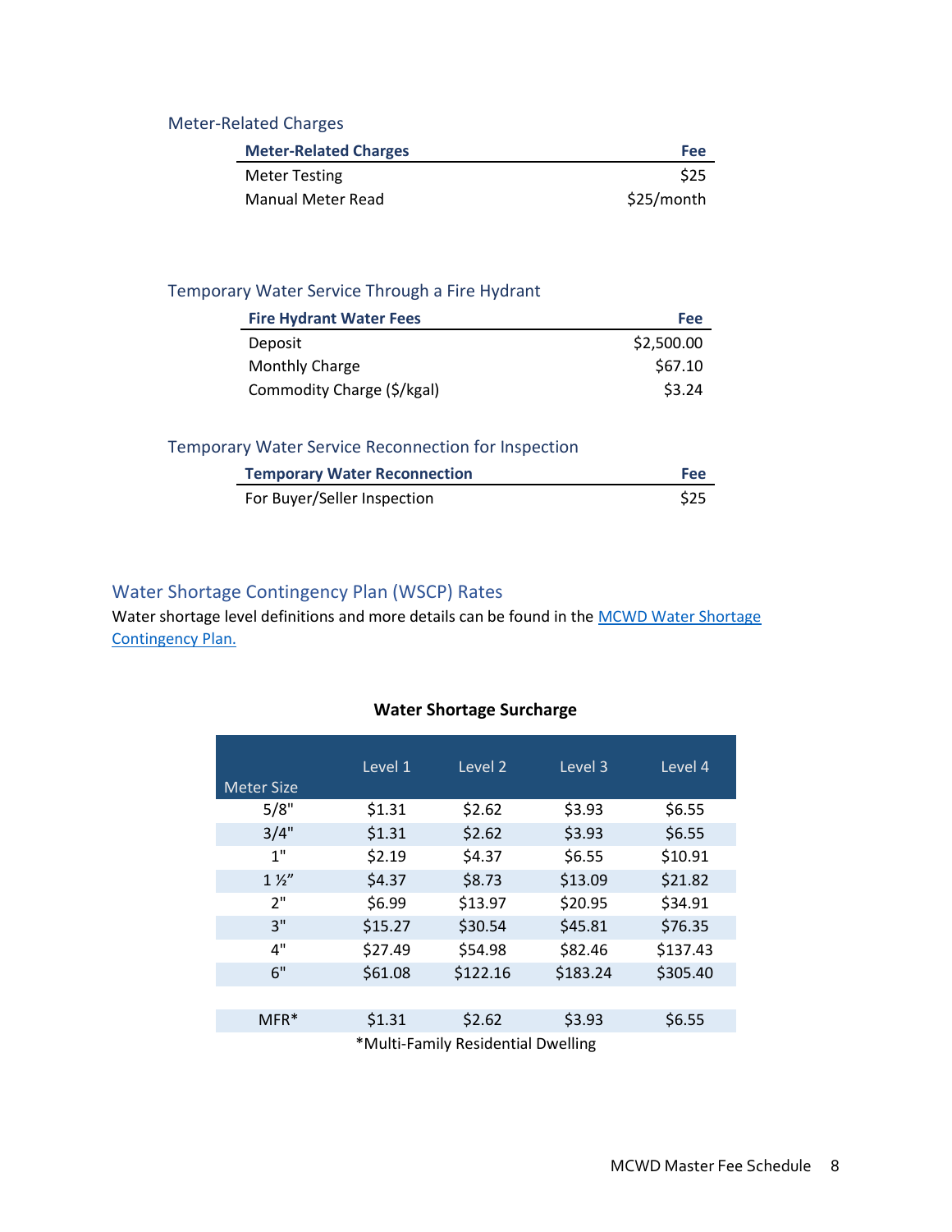### Meter-Related Charges

| Meter-Related Charges | Fee |
|---|---|
| Meter Testing | $25 |
| Manual Meter Read | $25/month |

### Temporary Water Service Through a Fire Hydrant

| Fire Hydrant Water Fees | Fee |
|---|---|
| Deposit | $2,500.00 |
| Monthly Charge | $67.10 |
| Commodity Charge ($/kgal) | $3.24 |

### Temporary Water Service Reconnection for Inspection

| Temporary Water Reconnection | Fee |
|---|---|
| For Buyer/Seller Inspection | $25 |

## Water Shortage Contingency Plan (WSCP) Rates

Water shortage level definitions and more details can be found in the MCWD Water Shortage Contingency Plan.

**Water Shortage Surcharge**

| Meter Size | Level 1 | Level 2 | Level 3 | Level 4 |
|---|---|---|---|---|
| 5/8" | $1.31 | $2.62 | $3.93 | $6.55 |
| 3/4" | $1.31 | $2.62 | $3.93 | $6.55 |
| 1" | $2.19 | $4.37 | $6.55 | $10.91 |
| 1 ½" | $4.37 | $8.73 | $13.09 | $21.82 |
| 2" | $6.99 | $13.97 | $20.95 | $34.91 |
| 3" | $15.27 | $30.54 | $45.81 | $76.35 |
| 4" | $27.49 | $54.98 | $82.46 | $137.43 |
| 6" | $61.08 | $122.16 | $183.24 | $305.40 |
| | | | | |
| MFR* | $1.31 | $2.62 | $3.93 | $6.55 |

*Multi-Family Residential Dwelling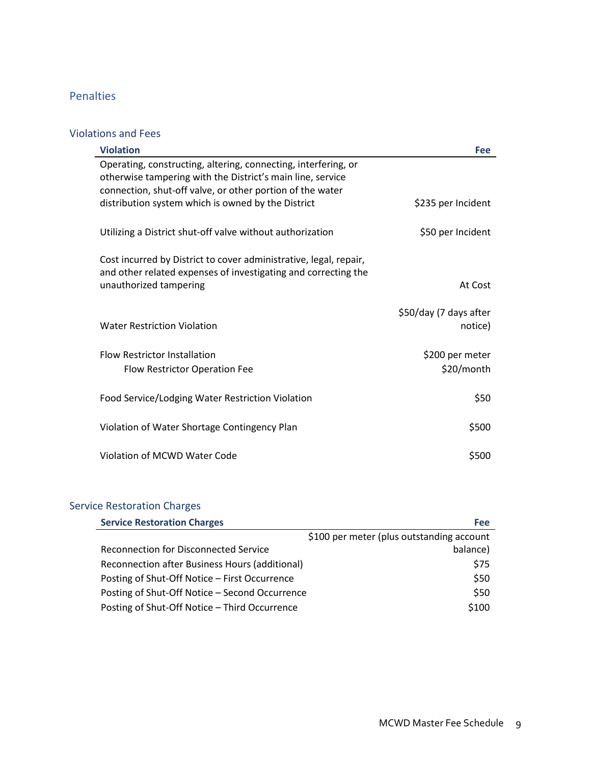## Penalties

### Violations and Fees

| Violation | Fee |
|---|---|
| Operating, constructing, altering, connecting, interfering, or otherwise tampering with the District's main line, service connection, shut-off valve, or other portion of the water distribution system which is owned by the District | $235 per Incident |
| Utilizing a District shut-off valve without authorization | $50 per Incident |
| Cost incurred by District to cover administrative, legal, repair, and other related expenses of investigating and correcting the unauthorized tampering | At Cost |
| Water Restriction Violation | $50/day (7 days after notice) |
| Flow Restrictor Installation | $200 per meter |
| Flow Restrictor Operation Fee | $20/month |
| Food Service/Lodging Water Restriction Violation | $50 |
| Violation of Water Shortage Contingency Plan | $500 |
| Violation of MCWD Water Code | $500 |

### Service Restoration Charges

| Service Restoration Charges | Fee |
|---|---|
| Reconnection for Disconnected Service | $100 per meter (plus outstanding account balance) |
| Reconnection after Business Hours (additional) | $75 |
| Posting of Shut-Off Notice – First Occurrence | $50 |
| Posting of Shut-Off Notice – Second Occurrence | $50 |
| Posting of Shut-Off Notice – Third Occurrence | $100 |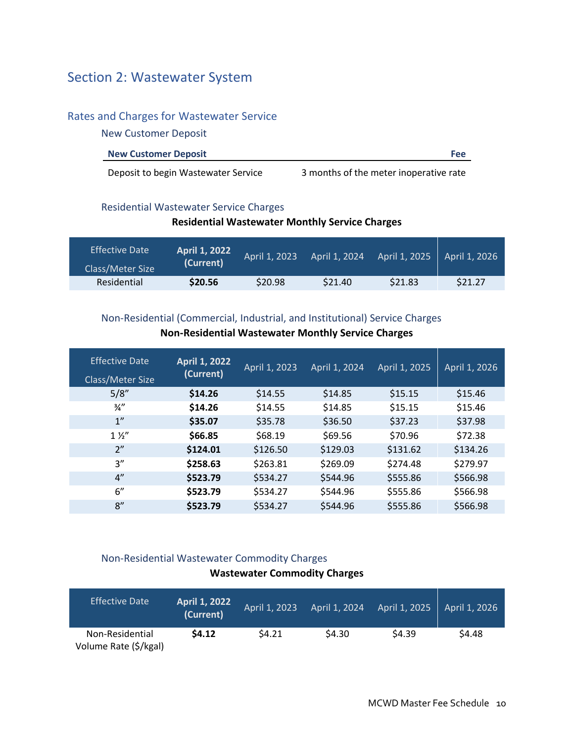# Section 2: Wastewater System

## Rates and Charges for Wastewater Service

### New Customer Deposit

| New Customer Deposit | Fee |
|---|---|
| Deposit to begin Wastewater Service | 3 months of the meter inoperative rate |

### Residential Wastewater Service Charges

**Residential Wastewater Monthly Service Charges**

| Effective Date / Class/Meter Size | **April 1, 2022 (Current)** | April 1, 2023 | April 1, 2024 | April 1, 2025 | April 1, 2026 |
|---|---|---|---|---|---|
| Residential | **$20.56** | $20.98 | $21.40 | $21.83 | $21.27 |

### Non-Residential (Commercial, Industrial, and Institutional) Service Charges

**Non-Residential Wastewater Monthly Service Charges**

| Effective Date / Class/Meter Size | **April 1, 2022 (Current)** | April 1, 2023 | April 1, 2024 | April 1, 2025 | April 1, 2026 |
|---|---|---|---|---|---|
| 5/8″ | **$14.26** | $14.55 | $14.85 | $15.15 | $15.46 |
| ¾″ | **$14.26** | $14.55 | $14.85 | $15.15 | $15.46 |
| 1″ | **$35.07** | $35.78 | $36.50 | $37.23 | $37.98 |
| 1 ½″ | **$66.85** | $68.19 | $69.56 | $70.96 | $72.38 |
| 2″ | **$124.01** | $126.50 | $129.03 | $131.62 | $134.26 |
| 3″ | **$258.63** | $263.81 | $269.09 | $274.48 | $279.97 |
| 4″ | **$523.79** | $534.27 | $544.96 | $555.86 | $566.98 |
| 6″ | **$523.79** | $534.27 | $544.96 | $555.86 | $566.98 |
| 8″ | **$523.79** | $534.27 | $544.96 | $555.86 | $566.98 |

### Non-Residential Wastewater Commodity Charges

**Wastewater Commodity Charges**

| Effective Date | **April 1, 2022 (Current)** | April 1, 2023 | April 1, 2024 | April 1, 2025 | April 1, 2026 |
|---|---|---|---|---|---|
| Non-Residential Volume Rate ($/kgal) | **$4.12** | $4.21 | $4.30 | $4.39 | $4.48 |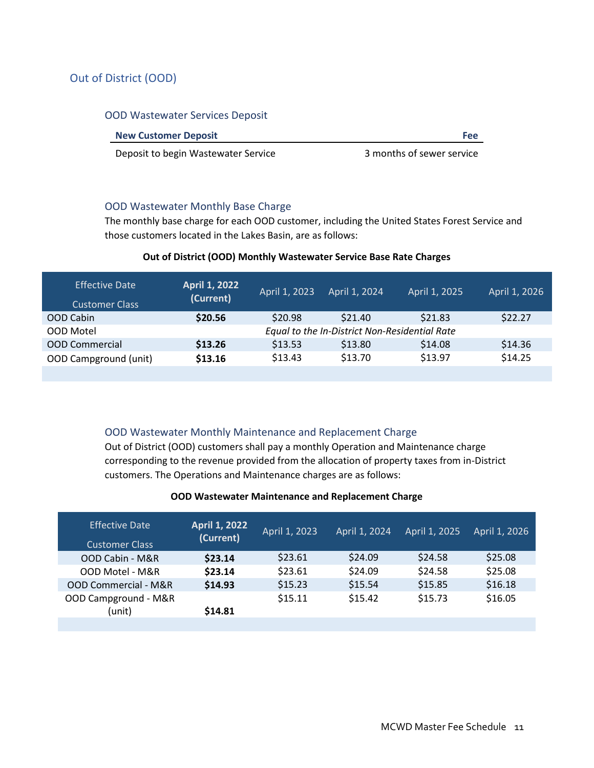## Out of District (OOD)

### OOD Wastewater Services Deposit

| New Customer Deposit | Fee |
|---|---|
| Deposit to begin Wastewater Service | 3 months of sewer service |

### OOD Wastewater Monthly Base Charge

The monthly base charge for each OOD customer, including the United States Forest Service and those customers located in the Lakes Basin, are as follows:

**Out of District (OOD) Monthly Wastewater Service Base Rate Charges**

| Effective Date / Customer Class | **April 1, 2022 (Current)** | April 1, 2023 | April 1, 2024 | April 1, 2025 | April 1, 2026 |
|---|---|---|---|---|---|
| OOD Cabin | **$20.56** | $20.98 | $21.40 | $21.83 | $22.27 |
| OOD Motel | *Equal to the In-District Non-Residential Rate* | | | | |
| OOD Commercial | **$13.26** | $13.53 | $13.80 | $14.08 | $14.36 |
| OOD Campground (unit) | **$13.16** | $13.43 | $13.70 | $13.97 | $14.25 |

### OOD Wastewater Monthly Maintenance and Replacement Charge

Out of District (OOD) customers shall pay a monthly Operation and Maintenance charge corresponding to the revenue provided from the allocation of property taxes from in-District customers. The Operations and Maintenance charges are as follows:

**OOD Wastewater Maintenance and Replacement Charge**

| Effective Date / Customer Class | **April 1, 2022 (Current)** | April 1, 2023 | April 1, 2024 | April 1, 2025 | April 1, 2026 |
|---|---|---|---|---|---|
| OOD Cabin - M&R | **$23.14** | $23.61 | $24.09 | $24.58 | $25.08 |
| OOD Motel - M&R | **$23.14** | $23.61 | $24.09 | $24.58 | $25.08 |
| OOD Commercial - M&R | **$14.93** | $15.23 | $15.54 | $15.85 | $16.18 |
| OOD Campground - M&R (unit) | **$14.81** | $15.11 | $15.42 | $15.73 | $16.05 |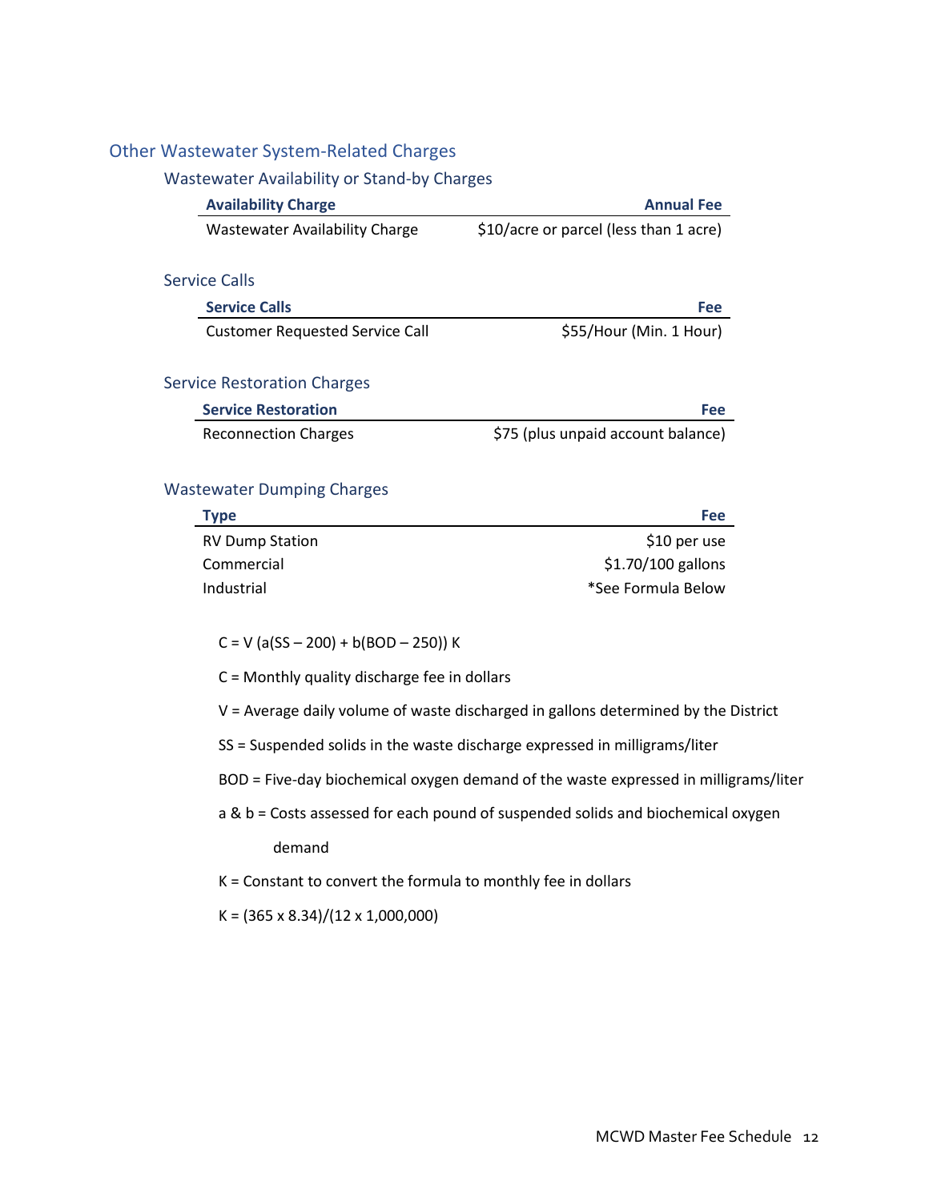## Other Wastewater System-Related Charges

### Wastewater Availability or Stand-by Charges

| Availability Charge | Annual Fee |
|---|---|
| Wastewater Availability Charge | $10/acre or parcel (less than 1 acre) |

### Service Calls

| Service Calls | Fee |
|---|---|
| Customer Requested Service Call | $55/Hour (Min. 1 Hour) |

### Service Restoration Charges

| Service Restoration | Fee |
|---|---|
| Reconnection Charges | $75 (plus unpaid account balance) |

### Wastewater Dumping Charges

| Type | Fee |
|---|---|
| RV Dump Station | $10 per use |
| Commercial | $1.70/100 gallons |
| Industrial | *See Formula Below |

$C = V\,(a(SS - 200) + b(BOD - 250))\,K$

C = Monthly quality discharge fee in dollars

V = Average daily volume of waste discharged in gallons determined by the District

SS = Suspended solids in the waste discharge expressed in milligrams/liter

BOD = Five-day biochemical oxygen demand of the waste expressed in milligrams/liter

a & b = Costs assessed for each pound of suspended solids and biochemical oxygen demand

K = Constant to convert the formula to monthly fee in dollars

$K = (365 \times 8.34)/(12 \times 1{,}000{,}000)$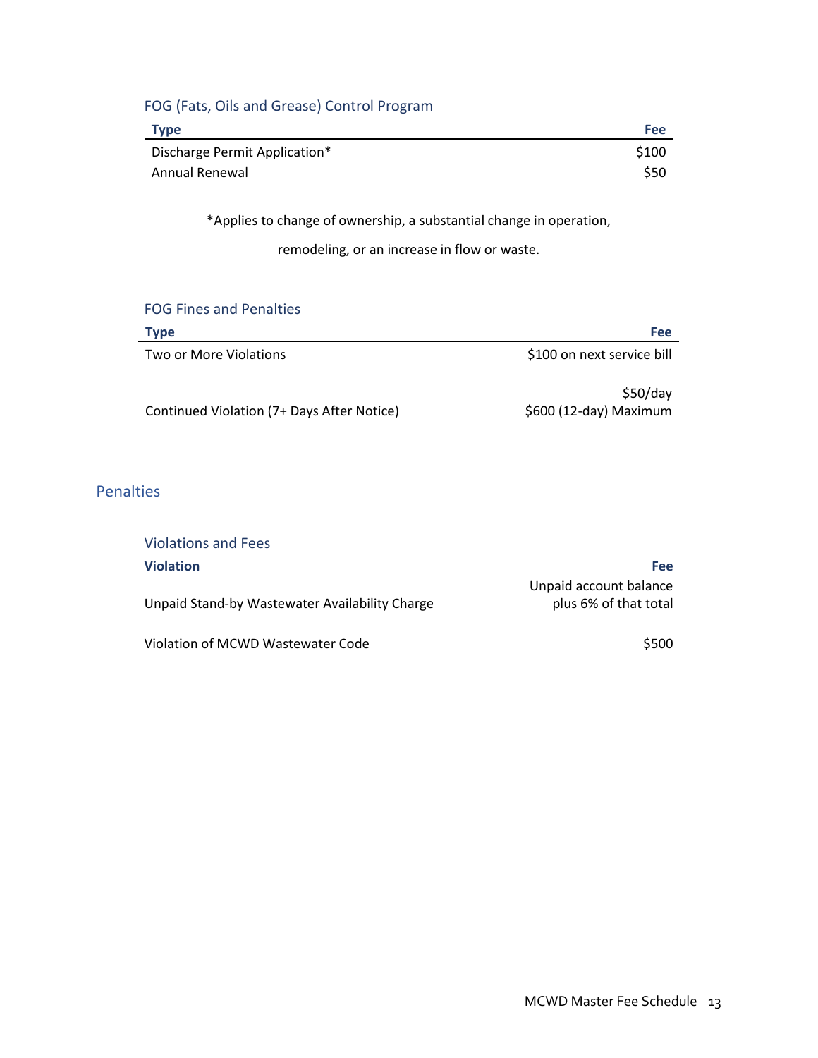### FOG (Fats, Oils and Grease) Control Program

| Type | Fee |
| --- | --- |
| Discharge Permit Application* | $100 |
| Annual Renewal | $50 |

*Applies to change of ownership, a substantial change in operation, remodeling, or an increase in flow or waste.

### FOG Fines and Penalties

| Type | Fee |
| --- | --- |
| Two or More Violations | $100 on next service bill |
| Continued Violation (7+ Days After Notice) | $50/day<br>$600 (12-day) Maximum |

## Penalties

### Violations and Fees

| Violation | Fee |
| --- | --- |
| Unpaid Stand-by Wastewater Availability Charge | Unpaid account balance plus 6% of that total |
| Violation of MCWD Wastewater Code | $500 |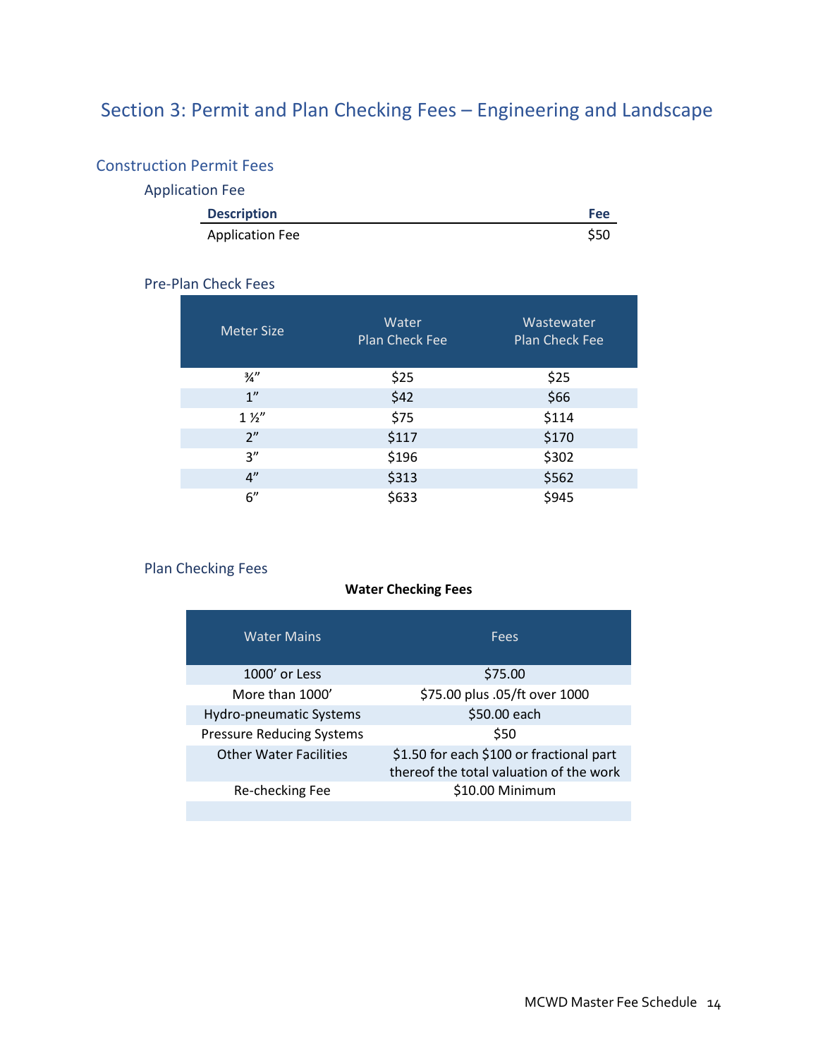# Section 3: Permit and Plan Checking Fees – Engineering and Landscape

## Construction Permit Fees

### Application Fee

| Description | Fee |
|---|---|
| Application Fee | $50 |

### Pre-Plan Check Fees

| Meter Size | Water Plan Check Fee | Wastewater Plan Check Fee |
|---|---|---|
| ¾” | $25 | $25 |
| 1” | $42 | $66 |
| 1 ½” | $75 | $114 |
| 2” | $117 | $170 |
| 3” | $196 | $302 |
| 4” | $313 | $562 |
| 6” | $633 | $945 |

### Plan Checking Fees

**Water Checking Fees**

| Water Mains | Fees |
|---|---|
| 1000’ or Less | $75.00 |
| More than 1000’ | $75.00 plus .05/ft over 1000 |
| Hydro-pneumatic Systems | $50.00 each |
| Pressure Reducing Systems | $50 |
| Other Water Facilities | $1.50 for each $100 or fractional part thereof the total valuation of the work |
| Re-checking Fee | $10.00 Minimum |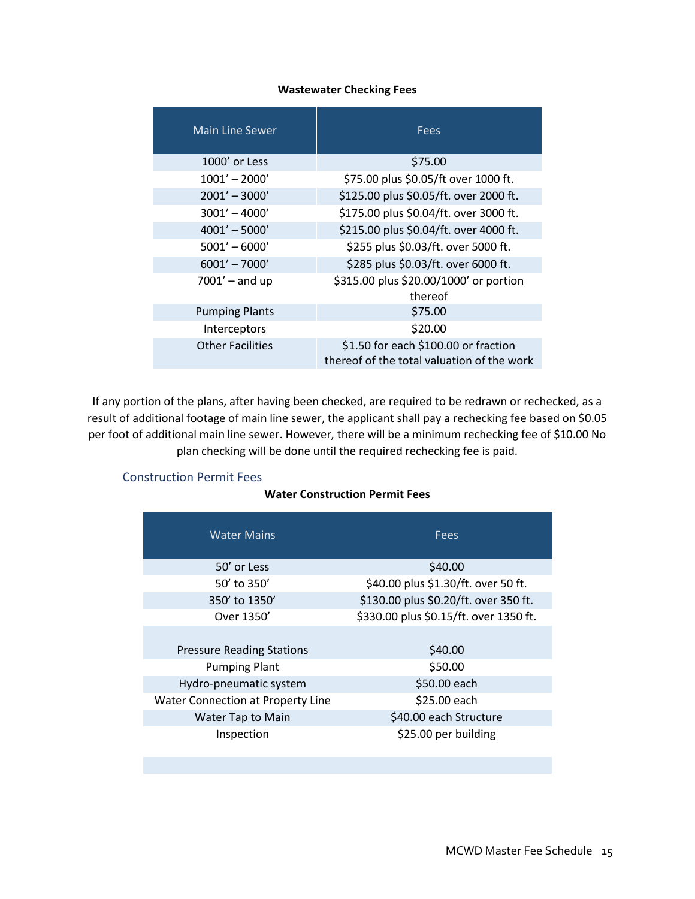**Wastewater Checking Fees**

| Main Line Sewer | Fees |
|---|---|
| 1000' or Less | $75.00 |
| 1001' – 2000' | $75.00 plus $0.05/ft over 1000 ft. |
| 2001' – 3000' | $125.00 plus $0.05/ft. over 2000 ft. |
| 3001' – 4000' | $175.00 plus $0.04/ft. over 3000 ft. |
| 4001' – 5000' | $215.00 plus $0.04/ft. over 4000 ft. |
| 5001' – 6000' | $255 plus $0.03/ft. over 5000 ft. |
| 6001' – 7000' | $285 plus $0.03/ft. over 6000 ft. |
| 7001' – and up | $315.00 plus $20.00/1000' or portion thereof |
| Pumping Plants | $75.00 |
| Interceptors | $20.00 |
| Other Facilities | $1.50 for each $100.00 or fraction thereof of the total valuation of the work |

If any portion of the plans, after having been checked, are required to be redrawn or rechecked, as a result of additional footage of main line sewer, the applicant shall pay a rechecking fee based on $0.05 per foot of additional main line sewer. However, there will be a minimum rechecking fee of $10.00 No plan checking will be done until the required rechecking fee is paid.

## Construction Permit Fees

**Water Construction Permit Fees**

| Water Mains | Fees |
|---|---|
| 50' or Less | $40.00 |
| 50' to 350' | $40.00 plus $1.30/ft. over 50 ft. |
| 350' to 1350' | $130.00 plus $0.20/ft. over 350 ft. |
| Over 1350' | $330.00 plus $0.15/ft. over 1350 ft. |
| Pressure Reading Stations | $40.00 |
| Pumping Plant | $50.00 |
| Hydro-pneumatic system | $50.00 each |
| Water Connection at Property Line | $25.00 each |
| Water Tap to Main | $40.00 each Structure |
| Inspection | $25.00 per building |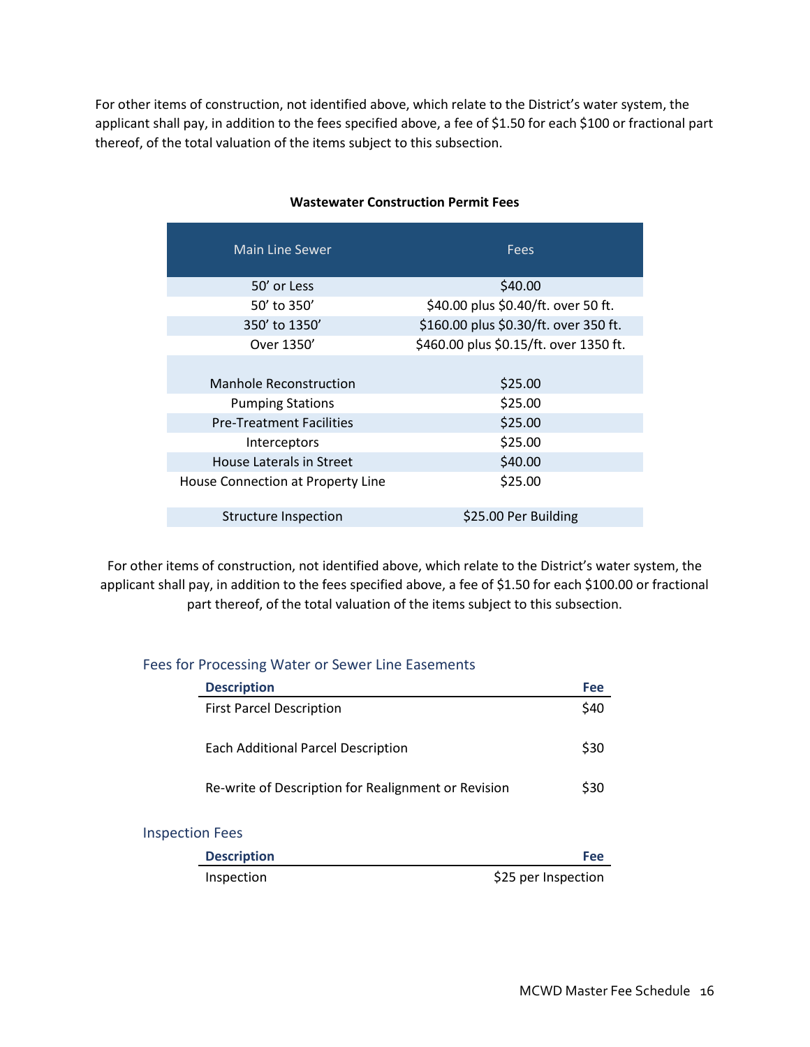For other items of construction, not identified above, which relate to the District's water system, the applicant shall pay, in addition to the fees specified above, a fee of $1.50 for each $100 or fractional part thereof, of the total valuation of the items subject to this subsection.

**Wastewater Construction Permit Fees**

| Main Line Sewer | Fees |
|---|---|
| 50' or Less | $40.00 |
| 50' to 350' | $40.00 plus $0.40/ft. over 50 ft. |
| 350' to 1350' | $160.00 plus $0.30/ft. over 350 ft. |
| Over 1350' | $460.00 plus $0.15/ft. over 1350 ft. |
| | |
| Manhole Reconstruction | $25.00 |
| Pumping Stations | $25.00 |
| Pre-Treatment Facilities | $25.00 |
| Interceptors | $25.00 |
| House Laterals in Street | $40.00 |
| House Connection at Property Line | $25.00 |
| | |
| Structure Inspection | $25.00 Per Building |

For other items of construction, not identified above, which relate to the District's water system, the applicant shall pay, in addition to the fees specified above, a fee of $1.50 for each $100.00 or fractional part thereof, of the total valuation of the items subject to this subsection.

### Fees for Processing Water or Sewer Line Easements

| Description | Fee |
|---|---|
| First Parcel Description | $40 |
| Each Additional Parcel Description | $30 |
| Re-write of Description for Realignment or Revision | $30 |

### Inspection Fees

| Description | Fee |
|---|---|
| Inspection | $25 per Inspection |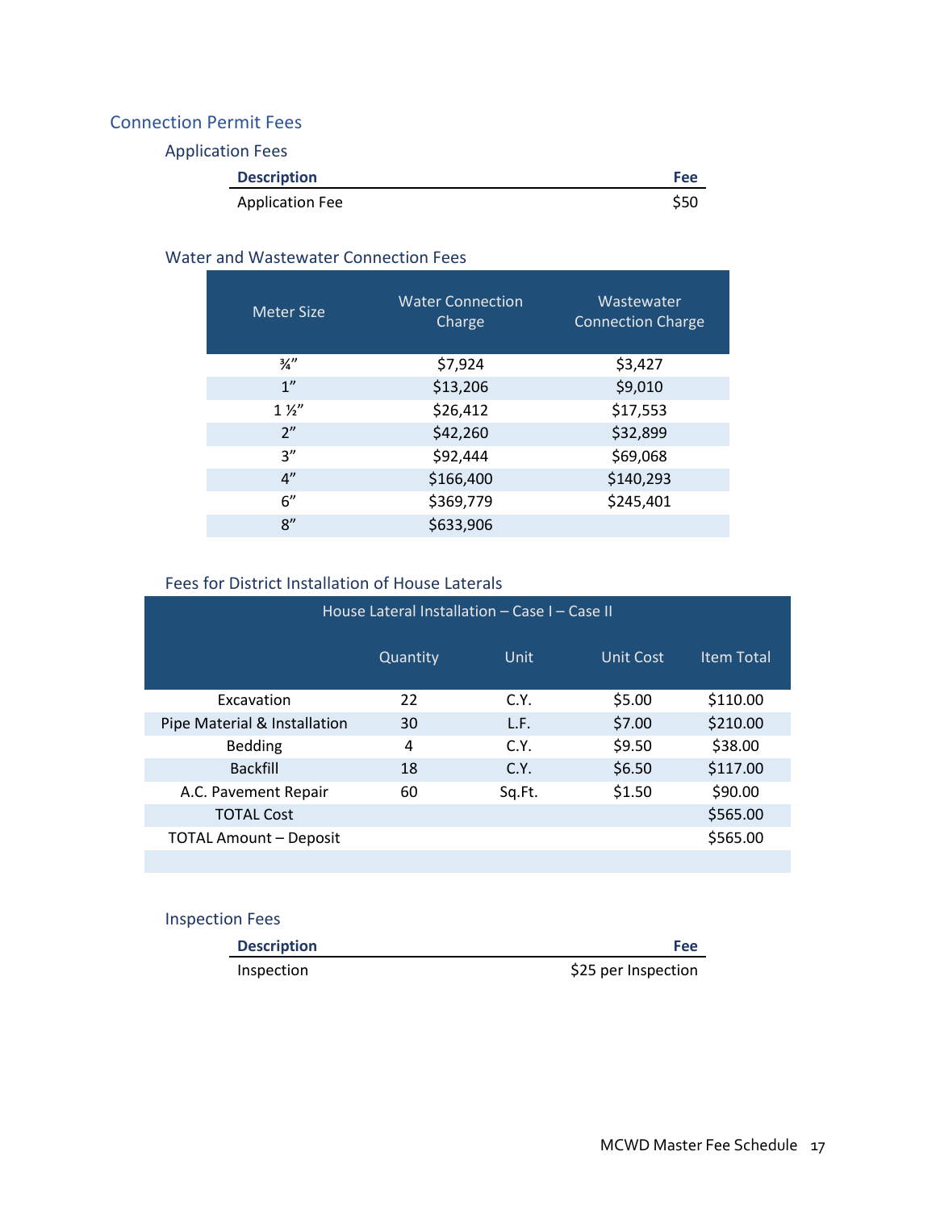## Connection Permit Fees

### Application Fees

| Description | Fee |
|---|---|
| Application Fee | $50 |

### Water and Wastewater Connection Fees

| Meter Size | Water Connection Charge | Wastewater Connection Charge |
|---|---|---|
| ¾” | $7,924 | $3,427 |
| 1” | $13,206 | $9,010 |
| 1 ½” | $26,412 | $17,553 |
| 2” | $42,260 | $32,899 |
| 3” | $92,444 | $69,068 |
| 4” | $166,400 | $140,293 |
| 6” | $369,779 | $245,401 |
| 8” | $633,906 | |

### Fees for District Installation of House Laterals

| House Lateral Installation – Case I – Case II | | | | |
|---|---|---|---|---|
| | Quantity | Unit | Unit Cost | Item Total |
| Excavation | 22 | C.Y. | $5.00 | $110.00 |
| Pipe Material & Installation | 30 | L.F. | $7.00 | $210.00 |
| Bedding | 4 | C.Y. | $9.50 | $38.00 |
| Backfill | 18 | C.Y. | $6.50 | $117.00 |
| A.C. Pavement Repair | 60 | Sq.Ft. | $1.50 | $90.00 |
| TOTAL Cost | | | | $565.00 |
| TOTAL Amount – Deposit | | | | $565.00 |

### Inspection Fees

| Description | Fee |
|---|---|
| Inspection | $25 per Inspection |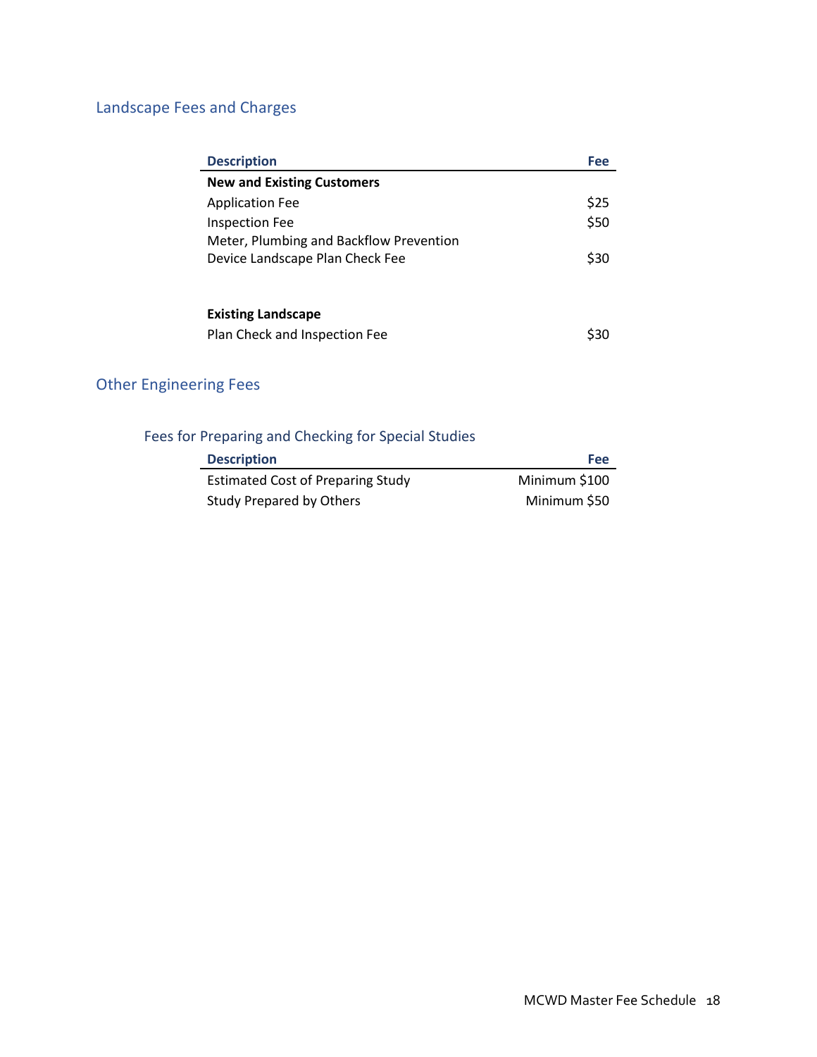## Landscape Fees and Charges

| Description | Fee |
|---|---|
| **New and Existing Customers** | |
| Application Fee | $25 |
| Inspection Fee | $50 |
| Meter, Plumbing and Backflow Prevention Device Landscape Plan Check Fee | $30 |
| | |
| **Existing Landscape** | |
| Plan Check and Inspection Fee | $30 |

## Other Engineering Fees

### Fees for Preparing and Checking for Special Studies

| Description | Fee |
|---|---|
| Estimated Cost of Preparing Study | Minimum $100 |
| Study Prepared by Others | Minimum $50 |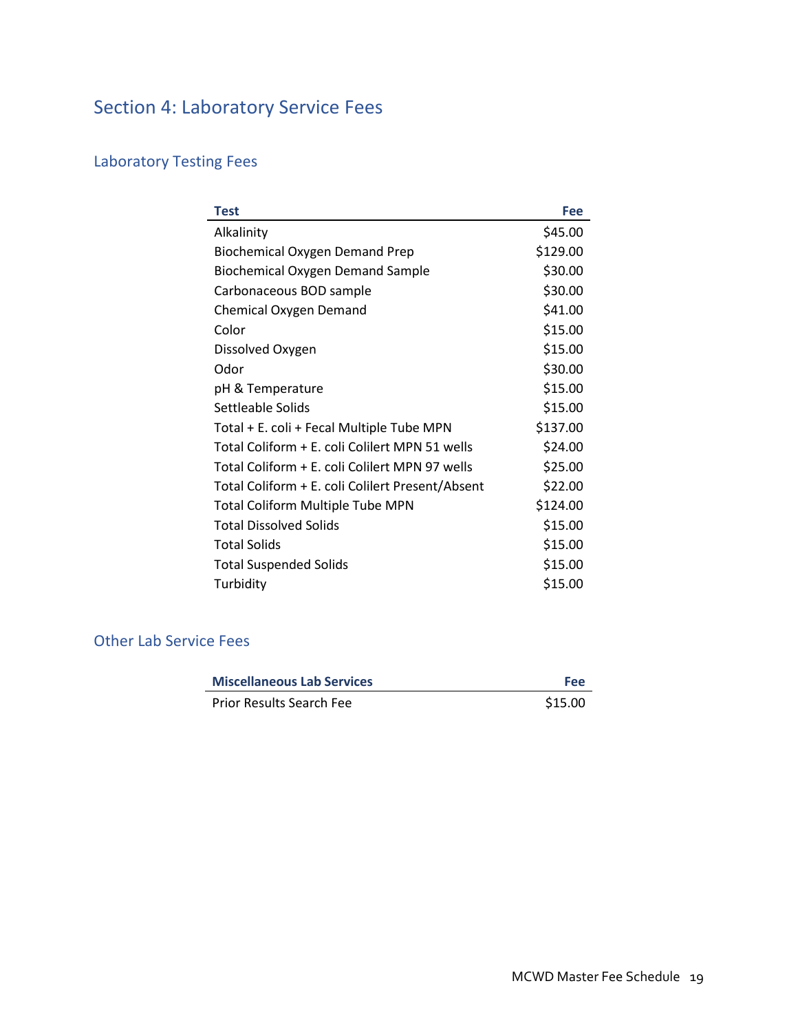# Section 4: Laboratory Service Fees

## Laboratory Testing Fees

| Test | Fee |
|---|---|
| Alkalinity | $45.00 |
| Biochemical Oxygen Demand Prep | $129.00 |
| Biochemical Oxygen Demand Sample | $30.00 |
| Carbonaceous BOD sample | $30.00 |
| Chemical Oxygen Demand | $41.00 |
| Color | $15.00 |
| Dissolved Oxygen | $15.00 |
| Odor | $30.00 |
| pH & Temperature | $15.00 |
| Settleable Solids | $15.00 |
| Total + E. coli + Fecal Multiple Tube MPN | $137.00 |
| Total Coliform + E. coli Colilert MPN 51 wells | $24.00 |
| Total Coliform + E. coli Colilert MPN 97 wells | $25.00 |
| Total Coliform + E. coli Colilert Present/Absent | $22.00 |
| Total Coliform Multiple Tube MPN | $124.00 |
| Total Dissolved Solids | $15.00 |
| Total Solids | $15.00 |
| Total Suspended Solids | $15.00 |
| Turbidity | $15.00 |

## Other Lab Service Fees

| Miscellaneous Lab Services | Fee |
|---|---|
| Prior Results Search Fee | $15.00 |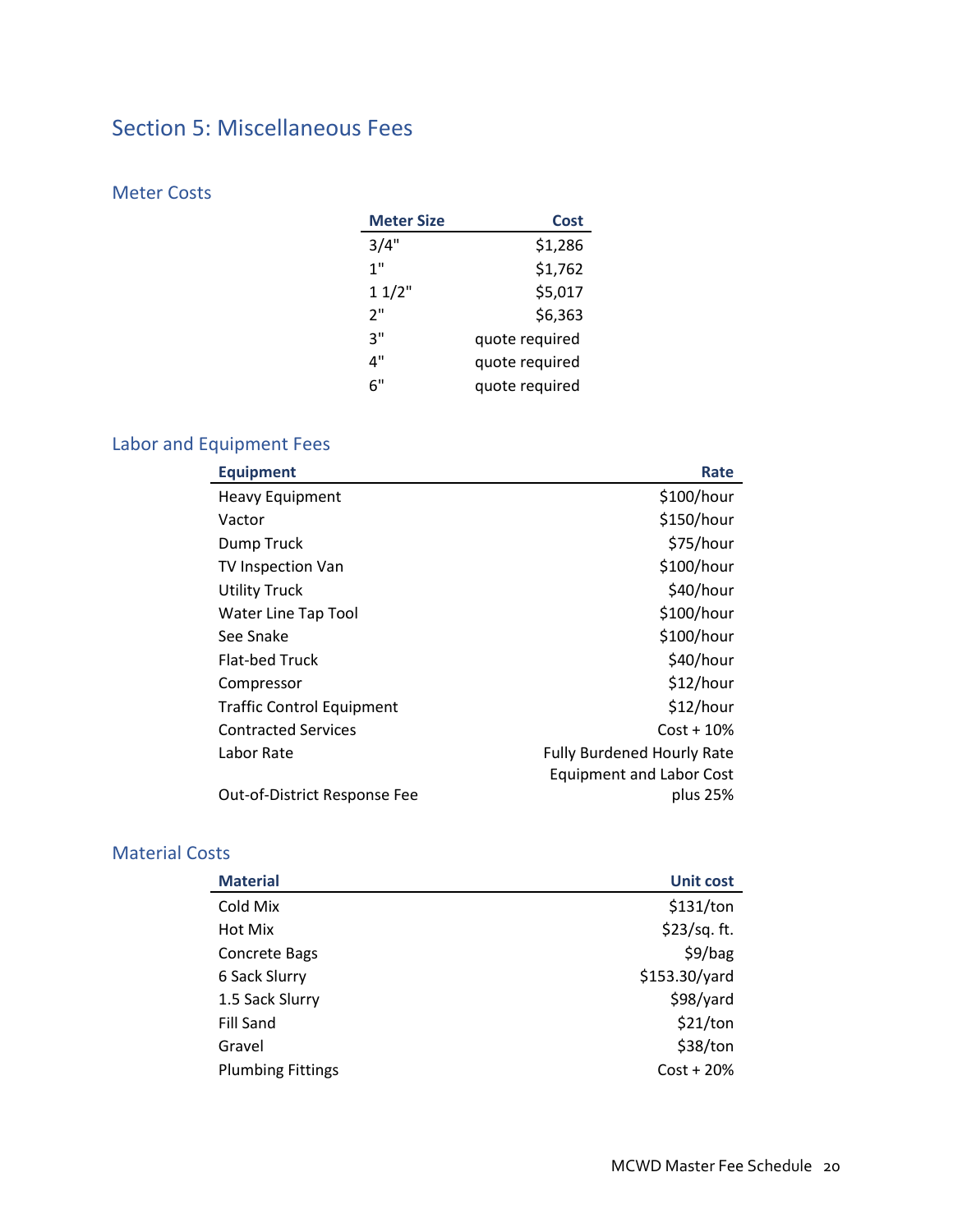# Section 5: Miscellaneous Fees

## Meter Costs

| Meter Size | Cost |
|---|---|
| 3/4" | $1,286 |
| 1" | $1,762 |
| 1 1/2" | $5,017 |
| 2" | $6,363 |
| 3" | quote required |
| 4" | quote required |
| 6" | quote required |

## Labor and Equipment Fees

| Equipment | Rate |
|---|---|
| Heavy Equipment | $100/hour |
| Vactor | $150/hour |
| Dump Truck | $75/hour |
| TV Inspection Van | $100/hour |
| Utility Truck | $40/hour |
| Water Line Tap Tool | $100/hour |
| See Snake | $100/hour |
| Flat-bed Truck | $40/hour |
| Compressor | $12/hour |
| Traffic Control Equipment | $12/hour |
| Contracted Services | Cost + 10% |
| Labor Rate | Fully Burdened Hourly Rate |
| Out-of-District Response Fee | Equipment and Labor Cost plus 25% |

## Material Costs

| Material | Unit cost |
|---|---|
| Cold Mix | $131/ton |
| Hot Mix | $23/sq. ft. |
| Concrete Bags | $9/bag |
| 6 Sack Slurry | $153.30/yard |
| 1.5 Sack Slurry | $98/yard |
| Fill Sand | $21/ton |
| Gravel | $38/ton |
| Plumbing Fittings | Cost + 20% |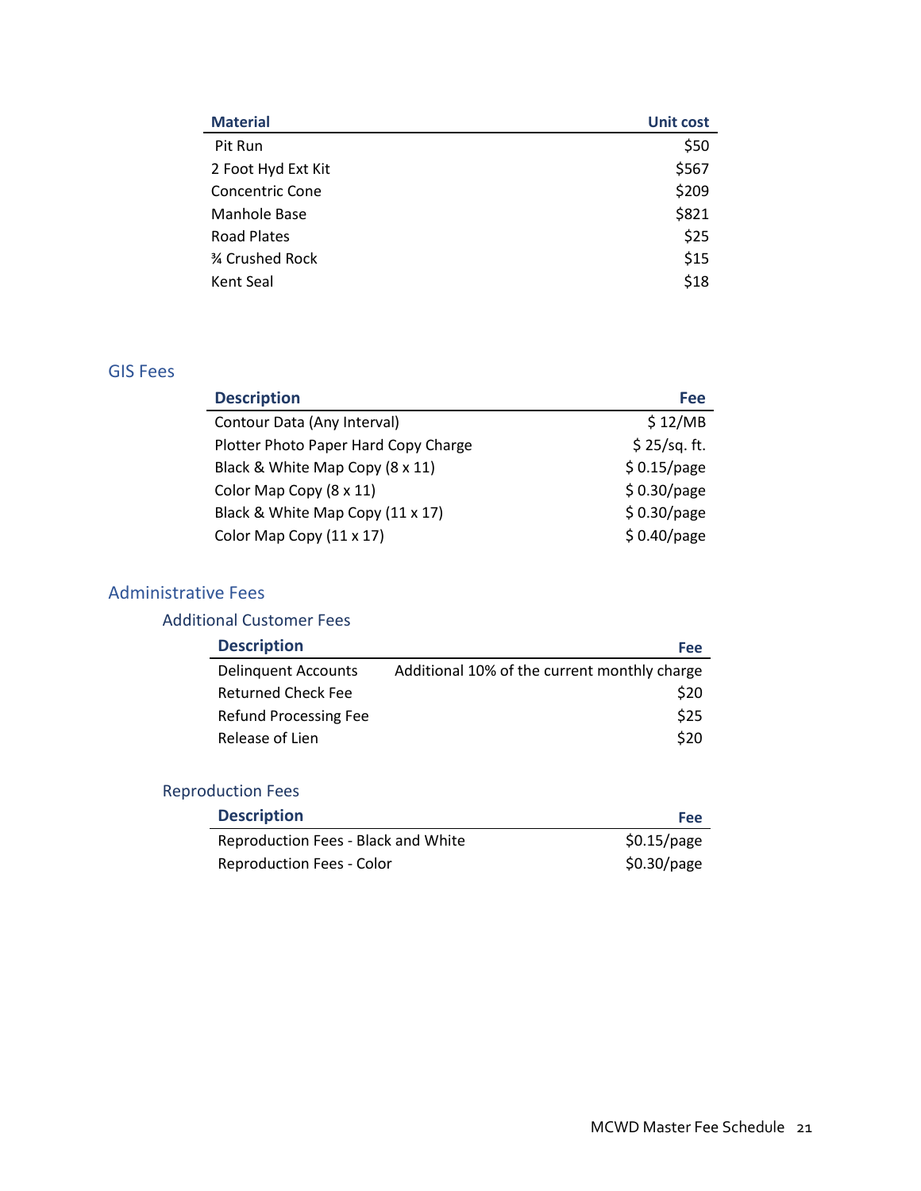| Material | Unit cost |
|---|---|
| Pit Run | $50 |
| 2 Foot Hyd Ext Kit | $567 |
| Concentric Cone | $209 |
| Manhole Base | $821 |
| Road Plates | $25 |
| ¾ Crushed Rock | $15 |
| Kent Seal | $18 |

## GIS Fees

| Description | Fee |
|---|---|
| Contour Data (Any Interval) | $ 12/MB |
| Plotter Photo Paper Hard Copy Charge | $ 25/sq. ft. |
| Black & White Map Copy (8 x 11) | $ 0.15/page |
| Color Map Copy (8 x 11) | $ 0.30/page |
| Black & White Map Copy (11 x 17) | $ 0.30/page |
| Color Map Copy (11 x 17) | $ 0.40/page |

## Administrative Fees

### Additional Customer Fees

| Description | Fee |
|---|---|
| Delinquent Accounts | Additional 10% of the current monthly charge |
| Returned Check Fee | $20 |
| Refund Processing Fee | $25 |
| Release of Lien | $20 |

### Reproduction Fees

| Description | Fee |
|---|---|
| Reproduction Fees - Black and White | $0.15/page |
| Reproduction Fees - Color | $0.30/page |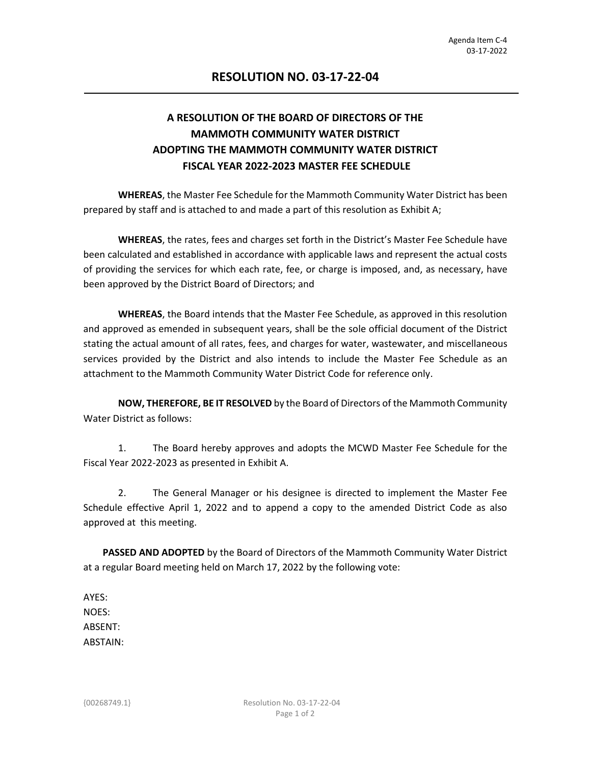Agenda Item C-4
03-17-2022

# RESOLUTION NO. 03-17-22-04

## A RESOLUTION OF THE BOARD OF DIRECTORS OF THE MAMMOTH COMMUNITY WATER DISTRICT ADOPTING THE MAMMOTH COMMUNITY WATER DISTRICT FISCAL YEAR 2022-2023 MASTER FEE SCHEDULE

**WHEREAS**, the Master Fee Schedule for the Mammoth Community Water District has been prepared by staff and is attached to and made a part of this resolution as Exhibit A;

**WHEREAS**, the rates, fees and charges set forth in the District's Master Fee Schedule have been calculated and established in accordance with applicable laws and represent the actual costs of providing the services for which each rate, fee, or charge is imposed, and, as necessary, have been approved by the District Board of Directors; and

**WHEREAS**, the Board intends that the Master Fee Schedule, as approved in this resolution and approved as emended in subsequent years, shall be the sole official document of the District stating the actual amount of all rates, fees, and charges for water, wastewater, and miscellaneous services provided by the District and also intends to include the Master Fee Schedule as an attachment to the Mammoth Community Water District Code for reference only.

**NOW, THEREFORE, BE IT RESOLVED** by the Board of Directors of the Mammoth Community Water District as follows:

1. The Board hereby approves and adopts the MCWD Master Fee Schedule for the Fiscal Year 2022-2023 as presented in Exhibit A.

2. The General Manager or his designee is directed to implement the Master Fee Schedule effective April 1, 2022 and to append a copy to the amended District Code as also approved at this meeting.

**PASSED AND ADOPTED** by the Board of Directors of the Mammoth Community Water District at a regular Board meeting held on March 17, 2022 by the following vote:

AYES:
NOES:
ABSENT:
ABSTAIN:

{00268749.1}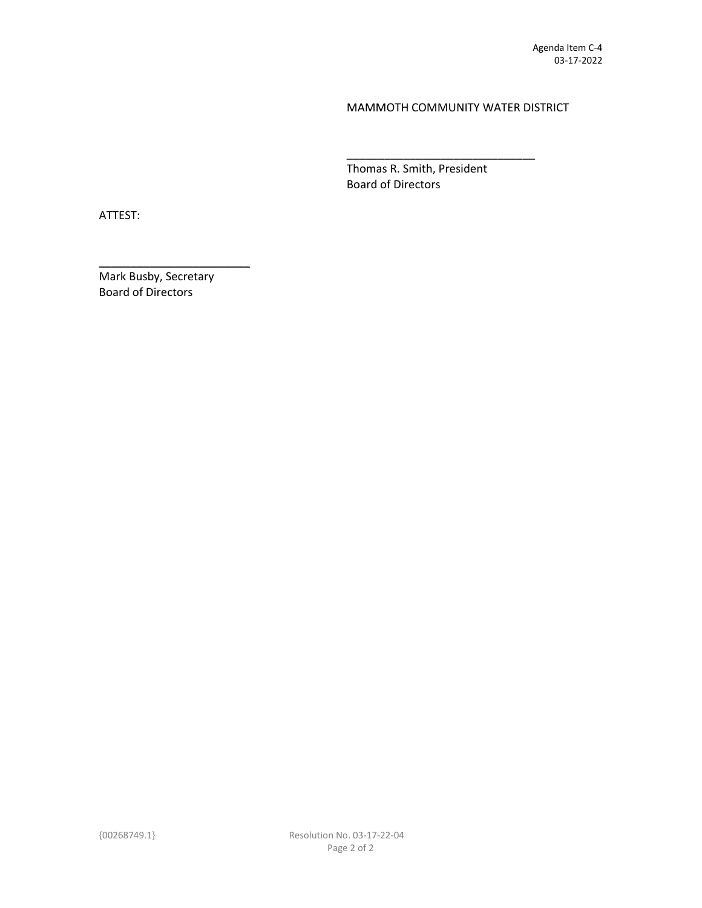MAMMOTH COMMUNITY WATER DISTRICT

______________________________
Thomas R. Smith, President
Board of Directors

ATTEST:

________________________
Mark Busby, Secretary
Board of Directors